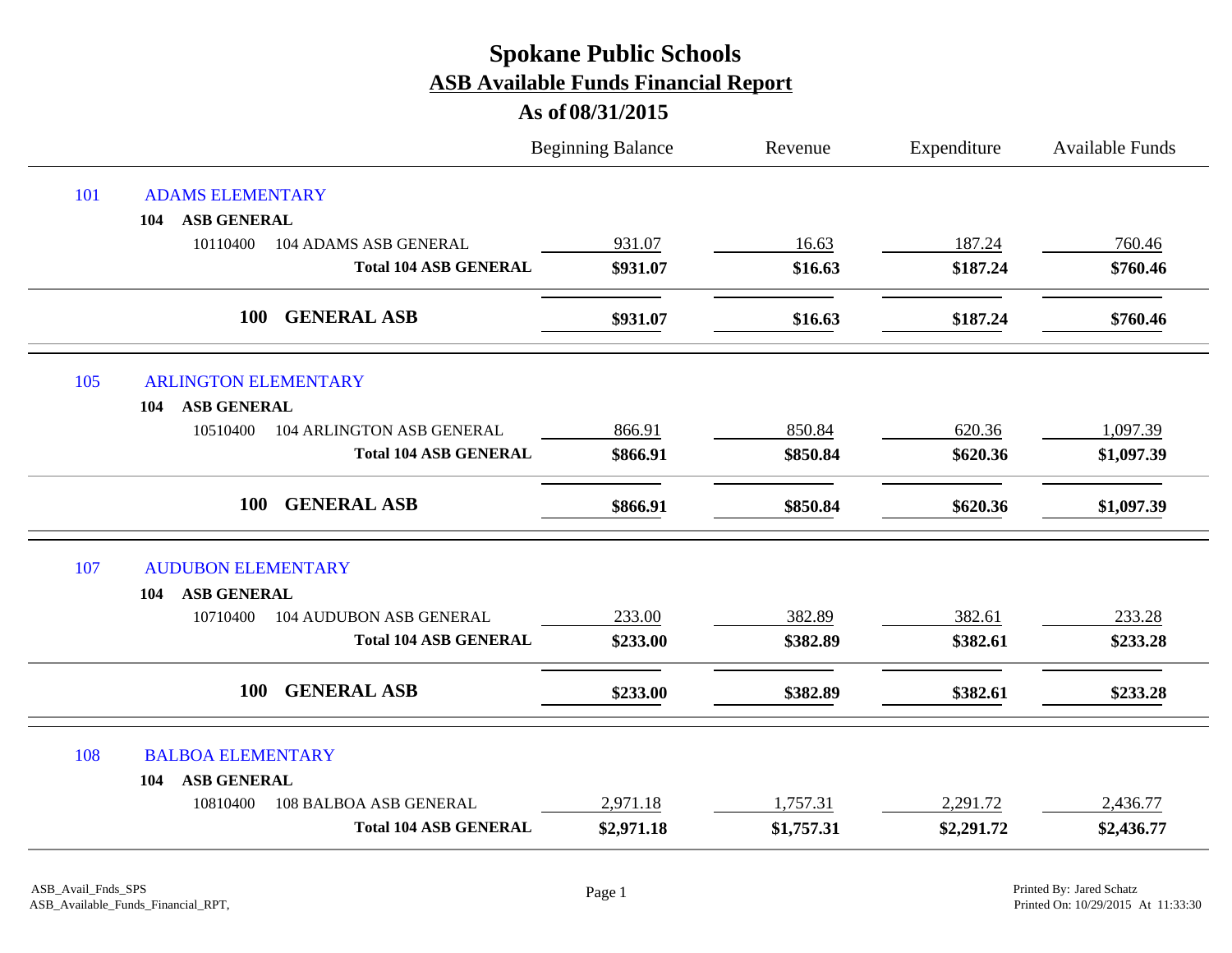# Spokane Public Schools

## ASB Available Funds Financial Report

### As of 08/31/2015

| | | | Beginning Balance | Revenue | Expenditure | Available Funds |
|---|---|---|---|---|---|---|
| 101 | ADAMS ELEMENTARY | | | | | |
| | 104 ASB GENERAL | | | | | |
| | 10110400 | 104 ADAMS ASB GENERAL | 931.07 | 16.63 | 187.24 | 760.46 |
| | | **Total 104 ASB GENERAL** | **$931.07** | **$16.63** | **$187.24** | **$760.46** |
| | | **100 GENERAL ASB** | **$931.07** | **$16.63** | **$187.24** | **$760.46** |
| 105 | ARLINGTON ELEMENTARY | | | | | |
| | 104 ASB GENERAL | | | | | |
| | 10510400 | 104 ARLINGTON ASB GENERAL | 866.91 | 850.84 | 620.36 | 1,097.39 |
| | | **Total 104 ASB GENERAL** | **$866.91** | **$850.84** | **$620.36** | **$1,097.39** |
| | | **100 GENERAL ASB** | **$866.91** | **$850.84** | **$620.36** | **$1,097.39** |
| 107 | AUDUBON ELEMENTARY | | | | | |
| | 104 ASB GENERAL | | | | | |
| | 10710400 | 104 AUDUBON ASB GENERAL | 233.00 | 382.89 | 382.61 | 233.28 |
| | | **Total 104 ASB GENERAL** | **$233.00** | **$382.89** | **$382.61** | **$233.28** |
| | | **100 GENERAL ASB** | **$233.00** | **$382.89** | **$382.61** | **$233.28** |
| 108 | BALBOA ELEMENTARY | | | | | |
| | 104 ASB GENERAL | | | | | |
| | 10810400 | 108 BALBOA ASB GENERAL | 2,971.18 | 1,757.31 | 2,291.72 | 2,436.77 |
| | | **Total 104 ASB GENERAL** | **$2,971.18** | **$1,757.31** | **$2,291.72** | **$2,436.77** |

ASB_Avail_Fnds_SPS
ASB_Available_Funds_Financial_RPT,

Printed By: Jared Schatz
Printed On: 10/29/2015 At 11:33:30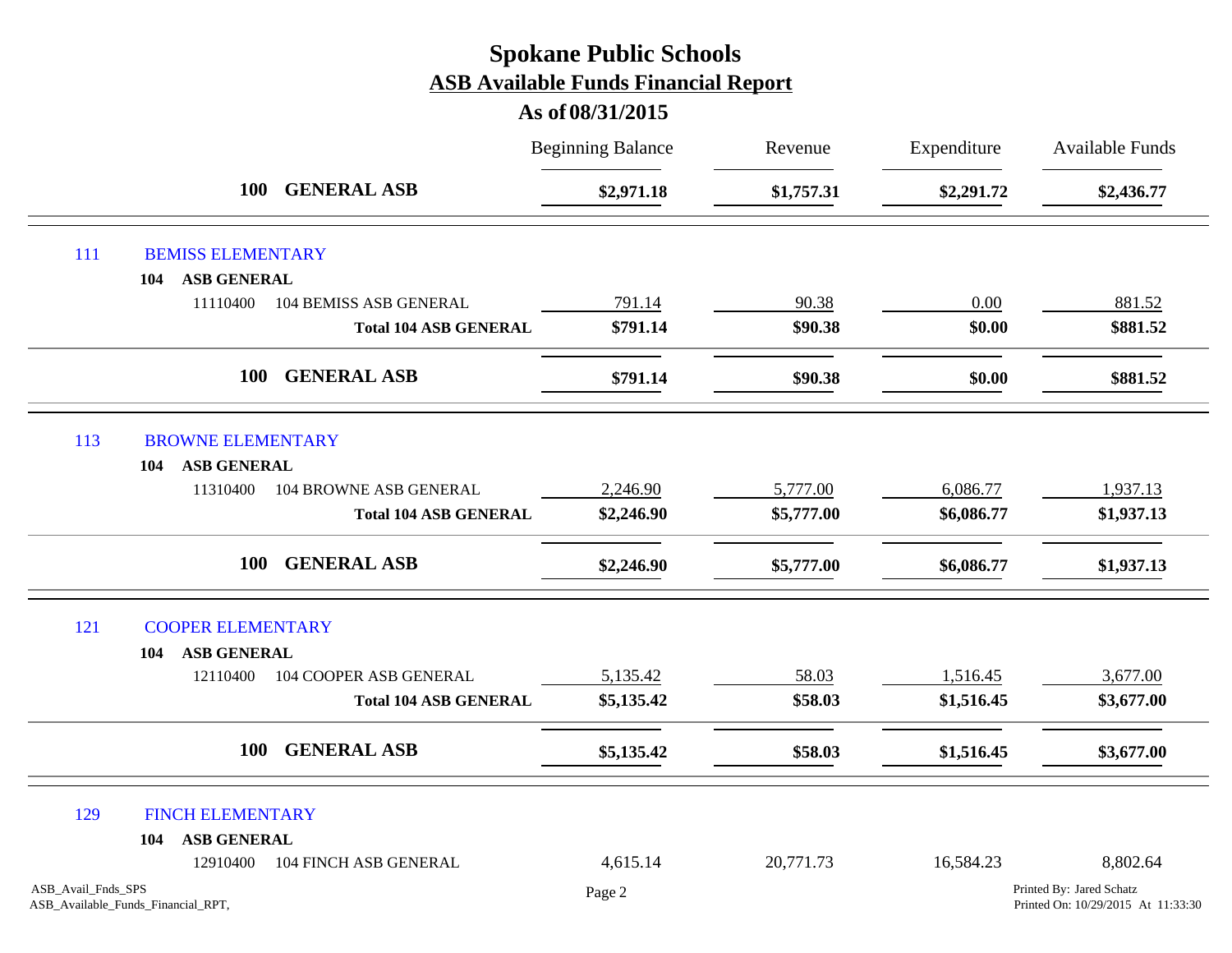# Spokane Public Schools
## ASB Available Funds Financial Report
### As of 08/31/2015

| | Beginning Balance | Revenue | Expenditure | Available Funds |
|---|---|---|---|---|
| **100 GENERAL ASB** | **$2,971.18** | **$1,757.31** | **$2,291.72** | **$2,436.77** |
| **111 BEMISS ELEMENTARY** | | | | |
| **104 ASB GENERAL** | | | | |
| 11110400 104 BEMISS ASB GENERAL | 791.14 | 90.38 | 0.00 | 881.52 |
| **Total 104 ASB GENERAL** | **$791.14** | **$90.38** | **$0.00** | **$881.52** |
| **100 GENERAL ASB** | **$791.14** | **$90.38** | **$0.00** | **$881.52** |
| **113 BROWNE ELEMENTARY** | | | | |
| **104 ASB GENERAL** | | | | |
| 11310400 104 BROWNE ASB GENERAL | 2,246.90 | 5,777.00 | 6,086.77 | 1,937.13 |
| **Total 104 ASB GENERAL** | **$2,246.90** | **$5,777.00** | **$6,086.77** | **$1,937.13** |
| **100 GENERAL ASB** | **$2,246.90** | **$5,777.00** | **$6,086.77** | **$1,937.13** |
| **121 COOPER ELEMENTARY** | | | | |
| **104 ASB GENERAL** | | | | |
| 12110400 104 COOPER ASB GENERAL | 5,135.42 | 58.03 | 1,516.45 | 3,677.00 |
| **Total 104 ASB GENERAL** | **$5,135.42** | **$58.03** | **$1,516.45** | **$3,677.00** |
| **100 GENERAL ASB** | **$5,135.42** | **$58.03** | **$1,516.45** | **$3,677.00** |
| **129 FINCH ELEMENTARY** | | | | |
| **104 ASB GENERAL** | | | | |
| 12910400 104 FINCH ASB GENERAL | 4,615.14 | 20,771.73 | 16,584.23 | 8,802.64 |

ASB_Avail_Fnds_SPS
ASB_Available_Funds_Financial_RPT,

Printed By: Jared Schatz
Printed On: 10/29/2015 At 11:33:30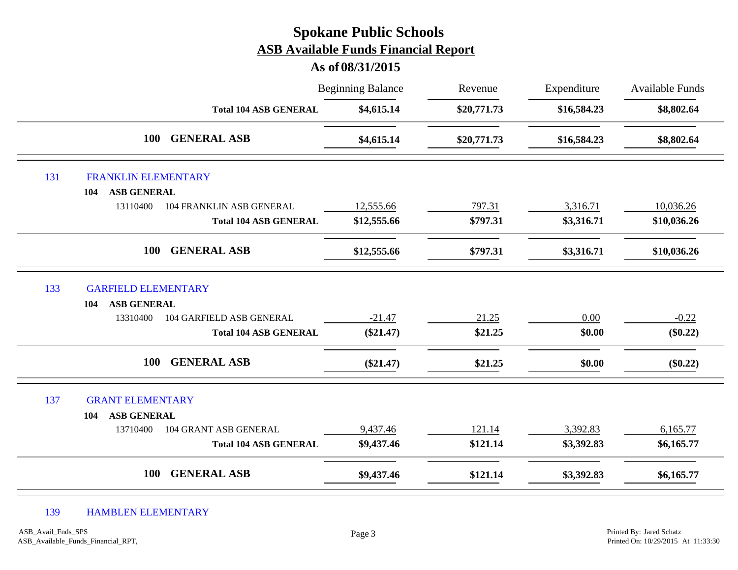# Spokane Public Schools

## ASB Available Funds Financial Report

### As of 08/31/2015

| | | Beginning Balance | Revenue | Expenditure | Available Funds |
|---|---|---|---|---|---|
| | **Total 104 ASB GENERAL** | **$4,615.14** | **$20,771.73** | **$16,584.23** | **$8,802.64** |
| **100** | **GENERAL ASB** | **$4,615.14** | **$20,771.73** | **$16,584.23** | **$8,802.64** |
| 131 | FRANKLIN ELEMENTARY | | | | |
| **104** | **ASB GENERAL** | | | | |
| 13110400 | 104 FRANKLIN ASB GENERAL | 12,555.66 | 797.31 | 3,316.71 | 10,036.26 |
| | **Total 104 ASB GENERAL** | **$12,555.66** | **$797.31** | **$3,316.71** | **$10,036.26** |
| **100** | **GENERAL ASB** | **$12,555.66** | **$797.31** | **$3,316.71** | **$10,036.26** |
| 133 | GARFIELD ELEMENTARY | | | | |
| **104** | **ASB GENERAL** | | | | |
| 13310400 | 104 GARFIELD ASB GENERAL | -21.47 | 21.25 | 0.00 | -0.22 |
| | **Total 104 ASB GENERAL** | **($21.47)** | **$21.25** | **$0.00** | **($0.22)** |
| **100** | **GENERAL ASB** | **($21.47)** | **$21.25** | **$0.00** | **($0.22)** |
| 137 | GRANT ELEMENTARY | | | | |
| **104** | **ASB GENERAL** | | | | |
| 13710400 | 104 GRANT ASB GENERAL | 9,437.46 | 121.14 | 3,392.83 | 6,165.77 |
| | **Total 104 ASB GENERAL** | **$9,437.46** | **$121.14** | **$3,392.83** | **$6,165.77** |
| **100** | **GENERAL ASB** | **$9,437.46** | **$121.14** | **$3,392.83** | **$6,165.77** |
| 139 | HAMBLEN ELEMENTARY | | | | |

ASB_Avail_Fnds_SPS
ASB_Available_Funds_Financial_RPT,

Printed By: Jared Schatz
Printed On: 10/29/2015 At 11:33:30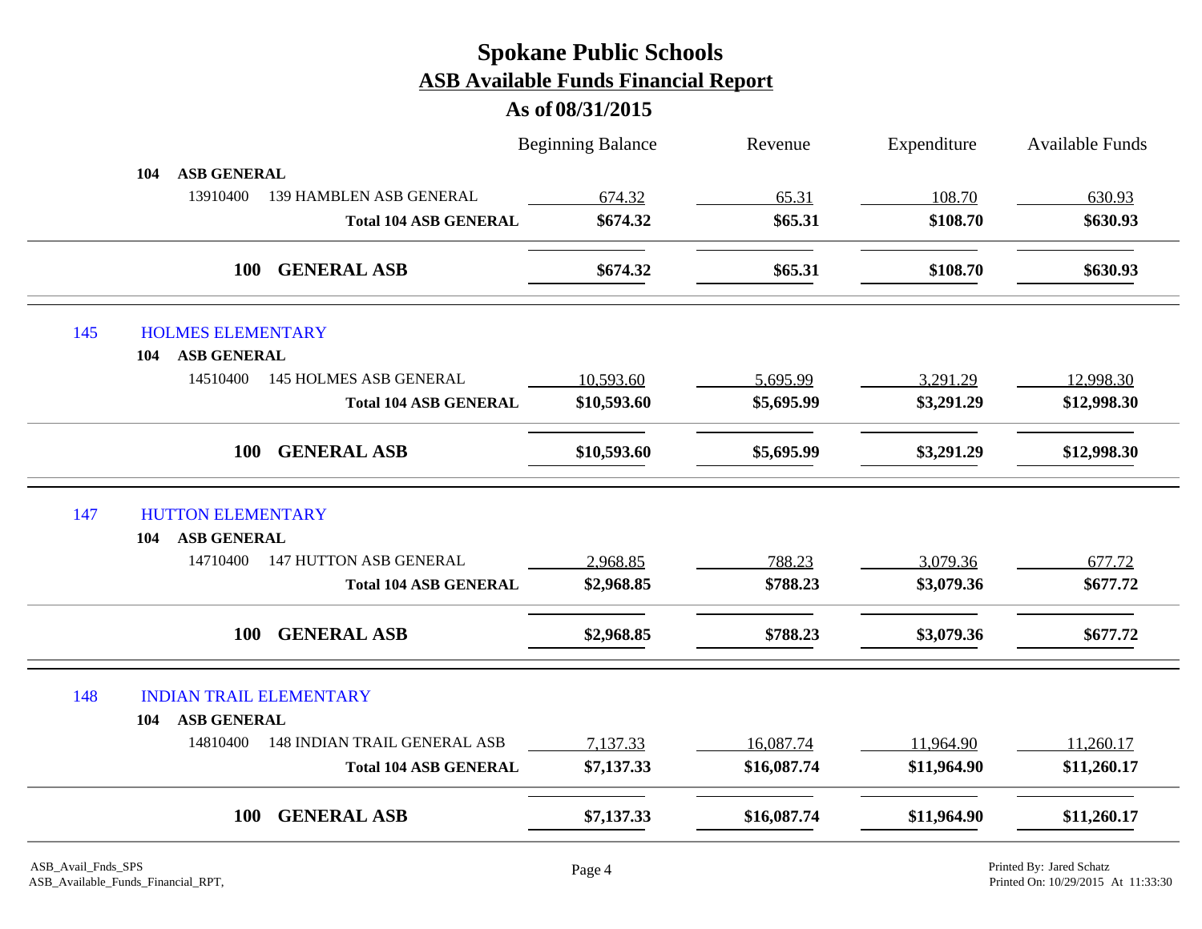# Spokane Public Schools

## ASB Available Funds Financial Report

### As of 08/31/2015

| | Beginning Balance | Revenue | Expenditure | Available Funds |
|---|---|---|---|---|
| **104 ASB GENERAL** | | | | |
| 13910400 139 HAMBLEN ASB GENERAL | 674.32 | 65.31 | 108.70 | 630.93 |
| **Total 104 ASB GENERAL** | **$674.32** | **$65.31** | **$108.70** | **$630.93** |
| **100 GENERAL ASB** | **$674.32** | **$65.31** | **$108.70** | **$630.93** |
| **145 HOLMES ELEMENTARY** | | | | |
| **104 ASB GENERAL** | | | | |
| 14510400 145 HOLMES ASB GENERAL | 10,593.60 | 5,695.99 | 3,291.29 | 12,998.30 |
| **Total 104 ASB GENERAL** | **$10,593.60** | **$5,695.99** | **$3,291.29** | **$12,998.30** |
| **100 GENERAL ASB** | **$10,593.60** | **$5,695.99** | **$3,291.29** | **$12,998.30** |
| **147 HUTTON ELEMENTARY** | | | | |
| **104 ASB GENERAL** | | | | |
| 14710400 147 HUTTON ASB GENERAL | 2,968.85 | 788.23 | 3,079.36 | 677.72 |
| **Total 104 ASB GENERAL** | **$2,968.85** | **$788.23** | **$3,079.36** | **$677.72** |
| **100 GENERAL ASB** | **$2,968.85** | **$788.23** | **$3,079.36** | **$677.72** |
| **148 INDIAN TRAIL ELEMENTARY** | | | | |
| **104 ASB GENERAL** | | | | |
| 14810400 148 INDIAN TRAIL GENERAL ASB | 7,137.33 | 16,087.74 | 11,964.90 | 11,260.17 |
| **Total 104 ASB GENERAL** | **$7,137.33** | **$16,087.74** | **$11,964.90** | **$11,260.17** |
| **100 GENERAL ASB** | **$7,137.33** | **$16,087.74** | **$11,964.90** | **$11,260.17** |

ASB_Avail_Fnds_SPS
ASB_Available_Funds_Financial_RPT,

Printed By: Jared Schatz
Printed On: 10/29/2015 At 11:33:30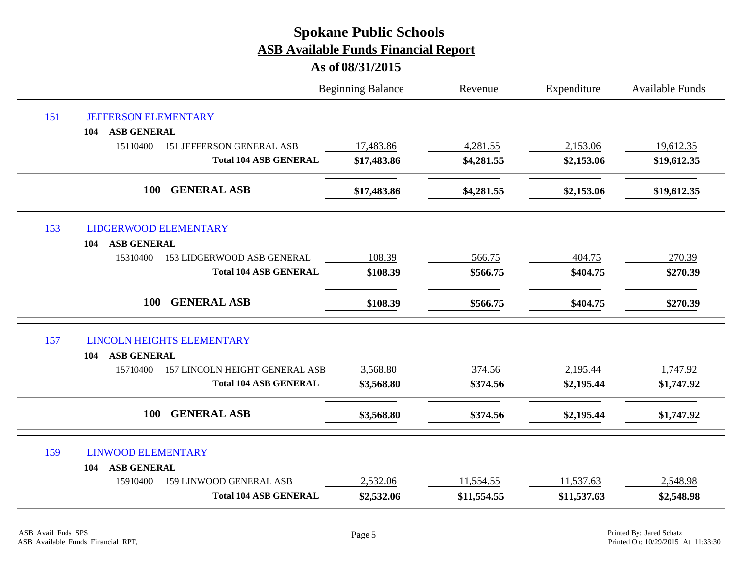# Spokane Public Schools

## ASB Available Funds Financial Report

### As of 08/31/2015

| | | Beginning Balance | Revenue | Expenditure | Available Funds |
|---|---|---|---|---|---|
| **151** | **JEFFERSON ELEMENTARY** | | | | |
| **104** | **ASB GENERAL** | | | | |
| 15110400 | 151 JEFFERSON GENERAL ASB | 17,483.86 | 4,281.55 | 2,153.06 | 19,612.35 |
| | **Total 104 ASB GENERAL** | **$17,483.86** | **$4,281.55** | **$2,153.06** | **$19,612.35** |
| **100** | **GENERAL ASB** | **$17,483.86** | **$4,281.55** | **$2,153.06** | **$19,612.35** |
| **153** | **LIDGERWOOD ELEMENTARY** | | | | |
| **104** | **ASB GENERAL** | | | | |
| 15310400 | 153 LIDGERWOOD ASB GENERAL | 108.39 | 566.75 | 404.75 | 270.39 |
| | **Total 104 ASB GENERAL** | **$108.39** | **$566.75** | **$404.75** | **$270.39** |
| **100** | **GENERAL ASB** | **$108.39** | **$566.75** | **$404.75** | **$270.39** |
| **157** | **LINCOLN HEIGHTS ELEMENTARY** | | | | |
| **104** | **ASB GENERAL** | | | | |
| 15710400 | 157 LINCOLN HEIGHT GENERAL ASB | 3,568.80 | 374.56 | 2,195.44 | 1,747.92 |
| | **Total 104 ASB GENERAL** | **$3,568.80** | **$374.56** | **$2,195.44** | **$1,747.92** |
| **100** | **GENERAL ASB** | **$3,568.80** | **$374.56** | **$2,195.44** | **$1,747.92** |
| **159** | **LINWOOD ELEMENTARY** | | | | |
| **104** | **ASB GENERAL** | | | | |
| 15910400 | 159 LINWOOD GENERAL ASB | 2,532.06 | 11,554.55 | 11,537.63 | 2,548.98 |
| | **Total 104 ASB GENERAL** | **$2,532.06** | **$11,554.55** | **$11,537.63** | **$2,548.98** |

ASB_Avail_Fnds_SPS
ASB_Available_Funds_Financial_RPT,

Printed By: Jared Schatz
Printed On: 10/29/2015 At 11:33:30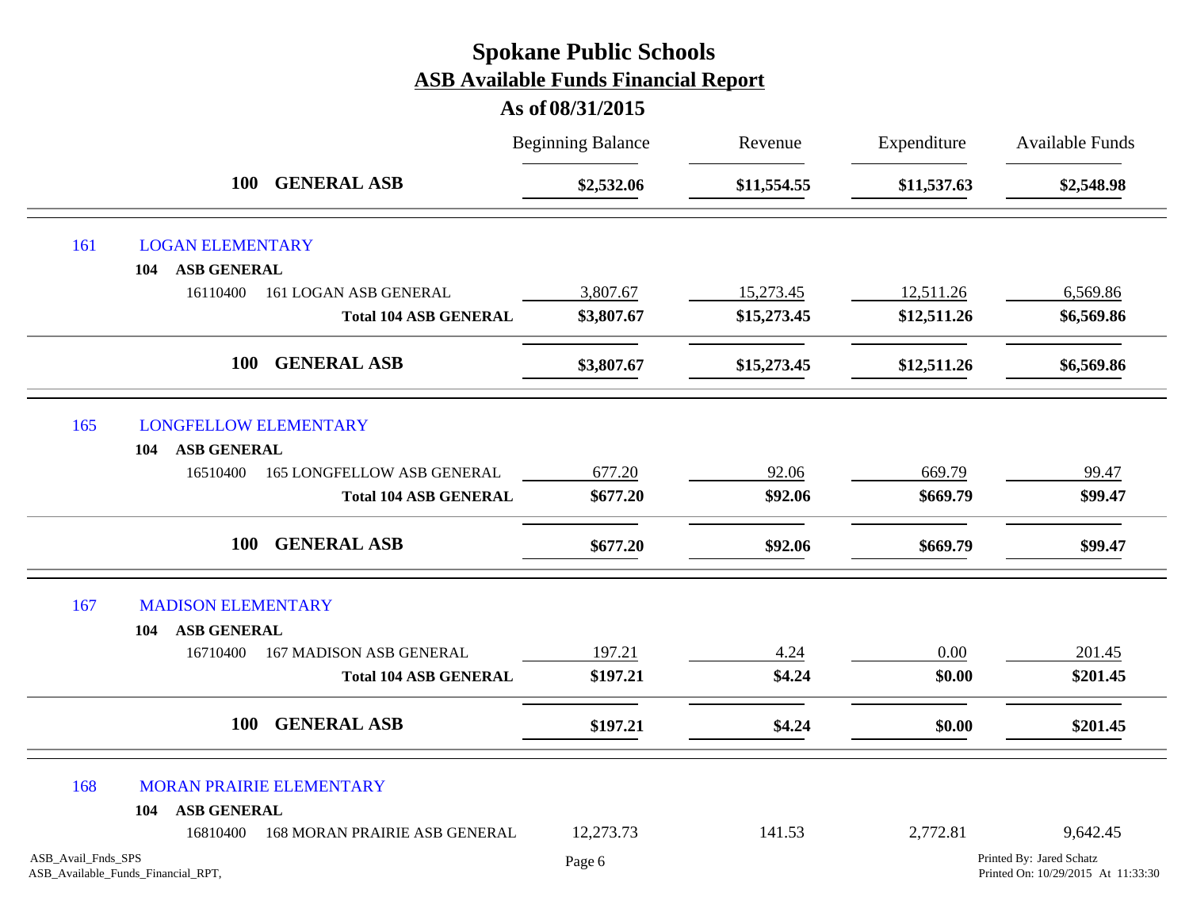# Spokane Public Schools

## ASB Available Funds Financial Report

### As of 08/31/2015

| | | Beginning Balance | Revenue | Expenditure | Available Funds |
|---|---|---|---|---|---|
| | **100 GENERAL ASB** | **$2,532.06** | **$11,554.55** | **$11,537.63** | **$2,548.98** |
| 161 | LOGAN ELEMENTARY | | | | |
| | **104 ASB GENERAL** | | | | |
| 16110400 | 161 LOGAN ASB GENERAL | 3,807.67 | 15,273.45 | 12,511.26 | 6,569.86 |
| | **Total 104 ASB GENERAL** | **$3,807.67** | **$15,273.45** | **$12,511.26** | **$6,569.86** |
| | **100 GENERAL ASB** | **$3,807.67** | **$15,273.45** | **$12,511.26** | **$6,569.86** |
| 165 | LONGFELLOW ELEMENTARY | | | | |
| | **104 ASB GENERAL** | | | | |
| 16510400 | 165 LONGFELLOW ASB GENERAL | 677.20 | 92.06 | 669.79 | 99.47 |
| | **Total 104 ASB GENERAL** | **$677.20** | **$92.06** | **$669.79** | **$99.47** |
| | **100 GENERAL ASB** | **$677.20** | **$92.06** | **$669.79** | **$99.47** |
| 167 | MADISON ELEMENTARY | | | | |
| | **104 ASB GENERAL** | | | | |
| 16710400 | 167 MADISON ASB GENERAL | 197.21 | 4.24 | 0.00 | 201.45 |
| | **Total 104 ASB GENERAL** | **$197.21** | **$4.24** | **$0.00** | **$201.45** |
| | **100 GENERAL ASB** | **$197.21** | **$4.24** | **$0.00** | **$201.45** |
| 168 | MORAN PRAIRIE ELEMENTARY | | | | |
| | **104 ASB GENERAL** | | | | |
| 16810400 | 168 MORAN PRAIRIE ASB GENERAL | 12,273.73 | 141.53 | 2,772.81 | 9,642.45 |

ASB_Avail_Fnds_SPS
ASB_Available_Funds_Financial_RPT,

Printed By: Jared Schatz
Printed On: 10/29/2015 At 11:33:30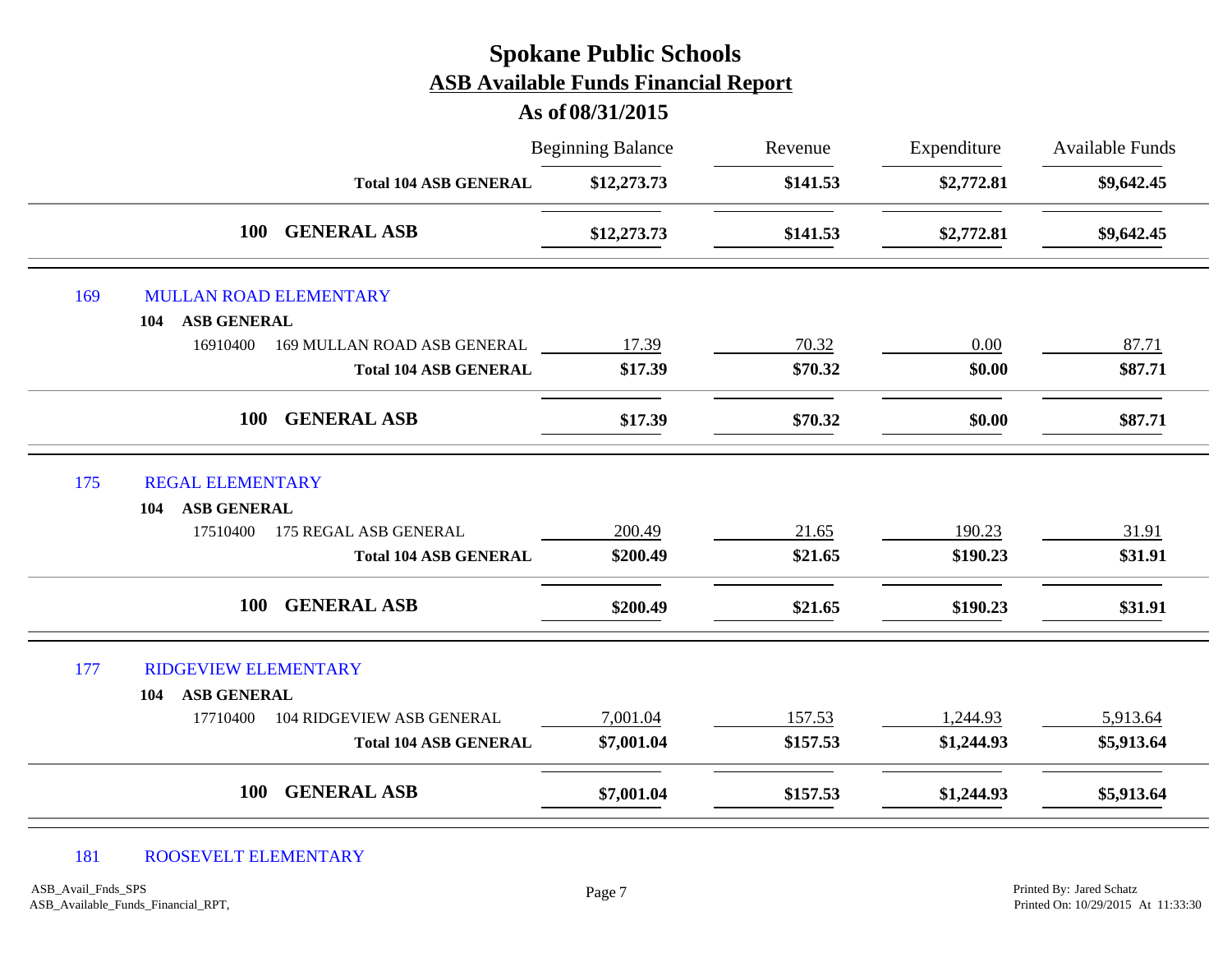# Spokane Public Schools

## ASB Available Funds Financial Report

### As of 08/31/2015

| | | Beginning Balance | Revenue | Expenditure | Available Funds |
|---|---|---|---|---|---|
| | **Total 104 ASB GENERAL** | **$12,273.73** | **$141.53** | **$2,772.81** | **$9,642.45** |
| | **100 GENERAL ASB** | **$12,273.73** | **$141.53** | **$2,772.81** | **$9,642.45** |
| 169 | MULLAN ROAD ELEMENTARY | | | | |
| **104** | **ASB GENERAL** | | | | |
| 16910400 | 169 MULLAN ROAD ASB GENERAL | 17.39 | 70.32 | 0.00 | 87.71 |
| | **Total 104 ASB GENERAL** | **$17.39** | **$70.32** | **$0.00** | **$87.71** |
| | **100 GENERAL ASB** | **$17.39** | **$70.32** | **$0.00** | **$87.71** |
| 175 | REGAL ELEMENTARY | | | | |
| **104** | **ASB GENERAL** | | | | |
| 17510400 | 175 REGAL ASB GENERAL | 200.49 | 21.65 | 190.23 | 31.91 |
| | **Total 104 ASB GENERAL** | **$200.49** | **$21.65** | **$190.23** | **$31.91** |
| | **100 GENERAL ASB** | **$200.49** | **$21.65** | **$190.23** | **$31.91** |
| 177 | RIDGEVIEW ELEMENTARY | | | | |
| **104** | **ASB GENERAL** | | | | |
| 17710400 | 104 RIDGEVIEW ASB GENERAL | 7,001.04 | 157.53 | 1,244.93 | 5,913.64 |
| | **Total 104 ASB GENERAL** | **$7,001.04** | **$157.53** | **$1,244.93** | **$5,913.64** |
| | **100 GENERAL ASB** | **$7,001.04** | **$157.53** | **$1,244.93** | **$5,913.64** |
| 181 | ROOSEVELT ELEMENTARY | | | | |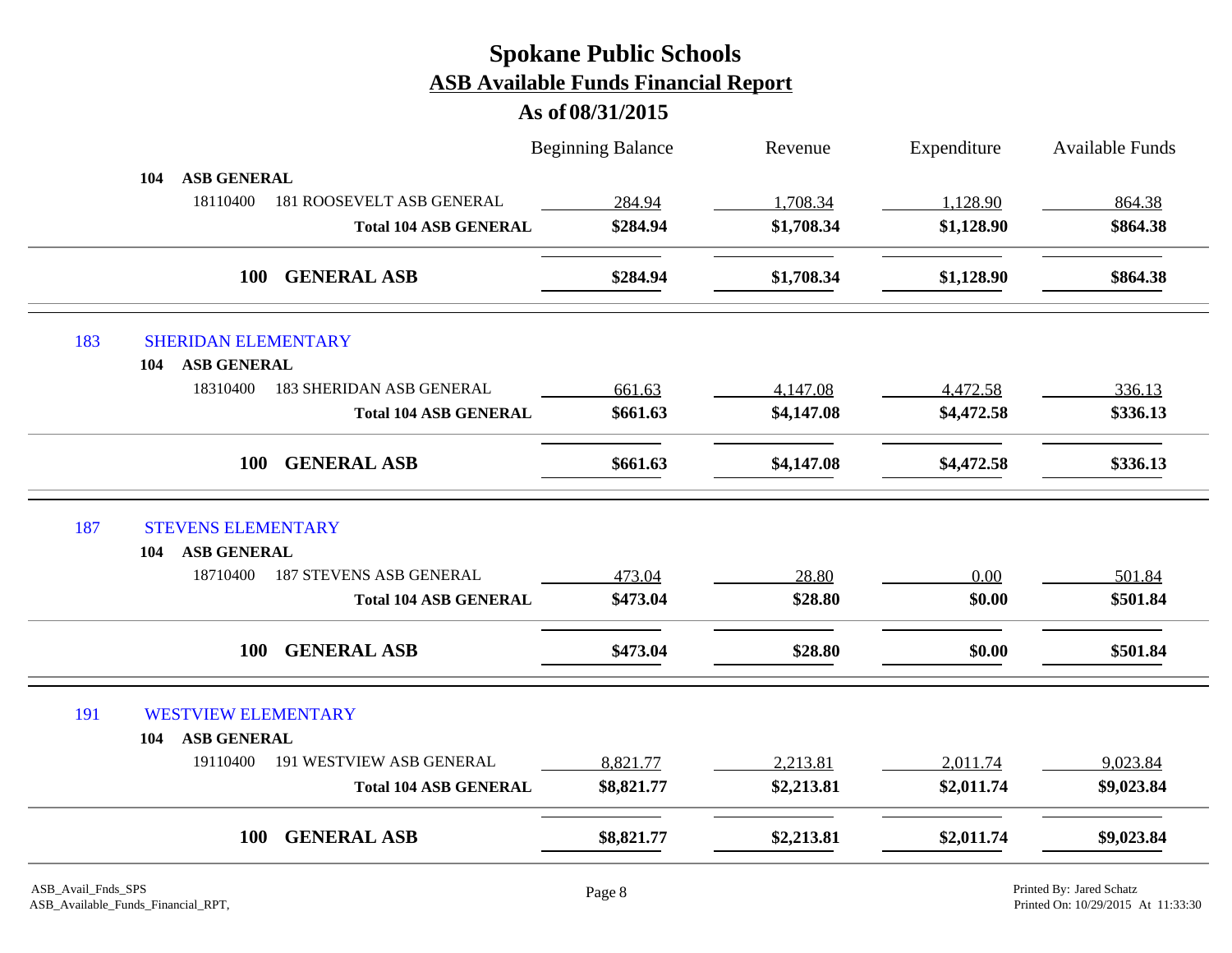# Spokane Public Schools
## ASB Available Funds Financial Report
### As of 08/31/2015

| | Beginning Balance | Revenue | Expenditure | Available Funds |
|---|---|---|---|---|
| **104 ASB GENERAL** | | | | |
| 18110400 181 ROOSEVELT ASB GENERAL | 284.94 | 1,708.34 | 1,128.90 | 864.38 |
| **Total 104 ASB GENERAL** | **$284.94** | **$1,708.34** | **$1,128.90** | **$864.38** |
| **100 GENERAL ASB** | **$284.94** | **$1,708.34** | **$1,128.90** | **$864.38** |
| 183 SHERIDAN ELEMENTARY | | | | |
| **104 ASB GENERAL** | | | | |
| 18310400 183 SHERIDAN ASB GENERAL | 661.63 | 4,147.08 | 4,472.58 | 336.13 |
| **Total 104 ASB GENERAL** | **$661.63** | **$4,147.08** | **$4,472.58** | **$336.13** |
| **100 GENERAL ASB** | **$661.63** | **$4,147.08** | **$4,472.58** | **$336.13** |
| 187 STEVENS ELEMENTARY | | | | |
| **104 ASB GENERAL** | | | | |
| 18710400 187 STEVENS ASB GENERAL | 473.04 | 28.80 | 0.00 | 501.84 |
| **Total 104 ASB GENERAL** | **$473.04** | **$28.80** | **$0.00** | **$501.84** |
| **100 GENERAL ASB** | **$473.04** | **$28.80** | **$0.00** | **$501.84** |
| 191 WESTVIEW ELEMENTARY | | | | |
| **104 ASB GENERAL** | | | | |
| 19110400 191 WESTVIEW ASB GENERAL | 8,821.77 | 2,213.81 | 2,011.74 | 9,023.84 |
| **Total 104 ASB GENERAL** | **$8,821.77** | **$2,213.81** | **$2,011.74** | **$9,023.84** |
| **100 GENERAL ASB** | **$8,821.77** | **$2,213.81** | **$2,011.74** | **$9,023.84** |

ASB_Avail_Fnds_SPS
ASB_Available_Funds_Financial_RPT,

Printed By: Jared Schatz
Printed On: 10/29/2015 At 11:33:30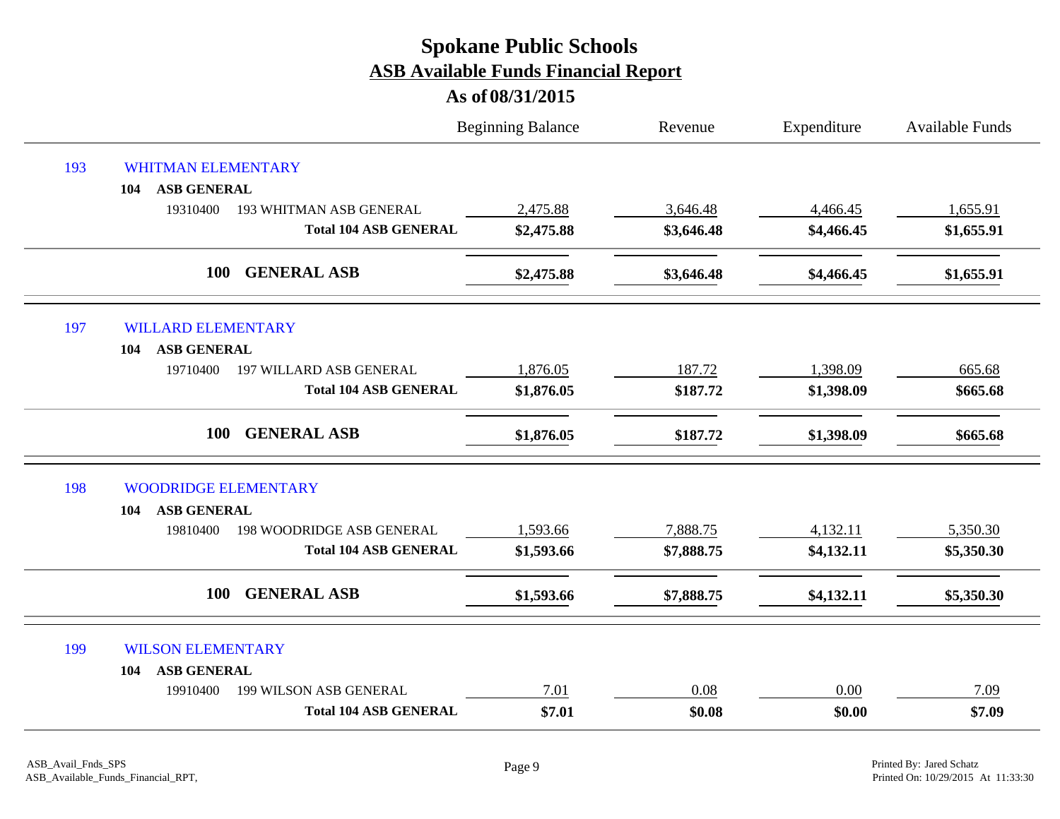# Spokane Public Schools

## ASB Available Funds Financial Report

### As of 08/31/2015

| | | Beginning Balance | Revenue | Expenditure | Available Funds |
|---|---|---|---|---|---|
| 193 | WHITMAN ELEMENTARY | | | | |
| | 104 ASB GENERAL | | | | |
| | 19310400 193 WHITMAN ASB GENERAL | 2,475.88 | 3,646.48 | 4,466.45 | 1,655.91 |
| | **Total 104 ASB GENERAL** | **$2,475.88** | **$3,646.48** | **$4,466.45** | **$1,655.91** |
| | **100 GENERAL ASB** | **$2,475.88** | **$3,646.48** | **$4,466.45** | **$1,655.91** |
| 197 | WILLARD ELEMENTARY | | | | |
| | 104 ASB GENERAL | | | | |
| | 19710400 197 WILLARD ASB GENERAL | 1,876.05 | 187.72 | 1,398.09 | 665.68 |
| | **Total 104 ASB GENERAL** | **$1,876.05** | **$187.72** | **$1,398.09** | **$665.68** |
| | **100 GENERAL ASB** | **$1,876.05** | **$187.72** | **$1,398.09** | **$665.68** |
| 198 | WOODRIDGE ELEMENTARY | | | | |
| | 104 ASB GENERAL | | | | |
| | 19810400 198 WOODRIDGE ASB GENERAL | 1,593.66 | 7,888.75 | 4,132.11 | 5,350.30 |
| | **Total 104 ASB GENERAL** | **$1,593.66** | **$7,888.75** | **$4,132.11** | **$5,350.30** |
| | **100 GENERAL ASB** | **$1,593.66** | **$7,888.75** | **$4,132.11** | **$5,350.30** |
| 199 | WILSON ELEMENTARY | | | | |
| | 104 ASB GENERAL | | | | |
| | 19910400 199 WILSON ASB GENERAL | 7.01 | 0.08 | 0.00 | 7.09 |
| | **Total 104 ASB GENERAL** | **$7.01** | **$0.08** | **$0.00** | **$7.09** |

ASB_Avail_Fnds_SPS
ASB_Available_Funds_Financial_RPT,

Printed By: Jared Schatz
Printed On: 10/29/2015 At 11:33:30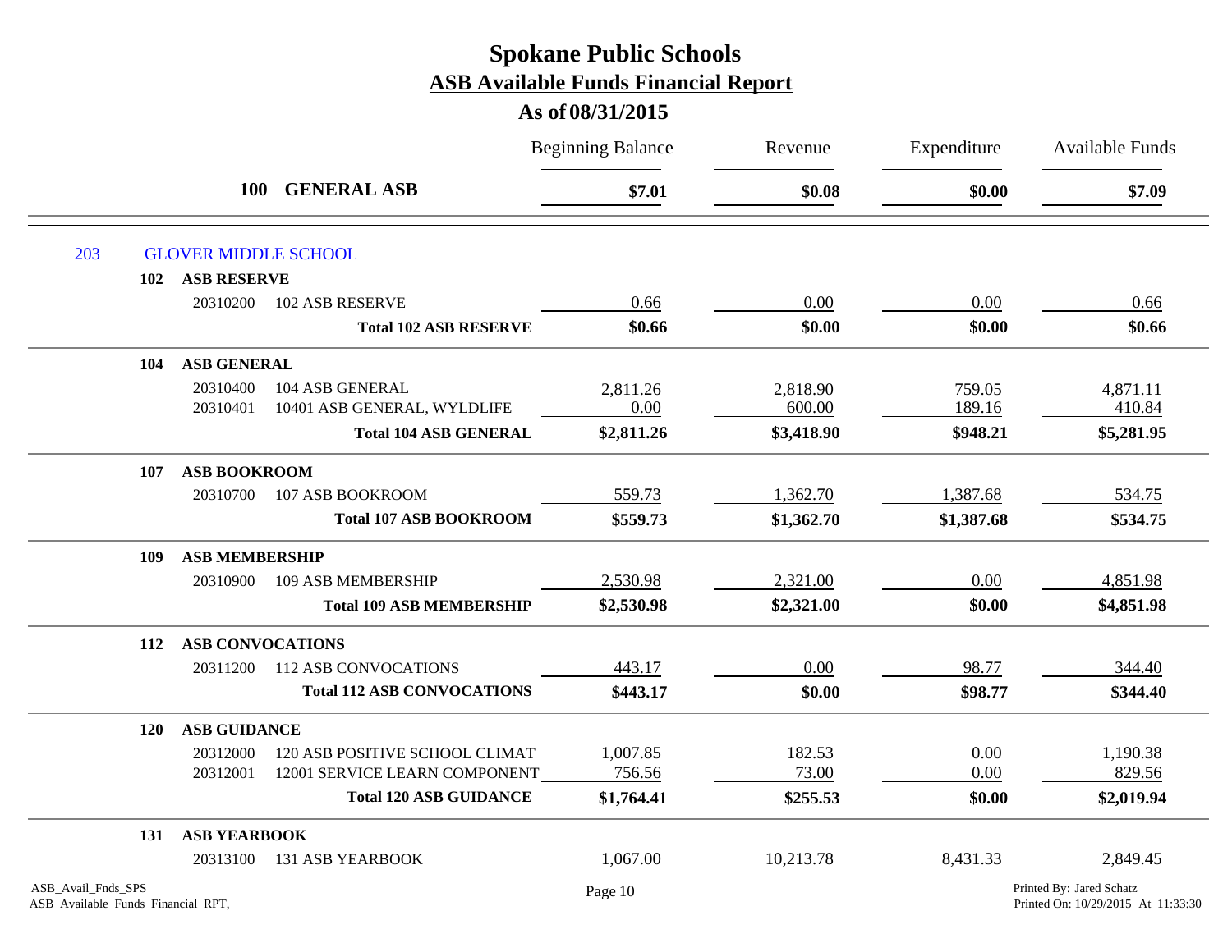# Spokane Public Schools
## ASB Available Funds Financial Report
### As of 08/31/2015

| | | | Beginning Balance | Revenue | Expenditure | Available Funds |
|---|---|---|---|---|---|---|
| | **100** | **GENERAL ASB** | **$7.01** | **$0.08** | **$0.00** | **$7.09** |

## 203 GLOVER MIDDLE SCHOOL

| | | Beginning Balance | Revenue | Expenditure | Available Funds |
|---|---|---|---|---|---|
| **102 ASB RESERVE** | | | | | |
| 20310200 | 102 ASB RESERVE | 0.66 | 0.00 | 0.00 | 0.66 |
| | **Total 102 ASB RESERVE** | **$0.66** | **$0.00** | **$0.00** | **$0.66** |
| **104 ASB GENERAL** | | | | | |
| 20310400 | 104 ASB GENERAL | 2,811.26 | 2,818.90 | 759.05 | 4,871.11 |
| 20310401 | 10401 ASB GENERAL, WYLDLIFE | 0.00 | 600.00 | 189.16 | 410.84 |
| | **Total 104 ASB GENERAL** | **$2,811.26** | **$3,418.90** | **$948.21** | **$5,281.95** |
| **107 ASB BOOKROOM** | | | | | |
| 20310700 | 107 ASB BOOKROOM | 559.73 | 1,362.70 | 1,387.68 | 534.75 |
| | **Total 107 ASB BOOKROOM** | **$559.73** | **$1,362.70** | **$1,387.68** | **$534.75** |
| **109 ASB MEMBERSHIP** | | | | | |
| 20310900 | 109 ASB MEMBERSHIP | 2,530.98 | 2,321.00 | 0.00 | 4,851.98 |
| | **Total 109 ASB MEMBERSHIP** | **$2,530.98** | **$2,321.00** | **$0.00** | **$4,851.98** |
| **112 ASB CONVOCATIONS** | | | | | |
| 20311200 | 112 ASB CONVOCATIONS | 443.17 | 0.00 | 98.77 | 344.40 |
| | **Total 112 ASB CONVOCATIONS** | **$443.17** | **$0.00** | **$98.77** | **$344.40** |
| **120 ASB GUIDANCE** | | | | | |
| 20312000 | 120 ASB POSITIVE SCHOOL CLIMAT | 1,007.85 | 182.53 | 0.00 | 1,190.38 |
| 20312001 | 12001 SERVICE LEARN COMPONENT | 756.56 | 73.00 | 0.00 | 829.56 |
| | **Total 120 ASB GUIDANCE** | **$1,764.41** | **$255.53** | **$0.00** | **$2,019.94** |
| **131 ASB YEARBOOK** | | | | | |
| 20313100 | 131 ASB YEARBOOK | 1,067.00 | 10,213.78 | 8,431.33 | 2,849.45 |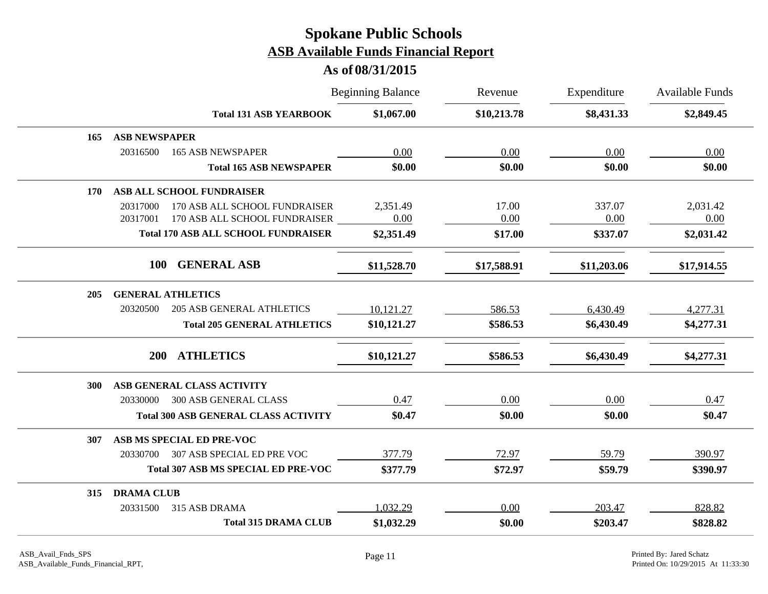# Spokane Public Schools

## ASB Available Funds Financial Report

### As of 08/31/2015

| | | Beginning Balance | Revenue | Expenditure | Available Funds |
|---|---|---|---|---|---|
| | **Total 131 ASB YEARBOOK** | **$1,067.00** | **$10,213.78** | **$8,431.33** | **$2,849.45** |
| **165** | **ASB NEWSPAPER** | | | | |
| 20316500 | 165 ASB NEWSPAPER | 0.00 | 0.00 | 0.00 | 0.00 |
| | **Total 165 ASB NEWSPAPER** | **$0.00** | **$0.00** | **$0.00** | **$0.00** |
| **170** | **ASB ALL SCHOOL FUNDRAISER** | | | | |
| 20317000 | 170 ASB ALL SCHOOL FUNDRAISER | 2,351.49 | 17.00 | 337.07 | 2,031.42 |
| 20317001 | 170 ASB ALL SCHOOL FUNDRAISER | 0.00 | 0.00 | 0.00 | 0.00 |
| | **Total 170 ASB ALL SCHOOL FUNDRAISER** | **$2,351.49** | **$17.00** | **$337.07** | **$2,031.42** |
| **100** | **GENERAL ASB** | **$11,528.70** | **$17,588.91** | **$11,203.06** | **$17,914.55** |
| **205** | **GENERAL ATHLETICS** | | | | |
| 20320500 | 205 ASB GENERAL ATHLETICS | 10,121.27 | 586.53 | 6,430.49 | 4,277.31 |
| | **Total 205 GENERAL ATHLETICS** | **$10,121.27** | **$586.53** | **$6,430.49** | **$4,277.31** |
| **200** | **ATHLETICS** | **$10,121.27** | **$586.53** | **$6,430.49** | **$4,277.31** |
| **300** | **ASB GENERAL CLASS ACTIVITY** | | | | |
| 20330000 | 300 ASB GENERAL CLASS | 0.47 | 0.00 | 0.00 | 0.47 |
| | **Total 300 ASB GENERAL CLASS ACTIVITY** | **$0.47** | **$0.00** | **$0.00** | **$0.47** |
| **307** | **ASB MS SPECIAL ED PRE-VOC** | | | | |
| 20330700 | 307 ASB SPECIAL ED PRE VOC | 377.79 | 72.97 | 59.79 | 390.97 |
| | **Total 307 ASB MS SPECIAL ED PRE-VOC** | **$377.79** | **$72.97** | **$59.79** | **$390.97** |
| **315** | **DRAMA CLUB** | | | | |
| 20331500 | 315 ASB DRAMA | 1,032.29 | 0.00 | 203.47 | 828.82 |
| | **Total 315 DRAMA CLUB** | **$1,032.29** | **$0.00** | **$203.47** | **$828.82** |

ASB_Avail_Fnds_SPS
ASB_Available_Funds_Financial_RPT,

Printed By: Jared Schatz
Printed On: 10/29/2015 At 11:33:30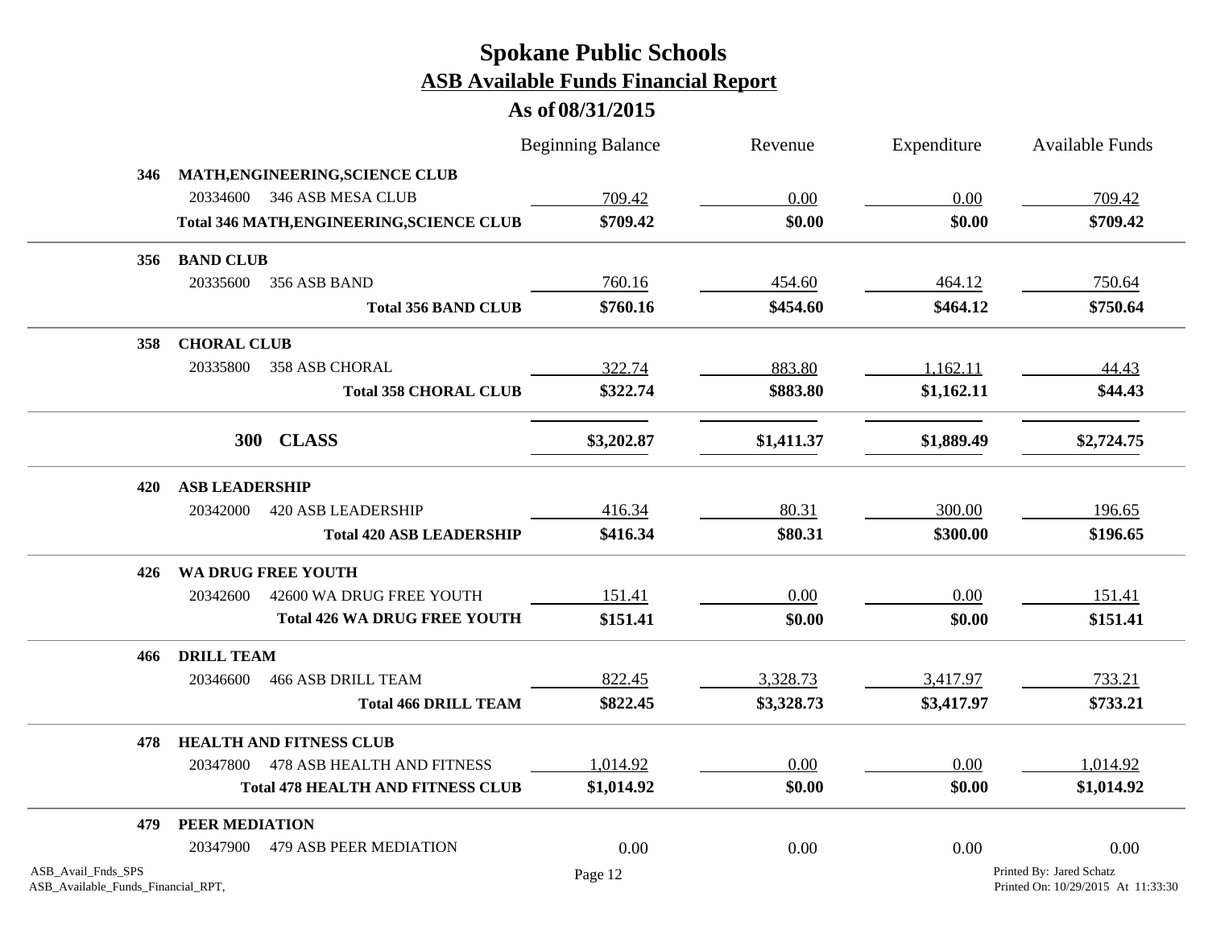# Spokane Public Schools

## ASB Available Funds Financial Report

### As of 08/31/2015

| | | Beginning Balance | Revenue | Expenditure | Available Funds |
|---|---|---|---|---|---|
| **346** | **MATH,ENGINEERING,SCIENCE CLUB** | | | | |
| 20334600 | 346 ASB MESA CLUB | 709.42 | 0.00 | 0.00 | 709.42 |
| | **Total 346 MATH,ENGINEERING,SCIENCE CLUB** | **$709.42** | **$0.00** | **$0.00** | **$709.42** |
| **356** | **BAND CLUB** | | | | |
| 20335600 | 356 ASB BAND | 760.16 | 454.60 | 464.12 | 750.64 |
| | **Total 356 BAND CLUB** | **$760.16** | **$454.60** | **$464.12** | **$750.64** |
| **358** | **CHORAL CLUB** | | | | |
| 20335800 | 358 ASB CHORAL | 322.74 | 883.80 | 1,162.11 | 44.43 |
| | **Total 358 CHORAL CLUB** | **$322.74** | **$883.80** | **$1,162.11** | **$44.43** |
| **300** | **CLASS** | **$3,202.87** | **$1,411.37** | **$1,889.49** | **$2,724.75** |
| **420** | **ASB LEADERSHIP** | | | | |
| 20342000 | 420 ASB LEADERSHIP | 416.34 | 80.31 | 300.00 | 196.65 |
| | **Total 420 ASB LEADERSHIP** | **$416.34** | **$80.31** | **$300.00** | **$196.65** |
| **426** | **WA DRUG FREE YOUTH** | | | | |
| 20342600 | 42600 WA DRUG FREE YOUTH | 151.41 | 0.00 | 0.00 | 151.41 |
| | **Total 426 WA DRUG FREE YOUTH** | **$151.41** | **$0.00** | **$0.00** | **$151.41** |
| **466** | **DRILL TEAM** | | | | |
| 20346600 | 466 ASB DRILL TEAM | 822.45 | 3,328.73 | 3,417.97 | 733.21 |
| | **Total 466 DRILL TEAM** | **$822.45** | **$3,328.73** | **$3,417.97** | **$733.21** |
| **478** | **HEALTH AND FITNESS CLUB** | | | | |
| 20347800 | 478 ASB HEALTH AND FITNESS | 1,014.92 | 0.00 | 0.00 | 1,014.92 |
| | **Total 478 HEALTH AND FITNESS CLUB** | **$1,014.92** | **$0.00** | **$0.00** | **$1,014.92** |
| **479** | **PEER MEDIATION** | | | | |
| 20347900 | 479 ASB PEER MEDIATION | 0.00 | 0.00 | 0.00 | 0.00 |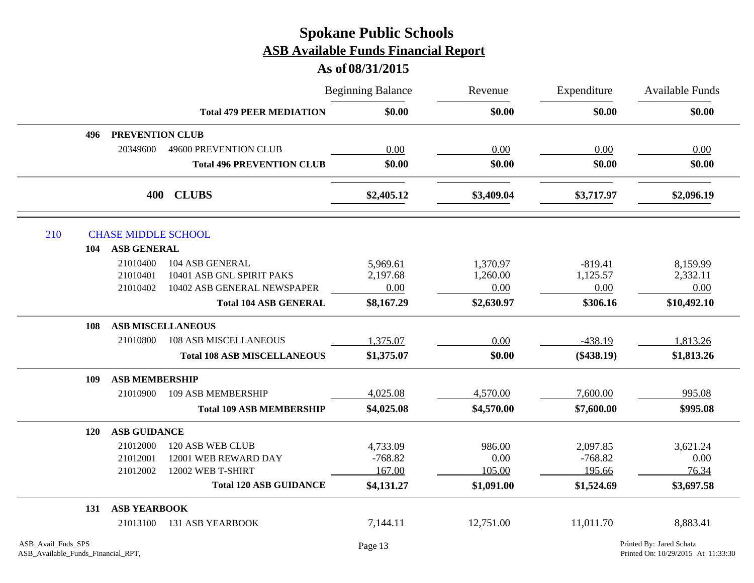# Spokane Public Schools
## ASB Available Funds Financial Report
### As of 08/31/2015

| | | Beginning Balance | Revenue | Expenditure | Available Funds |
|---|---|---|---|---|---|
| | **Total 479 PEER MEDIATION** | **$0.00** | **$0.00** | **$0.00** | **$0.00** |
| **496** | **PREVENTION CLUB** | | | | |
| 20349600 | 49600 PREVENTION CLUB | 0.00 | 0.00 | 0.00 | 0.00 |
| | **Total 496 PREVENTION CLUB** | **$0.00** | **$0.00** | **$0.00** | **$0.00** |
| **400** | **CLUBS** | **$2,405.12** | **$3,409.04** | **$3,717.97** | **$2,096.19** |
| 210 | CHASE MIDDLE SCHOOL | | | | |
| **104** | **ASB GENERAL** | | | | |
| 21010400 | 104 ASB GENERAL | 5,969.61 | 1,370.97 | -819.41 | 8,159.99 |
| 21010401 | 10401 ASB GNL SPIRIT PAKS | 2,197.68 | 1,260.00 | 1,125.57 | 2,332.11 |
| 21010402 | 10402 ASB GENERAL NEWSPAPER | 0.00 | 0.00 | 0.00 | 0.00 |
| | **Total 104 ASB GENERAL** | **$8,167.29** | **$2,630.97** | **$306.16** | **$10,492.10** |
| **108** | **ASB MISCELLANEOUS** | | | | |
| 21010800 | 108 ASB MISCELLANEOUS | 1,375.07 | 0.00 | -438.19 | 1,813.26 |
| | **Total 108 ASB MISCELLANEOUS** | **$1,375.07** | **$0.00** | **($438.19)** | **$1,813.26** |
| **109** | **ASB MEMBERSHIP** | | | | |
| 21010900 | 109 ASB MEMBERSHIP | 4,025.08 | 4,570.00 | 7,600.00 | 995.08 |
| | **Total 109 ASB MEMBERSHIP** | **$4,025.08** | **$4,570.00** | **$7,600.00** | **$995.08** |
| **120** | **ASB GUIDANCE** | | | | |
| 21012000 | 120 ASB WEB CLUB | 4,733.09 | 986.00 | 2,097.85 | 3,621.24 |
| 21012001 | 12001 WEB REWARD DAY | -768.82 | 0.00 | -768.82 | 0.00 |
| 21012002 | 12002 WEB T-SHIRT | 167.00 | 105.00 | 195.66 | 76.34 |
| | **Total 120 ASB GUIDANCE** | **$4,131.27** | **$1,091.00** | **$1,524.69** | **$3,697.58** |
| **131** | **ASB YEARBOOK** | | | | |
| 21013100 | 131 ASB YEARBOOK | 7,144.11 | 12,751.00 | 11,011.70 | 8,883.41 |

ASB_Avail_Fnds_SPS
ASB_Available_Funds_Financial_RPT,

Printed By: Jared Schatz
Printed On: 10/29/2015 At 11:33:30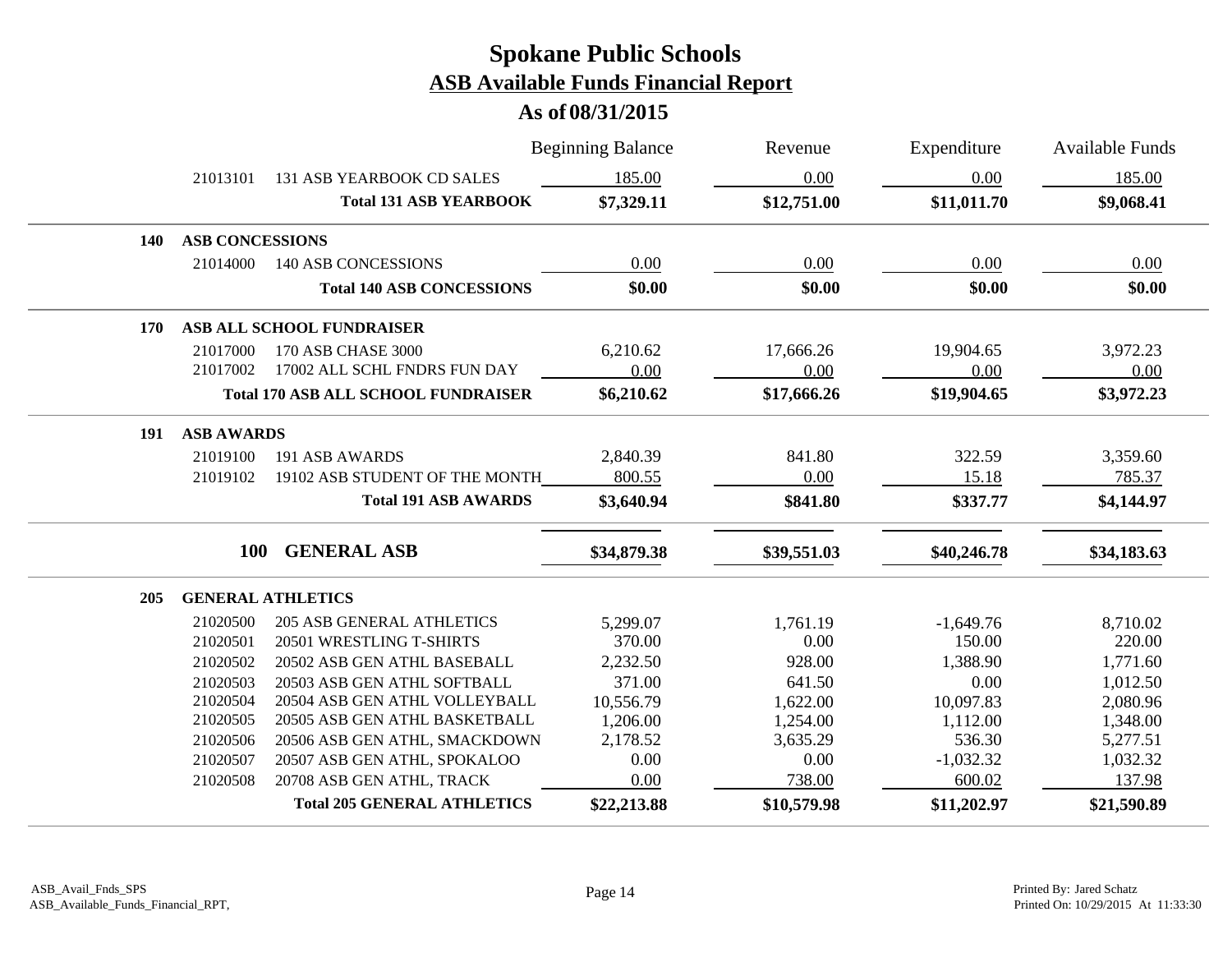# Spokane Public Schools
## ASB Available Funds Financial Report
### As of 08/31/2015

| | | | Beginning Balance | Revenue | Expenditure | Available Funds |
|---|---|---|---|---|---|---|
| | 21013101 | 131 ASB YEARBOOK CD SALES | 185.00 | 0.00 | 0.00 | 185.00 |
| | | **Total 131 ASB YEARBOOK** | **$7,329.11** | **$12,751.00** | **$11,011.70** | **$9,068.41** |
| **140** | **ASB CONCESSIONS** | | | | | |
| | 21014000 | 140 ASB CONCESSIONS | 0.00 | 0.00 | 0.00 | 0.00 |
| | | **Total 140 ASB CONCESSIONS** | **$0.00** | **$0.00** | **$0.00** | **$0.00** |
| **170** | **ASB ALL SCHOOL FUNDRAISER** | | | | | |
| | 21017000 | 170 ASB CHASE 3000 | 6,210.62 | 17,666.26 | 19,904.65 | 3,972.23 |
| | 21017002 | 17002 ALL SCHL FNDRS FUN DAY | 0.00 | 0.00 | 0.00 | 0.00 |
| | | **Total 170 ASB ALL SCHOOL FUNDRAISER** | **$6,210.62** | **$17,666.26** | **$19,904.65** | **$3,972.23** |
| **191** | **ASB AWARDS** | | | | | |
| | 21019100 | 191 ASB AWARDS | 2,840.39 | 841.80 | 322.59 | 3,359.60 |
| | 21019102 | 19102 ASB STUDENT OF THE MONTH | 800.55 | 0.00 | 15.18 | 785.37 |
| | | **Total 191 ASB AWARDS** | **$3,640.94** | **$841.80** | **$337.77** | **$4,144.97** |
| | **100** | **GENERAL ASB** | **$34,879.38** | **$39,551.03** | **$40,246.78** | **$34,183.63** |
| **205** | **GENERAL ATHLETICS** | | | | | |
| | 21020500 | 205 ASB GENERAL ATHLETICS | 5,299.07 | 1,761.19 | -1,649.76 | 8,710.02 |
| | 21020501 | 20501 WRESTLING T-SHIRTS | 370.00 | 0.00 | 150.00 | 220.00 |
| | 21020502 | 20502 ASB GEN ATHL BASEBALL | 2,232.50 | 928.00 | 1,388.90 | 1,771.60 |
| | 21020503 | 20503 ASB GEN ATHL SOFTBALL | 371.00 | 641.50 | 0.00 | 1,012.50 |
| | 21020504 | 20504 ASB GEN ATHL VOLLEYBALL | 10,556.79 | 1,622.00 | 10,097.83 | 2,080.96 |
| | 21020505 | 20505 ASB GEN ATHL BASKETBALL | 1,206.00 | 1,254.00 | 1,112.00 | 1,348.00 |
| | 21020506 | 20506 ASB GEN ATHL, SMACKDOWN | 2,178.52 | 3,635.29 | 536.30 | 5,277.51 |
| | 21020507 | 20507 ASB GEN ATHL, SPOKALOO | 0.00 | 0.00 | -1,032.32 | 1,032.32 |
| | 21020508 | 20708 ASB GEN ATHL, TRACK | 0.00 | 738.00 | 600.02 | 137.98 |
| | | **Total 205 GENERAL ATHLETICS** | **$22,213.88** | **$10,579.98** | **$11,202.97** | **$21,590.89** |

ASB_Avail_Fnds_SPS
ASB_Available_Funds_Financial_RPT,

Printed By: Jared Schatz
Printed On: 10/29/2015 At 11:33:30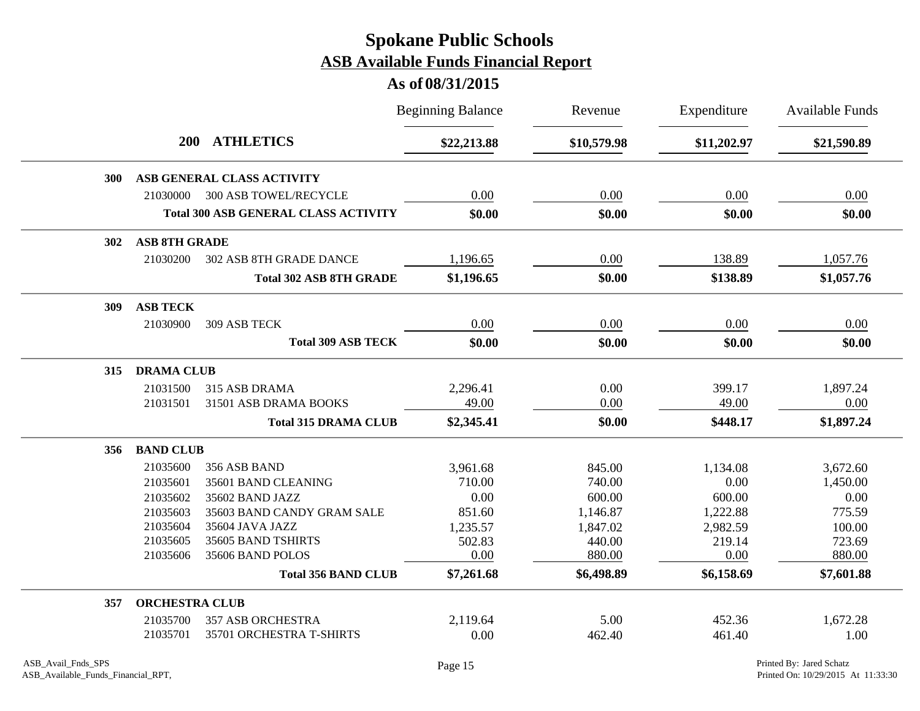# Spokane Public Schools

## ASB Available Funds Financial Report

### As of 08/31/2015

| | | Beginning Balance | Revenue | Expenditure | Available Funds |
|---|---|---|---|---|---|
| **200** | **ATHLETICS** | **$22,213.88** | **$10,579.98** | **$11,202.97** | **$21,590.89** |
| **300** | **ASB GENERAL CLASS ACTIVITY** | | | | |
| 21030000 | 300 ASB TOWEL/RECYCLE | 0.00 | 0.00 | 0.00 | 0.00 |
| | **Total 300 ASB GENERAL CLASS ACTIVITY** | **$0.00** | **$0.00** | **$0.00** | **$0.00** |
| **302** | **ASB 8TH GRADE** | | | | |
| 21030200 | 302 ASB 8TH GRADE DANCE | 1,196.65 | 0.00 | 138.89 | 1,057.76 |
| | **Total 302 ASB 8TH GRADE** | **$1,196.65** | **$0.00** | **$138.89** | **$1,057.76** |
| **309** | **ASB TECK** | | | | |
| 21030900 | 309 ASB TECK | 0.00 | 0.00 | 0.00 | 0.00 |
| | **Total 309 ASB TECK** | **$0.00** | **$0.00** | **$0.00** | **$0.00** |
| **315** | **DRAMA CLUB** | | | | |
| 21031500 | 315 ASB DRAMA | 2,296.41 | 0.00 | 399.17 | 1,897.24 |
| 21031501 | 31501 ASB DRAMA BOOKS | 49.00 | 0.00 | 49.00 | 0.00 |
| | **Total 315 DRAMA CLUB** | **$2,345.41** | **$0.00** | **$448.17** | **$1,897.24** |
| **356** | **BAND CLUB** | | | | |
| 21035600 | 356 ASB BAND | 3,961.68 | 845.00 | 1,134.08 | 3,672.60 |
| 21035601 | 35601 BAND CLEANING | 710.00 | 740.00 | 0.00 | 1,450.00 |
| 21035602 | 35602 BAND JAZZ | 0.00 | 600.00 | 600.00 | 0.00 |
| 21035603 | 35603 BAND CANDY GRAM SALE | 851.60 | 1,146.87 | 1,222.88 | 775.59 |
| 21035604 | 35604 JAVA JAZZ | 1,235.57 | 1,847.02 | 2,982.59 | 100.00 |
| 21035605 | 35605 BAND TSHIRTS | 502.83 | 440.00 | 219.14 | 723.69 |
| 21035606 | 35606 BAND POLOS | 0.00 | 880.00 | 0.00 | 880.00 |
| | **Total 356 BAND CLUB** | **$7,261.68** | **$6,498.89** | **$6,158.69** | **$7,601.88** |
| **357** | **ORCHESTRA CLUB** | | | | |
| 21035700 | 357 ASB ORCHESTRA | 2,119.64 | 5.00 | 452.36 | 1,672.28 |
| 21035701 | 35701 ORCHESTRA T-SHIRTS | 0.00 | 462.40 | 461.40 | 1.00 |

ASB_Avail_Fnds_SPS
ASB_Available_Funds_Financial_RPT,

Printed By: Jared Schatz
Printed On: 10/29/2015 At 11:33:30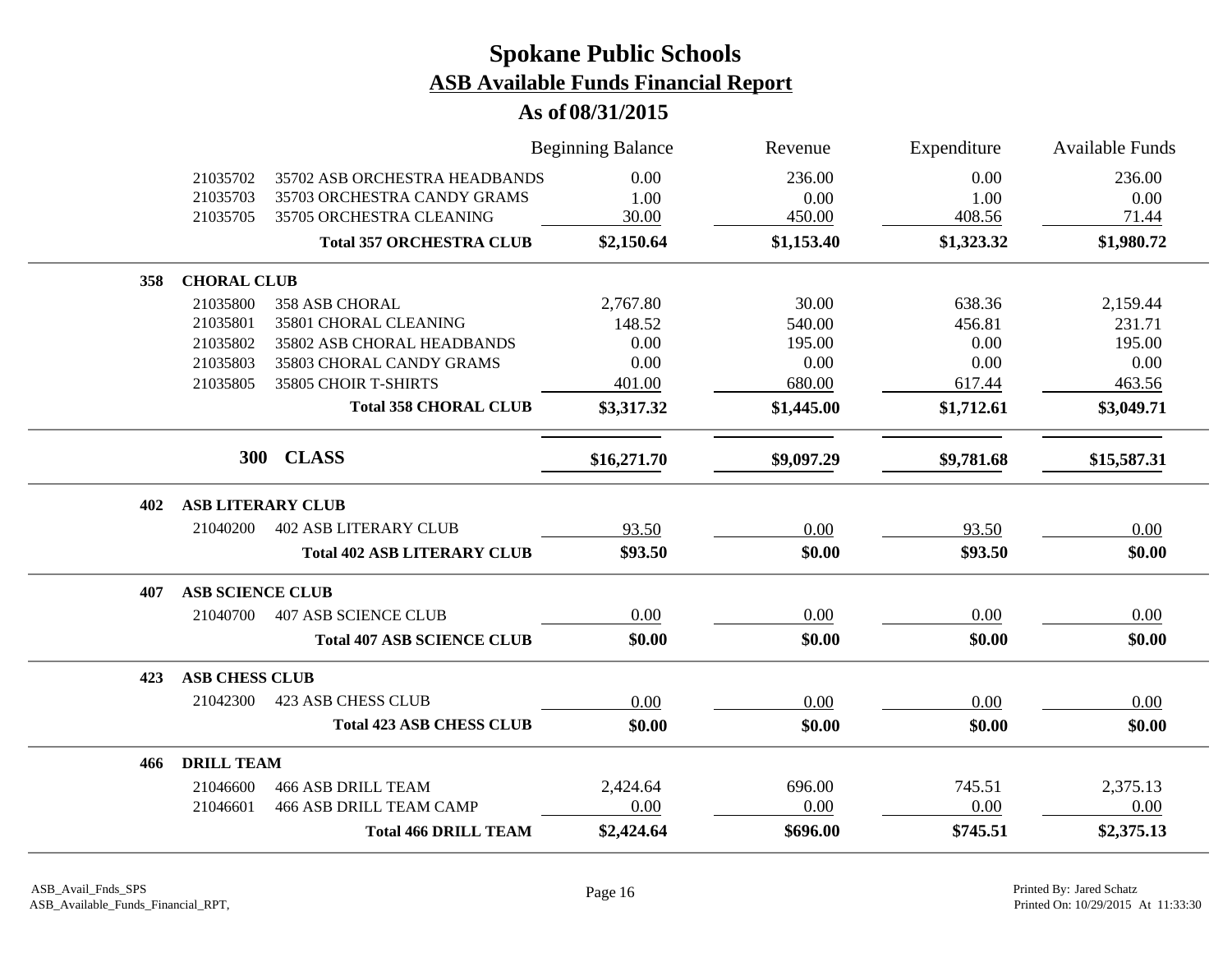# Spokane Public Schools

## ASB Available Funds Financial Report

### As of 08/31/2015

| | | Beginning Balance | Revenue | Expenditure | Available Funds |
|---|---|---|---|---|---|
| 21035702 | 35702 ASB ORCHESTRA HEADBANDS | 0.00 | 236.00 | 0.00 | 236.00 |
| 21035703 | 35703 ORCHESTRA CANDY GRAMS | 1.00 | 0.00 | 1.00 | 0.00 |
| 21035705 | 35705 ORCHESTRA CLEANING | 30.00 | 450.00 | 408.56 | 71.44 |
| | **Total 357 ORCHESTRA CLUB** | **$2,150.64** | **$1,153.40** | **$1,323.32** | **$1,980.72** |
| **358** | **CHORAL CLUB** | | | | |
| 21035800 | 358 ASB CHORAL | 2,767.80 | 30.00 | 638.36 | 2,159.44 |
| 21035801 | 35801 CHORAL CLEANING | 148.52 | 540.00 | 456.81 | 231.71 |
| 21035802 | 35802 ASB CHORAL HEADBANDS | 0.00 | 195.00 | 0.00 | 195.00 |
| 21035803 | 35803 CHORAL CANDY GRAMS | 0.00 | 0.00 | 0.00 | 0.00 |
| 21035805 | 35805 CHOIR T-SHIRTS | 401.00 | 680.00 | 617.44 | 463.56 |
| | **Total 358 CHORAL CLUB** | **$3,317.32** | **$1,445.00** | **$1,712.61** | **$3,049.71** |
| **300** | **CLASS** | **$16,271.70** | **$9,097.29** | **$9,781.68** | **$15,587.31** |
| **402** | **ASB LITERARY CLUB** | | | | |
| 21040200 | 402 ASB LITERARY CLUB | 93.50 | 0.00 | 93.50 | 0.00 |
| | **Total 402 ASB LITERARY CLUB** | **$93.50** | **$0.00** | **$93.50** | **$0.00** |
| **407** | **ASB SCIENCE CLUB** | | | | |
| 21040700 | 407 ASB SCIENCE CLUB | 0.00 | 0.00 | 0.00 | 0.00 |
| | **Total 407 ASB SCIENCE CLUB** | **$0.00** | **$0.00** | **$0.00** | **$0.00** |
| **423** | **ASB CHESS CLUB** | | | | |
| 21042300 | 423 ASB CHESS CLUB | 0.00 | 0.00 | 0.00 | 0.00 |
| | **Total 423 ASB CHESS CLUB** | **$0.00** | **$0.00** | **$0.00** | **$0.00** |
| **466** | **DRILL TEAM** | | | | |
| 21046600 | 466 ASB DRILL TEAM | 2,424.64 | 696.00 | 745.51 | 2,375.13 |
| 21046601 | 466 ASB DRILL TEAM CAMP | 0.00 | 0.00 | 0.00 | 0.00 |
| | **Total 466 DRILL TEAM** | **$2,424.64** | **$696.00** | **$745.51** | **$2,375.13** |

ASB_Avail_Fnds_SPS
ASB_Available_Funds_Financial_RPT,

Printed By: Jared Schatz
Printed On: 10/29/2015 At 11:33:30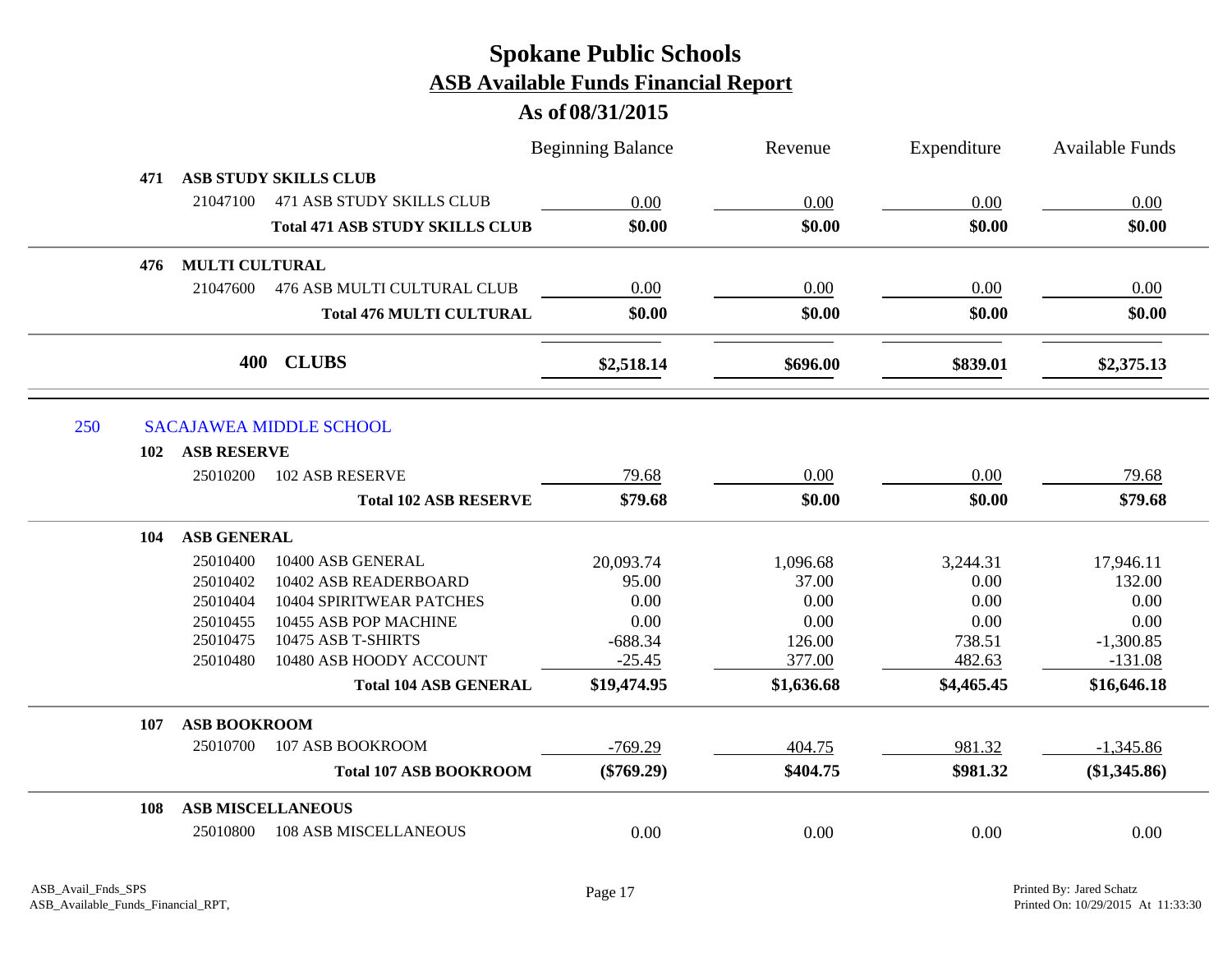# Spokane Public Schools
## ASB Available Funds Financial Report
### As of 08/31/2015

| | | | Beginning Balance | Revenue | Expenditure | Available Funds |
|---|---|---|---|---|---|---|
| **471** | **ASB STUDY SKILLS CLUB** | | | | | |
| | 21047100 | 471 ASB STUDY SKILLS CLUB | 0.00 | 0.00 | 0.00 | 0.00 |
| | | **Total 471 ASB STUDY SKILLS CLUB** | **$0.00** | **$0.00** | **$0.00** | **$0.00** |
| **476** | **MULTI CULTURAL** | | | | | |
| | 21047600 | 476 ASB MULTI CULTURAL CLUB | 0.00 | 0.00 | 0.00 | 0.00 |
| | | **Total 476 MULTI CULTURAL** | **$0.00** | **$0.00** | **$0.00** | **$0.00** |
| | **400** | **CLUBS** | **$2,518.14** | **$696.00** | **$839.01** | **$2,375.13** |

**250 SACAJAWEA MIDDLE SCHOOL**

| | | | Beginning Balance | Revenue | Expenditure | Available Funds |
|---|---|---|---|---|---|---|
| **102** | **ASB RESERVE** | | | | | |
| | 25010200 | 102 ASB RESERVE | 79.68 | 0.00 | 0.00 | 79.68 |
| | | **Total 102 ASB RESERVE** | **$79.68** | **$0.00** | **$0.00** | **$79.68** |
| **104** | **ASB GENERAL** | | | | | |
| | 25010400 | 10400 ASB GENERAL | 20,093.74 | 1,096.68 | 3,244.31 | 17,946.11 |
| | 25010402 | 10402 ASB READERBOARD | 95.00 | 37.00 | 0.00 | 132.00 |
| | 25010404 | 10404 SPIRITWEAR PATCHES | 0.00 | 0.00 | 0.00 | 0.00 |
| | 25010455 | 10455 ASB POP MACHINE | 0.00 | 0.00 | 0.00 | 0.00 |
| | 25010475 | 10475 ASB T-SHIRTS | -688.34 | 126.00 | 738.51 | -1,300.85 |
| | 25010480 | 10480 ASB HOODY ACCOUNT | -25.45 | 377.00 | 482.63 | -131.08 |
| | | **Total 104 ASB GENERAL** | **$19,474.95** | **$1,636.68** | **$4,465.45** | **$16,646.18** |
| **107** | **ASB BOOKROOM** | | | | | |
| | 25010700 | 107 ASB BOOKROOM | -769.29 | 404.75 | 981.32 | -1,345.86 |
| | | **Total 107 ASB BOOKROOM** | **($769.29)** | **$404.75** | **$981.32** | **($1,345.86)** |
| **108** | **ASB MISCELLANEOUS** | | | | | |
| | 25010800 | 108 ASB MISCELLANEOUS | 0.00 | 0.00 | 0.00 | 0.00 |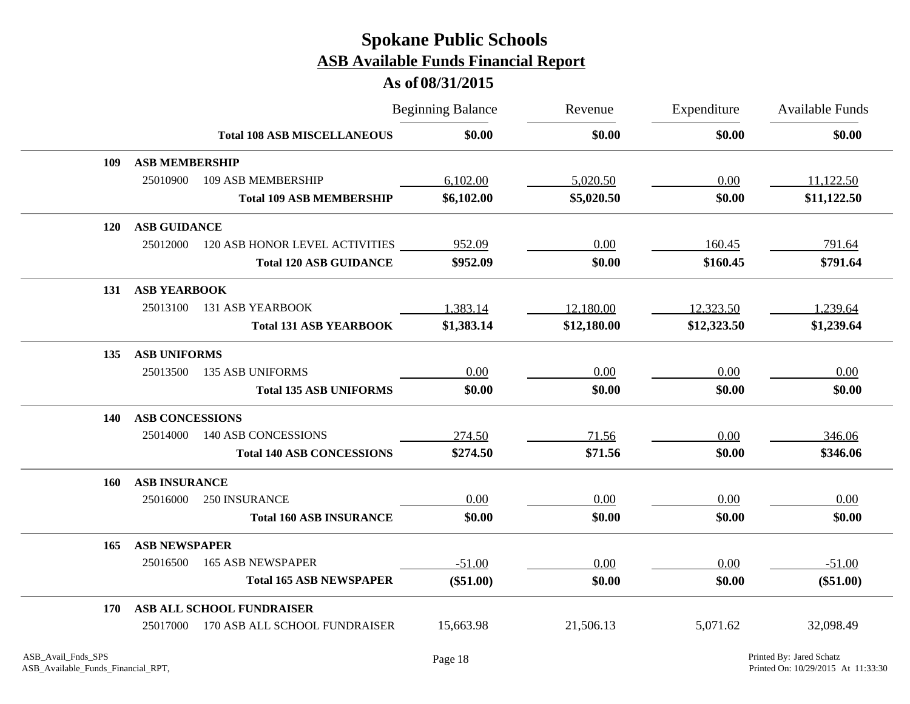# Spokane Public Schools

## ASB Available Funds Financial Report

### As of 08/31/2015

| | | | Beginning Balance | Revenue | Expenditure | Available Funds |
|---|---|---|---|---|---|---|
| | | **Total 108 ASB MISCELLANEOUS** | **$0.00** | **$0.00** | **$0.00** | **$0.00** |
| **109** | **ASB MEMBERSHIP** | | | | | |
| | 25010900 | 109 ASB MEMBERSHIP | 6,102.00 | 5,020.50 | 0.00 | 11,122.50 |
| | | **Total 109 ASB MEMBERSHIP** | **$6,102.00** | **$5,020.50** | **$0.00** | **$11,122.50** |
| **120** | **ASB GUIDANCE** | | | | | |
| | 25012000 | 120 ASB HONOR LEVEL ACTIVITIES | 952.09 | 0.00 | 160.45 | 791.64 |
| | | **Total 120 ASB GUIDANCE** | **$952.09** | **$0.00** | **$160.45** | **$791.64** |
| **131** | **ASB YEARBOOK** | | | | | |
| | 25013100 | 131 ASB YEARBOOK | 1,383.14 | 12,180.00 | 12,323.50 | 1,239.64 |
| | | **Total 131 ASB YEARBOOK** | **$1,383.14** | **$12,180.00** | **$12,323.50** | **$1,239.64** |
| **135** | **ASB UNIFORMS** | | | | | |
| | 25013500 | 135 ASB UNIFORMS | 0.00 | 0.00 | 0.00 | 0.00 |
| | | **Total 135 ASB UNIFORMS** | **$0.00** | **$0.00** | **$0.00** | **$0.00** |
| **140** | **ASB CONCESSIONS** | | | | | |
| | 25014000 | 140 ASB CONCESSIONS | 274.50 | 71.56 | 0.00 | 346.06 |
| | | **Total 140 ASB CONCESSIONS** | **$274.50** | **$71.56** | **$0.00** | **$346.06** |
| **160** | **ASB INSURANCE** | | | | | |
| | 25016000 | 250 INSURANCE | 0.00 | 0.00 | 0.00 | 0.00 |
| | | **Total 160 ASB INSURANCE** | **$0.00** | **$0.00** | **$0.00** | **$0.00** |
| **165** | **ASB NEWSPAPER** | | | | | |
| | 25016500 | 165 ASB NEWSPAPER | -51.00 | 0.00 | 0.00 | -51.00 |
| | | **Total 165 ASB NEWSPAPER** | **($51.00)** | **$0.00** | **$0.00** | **($51.00)** |
| **170** | **ASB ALL SCHOOL FUNDRAISER** | | | | | |
| | 25017000 | 170 ASB ALL SCHOOL FUNDRAISER | 15,663.98 | 21,506.13 | 5,071.62 | 32,098.49 |

ASB_Avail_Fnds_SPS
ASB_Available_Funds_Financial_RPT,

Printed By: Jared Schatz
Printed On: 10/29/2015 At 11:33:30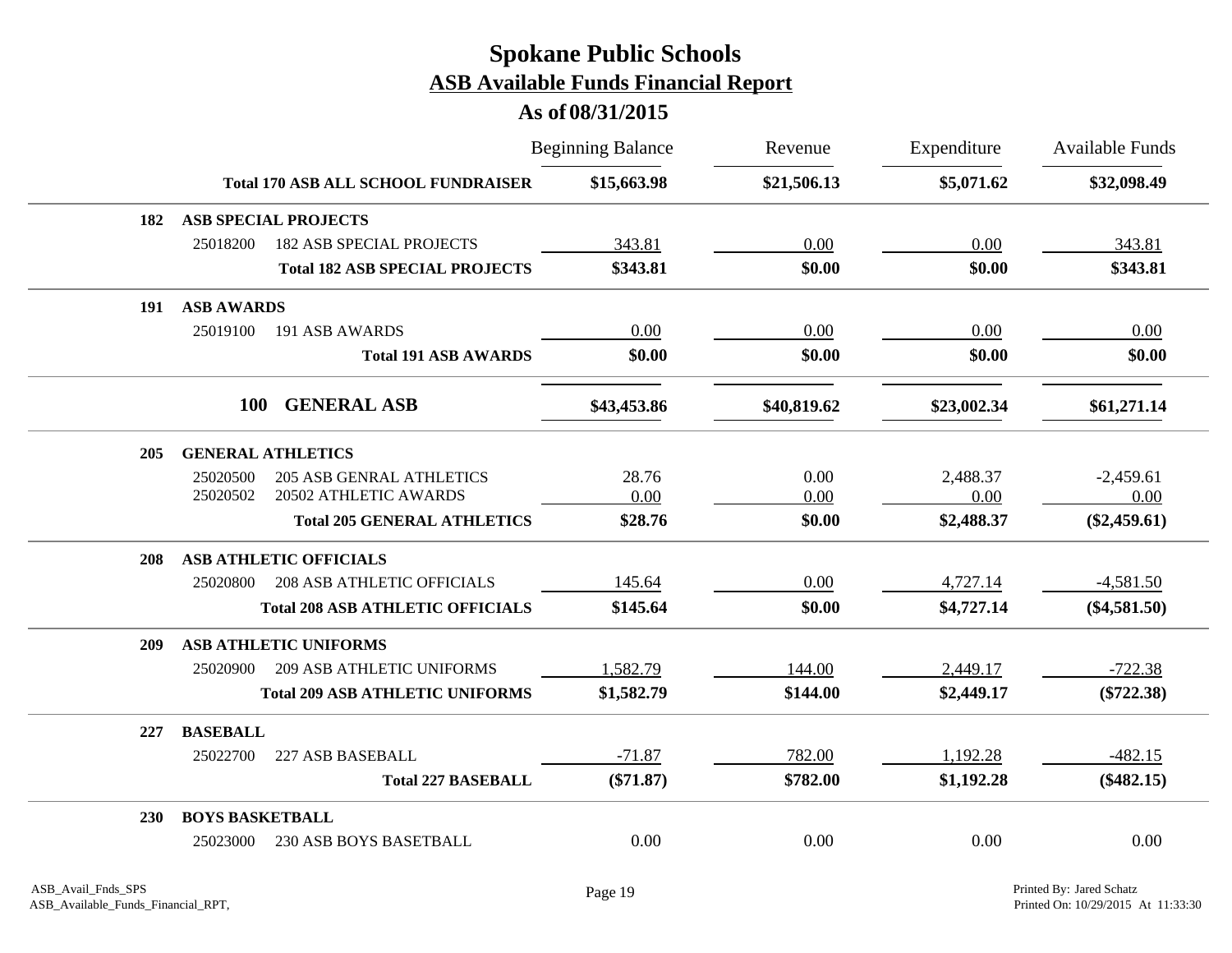# Spokane Public Schools
## ASB Available Funds Financial Report
### As of 08/31/2015

| | | | Beginning Balance | Revenue | Expenditure | Available Funds |
|---|---|---|---|---|---|---|
| | | **Total 170 ASB ALL SCHOOL FUNDRAISER** | **$15,663.98** | **$21,506.13** | **$5,071.62** | **$32,098.49** |
| **182** | **ASB SPECIAL PROJECTS** | | | | | |
| | 25018200 | 182 ASB SPECIAL PROJECTS | 343.81 | 0.00 | 0.00 | 343.81 |
| | | **Total 182 ASB SPECIAL PROJECTS** | **$343.81** | **$0.00** | **$0.00** | **$343.81** |
| **191** | **ASB AWARDS** | | | | | |
| | 25019100 | 191 ASB AWARDS | 0.00 | 0.00 | 0.00 | 0.00 |
| | | **Total 191 ASB AWARDS** | **$0.00** | **$0.00** | **$0.00** | **$0.00** |
| | **100** | **GENERAL ASB** | **$43,453.86** | **$40,819.62** | **$23,002.34** | **$61,271.14** |
| **205** | **GENERAL ATHLETICS** | | | | | |
| | 25020500 | 205 ASB GENRAL ATHLETICS | 28.76 | 0.00 | 2,488.37 | -2,459.61 |
| | 25020502 | 20502 ATHLETIC AWARDS | 0.00 | 0.00 | 0.00 | 0.00 |
| | | **Total 205 GENERAL ATHLETICS** | **$28.76** | **$0.00** | **$2,488.37** | **($2,459.61)** |
| **208** | **ASB ATHLETIC OFFICIALS** | | | | | |
| | 25020800 | 208 ASB ATHLETIC OFFICIALS | 145.64 | 0.00 | 4,727.14 | -4,581.50 |
| | | **Total 208 ASB ATHLETIC OFFICIALS** | **$145.64** | **$0.00** | **$4,727.14** | **($4,581.50)** |
| **209** | **ASB ATHLETIC UNIFORMS** | | | | | |
| | 25020900 | 209 ASB ATHLETIC UNIFORMS | 1,582.79 | 144.00 | 2,449.17 | -722.38 |
| | | **Total 209 ASB ATHLETIC UNIFORMS** | **$1,582.79** | **$144.00** | **$2,449.17** | **($722.38)** |
| **227** | **BASEBALL** | | | | | |
| | 25022700 | 227 ASB BASEBALL | -71.87 | 782.00 | 1,192.28 | -482.15 |
| | | **Total 227 BASEBALL** | **($71.87)** | **$782.00** | **$1,192.28** | **($482.15)** |
| **230** | **BOYS BASKETBALL** | | | | | |
| | 25023000 | 230 ASB BOYS BASETBALL | 0.00 | 0.00 | 0.00 | 0.00 |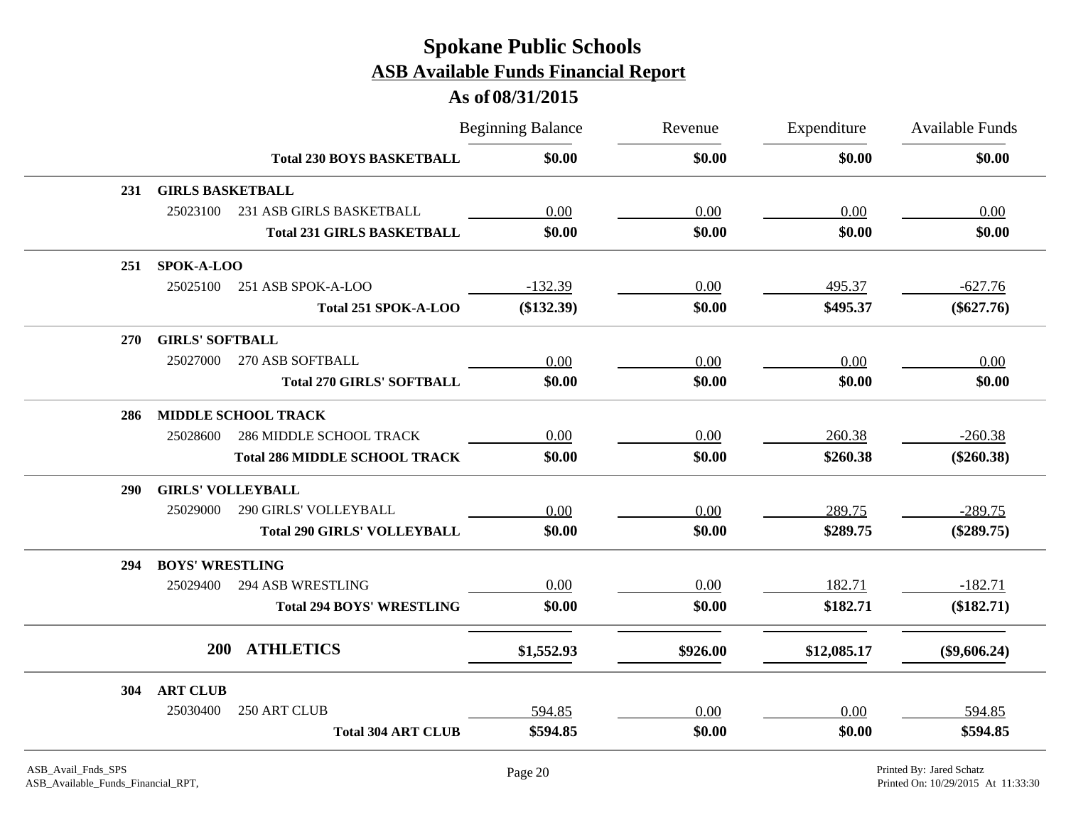# Spokane Public Schools
## ASB Available Funds Financial Report
### As of 08/31/2015

| | | Beginning Balance | Revenue | Expenditure | Available Funds |
|---|---|---|---|---|---|
| | **Total 230 BOYS BASKETBALL** | **$0.00** | **$0.00** | **$0.00** | **$0.00** |
| **231** | **GIRLS BASKETBALL** | | | | |
| 25023100 | 231 ASB GIRLS BASKETBALL | 0.00 | 0.00 | 0.00 | 0.00 |
| | **Total 231 GIRLS BASKETBALL** | **$0.00** | **$0.00** | **$0.00** | **$0.00** |
| **251** | **SPOK-A-LOO** | | | | |
| 25025100 | 251 ASB SPOK-A-LOO | -132.39 | 0.00 | 495.37 | -627.76 |
| | **Total 251 SPOK-A-LOO** | **($132.39)** | **$0.00** | **$495.37** | **($627.76)** |
| **270** | **GIRLS' SOFTBALL** | | | | |
| 25027000 | 270 ASB SOFTBALL | 0.00 | 0.00 | 0.00 | 0.00 |
| | **Total 270 GIRLS' SOFTBALL** | **$0.00** | **$0.00** | **$0.00** | **$0.00** |
| **286** | **MIDDLE SCHOOL TRACK** | | | | |
| 25028600 | 286 MIDDLE SCHOOL TRACK | 0.00 | 0.00 | 260.38 | -260.38 |
| | **Total 286 MIDDLE SCHOOL TRACK** | **$0.00** | **$0.00** | **$260.38** | **($260.38)** |
| **290** | **GIRLS' VOLLEYBALL** | | | | |
| 25029000 | 290 GIRLS' VOLLEYBALL | 0.00 | 0.00 | 289.75 | -289.75 |
| | **Total 290 GIRLS' VOLLEYBALL** | **$0.00** | **$0.00** | **$289.75** | **($289.75)** |
| **294** | **BOYS' WRESTLING** | | | | |
| 25029400 | 294 ASB WRESTLING | 0.00 | 0.00 | 182.71 | -182.71 |
| | **Total 294 BOYS' WRESTLING** | **$0.00** | **$0.00** | **$182.71** | **($182.71)** |
| **200** | **ATHLETICS** | **$1,552.93** | **$926.00** | **$12,085.17** | **($9,606.24)** |
| **304** | **ART CLUB** | | | | |
| 25030400 | 250 ART CLUB | 594.85 | 0.00 | 0.00 | 594.85 |
| | **Total 304 ART CLUB** | **$594.85** | **$0.00** | **$0.00** | **$594.85** |

ASB_Avail_Fnds_SPS
ASB_Available_Funds_Financial_RPT,

Printed By: Jared Schatz
Printed On: 10/29/2015 At 11:33:30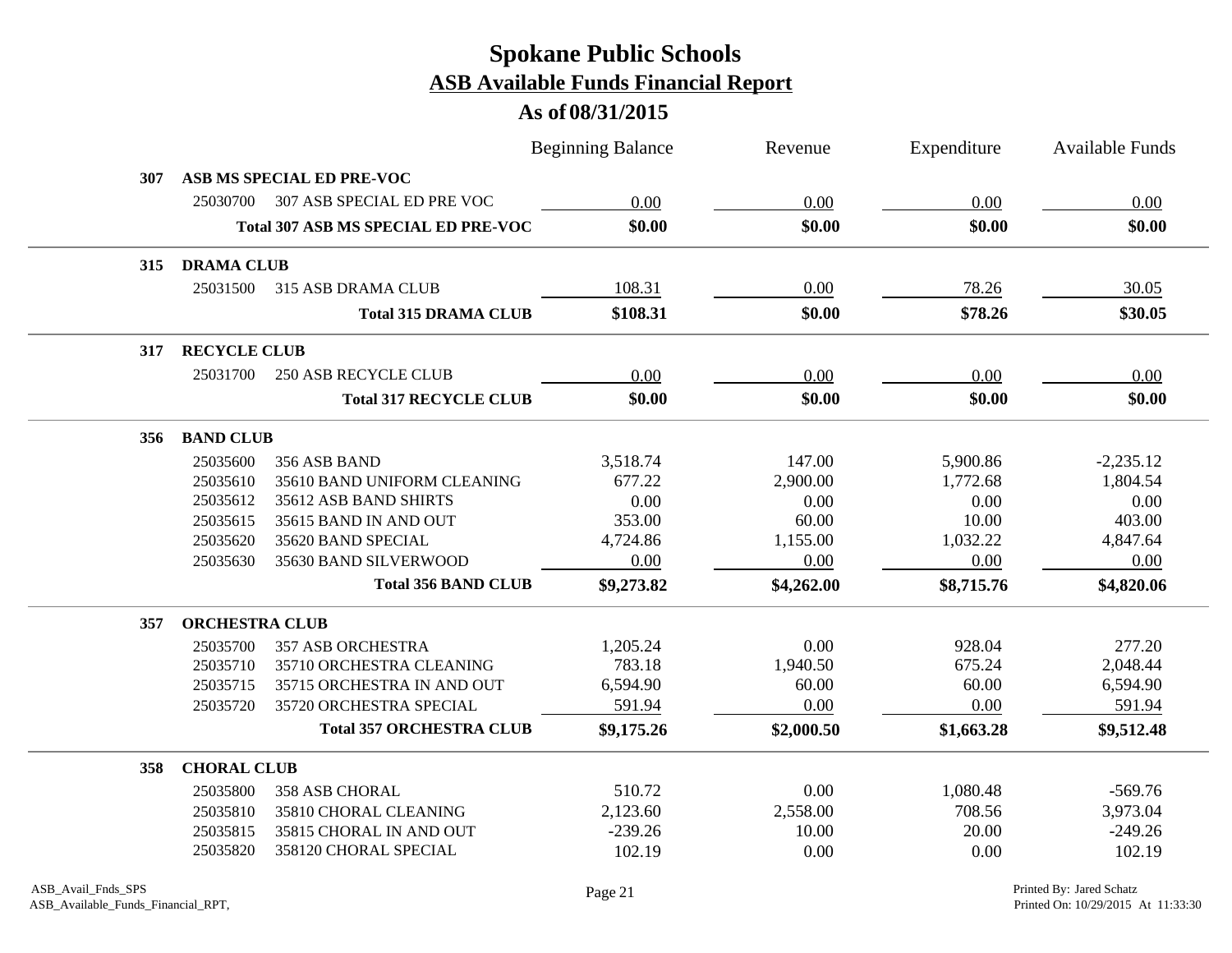# Spokane Public Schools

## ASB Available Funds Financial Report

### As of 08/31/2015

| | | | Beginning Balance | Revenue | Expenditure | Available Funds |
|---|---|---|---|---|---|---|
| **307** | **ASB MS SPECIAL ED PRE-VOC** | | | | | |
| | 25030700 | 307 ASB SPECIAL ED PRE VOC | 0.00 | 0.00 | 0.00 | 0.00 |
| | | **Total 307 ASB MS SPECIAL ED PRE-VOC** | **$0.00** | **$0.00** | **$0.00** | **$0.00** |
| **315** | **DRAMA CLUB** | | | | | |
| | 25031500 | 315 ASB DRAMA CLUB | 108.31 | 0.00 | 78.26 | 30.05 |
| | | **Total 315 DRAMA CLUB** | **$108.31** | **$0.00** | **$78.26** | **$30.05** |
| **317** | **RECYCLE CLUB** | | | | | |
| | 25031700 | 250 ASB RECYCLE CLUB | 0.00 | 0.00 | 0.00 | 0.00 |
| | | **Total 317 RECYCLE CLUB** | **$0.00** | **$0.00** | **$0.00** | **$0.00** |
| **356** | **BAND CLUB** | | | | | |
| | 25035600 | 356 ASB BAND | 3,518.74 | 147.00 | 5,900.86 | -2,235.12 |
| | 25035610 | 35610 BAND UNIFORM CLEANING | 677.22 | 2,900.00 | 1,772.68 | 1,804.54 |
| | 25035612 | 35612 ASB BAND SHIRTS | 0.00 | 0.00 | 0.00 | 0.00 |
| | 25035615 | 35615 BAND IN AND OUT | 353.00 | 60.00 | 10.00 | 403.00 |
| | 25035620 | 35620 BAND SPECIAL | 4,724.86 | 1,155.00 | 1,032.22 | 4,847.64 |
| | 25035630 | 35630 BAND SILVERWOOD | 0.00 | 0.00 | 0.00 | 0.00 |
| | | **Total 356 BAND CLUB** | **$9,273.82** | **$4,262.00** | **$8,715.76** | **$4,820.06** |
| **357** | **ORCHESTRA CLUB** | | | | | |
| | 25035700 | 357 ASB ORCHESTRA | 1,205.24 | 0.00 | 928.04 | 277.20 |
| | 25035710 | 35710 ORCHESTRA CLEANING | 783.18 | 1,940.50 | 675.24 | 2,048.44 |
| | 25035715 | 35715 ORCHESTRA IN AND OUT | 6,594.90 | 60.00 | 60.00 | 6,594.90 |
| | 25035720 | 35720 ORCHESTRA SPECIAL | 591.94 | 0.00 | 0.00 | 591.94 |
| | | **Total 357 ORCHESTRA CLUB** | **$9,175.26** | **$2,000.50** | **$1,663.28** | **$9,512.48** |
| **358** | **CHORAL CLUB** | | | | | |
| | 25035800 | 358 ASB CHORAL | 510.72 | 0.00 | 1,080.48 | -569.76 |
| | 25035810 | 35810 CHORAL CLEANING | 2,123.60 | 2,558.00 | 708.56 | 3,973.04 |
| | 25035815 | 35815 CHORAL IN AND OUT | -239.26 | 10.00 | 20.00 | -249.26 |
| | 25035820 | 358120 CHORAL SPECIAL | 102.19 | 0.00 | 0.00 | 102.19 |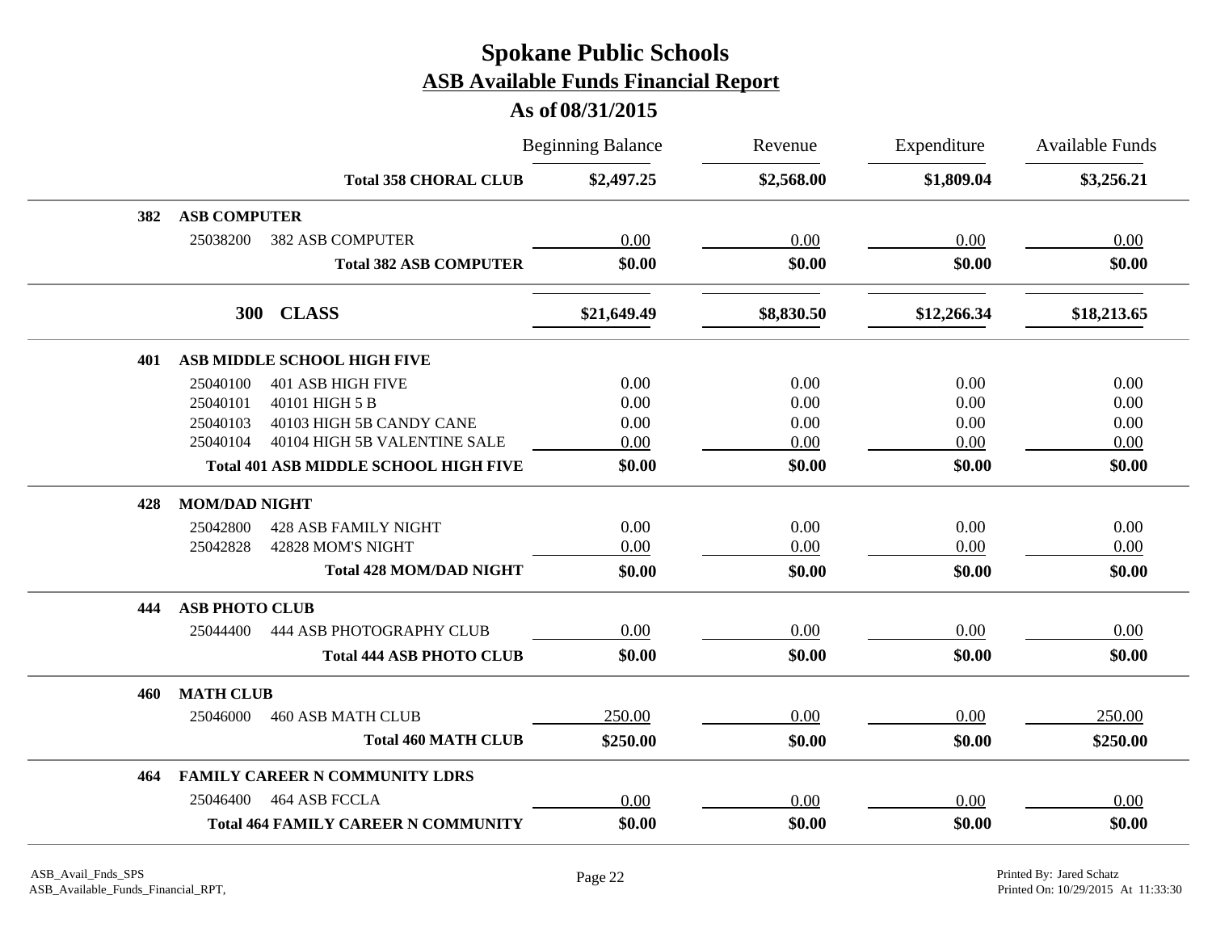# Spokane Public Schools
## ASB Available Funds Financial Report
### As of 08/31/2015

| | | Beginning Balance | Revenue | Expenditure | Available Funds |
|---|---|---|---|---|---|
| | **Total 358 CHORAL CLUB** | **$2,497.25** | **$2,568.00** | **$1,809.04** | **$3,256.21** |
| **382** | **ASB COMPUTER** | | | | |
| 25038200 | 382 ASB COMPUTER | 0.00 | 0.00 | 0.00 | 0.00 |
| | **Total 382 ASB COMPUTER** | **$0.00** | **$0.00** | **$0.00** | **$0.00** |
| **300** | **CLASS** | **$21,649.49** | **$8,830.50** | **$12,266.34** | **$18,213.65** |
| **401** | **ASB MIDDLE SCHOOL HIGH FIVE** | | | | |
| 25040100 | 401 ASB HIGH FIVE | 0.00 | 0.00 | 0.00 | 0.00 |
| 25040101 | 40101 HIGH 5 B | 0.00 | 0.00 | 0.00 | 0.00 |
| 25040103 | 40103 HIGH 5B CANDY CANE | 0.00 | 0.00 | 0.00 | 0.00 |
| 25040104 | 40104 HIGH 5B VALENTINE SALE | 0.00 | 0.00 | 0.00 | 0.00 |
| | **Total 401 ASB MIDDLE SCHOOL HIGH FIVE** | **$0.00** | **$0.00** | **$0.00** | **$0.00** |
| **428** | **MOM/DAD NIGHT** | | | | |
| 25042800 | 428 ASB FAMILY NIGHT | 0.00 | 0.00 | 0.00 | 0.00 |
| 25042828 | 42828 MOM'S NIGHT | 0.00 | 0.00 | 0.00 | 0.00 |
| | **Total 428 MOM/DAD NIGHT** | **$0.00** | **$0.00** | **$0.00** | **$0.00** |
| **444** | **ASB PHOTO CLUB** | | | | |
| 25044400 | 444 ASB PHOTOGRAPHY CLUB | 0.00 | 0.00 | 0.00 | 0.00 |
| | **Total 444 ASB PHOTO CLUB** | **$0.00** | **$0.00** | **$0.00** | **$0.00** |
| **460** | **MATH CLUB** | | | | |
| 25046000 | 460 ASB MATH CLUB | 250.00 | 0.00 | 0.00 | 250.00 |
| | **Total 460 MATH CLUB** | **$250.00** | **$0.00** | **$0.00** | **$250.00** |
| **464** | **FAMILY CAREER N COMMUNITY LDRS** | | | | |
| 25046400 | 464 ASB FCCLA | 0.00 | 0.00 | 0.00 | 0.00 |
| | **Total 464 FAMILY CAREER N COMMUNITY** | **$0.00** | **$0.00** | **$0.00** | **$0.00** |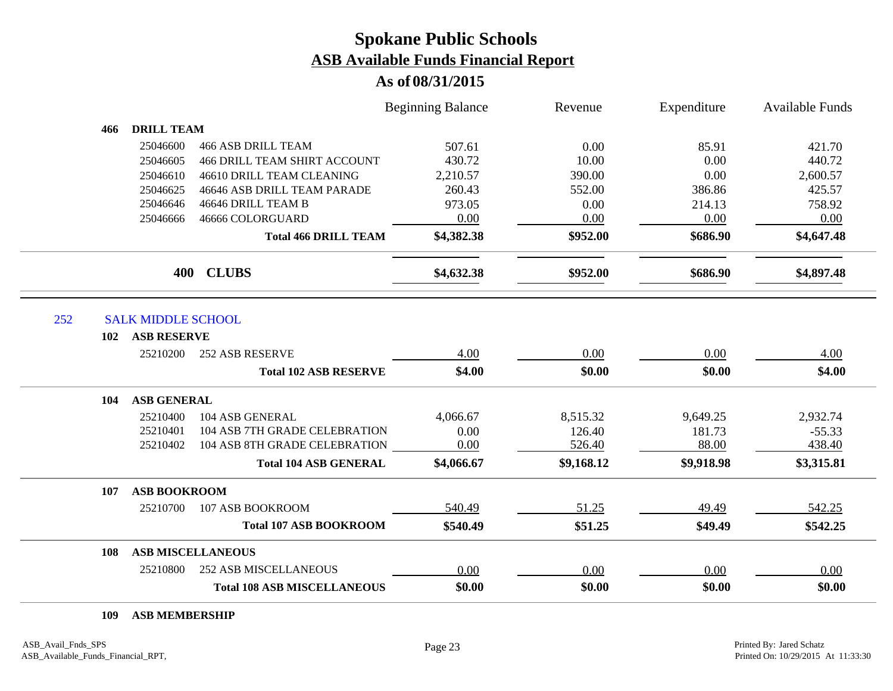# Spokane Public Schools
## ASB Available Funds Financial Report
### As of 08/31/2015

| | | Beginning Balance | Revenue | Expenditure | Available Funds |
|---|---|---|---|---|---|
| **466 DRILL TEAM** | | | | | |
| 25046600 | 466 ASB DRILL TEAM | 507.61 | 0.00 | 85.91 | 421.70 |
| 25046605 | 466 DRILL TEAM SHIRT ACCOUNT | 430.72 | 10.00 | 0.00 | 440.72 |
| 25046610 | 46610 DRILL TEAM CLEANING | 2,210.57 | 390.00 | 0.00 | 2,600.57 |
| 25046625 | 46646 ASB DRILL TEAM PARADE | 260.43 | 552.00 | 386.86 | 425.57 |
| 25046646 | 46646 DRILL TEAM B | 973.05 | 0.00 | 214.13 | 758.92 |
| 25046666 | 46666 COLORGUARD | 0.00 | 0.00 | 0.00 | 0.00 |
| | **Total 466 DRILL TEAM** | **$4,382.38** | **$952.00** | **$686.90** | **$4,647.48** |
| | **400 CLUBS** | **$4,632.38** | **$952.00** | **$686.90** | **$4,897.48** |

## 252 SALK MIDDLE SCHOOL

| | | Beginning Balance | Revenue | Expenditure | Available Funds |
|---|---|---|---|---|---|
| **102 ASB RESERVE** | | | | | |
| 25210200 | 252 ASB RESERVE | 4.00 | 0.00 | 0.00 | 4.00 |
| | **Total 102 ASB RESERVE** | **$4.00** | **$0.00** | **$0.00** | **$4.00** |
| **104 ASB GENERAL** | | | | | |
| 25210400 | 104 ASB GENERAL | 4,066.67 | 8,515.32 | 9,649.25 | 2,932.74 |
| 25210401 | 104 ASB 7TH GRADE CELEBRATION | 0.00 | 126.40 | 181.73 | -55.33 |
| 25210402 | 104 ASB 8TH GRADE CELEBRATION | 0.00 | 526.40 | 88.00 | 438.40 |
| | **Total 104 ASB GENERAL** | **$4,066.67** | **$9,168.12** | **$9,918.98** | **$3,315.81** |
| **107 ASB BOOKROOM** | | | | | |
| 25210700 | 107 ASB BOOKROOM | 540.49 | 51.25 | 49.49 | 542.25 |
| | **Total 107 ASB BOOKROOM** | **$540.49** | **$51.25** | **$49.49** | **$542.25** |
| **108 ASB MISCELLANEOUS** | | | | | |
| 25210800 | 252 ASB MISCELLANEOUS | 0.00 | 0.00 | 0.00 | 0.00 |
| | **Total 108 ASB MISCELLANEOUS** | **$0.00** | **$0.00** | **$0.00** | **$0.00** |
| **109 ASB MEMBERSHIP** | | | | | |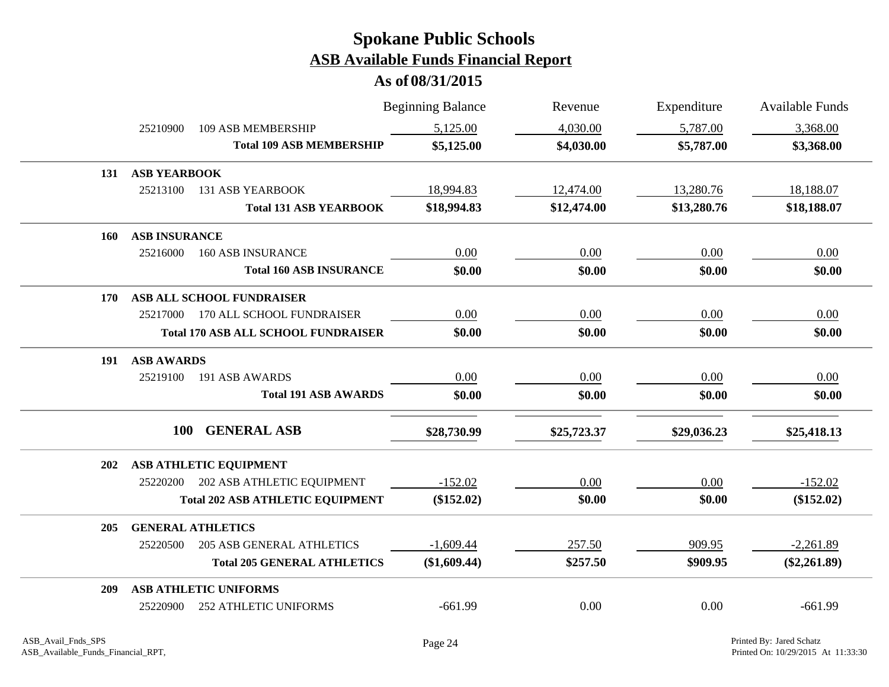# Spokane Public Schools

## ASB Available Funds Financial Report

### As of 08/31/2015

| | | Beginning Balance | Revenue | Expenditure | Available Funds |
|---|---|---|---|---|---|
| 25210900 | 109 ASB MEMBERSHIP | 5,125.00 | 4,030.00 | 5,787.00 | 3,368.00 |
| | **Total 109 ASB MEMBERSHIP** | **$5,125.00** | **$4,030.00** | **$5,787.00** | **$3,368.00** |
| **131** | **ASB YEARBOOK** | | | | |
| 25213100 | 131 ASB YEARBOOK | 18,994.83 | 12,474.00 | 13,280.76 | 18,188.07 |
| | **Total 131 ASB YEARBOOK** | **$18,994.83** | **$12,474.00** | **$13,280.76** | **$18,188.07** |
| **160** | **ASB INSURANCE** | | | | |
| 25216000 | 160 ASB INSURANCE | 0.00 | 0.00 | 0.00 | 0.00 |
| | **Total 160 ASB INSURANCE** | **$0.00** | **$0.00** | **$0.00** | **$0.00** |
| **170** | **ASB ALL SCHOOL FUNDRAISER** | | | | |
| 25217000 | 170 ALL SCHOOL FUNDRAISER | 0.00 | 0.00 | 0.00 | 0.00 |
| | **Total 170 ASB ALL SCHOOL FUNDRAISER** | **$0.00** | **$0.00** | **$0.00** | **$0.00** |
| **191** | **ASB AWARDS** | | | | |
| 25219100 | 191 ASB AWARDS | 0.00 | 0.00 | 0.00 | 0.00 |
| | **Total 191 ASB AWARDS** | **$0.00** | **$0.00** | **$0.00** | **$0.00** |
| **100** | **GENERAL ASB** | **$28,730.99** | **$25,723.37** | **$29,036.23** | **$25,418.13** |
| **202** | **ASB ATHLETIC EQUIPMENT** | | | | |
| 25220200 | 202 ASB ATHLETIC EQUIPMENT | -152.02 | 0.00 | 0.00 | -152.02 |
| | **Total 202 ASB ATHLETIC EQUIPMENT** | **($152.02)** | **$0.00** | **$0.00** | **($152.02)** |
| **205** | **GENERAL ATHLETICS** | | | | |
| 25220500 | 205 ASB GENERAL ATHLETICS | -1,609.44 | 257.50 | 909.95 | -2,261.89 |
| | **Total 205 GENERAL ATHLETICS** | **($1,609.44)** | **$257.50** | **$909.95** | **($2,261.89)** |
| **209** | **ASB ATHLETIC UNIFORMS** | | | | |
| 25220900 | 252 ATHLETIC UNIFORMS | -661.99 | 0.00 | 0.00 | -661.99 |

ASB_Avail_Fnds_SPS
ASB_Available_Funds_Financial_RPT,

Printed By: Jared Schatz
Printed On: 10/29/2015 At 11:33:30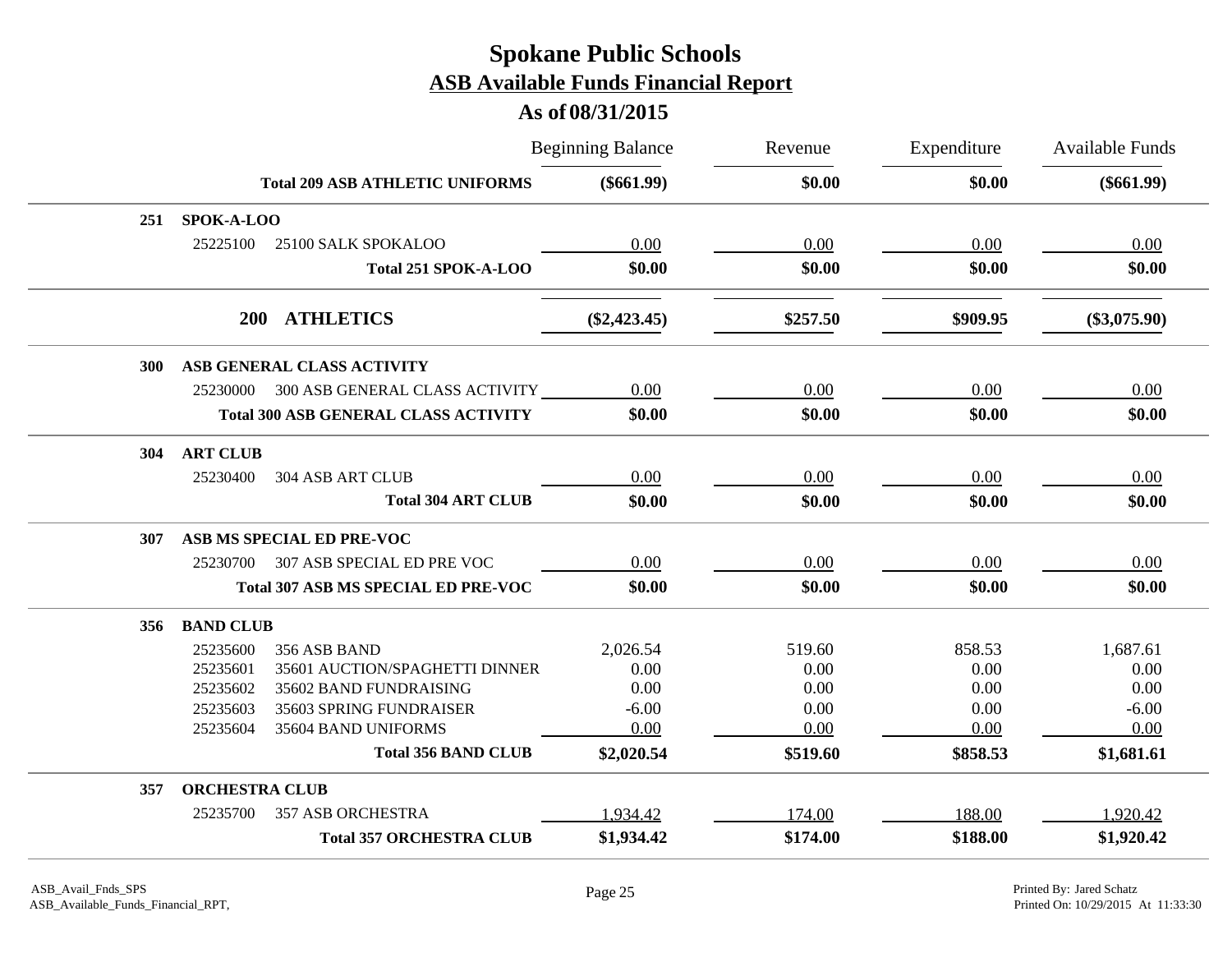# Spokane Public Schools
## ASB Available Funds Financial Report
### As of 08/31/2015

| | | Beginning Balance | Revenue | Expenditure | Available Funds |
|---|---|---|---|---|---|
| | **Total 209 ASB ATHLETIC UNIFORMS** | **($661.99)** | **$0.00** | **$0.00** | **($661.99)** |
| **251** | **SPOK-A-LOO** | | | | |
| 25225100 | 25100 SALK SPOKALOO | 0.00 | 0.00 | 0.00 | 0.00 |
| | **Total 251 SPOK-A-LOO** | **$0.00** | **$0.00** | **$0.00** | **$0.00** |
| **200** | **ATHLETICS** | **($2,423.45)** | **$257.50** | **$909.95** | **($3,075.90)** |
| **300** | **ASB GENERAL CLASS ACTIVITY** | | | | |
| 25230000 | 300 ASB GENERAL CLASS ACTIVITY | 0.00 | 0.00 | 0.00 | 0.00 |
| | **Total 300 ASB GENERAL CLASS ACTIVITY** | **$0.00** | **$0.00** | **$0.00** | **$0.00** |
| **304** | **ART CLUB** | | | | |
| 25230400 | 304 ASB ART CLUB | 0.00 | 0.00 | 0.00 | 0.00 |
| | **Total 304 ART CLUB** | **$0.00** | **$0.00** | **$0.00** | **$0.00** |
| **307** | **ASB MS SPECIAL ED PRE-VOC** | | | | |
| 25230700 | 307 ASB SPECIAL ED PRE VOC | 0.00 | 0.00 | 0.00 | 0.00 |
| | **Total 307 ASB MS SPECIAL ED PRE-VOC** | **$0.00** | **$0.00** | **$0.00** | **$0.00** |
| **356** | **BAND CLUB** | | | | |
| 25235600 | 356 ASB BAND | 2,026.54 | 519.60 | 858.53 | 1,687.61 |
| 25235601 | 35601 AUCTION/SPAGHETTI DINNER | 0.00 | 0.00 | 0.00 | 0.00 |
| 25235602 | 35602 BAND FUNDRAISING | 0.00 | 0.00 | 0.00 | 0.00 |
| 25235603 | 35603 SPRING FUNDRAISER | -6.00 | 0.00 | 0.00 | -6.00 |
| 25235604 | 35604 BAND UNIFORMS | 0.00 | 0.00 | 0.00 | 0.00 |
| | **Total 356 BAND CLUB** | **$2,020.54** | **$519.60** | **$858.53** | **$1,681.61** |
| **357** | **ORCHESTRA CLUB** | | | | |
| 25235700 | 357 ASB ORCHESTRA | 1,934.42 | 174.00 | 188.00 | 1,920.42 |
| | **Total 357 ORCHESTRA CLUB** | **$1,934.42** | **$174.00** | **$188.00** | **$1,920.42** |

ASB_Avail_Fnds_SPS
ASB_Available_Funds_Financial_RPT,

Printed By: Jared Schatz
Printed On: 10/29/2015 At 11:33:30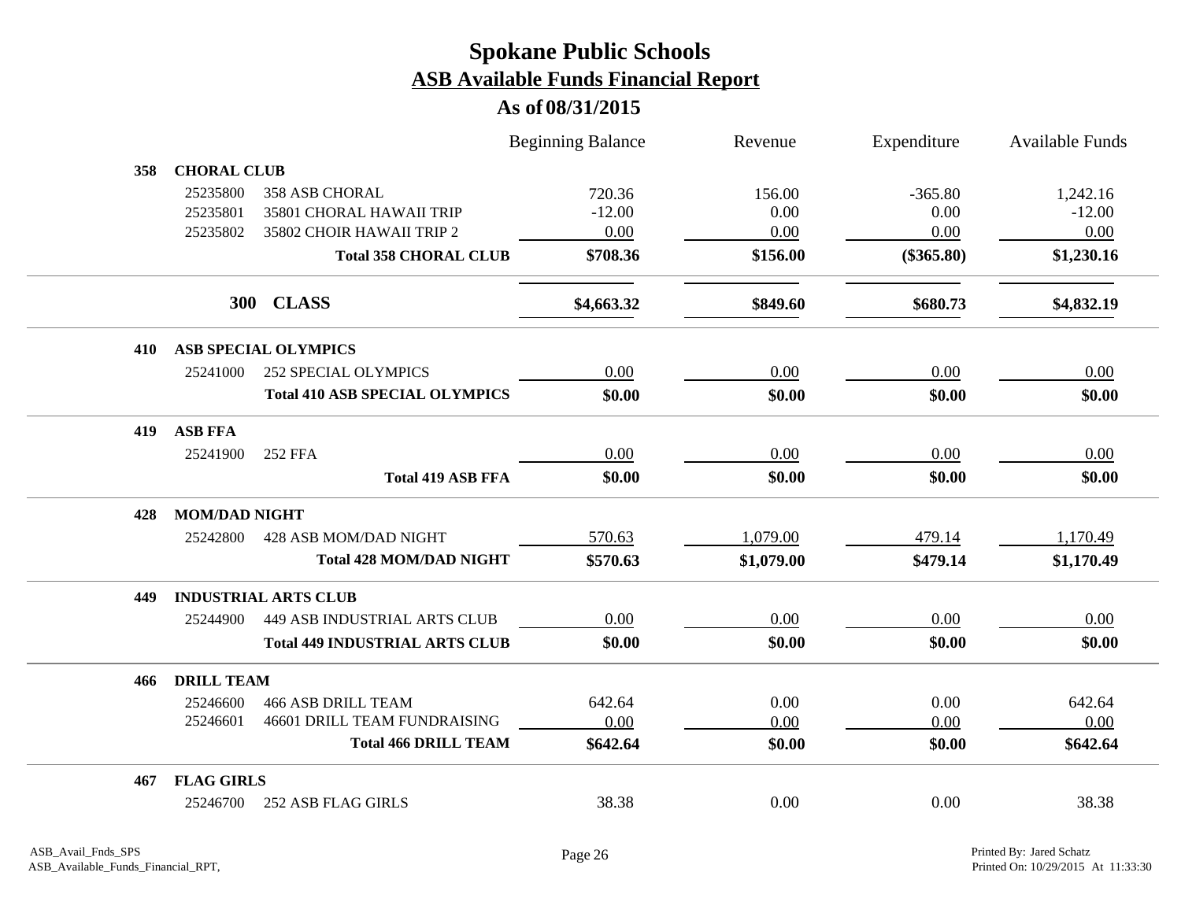# Spokane Public Schools
## ASB Available Funds Financial Report
### As of 08/31/2015

| | | | Beginning Balance | Revenue | Expenditure | Available Funds |
|---|---|---|---|---|---|---|
| **358** | **CHORAL CLUB** | | | | | |
| | 25235800 | 358 ASB CHORAL | 720.36 | 156.00 | -365.80 | 1,242.16 |
| | 25235801 | 35801 CHORAL HAWAII TRIP | -12.00 | 0.00 | 0.00 | -12.00 |
| | 25235802 | 35802 CHOIR HAWAII TRIP 2 | 0.00 | 0.00 | 0.00 | 0.00 |
| | | **Total 358 CHORAL CLUB** | **$708.36** | **$156.00** | **($365.80)** | **$1,230.16** |
| | **300** | **CLASS** | **$4,663.32** | **$849.60** | **$680.73** | **$4,832.19** |
| **410** | **ASB SPECIAL OLYMPICS** | | | | | |
| | 25241000 | 252 SPECIAL OLYMPICS | 0.00 | 0.00 | 0.00 | 0.00 |
| | | **Total 410 ASB SPECIAL OLYMPICS** | **$0.00** | **$0.00** | **$0.00** | **$0.00** |
| **419** | **ASB FFA** | | | | | |
| | 25241900 | 252 FFA | 0.00 | 0.00 | 0.00 | 0.00 |
| | | **Total 419 ASB FFA** | **$0.00** | **$0.00** | **$0.00** | **$0.00** |
| **428** | **MOM/DAD NIGHT** | | | | | |
| | 25242800 | 428 ASB MOM/DAD NIGHT | 570.63 | 1,079.00 | 479.14 | 1,170.49 |
| | | **Total 428 MOM/DAD NIGHT** | **$570.63** | **$1,079.00** | **$479.14** | **$1,170.49** |
| **449** | **INDUSTRIAL ARTS CLUB** | | | | | |
| | 25244900 | 449 ASB INDUSTRIAL ARTS CLUB | 0.00 | 0.00 | 0.00 | 0.00 |
| | | **Total 449 INDUSTRIAL ARTS CLUB** | **$0.00** | **$0.00** | **$0.00** | **$0.00** |
| **466** | **DRILL TEAM** | | | | | |
| | 25246600 | 466 ASB DRILL TEAM | 642.64 | 0.00 | 0.00 | 642.64 |
| | 25246601 | 46601 DRILL TEAM FUNDRAISING | 0.00 | 0.00 | 0.00 | 0.00 |
| | | **Total 466 DRILL TEAM** | **$642.64** | **$0.00** | **$0.00** | **$642.64** |
| **467** | **FLAG GIRLS** | | | | | |
| | 25246700 | 252 ASB FLAG GIRLS | 38.38 | 0.00 | 0.00 | 38.38 |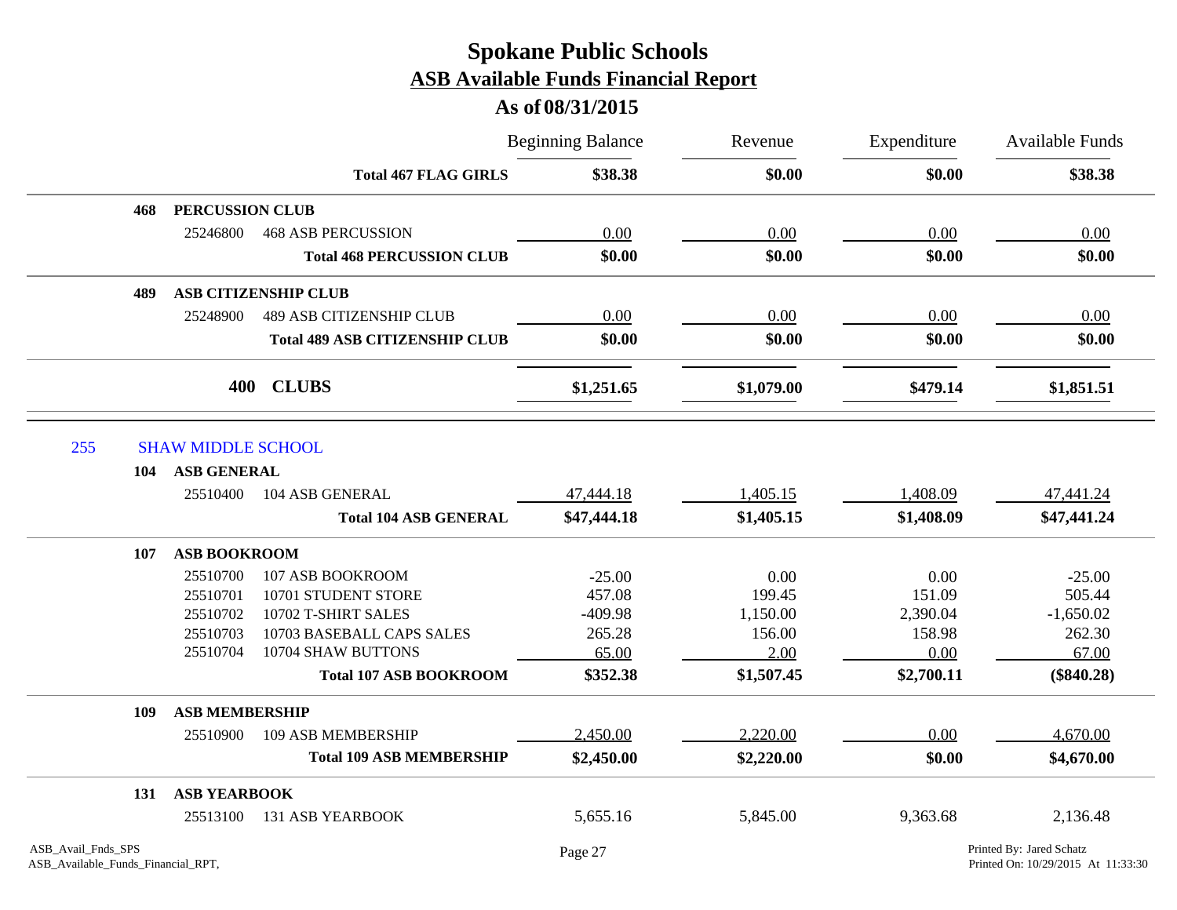# Spokane Public Schools
## ASB Available Funds Financial Report
### As of 08/31/2015

| | | | Beginning Balance | Revenue | Expenditure | Available Funds |
|---|---|---|---|---|---|---|
| | | **Total 467 FLAG GIRLS** | **$38.38** | **$0.00** | **$0.00** | **$38.38** |
| 468 | **PERCUSSION CLUB** | | | | | |
| | 25246800 | 468 ASB PERCUSSION | 0.00 | 0.00 | 0.00 | 0.00 |
| | | **Total 468 PERCUSSION CLUB** | **$0.00** | **$0.00** | **$0.00** | **$0.00** |
| 489 | **ASB CITIZENSHIP CLUB** | | | | | |
| | 25248900 | 489 ASB CITIZENSHIP CLUB | 0.00 | 0.00 | 0.00 | 0.00 |
| | | **Total 489 ASB CITIZENSHIP CLUB** | **$0.00** | **$0.00** | **$0.00** | **$0.00** |
| | **400** | **CLUBS** | **$1,251.65** | **$1,079.00** | **$479.14** | **$1,851.51** |
| 255 | SHAW MIDDLE SCHOOL | | | | | |
| 104 | **ASB GENERAL** | | | | | |
| | 25510400 | 104 ASB GENERAL | 47,444.18 | 1,405.15 | 1,408.09 | 47,441.24 |
| | | **Total 104 ASB GENERAL** | **$47,444.18** | **$1,405.15** | **$1,408.09** | **$47,441.24** |
| 107 | **ASB BOOKROOM** | | | | | |
| | 25510700 | 107 ASB BOOKROOM | -25.00 | 0.00 | 0.00 | -25.00 |
| | 25510701 | 10701 STUDENT STORE | 457.08 | 199.45 | 151.09 | 505.44 |
| | 25510702 | 10702 T-SHIRT SALES | -409.98 | 1,150.00 | 2,390.04 | -1,650.02 |
| | 25510703 | 10703 BASEBALL CAPS SALES | 265.28 | 156.00 | 158.98 | 262.30 |
| | 25510704 | 10704 SHAW BUTTONS | 65.00 | 2.00 | 0.00 | 67.00 |
| | | **Total 107 ASB BOOKROOM** | **$352.38** | **$1,507.45** | **$2,700.11** | **($840.28)** |
| 109 | **ASB MEMBERSHIP** | | | | | |
| | 25510900 | 109 ASB MEMBERSHIP | 2,450.00 | 2,220.00 | 0.00 | 4,670.00 |
| | | **Total 109 ASB MEMBERSHIP** | **$2,450.00** | **$2,220.00** | **$0.00** | **$4,670.00** |
| 131 | **ASB YEARBOOK** | | | | | |
| | 25513100 | 131 ASB YEARBOOK | 5,655.16 | 5,845.00 | 9,363.68 | 2,136.48 |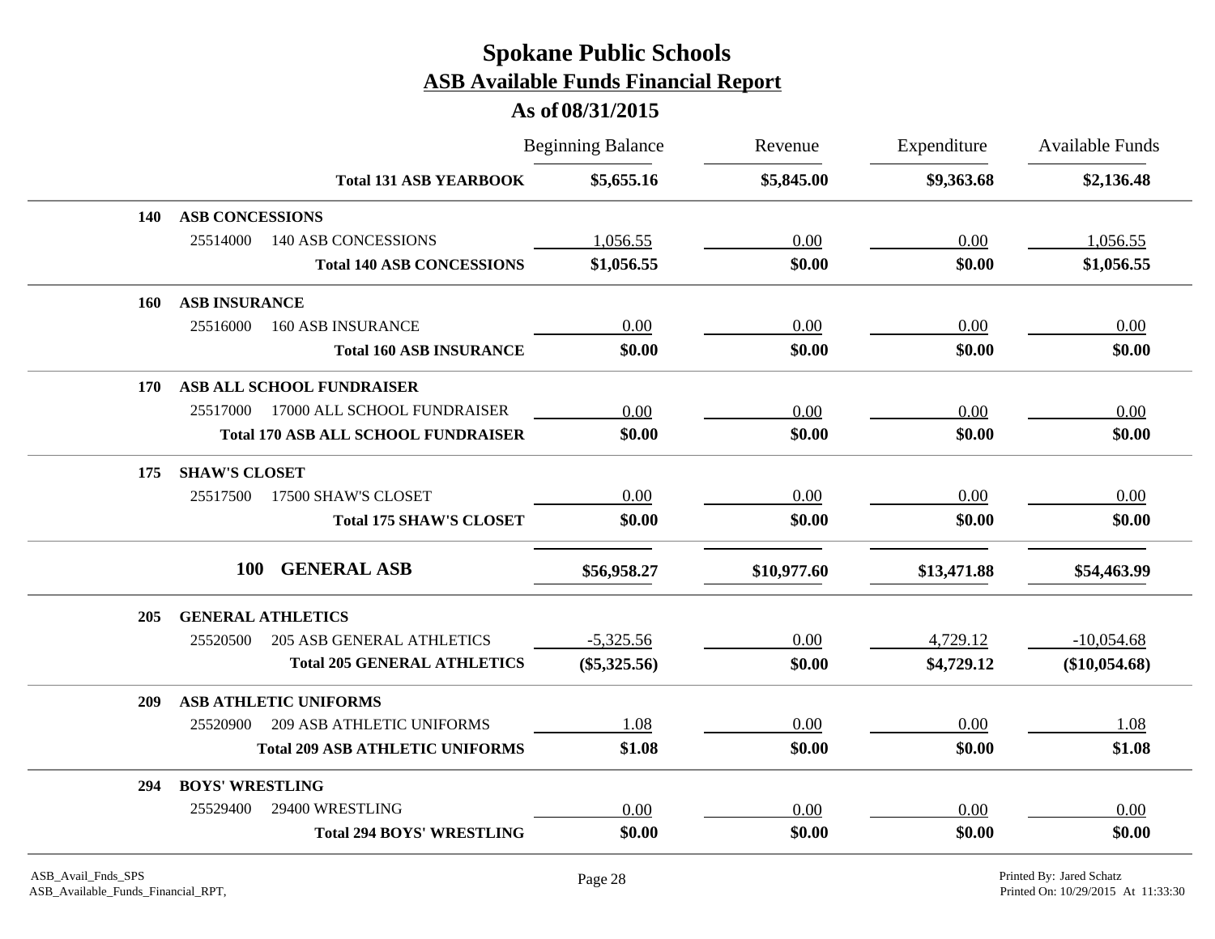# Spokane Public Schools

## ASB Available Funds Financial Report

### As of 08/31/2015

| | | Beginning Balance | Revenue | Expenditure | Available Funds |
|---|---|---|---|---|---|
| | **Total 131 ASB YEARBOOK** | **$5,655.16** | **$5,845.00** | **$9,363.68** | **$2,136.48** |
| **140** | **ASB CONCESSIONS** | | | | |
| 25514000 | 140 ASB CONCESSIONS | 1,056.55 | 0.00 | 0.00 | 1,056.55 |
| | **Total 140 ASB CONCESSIONS** | **$1,056.55** | **$0.00** | **$0.00** | **$1,056.55** |
| **160** | **ASB INSURANCE** | | | | |
| 25516000 | 160 ASB INSURANCE | 0.00 | 0.00 | 0.00 | 0.00 |
| | **Total 160 ASB INSURANCE** | **$0.00** | **$0.00** | **$0.00** | **$0.00** |
| **170** | **ASB ALL SCHOOL FUNDRAISER** | | | | |
| 25517000 | 17000 ALL SCHOOL FUNDRAISER | 0.00 | 0.00 | 0.00 | 0.00 |
| | **Total 170 ASB ALL SCHOOL FUNDRAISER** | **$0.00** | **$0.00** | **$0.00** | **$0.00** |
| **175** | **SHAW'S CLOSET** | | | | |
| 25517500 | 17500 SHAW'S CLOSET | 0.00 | 0.00 | 0.00 | 0.00 |
| | **Total 175 SHAW'S CLOSET** | **$0.00** | **$0.00** | **$0.00** | **$0.00** |
| **100** | **GENERAL ASB** | **$56,958.27** | **$10,977.60** | **$13,471.88** | **$54,463.99** |
| **205** | **GENERAL ATHLETICS** | | | | |
| 25520500 | 205 ASB GENERAL ATHLETICS | -5,325.56 | 0.00 | 4,729.12 | -10,054.68 |
| | **Total 205 GENERAL ATHLETICS** | **($5,325.56)** | **$0.00** | **$4,729.12** | **($10,054.68)** |
| **209** | **ASB ATHLETIC UNIFORMS** | | | | |
| 25520900 | 209 ASB ATHLETIC UNIFORMS | 1.08 | 0.00 | 0.00 | 1.08 |
| | **Total 209 ASB ATHLETIC UNIFORMS** | **$1.08** | **$0.00** | **$0.00** | **$1.08** |
| **294** | **BOYS' WRESTLING** | | | | |
| 25529400 | 29400 WRESTLING | 0.00 | 0.00 | 0.00 | 0.00 |
| | **Total 294 BOYS' WRESTLING** | **$0.00** | **$0.00** | **$0.00** | **$0.00** |

ASB_Avail_Fnds_SPS
ASB_Available_Funds_Financial_RPT,

Printed By: Jared Schatz
Printed On: 10/29/2015 At 11:33:30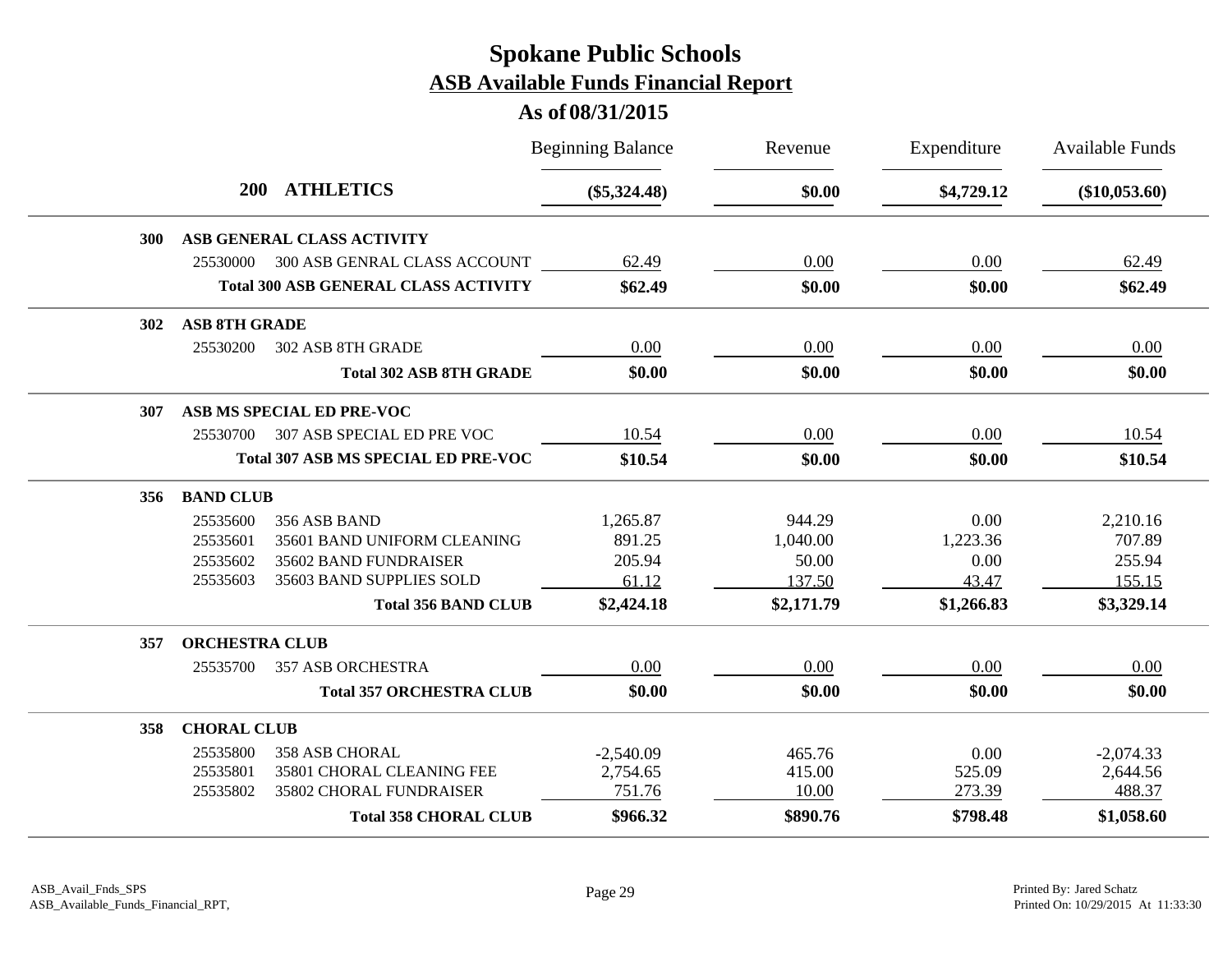# Spokane Public Schools

## ASB Available Funds Financial Report

### As of 08/31/2015

| | | Beginning Balance | Revenue | Expenditure | Available Funds |
|---|---|---|---|---|---|
| **200** | **ATHLETICS** | **($5,324.48)** | **$0.00** | **$4,729.12** | **($10,053.60)** |
| **300** | **ASB GENERAL CLASS ACTIVITY** | | | | |
| 25530000 | 300 ASB GENRAL CLASS ACCOUNT | 62.49 | 0.00 | 0.00 | 62.49 |
| | **Total 300 ASB GENERAL CLASS ACTIVITY** | **$62.49** | **$0.00** | **$0.00** | **$62.49** |
| **302** | **ASB 8TH GRADE** | | | | |
| 25530200 | 302 ASB 8TH GRADE | 0.00 | 0.00 | 0.00 | 0.00 |
| | **Total 302 ASB 8TH GRADE** | **$0.00** | **$0.00** | **$0.00** | **$0.00** |
| **307** | **ASB MS SPECIAL ED PRE-VOC** | | | | |
| 25530700 | 307 ASB SPECIAL ED PRE VOC | 10.54 | 0.00 | 0.00 | 10.54 |
| | **Total 307 ASB MS SPECIAL ED PRE-VOC** | **$10.54** | **$0.00** | **$0.00** | **$10.54** |
| **356** | **BAND CLUB** | | | | |
| 25535600 | 356 ASB BAND | 1,265.87 | 944.29 | 0.00 | 2,210.16 |
| 25535601 | 35601 BAND UNIFORM CLEANING | 891.25 | 1,040.00 | 1,223.36 | 707.89 |
| 25535602 | 35602 BAND FUNDRAISER | 205.94 | 50.00 | 0.00 | 255.94 |
| 25535603 | 35603 BAND SUPPLIES SOLD | 61.12 | 137.50 | 43.47 | 155.15 |
| | **Total 356 BAND CLUB** | **$2,424.18** | **$2,171.79** | **$1,266.83** | **$3,329.14** |
| **357** | **ORCHESTRA CLUB** | | | | |
| 25535700 | 357 ASB ORCHESTRA | 0.00 | 0.00 | 0.00 | 0.00 |
| | **Total 357 ORCHESTRA CLUB** | **$0.00** | **$0.00** | **$0.00** | **$0.00** |
| **358** | **CHORAL CLUB** | | | | |
| 25535800 | 358 ASB CHORAL | -2,540.09 | 465.76 | 0.00 | -2,074.33 |
| 25535801 | 35801 CHORAL CLEANING FEE | 2,754.65 | 415.00 | 525.09 | 2,644.56 |
| 25535802 | 35802 CHORAL FUNDRAISER | 751.76 | 10.00 | 273.39 | 488.37 |
| | **Total 358 CHORAL CLUB** | **$966.32** | **$890.76** | **$798.48** | **$1,058.60** |

ASB_Avail_Fnds_SPS
ASB_Available_Funds_Financial_RPT,

Printed By: Jared Schatz
Printed On: 10/29/2015 At 11:33:30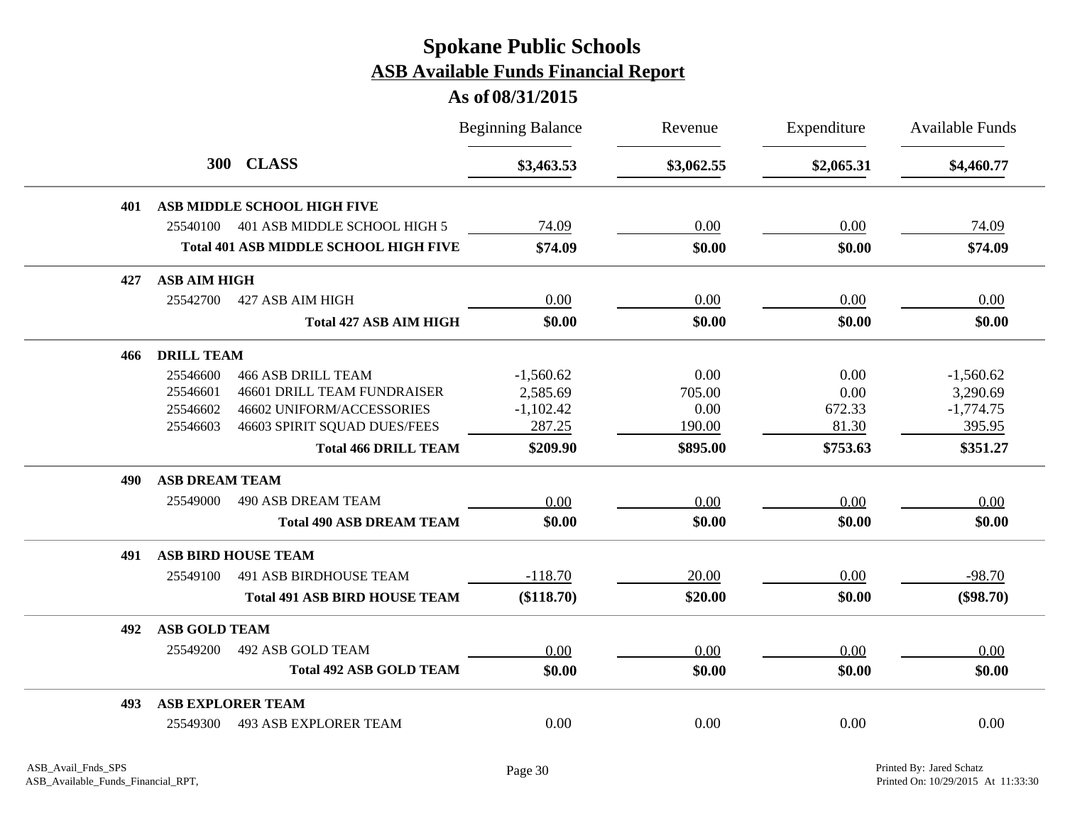# Spokane Public Schools

## ASB Available Funds Financial Report

### As of 08/31/2015

| | | Beginning Balance | Revenue | Expenditure | Available Funds |
|---|---|---|---|---|---|
| **300** | **CLASS** | **$3,463.53** | **$3,062.55** | **$2,065.31** | **$4,460.77** |
| **401** | **ASB MIDDLE SCHOOL HIGH FIVE** | | | | |
| 25540100 | 401 ASB MIDDLE SCHOOL HIGH 5 | 74.09 | 0.00 | 0.00 | 74.09 |
| | **Total 401 ASB MIDDLE SCHOOL HIGH FIVE** | **$74.09** | **$0.00** | **$0.00** | **$74.09** |
| **427** | **ASB AIM HIGH** | | | | |
| 25542700 | 427 ASB AIM HIGH | 0.00 | 0.00 | 0.00 | 0.00 |
| | **Total 427 ASB AIM HIGH** | **$0.00** | **$0.00** | **$0.00** | **$0.00** |
| **466** | **DRILL TEAM** | | | | |
| 25546600 | 466 ASB DRILL TEAM | -1,560.62 | 0.00 | 0.00 | -1,560.62 |
| 25546601 | 46601 DRILL TEAM FUNDRAISER | 2,585.69 | 705.00 | 0.00 | 3,290.69 |
| 25546602 | 46602 UNIFORM/ACCESSORIES | -1,102.42 | 0.00 | 672.33 | -1,774.75 |
| 25546603 | 46603 SPIRIT SQUAD DUES/FEES | 287.25 | 190.00 | 81.30 | 395.95 |
| | **Total 466 DRILL TEAM** | **$209.90** | **$895.00** | **$753.63** | **$351.27** |
| **490** | **ASB DREAM TEAM** | | | | |
| 25549000 | 490 ASB DREAM TEAM | 0.00 | 0.00 | 0.00 | 0.00 |
| | **Total 490 ASB DREAM TEAM** | **$0.00** | **$0.00** | **$0.00** | **$0.00** |
| **491** | **ASB BIRD HOUSE TEAM** | | | | |
| 25549100 | 491 ASB BIRDHOUSE TEAM | -118.70 | 20.00 | 0.00 | -98.70 |
| | **Total 491 ASB BIRD HOUSE TEAM** | **($118.70)** | **$20.00** | **$0.00** | **($98.70)** |
| **492** | **ASB GOLD TEAM** | | | | |
| 25549200 | 492 ASB GOLD TEAM | 0.00 | 0.00 | 0.00 | 0.00 |
| | **Total 492 ASB GOLD TEAM** | **$0.00** | **$0.00** | **$0.00** | **$0.00** |
| **493** | **ASB EXPLORER TEAM** | | | | |
| 25549300 | 493 ASB EXPLORER TEAM | 0.00 | 0.00 | 0.00 | 0.00 |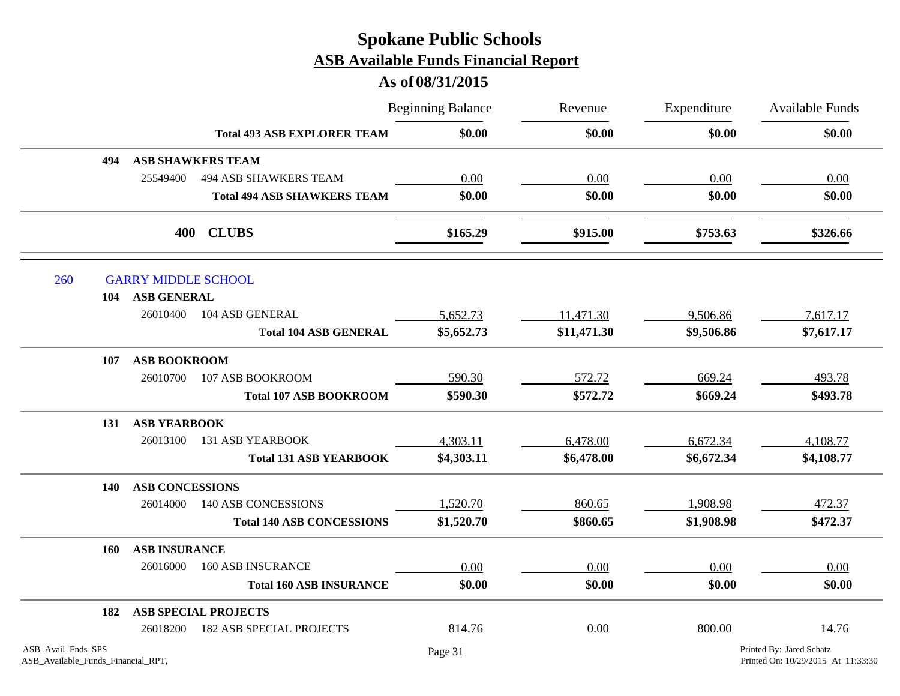# Spokane Public Schools

## ASB Available Funds Financial Report

### As of 08/31/2015

| | | Beginning Balance | Revenue | Expenditure | Available Funds |
|---|---|---|---|---|---|
| | **Total 493 ASB EXPLORER TEAM** | **$0.00** | **$0.00** | **$0.00** | **$0.00** |
| **494** | **ASB SHAWKERS TEAM** | | | | |
| 25549400 | 494 ASB SHAWKERS TEAM | 0.00 | 0.00 | 0.00 | 0.00 |
| | **Total 494 ASB SHAWKERS TEAM** | **$0.00** | **$0.00** | **$0.00** | **$0.00** |
| **400** | **CLUBS** | **$165.29** | **$915.00** | **$753.63** | **$326.66** |
| 260 | GARRY MIDDLE SCHOOL | | | | |
| **104** | **ASB GENERAL** | | | | |
| 26010400 | 104 ASB GENERAL | 5,652.73 | 11,471.30 | 9,506.86 | 7,617.17 |
| | **Total 104 ASB GENERAL** | **$5,652.73** | **$11,471.30** | **$9,506.86** | **$7,617.17** |
| **107** | **ASB BOOKROOM** | | | | |
| 26010700 | 107 ASB BOOKROOM | 590.30 | 572.72 | 669.24 | 493.78 |
| | **Total 107 ASB BOOKROOM** | **$590.30** | **$572.72** | **$669.24** | **$493.78** |
| **131** | **ASB YEARBOOK** | | | | |
| 26013100 | 131 ASB YEARBOOK | 4,303.11 | 6,478.00 | 6,672.34 | 4,108.77 |
| | **Total 131 ASB YEARBOOK** | **$4,303.11** | **$6,478.00** | **$6,672.34** | **$4,108.77** |
| **140** | **ASB CONCESSIONS** | | | | |
| 26014000 | 140 ASB CONCESSIONS | 1,520.70 | 860.65 | 1,908.98 | 472.37 |
| | **Total 140 ASB CONCESSIONS** | **$1,520.70** | **$860.65** | **$1,908.98** | **$472.37** |
| **160** | **ASB INSURANCE** | | | | |
| 26016000 | 160 ASB INSURANCE | 0.00 | 0.00 | 0.00 | 0.00 |
| | **Total 160 ASB INSURANCE** | **$0.00** | **$0.00** | **$0.00** | **$0.00** |
| **182** | **ASB SPECIAL PROJECTS** | | | | |
| 26018200 | 182 ASB SPECIAL PROJECTS | 814.76 | 0.00 | 800.00 | 14.76 |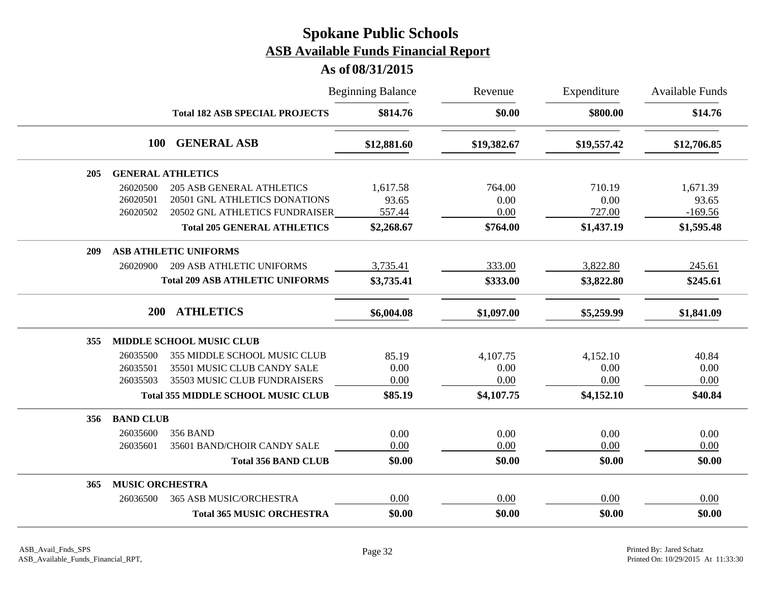# Spokane Public Schools

## ASB Available Funds Financial Report

### As of 08/31/2015

| | | Beginning Balance | Revenue | Expenditure | Available Funds |
|---|---|---|---|---|---|
| | **Total 182 ASB SPECIAL PROJECTS** | **$814.76** | **$0.00** | **$800.00** | **$14.76** |
| **100** | **GENERAL ASB** | **$12,881.60** | **$19,382.67** | **$19,557.42** | **$12,706.85** |
| **205** | **GENERAL ATHLETICS** | | | | |
| 26020500 | 205 ASB GENERAL ATHLETICS | 1,617.58 | 764.00 | 710.19 | 1,671.39 |
| 26020501 | 20501 GNL ATHLETICS DONATIONS | 93.65 | 0.00 | 0.00 | 93.65 |
| 26020502 | 20502 GNL ATHLETICS FUNDRAISER | 557.44 | 0.00 | 727.00 | -169.56 |
| | **Total 205 GENERAL ATHLETICS** | **$2,268.67** | **$764.00** | **$1,437.19** | **$1,595.48** |
| **209** | **ASB ATHLETIC UNIFORMS** | | | | |
| 26020900 | 209 ASB ATHLETIC UNIFORMS | 3,735.41 | 333.00 | 3,822.80 | 245.61 |
| | **Total 209 ASB ATHLETIC UNIFORMS** | **$3,735.41** | **$333.00** | **$3,822.80** | **$245.61** |
| **200** | **ATHLETICS** | **$6,004.08** | **$1,097.00** | **$5,259.99** | **$1,841.09** |
| **355** | **MIDDLE SCHOOL MUSIC CLUB** | | | | |
| 26035500 | 355 MIDDLE SCHOOL MUSIC CLUB | 85.19 | 4,107.75 | 4,152.10 | 40.84 |
| 26035501 | 35501 MUSIC CLUB CANDY SALE | 0.00 | 0.00 | 0.00 | 0.00 |
| 26035503 | 35503 MUSIC CLUB FUNDRAISERS | 0.00 | 0.00 | 0.00 | 0.00 |
| | **Total 355 MIDDLE SCHOOL MUSIC CLUB** | **$85.19** | **$4,107.75** | **$4,152.10** | **$40.84** |
| **356** | **BAND CLUB** | | | | |
| 26035600 | 356 BAND | 0.00 | 0.00 | 0.00 | 0.00 |
| 26035601 | 35601 BAND/CHOIR CANDY SALE | 0.00 | 0.00 | 0.00 | 0.00 |
| | **Total 356 BAND CLUB** | **$0.00** | **$0.00** | **$0.00** | **$0.00** |
| **365** | **MUSIC ORCHESTRA** | | | | |
| 26036500 | 365 ASB MUSIC/ORCHESTRA | 0.00 | 0.00 | 0.00 | 0.00 |
| | **Total 365 MUSIC ORCHESTRA** | **$0.00** | **$0.00** | **$0.00** | **$0.00** |

ASB_Avail_Fnds_SPS
ASB_Available_Funds_Financial_RPT,

Printed By: Jared Schatz
Printed On: 10/29/2015 At 11:33:30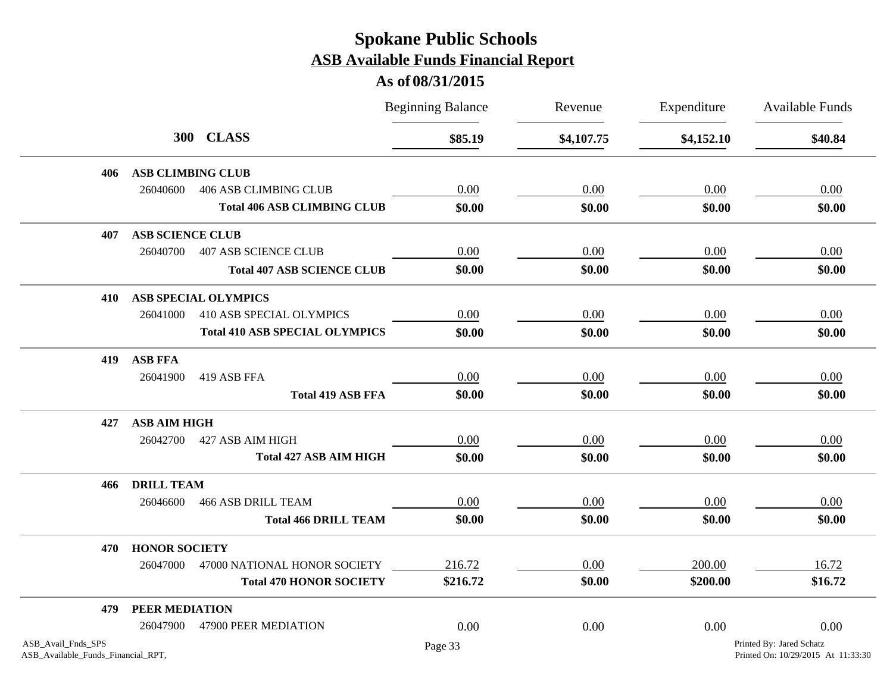# Spokane Public Schools

## ASB Available Funds Financial Report

### As of 08/31/2015

| | | Beginning Balance | Revenue | Expenditure | Available Funds |
|---|---|---|---|---|---|
| **300 CLASS** | | **\$85.19** | **\$4,107.75** | **\$4,152.10** | **\$40.84** |
| **406 ASB CLIMBING CLUB** | | | | | |
| 26040600 | 406 ASB CLIMBING CLUB | 0.00 | 0.00 | 0.00 | 0.00 |
| | **Total 406 ASB CLIMBING CLUB** | **\$0.00** | **\$0.00** | **\$0.00** | **\$0.00** |
| **407 ASB SCIENCE CLUB** | | | | | |
| 26040700 | 407 ASB SCIENCE CLUB | 0.00 | 0.00 | 0.00 | 0.00 |
| | **Total 407 ASB SCIENCE CLUB** | **\$0.00** | **\$0.00** | **\$0.00** | **\$0.00** |
| **410 ASB SPECIAL OLYMPICS** | | | | | |
| 26041000 | 410 ASB SPECIAL OLYMPICS | 0.00 | 0.00 | 0.00 | 0.00 |
| | **Total 410 ASB SPECIAL OLYMPICS** | **\$0.00** | **\$0.00** | **\$0.00** | **\$0.00** |
| **419 ASB FFA** | | | | | |
| 26041900 | 419 ASB FFA | 0.00 | 0.00 | 0.00 | 0.00 |
| | **Total 419 ASB FFA** | **\$0.00** | **\$0.00** | **\$0.00** | **\$0.00** |
| **427 ASB AIM HIGH** | | | | | |
| 26042700 | 427 ASB AIM HIGH | 0.00 | 0.00 | 0.00 | 0.00 |
| | **Total 427 ASB AIM HIGH** | **\$0.00** | **\$0.00** | **\$0.00** | **\$0.00** |
| **466 DRILL TEAM** | | | | | |
| 26046600 | 466 ASB DRILL TEAM | 0.00 | 0.00 | 0.00 | 0.00 |
| | **Total 466 DRILL TEAM** | **\$0.00** | **\$0.00** | **\$0.00** | **\$0.00** |
| **470 HONOR SOCIETY** | | | | | |
| 26047000 | 47000 NATIONAL HONOR SOCIETY | 216.72 | 0.00 | 200.00 | 16.72 |
| | **Total 470 HONOR SOCIETY** | **\$216.72** | **\$0.00** | **\$200.00** | **\$16.72** |
| **479 PEER MEDIATION** | | | | | |
| 26047900 | 47900 PEER MEDIATION | 0.00 | 0.00 | 0.00 | 0.00 |

ASB_Avail_Fnds_SPS
ASB_Available_Funds_Financial_RPT,

Printed By: Jared Schatz
Printed On: 10/29/2015 At 11:33:30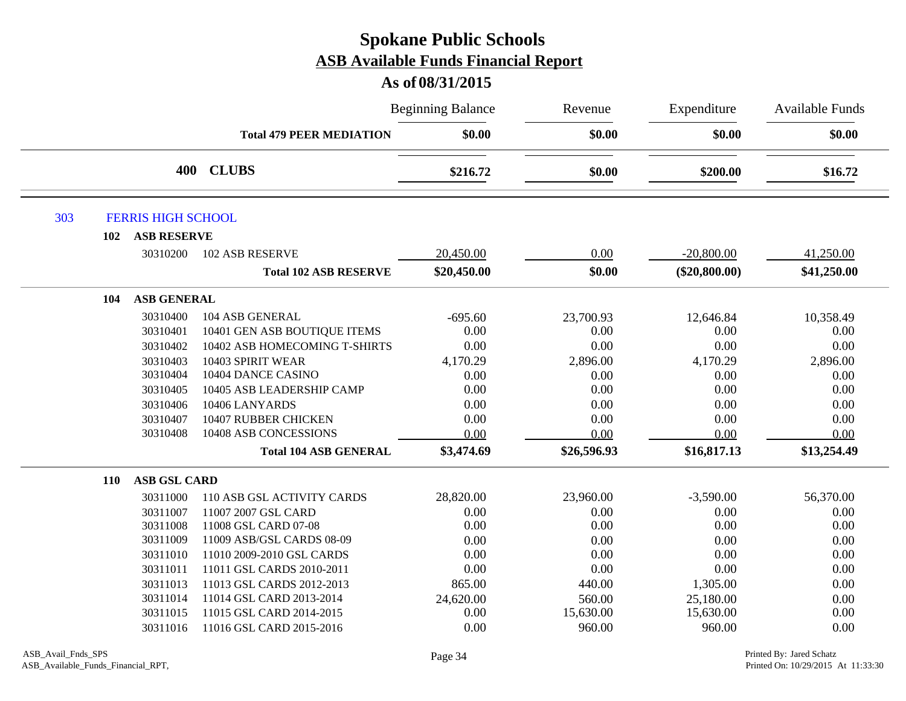# Spokane Public Schools
## ASB Available Funds Financial Report
### As of 08/31/2015

| | | Beginning Balance | Revenue | Expenditure | Available Funds |
|---|---|---|---|---|---|
| | **Total 479 PEER MEDIATION** | **$0.00** | **$0.00** | **$0.00** | **$0.00** |
| **400** | **CLUBS** | **$216.72** | **$0.00** | **$200.00** | **$16.72** |

**303 FERRIS HIGH SCHOOL**

**102 ASB RESERVE**

| | | Beginning Balance | Revenue | Expenditure | Available Funds |
|---|---|---|---|---|---|
| 30310200 | 102 ASB RESERVE | 20,450.00 | 0.00 | -20,800.00 | 41,250.00 |
| | **Total 102 ASB RESERVE** | **$20,450.00** | **$0.00** | **($20,800.00)** | **$41,250.00** |

**104 ASB GENERAL**

| | | Beginning Balance | Revenue | Expenditure | Available Funds |
|---|---|---|---|---|---|
| 30310400 | 104 ASB GENERAL | -695.60 | 23,700.93 | 12,646.84 | 10,358.49 |
| 30310401 | 10401 GEN ASB BOUTIQUE ITEMS | 0.00 | 0.00 | 0.00 | 0.00 |
| 30310402 | 10402 ASB HOMECOMING T-SHIRTS | 0.00 | 0.00 | 0.00 | 0.00 |
| 30310403 | 10403 SPIRIT WEAR | 4,170.29 | 2,896.00 | 4,170.29 | 2,896.00 |
| 30310404 | 10404 DANCE CASINO | 0.00 | 0.00 | 0.00 | 0.00 |
| 30310405 | 10405 ASB LEADERSHIP CAMP | 0.00 | 0.00 | 0.00 | 0.00 |
| 30310406 | 10406 LANYARDS | 0.00 | 0.00 | 0.00 | 0.00 |
| 30310407 | 10407 RUBBER CHICKEN | 0.00 | 0.00 | 0.00 | 0.00 |
| 30310408 | 10408 ASB CONCESSIONS | 0.00 | 0.00 | 0.00 | 0.00 |
| | **Total 104 ASB GENERAL** | **$3,474.69** | **$26,596.93** | **$16,817.13** | **$13,254.49** |

**110 ASB GSL CARD**

| | | Beginning Balance | Revenue | Expenditure | Available Funds |
|---|---|---|---|---|---|
| 30311000 | 110 ASB GSL ACTIVITY CARDS | 28,820.00 | 23,960.00 | -3,590.00 | 56,370.00 |
| 30311007 | 11007 2007 GSL CARD | 0.00 | 0.00 | 0.00 | 0.00 |
| 30311008 | 11008 GSL CARD 07-08 | 0.00 | 0.00 | 0.00 | 0.00 |
| 30311009 | 11009 ASB/GSL CARDS 08-09 | 0.00 | 0.00 | 0.00 | 0.00 |
| 30311010 | 11010 2009-2010 GSL CARDS | 0.00 | 0.00 | 0.00 | 0.00 |
| 30311011 | 11011 GSL CARDS 2010-2011 | 0.00 | 0.00 | 0.00 | 0.00 |
| 30311013 | 11013 GSL CARDS 2012-2013 | 865.00 | 440.00 | 1,305.00 | 0.00 |
| 30311014 | 11014 GSL CARD 2013-2014 | 24,620.00 | 560.00 | 25,180.00 | 0.00 |
| 30311015 | 11015 GSL CARD 2014-2015 | 0.00 | 15,630.00 | 15,630.00 | 0.00 |
| 30311016 | 11016 GSL CARD 2015-2016 | 0.00 | 960.00 | 960.00 | 0.00 |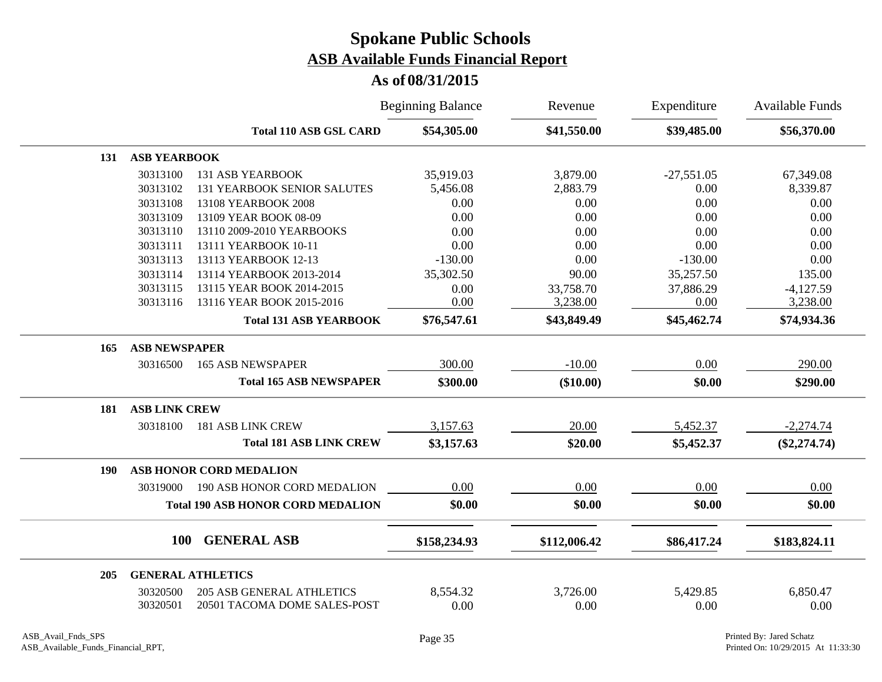# Spokane Public Schools
## ASB Available Funds Financial Report
### As of 08/31/2015

| | | | Beginning Balance | Revenue | Expenditure | Available Funds |
|---|---|---|---|---|---|---|
| | | **Total 110 ASB GSL CARD** | **$54,305.00** | **$41,550.00** | **$39,485.00** | **$56,370.00** |
| **131** | **ASB YEARBOOK** | | | | | |
| | 30313100 | 131 ASB YEARBOOK | 35,919.03 | 3,879.00 | -27,551.05 | 67,349.08 |
| | 30313102 | 131 YEARBOOK SENIOR SALUTES | 5,456.08 | 2,883.79 | 0.00 | 8,339.87 |
| | 30313108 | 13108 YEARBOOK 2008 | 0.00 | 0.00 | 0.00 | 0.00 |
| | 30313109 | 13109 YEAR BOOK 08-09 | 0.00 | 0.00 | 0.00 | 0.00 |
| | 30313110 | 13110 2009-2010 YEARBOOKS | 0.00 | 0.00 | 0.00 | 0.00 |
| | 30313111 | 13111 YEARBOOK 10-11 | 0.00 | 0.00 | 0.00 | 0.00 |
| | 30313113 | 13113 YEARBOOK 12-13 | -130.00 | 0.00 | -130.00 | 0.00 |
| | 30313114 | 13114 YEARBOOK 2013-2014 | 35,302.50 | 90.00 | 35,257.50 | 135.00 |
| | 30313115 | 13115 YEAR BOOK 2014-2015 | 0.00 | 33,758.70 | 37,886.29 | -4,127.59 |
| | 30313116 | 13116 YEAR BOOK 2015-2016 | 0.00 | 3,238.00 | 0.00 | 3,238.00 |
| | | **Total 131 ASB YEARBOOK** | **$76,547.61** | **$43,849.49** | **$45,462.74** | **$74,934.36** |
| **165** | **ASB NEWSPAPER** | | | | | |
| | 30316500 | 165 ASB NEWSPAPER | 300.00 | -10.00 | 0.00 | 290.00 |
| | | **Total 165 ASB NEWSPAPER** | **$300.00** | **($10.00)** | **$0.00** | **$290.00** |
| **181** | **ASB LINK CREW** | | | | | |
| | 30318100 | 181 ASB LINK CREW | 3,157.63 | 20.00 | 5,452.37 | -2,274.74 |
| | | **Total 181 ASB LINK CREW** | **$3,157.63** | **$20.00** | **$5,452.37** | **($2,274.74)** |
| **190** | **ASB HONOR CORD MEDALION** | | | | | |
| | 30319000 | 190 ASB HONOR CORD MEDALION | 0.00 | 0.00 | 0.00 | 0.00 |
| | | **Total 190 ASB HONOR CORD MEDALION** | **$0.00** | **$0.00** | **$0.00** | **$0.00** |
| | **100** | **GENERAL ASB** | **$158,234.93** | **$112,006.42** | **$86,417.24** | **$183,824.11** |
| **205** | **GENERAL ATHLETICS** | | | | | |
| | 30320500 | 205 ASB GENERAL ATHLETICS | 8,554.32 | 3,726.00 | 5,429.85 | 6,850.47 |
| | 30320501 | 20501 TACOMA DOME SALES-POST | 0.00 | 0.00 | 0.00 | 0.00 |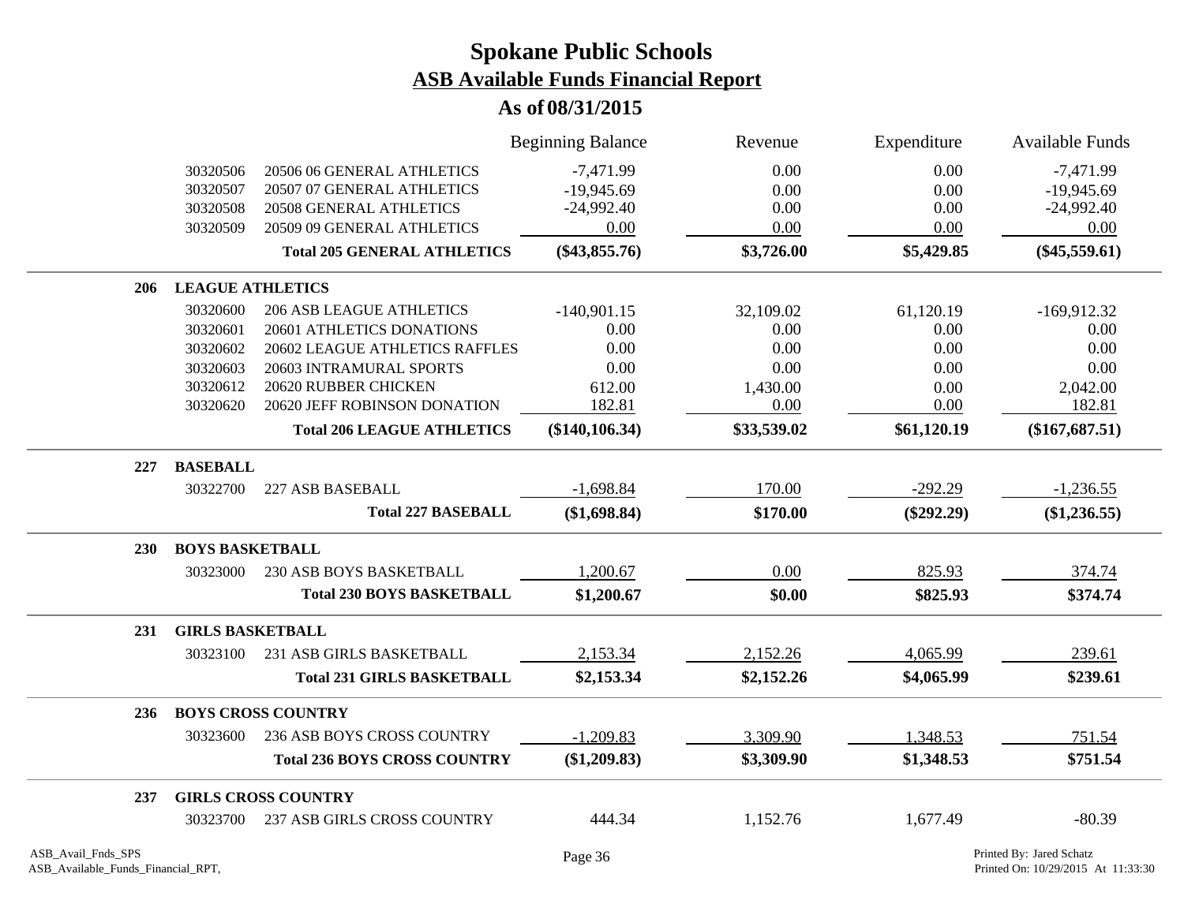# Spokane Public Schools

## ASB Available Funds Financial Report

### As of 08/31/2015

| | | | Beginning Balance | Revenue | Expenditure | Available Funds |
|---|---|---|---|---|---|---|
| | 30320506 | 20506 06 GENERAL ATHLETICS | -7,471.99 | 0.00 | 0.00 | -7,471.99 |
| | 30320507 | 20507 07 GENERAL ATHLETICS | -19,945.69 | 0.00 | 0.00 | -19,945.69 |
| | 30320508 | 20508 GENERAL ATHLETICS | -24,992.40 | 0.00 | 0.00 | -24,992.40 |
| | 30320509 | 20509 09 GENERAL ATHLETICS | 0.00 | 0.00 | 0.00 | 0.00 |
| | | **Total 205 GENERAL ATHLETICS** | **($43,855.76)** | **$3,726.00** | **$5,429.85** | **($45,559.61)** |
| **206** | **LEAGUE ATHLETICS** | | | | | |
| | 30320600 | 206 ASB LEAGUE ATHLETICS | -140,901.15 | 32,109.02 | 61,120.19 | -169,912.32 |
| | 30320601 | 20601 ATHLETICS DONATIONS | 0.00 | 0.00 | 0.00 | 0.00 |
| | 30320602 | 20602 LEAGUE ATHLETICS RAFFLES | 0.00 | 0.00 | 0.00 | 0.00 |
| | 30320603 | 20603 INTRAMURAL SPORTS | 0.00 | 0.00 | 0.00 | 0.00 |
| | 30320612 | 20620 RUBBER CHICKEN | 612.00 | 1,430.00 | 0.00 | 2,042.00 |
| | 30320620 | 20620 JEFF ROBINSON DONATION | 182.81 | 0.00 | 0.00 | 182.81 |
| | | **Total 206 LEAGUE ATHLETICS** | **($140,106.34)** | **$33,539.02** | **$61,120.19** | **($167,687.51)** |
| **227** | **BASEBALL** | | | | | |
| | 30322700 | 227 ASB BASEBALL | -1,698.84 | 170.00 | -292.29 | -1,236.55 |
| | | **Total 227 BASEBALL** | **($1,698.84)** | **$170.00** | **($292.29)** | **($1,236.55)** |
| **230** | **BOYS BASKETBALL** | | | | | |
| | 30323000 | 230 ASB BOYS BASKETBALL | 1,200.67 | 0.00 | 825.93 | 374.74 |
| | | **Total 230 BOYS BASKETBALL** | **$1,200.67** | **$0.00** | **$825.93** | **$374.74** |
| **231** | **GIRLS BASKETBALL** | | | | | |
| | 30323100 | 231 ASB GIRLS BASKETBALL | 2,153.34 | 2,152.26 | 4,065.99 | 239.61 |
| | | **Total 231 GIRLS BASKETBALL** | **$2,153.34** | **$2,152.26** | **$4,065.99** | **$239.61** |
| **236** | **BOYS CROSS COUNTRY** | | | | | |
| | 30323600 | 236 ASB BOYS CROSS COUNTRY | -1,209.83 | 3,309.90 | 1,348.53 | 751.54 |
| | | **Total 236 BOYS CROSS COUNTRY** | **($1,209.83)** | **$3,309.90** | **$1,348.53** | **$751.54** |
| **237** | **GIRLS CROSS COUNTRY** | | | | | |
| | 30323700 | 237 ASB GIRLS CROSS COUNTRY | 444.34 | 1,152.76 | 1,677.49 | -80.39 |

ASB_Avail_Fnds_SPS
ASB_Available_Funds_Financial_RPT,

Printed By: Jared Schatz
Printed On: 10/29/2015 At 11:33:30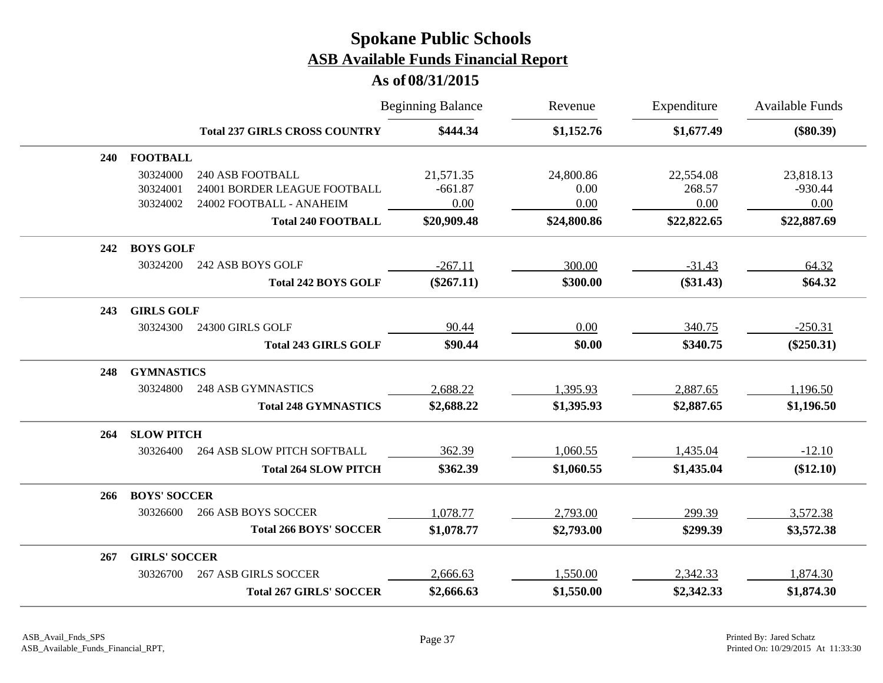# Spokane Public Schools

## ASB Available Funds Financial Report

### As of 08/31/2015

| | | | Beginning Balance | Revenue | Expenditure | Available Funds |
|---|---|---|---|---|---|---|
| | | **Total 237 GIRLS CROSS COUNTRY** | **$444.34** | **$1,152.76** | **$1,677.49** | **($80.39)** |
| **240** | **FOOTBALL** | | | | | |
| | 30324000 | 240 ASB FOOTBALL | 21,571.35 | 24,800.86 | 22,554.08 | 23,818.13 |
| | 30324001 | 24001 BORDER LEAGUE FOOTBALL | -661.87 | 0.00 | 268.57 | -930.44 |
| | 30324002 | 24002 FOOTBALL - ANAHEIM | 0.00 | 0.00 | 0.00 | 0.00 |
| | | **Total 240 FOOTBALL** | **$20,909.48** | **$24,800.86** | **$22,822.65** | **$22,887.69** |
| **242** | **BOYS GOLF** | | | | | |
| | 30324200 | 242 ASB BOYS GOLF | -267.11 | 300.00 | -31.43 | 64.32 |
| | | **Total 242 BOYS GOLF** | **($267.11)** | **$300.00** | **($31.43)** | **$64.32** |
| **243** | **GIRLS GOLF** | | | | | |
| | 30324300 | 24300 GIRLS GOLF | 90.44 | 0.00 | 340.75 | -250.31 |
| | | **Total 243 GIRLS GOLF** | **$90.44** | **$0.00** | **$340.75** | **($250.31)** |
| **248** | **GYMNASTICS** | | | | | |
| | 30324800 | 248 ASB GYMNASTICS | 2,688.22 | 1,395.93 | 2,887.65 | 1,196.50 |
| | | **Total 248 GYMNASTICS** | **$2,688.22** | **$1,395.93** | **$2,887.65** | **$1,196.50** |
| **264** | **SLOW PITCH** | | | | | |
| | 30326400 | 264 ASB SLOW PITCH SOFTBALL | 362.39 | 1,060.55 | 1,435.04 | -12.10 |
| | | **Total 264 SLOW PITCH** | **$362.39** | **$1,060.55** | **$1,435.04** | **($12.10)** |
| **266** | **BOYS' SOCCER** | | | | | |
| | 30326600 | 266 ASB BOYS SOCCER | 1,078.77 | 2,793.00 | 299.39 | 3,572.38 |
| | | **Total 266 BOYS' SOCCER** | **$1,078.77** | **$2,793.00** | **$299.39** | **$3,572.38** |
| **267** | **GIRLS' SOCCER** | | | | | |
| | 30326700 | 267 ASB GIRLS SOCCER | 2,666.63 | 1,550.00 | 2,342.33 | 1,874.30 |
| | | **Total 267 GIRLS' SOCCER** | **$2,666.63** | **$1,550.00** | **$2,342.33** | **$1,874.30** |

ASB_Avail_Fnds_SPS
ASB_Available_Funds_Financial_RPT,

Printed By: Jared Schatz
Printed On: 10/29/2015 At 11:33:30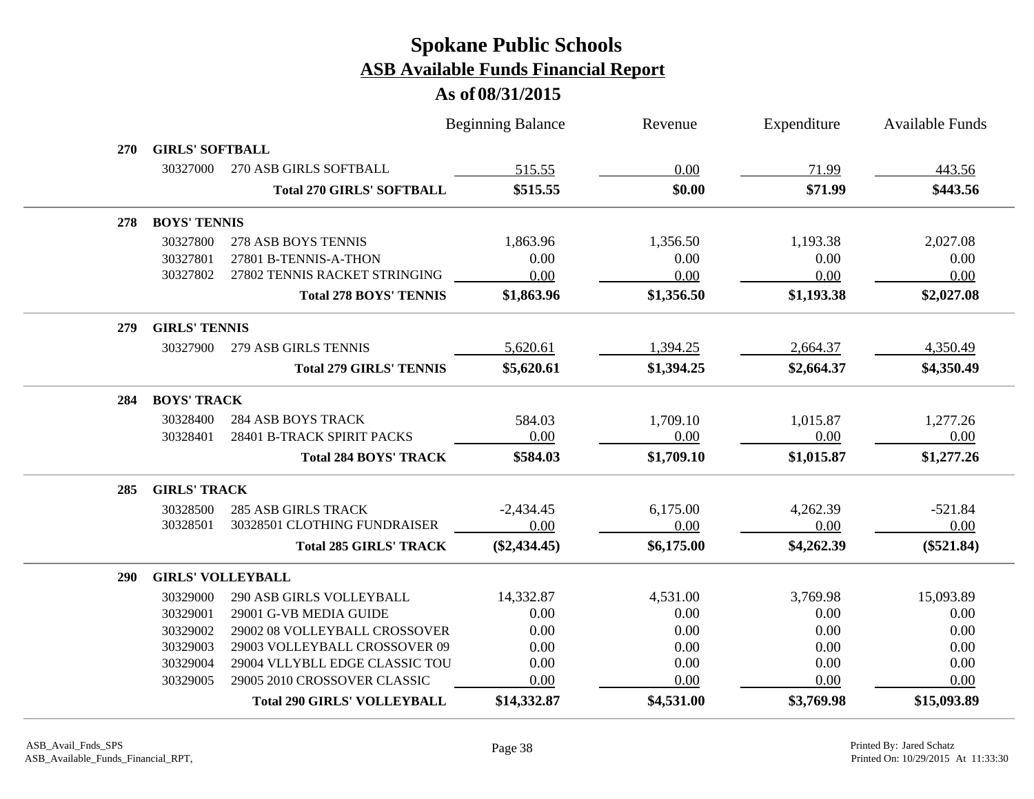# Spokane Public Schools
## ASB Available Funds Financial Report
### As of 08/31/2015

| | | | Beginning Balance | Revenue | Expenditure | Available Funds |
|---|---|---|---|---|---|---|
| **270** | **GIRLS' SOFTBALL** | | | | | |
| | 30327000 | 270 ASB GIRLS SOFTBALL | 515.55 | 0.00 | 71.99 | 443.56 |
| | | **Total 270 GIRLS' SOFTBALL** | **$515.55** | **$0.00** | **$71.99** | **$443.56** |
| **278** | **BOYS' TENNIS** | | | | | |
| | 30327800 | 278 ASB BOYS TENNIS | 1,863.96 | 1,356.50 | 1,193.38 | 2,027.08 |
| | 30327801 | 27801 B-TENNIS-A-THON | 0.00 | 0.00 | 0.00 | 0.00 |
| | 30327802 | 27802 TENNIS RACKET STRINGING | 0.00 | 0.00 | 0.00 | 0.00 |
| | | **Total 278 BOYS' TENNIS** | **$1,863.96** | **$1,356.50** | **$1,193.38** | **$2,027.08** |
| **279** | **GIRLS' TENNIS** | | | | | |
| | 30327900 | 279 ASB GIRLS TENNIS | 5,620.61 | 1,394.25 | 2,664.37 | 4,350.49 |
| | | **Total 279 GIRLS' TENNIS** | **$5,620.61** | **$1,394.25** | **$2,664.37** | **$4,350.49** |
| **284** | **BOYS' TRACK** | | | | | |
| | 30328400 | 284 ASB BOYS TRACK | 584.03 | 1,709.10 | 1,015.87 | 1,277.26 |
| | 30328401 | 28401 B-TRACK SPIRIT PACKS | 0.00 | 0.00 | 0.00 | 0.00 |
| | | **Total 284 BOYS' TRACK** | **$584.03** | **$1,709.10** | **$1,015.87** | **$1,277.26** |
| **285** | **GIRLS' TRACK** | | | | | |
| | 30328500 | 285 ASB GIRLS TRACK | -2,434.45 | 6,175.00 | 4,262.39 | -521.84 |
| | 30328501 | 30328501 CLOTHING FUNDRAISER | 0.00 | 0.00 | 0.00 | 0.00 |
| | | **Total 285 GIRLS' TRACK** | **($2,434.45)** | **$6,175.00** | **$4,262.39** | **($521.84)** |
| **290** | **GIRLS' VOLLEYBALL** | | | | | |
| | 30329000 | 290 ASB GIRLS VOLLEYBALL | 14,332.87 | 4,531.00 | 3,769.98 | 15,093.89 |
| | 30329001 | 29001 G-VB MEDIA GUIDE | 0.00 | 0.00 | 0.00 | 0.00 |
| | 30329002 | 29002 08 VOLLEYBALL CROSSOVER | 0.00 | 0.00 | 0.00 | 0.00 |
| | 30329003 | 29003 VOLLEYBALL CROSSOVER 09 | 0.00 | 0.00 | 0.00 | 0.00 |
| | 30329004 | 29004 VLLYBLL EDGE CLASSIC TOU | 0.00 | 0.00 | 0.00 | 0.00 |
| | 30329005 | 29005 2010 CROSSOVER CLASSIC | 0.00 | 0.00 | 0.00 | 0.00 |
| | | **Total 290 GIRLS' VOLLEYBALL** | **$14,332.87** | **$4,531.00** | **$3,769.98** | **$15,093.89** |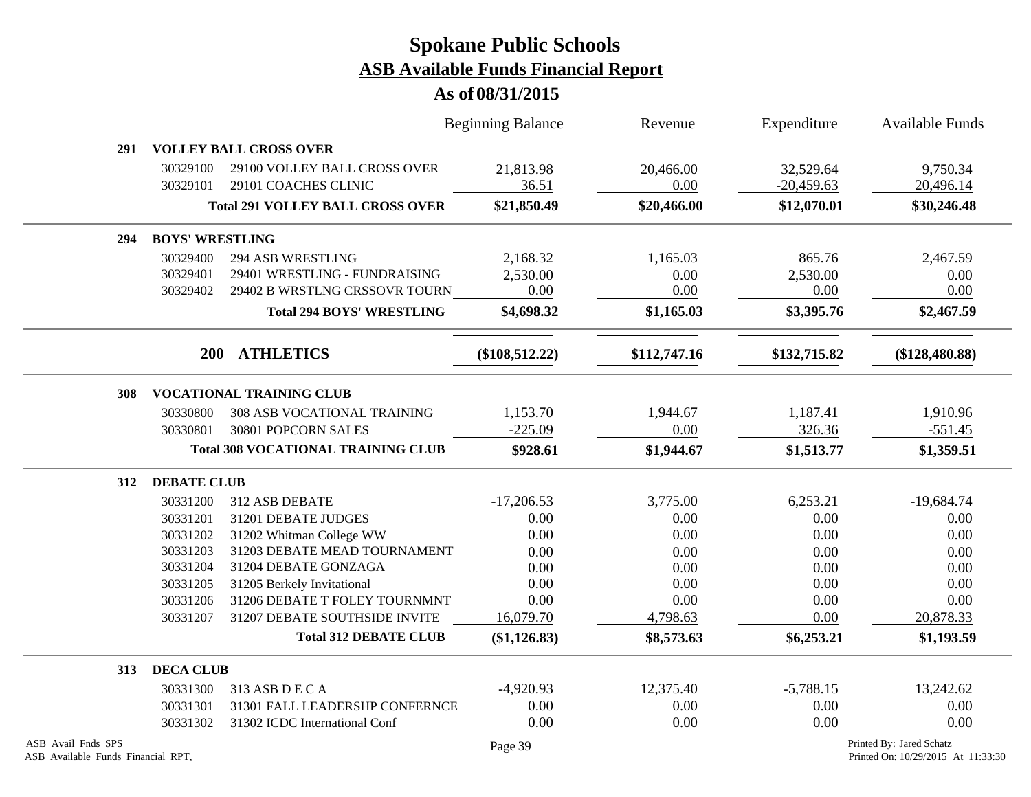# Spokane Public Schools

## ASB Available Funds Financial Report

### As of 08/31/2015

| | | Beginning Balance | Revenue | Expenditure | Available Funds |
|---|---|---|---|---|---|
| **291** | **VOLLEY BALL CROSS OVER** | | | | |
| 30329100 | 29100 VOLLEY BALL CROSS OVER | 21,813.98 | 20,466.00 | 32,529.64 | 9,750.34 |
| 30329101 | 29101 COACHES CLINIC | 36.51 | 0.00 | -20,459.63 | 20,496.14 |
| | **Total 291 VOLLEY BALL CROSS OVER** | **$21,850.49** | **$20,466.00** | **$12,070.01** | **$30,246.48** |
| **294** | **BOYS' WRESTLING** | | | | |
| 30329400 | 294 ASB WRESTLING | 2,168.32 | 1,165.03 | 865.76 | 2,467.59 |
| 30329401 | 29401 WRESTLING - FUNDRAISING | 2,530.00 | 0.00 | 2,530.00 | 0.00 |
| 30329402 | 29402 B WRSTLNG CRSSOVR TOURN | 0.00 | 0.00 | 0.00 | 0.00 |
| | **Total 294 BOYS' WRESTLING** | **$4,698.32** | **$1,165.03** | **$3,395.76** | **$2,467.59** |
| **200** | **ATHLETICS** | **($108,512.22)** | **$112,747.16** | **$132,715.82** | **($128,480.88)** |
| **308** | **VOCATIONAL TRAINING CLUB** | | | | |
| 30330800 | 308 ASB VOCATIONAL TRAINING | 1,153.70 | 1,944.67 | 1,187.41 | 1,910.96 |
| 30330801 | 30801 POPCORN SALES | -225.09 | 0.00 | 326.36 | -551.45 |
| | **Total 308 VOCATIONAL TRAINING CLUB** | **$928.61** | **$1,944.67** | **$1,513.77** | **$1,359.51** |
| **312** | **DEBATE CLUB** | | | | |
| 30331200 | 312 ASB DEBATE | -17,206.53 | 3,775.00 | 6,253.21 | -19,684.74 |
| 30331201 | 31201 DEBATE JUDGES | 0.00 | 0.00 | 0.00 | 0.00 |
| 30331202 | 31202 Whitman College WW | 0.00 | 0.00 | 0.00 | 0.00 |
| 30331203 | 31203 DEBATE MEAD TOURNAMENT | 0.00 | 0.00 | 0.00 | 0.00 |
| 30331204 | 31204 DEBATE GONZAGA | 0.00 | 0.00 | 0.00 | 0.00 |
| 30331205 | 31205 Berkely Invitational | 0.00 | 0.00 | 0.00 | 0.00 |
| 30331206 | 31206 DEBATE T FOLEY TOURNMNT | 0.00 | 0.00 | 0.00 | 0.00 |
| 30331207 | 31207 DEBATE SOUTHSIDE INVITE | 16,079.70 | 4,798.63 | 0.00 | 20,878.33 |
| | **Total 312 DEBATE CLUB** | **($1,126.83)** | **$8,573.63** | **$6,253.21** | **$1,193.59** |
| **313** | **DECA CLUB** | | | | |
| 30331300 | 313 ASB D E C A | -4,920.93 | 12,375.40 | -5,788.15 | 13,242.62 |
| 30331301 | 31301 FALL LEADERSHP CONFERNCE | 0.00 | 0.00 | 0.00 | 0.00 |
| 30331302 | 31302 ICDC International Conf | 0.00 | 0.00 | 0.00 | 0.00 |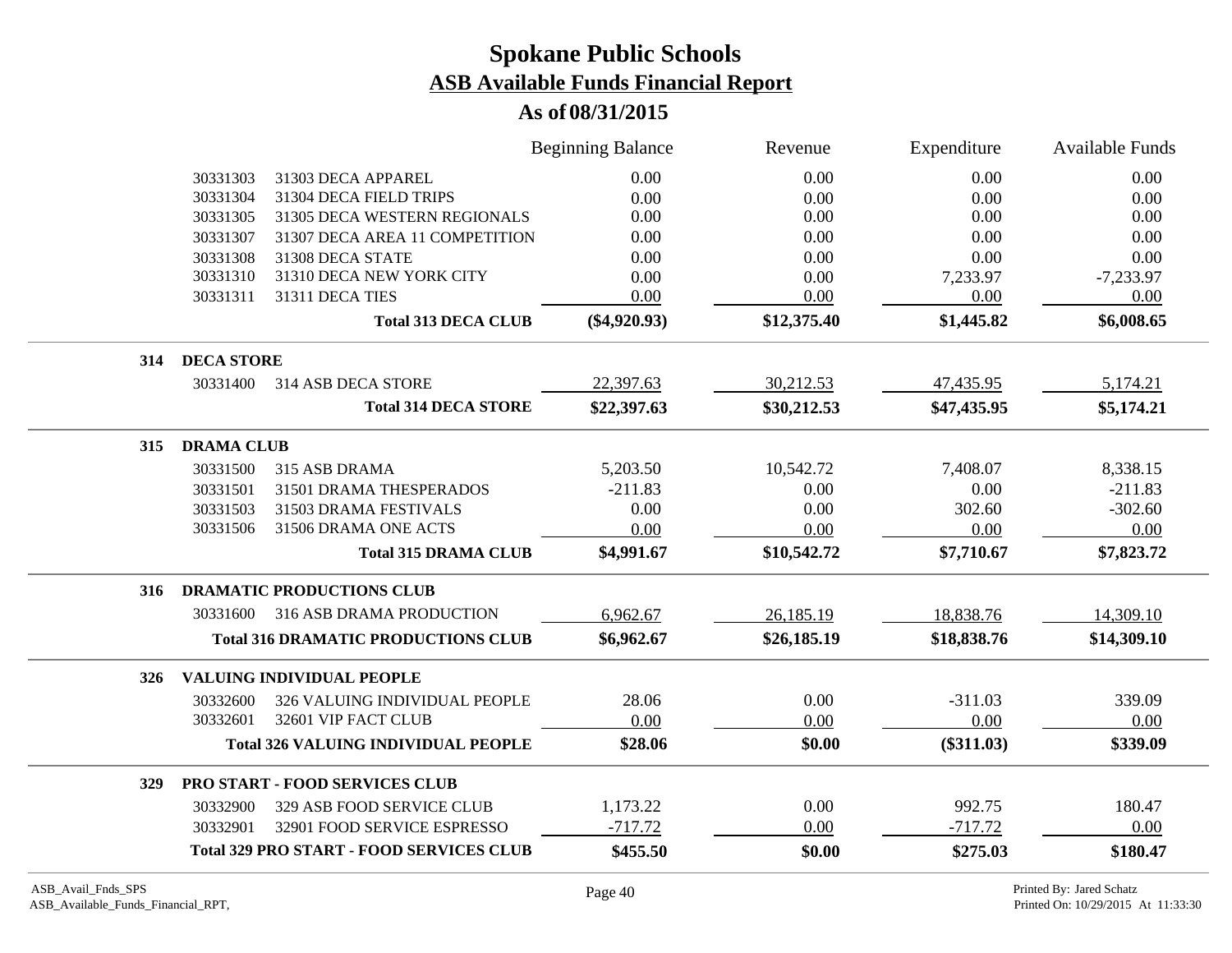# Spokane Public Schools

## ASB Available Funds Financial Report

### As of 08/31/2015

| | | | Beginning Balance | Revenue | Expenditure | Available Funds |
|---|---|---|---|---|---|---|
| | 30331303 | 31303 DECA APPAREL | 0.00 | 0.00 | 0.00 | 0.00 |
| | 30331304 | 31304 DECA FIELD TRIPS | 0.00 | 0.00 | 0.00 | 0.00 |
| | 30331305 | 31305 DECA WESTERN REGIONALS | 0.00 | 0.00 | 0.00 | 0.00 |
| | 30331307 | 31307 DECA AREA 11 COMPETITION | 0.00 | 0.00 | 0.00 | 0.00 |
| | 30331308 | 31308 DECA STATE | 0.00 | 0.00 | 0.00 | 0.00 |
| | 30331310 | 31310 DECA NEW YORK CITY | 0.00 | 0.00 | 7,233.97 | -7,233.97 |
| | 30331311 | 31311 DECA TIES | 0.00 | 0.00 | 0.00 | 0.00 |
| | | **Total 313 DECA CLUB** | **($4,920.93)** | **$12,375.40** | **$1,445.82** | **$6,008.65** |
| **314** | **DECA STORE** | | | | | |
| | 30331400 | 314 ASB DECA STORE | 22,397.63 | 30,212.53 | 47,435.95 | 5,174.21 |
| | | **Total 314 DECA STORE** | **$22,397.63** | **$30,212.53** | **$47,435.95** | **$5,174.21** |
| **315** | **DRAMA CLUB** | | | | | |
| | 30331500 | 315 ASB DRAMA | 5,203.50 | 10,542.72 | 7,408.07 | 8,338.15 |
| | 30331501 | 31501 DRAMA THESPERADOS | -211.83 | 0.00 | 0.00 | -211.83 |
| | 30331503 | 31503 DRAMA FESTIVALS | 0.00 | 0.00 | 302.60 | -302.60 |
| | 30331506 | 31506 DRAMA ONE ACTS | 0.00 | 0.00 | 0.00 | 0.00 |
| | | **Total 315 DRAMA CLUB** | **$4,991.67** | **$10,542.72** | **$7,710.67** | **$7,823.72** |
| **316** | **DRAMATIC PRODUCTIONS CLUB** | | | | | |
| | 30331600 | 316 ASB DRAMA PRODUCTION | 6,962.67 | 26,185.19 | 18,838.76 | 14,309.10 |
| | | **Total 316 DRAMATIC PRODUCTIONS CLUB** | **$6,962.67** | **$26,185.19** | **$18,838.76** | **$14,309.10** |
| **326** | **VALUING INDIVIDUAL PEOPLE** | | | | | |
| | 30332600 | 326 VALUING INDIVIDUAL PEOPLE | 28.06 | 0.00 | -311.03 | 339.09 |
| | 30332601 | 32601 VIP FACT CLUB | 0.00 | 0.00 | 0.00 | 0.00 |
| | | **Total 326 VALUING INDIVIDUAL PEOPLE** | **$28.06** | **$0.00** | **($311.03)** | **$339.09** |
| **329** | **PRO START - FOOD SERVICES CLUB** | | | | | |
| | 30332900 | 329 ASB FOOD SERVICE CLUB | 1,173.22 | 0.00 | 992.75 | 180.47 |
| | 30332901 | 32901 FOOD SERVICE ESPRESSO | -717.72 | 0.00 | -717.72 | 0.00 |
| | | **Total 329 PRO START - FOOD SERVICES CLUB** | **$455.50** | **$0.00** | **$275.03** | **$180.47** |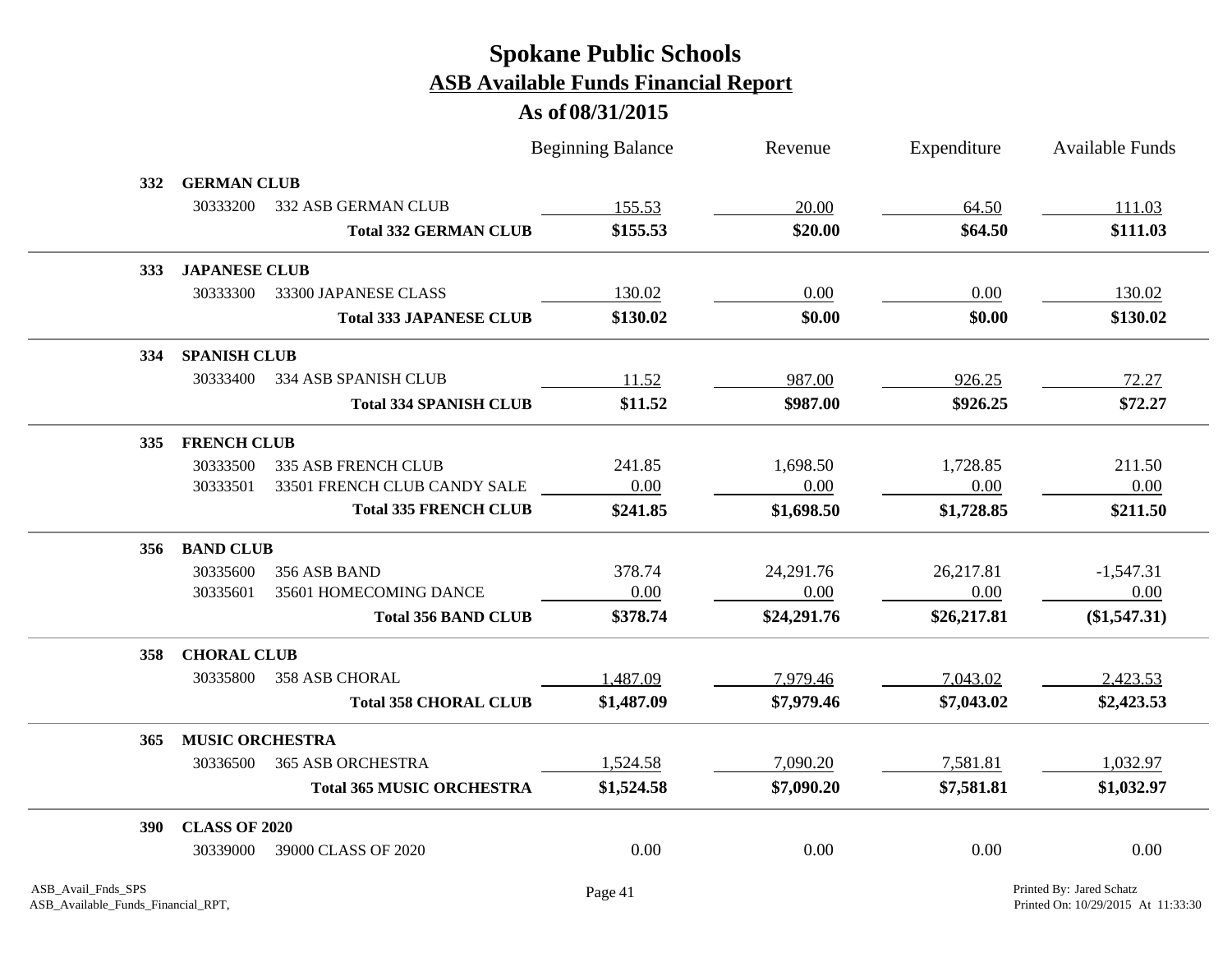# Spokane Public Schools

## ASB Available Funds Financial Report

### As of 08/31/2015

| | | Beginning Balance | Revenue | Expenditure | Available Funds |
|---|---|---|---|---|---|
| **332** | **GERMAN CLUB** | | | | |
| 30333200 | 332 ASB GERMAN CLUB | 155.53 | 20.00 | 64.50 | 111.03 |
| | **Total 332 GERMAN CLUB** | **$155.53** | **$20.00** | **$64.50** | **$111.03** |
| **333** | **JAPANESE CLUB** | | | | |
| 30333300 | 33300 JAPANESE CLASS | 130.02 | 0.00 | 0.00 | 130.02 |
| | **Total 333 JAPANESE CLUB** | **$130.02** | **$0.00** | **$0.00** | **$130.02** |
| **334** | **SPANISH CLUB** | | | | |
| 30333400 | 334 ASB SPANISH CLUB | 11.52 | 987.00 | 926.25 | 72.27 |
| | **Total 334 SPANISH CLUB** | **$11.52** | **$987.00** | **$926.25** | **$72.27** |
| **335** | **FRENCH CLUB** | | | | |
| 30333500 | 335 ASB FRENCH CLUB | 241.85 | 1,698.50 | 1,728.85 | 211.50 |
| 30333501 | 33501 FRENCH CLUB CANDY SALE | 0.00 | 0.00 | 0.00 | 0.00 |
| | **Total 335 FRENCH CLUB** | **$241.85** | **$1,698.50** | **$1,728.85** | **$211.50** |
| **356** | **BAND CLUB** | | | | |
| 30335600 | 356 ASB BAND | 378.74 | 24,291.76 | 26,217.81 | -1,547.31 |
| 30335601 | 35601 HOMECOMING DANCE | 0.00 | 0.00 | 0.00 | 0.00 |
| | **Total 356 BAND CLUB** | **$378.74** | **$24,291.76** | **$26,217.81** | **($1,547.31)** |
| **358** | **CHORAL CLUB** | | | | |
| 30335800 | 358 ASB CHORAL | 1,487.09 | 7,979.46 | 7,043.02 | 2,423.53 |
| | **Total 358 CHORAL CLUB** | **$1,487.09** | **$7,979.46** | **$7,043.02** | **$2,423.53** |
| **365** | **MUSIC ORCHESTRA** | | | | |
| 30336500 | 365 ASB ORCHESTRA | 1,524.58 | 7,090.20 | 7,581.81 | 1,032.97 |
| | **Total 365 MUSIC ORCHESTRA** | **$1,524.58** | **$7,090.20** | **$7,581.81** | **$1,032.97** |
| **390** | **CLASS OF 2020** | | | | |
| 30339000 | 39000 CLASS OF 2020 | 0.00 | 0.00 | 0.00 | 0.00 |

ASB_Avail_Fnds_SPS
ASB_Available_Funds_Financial_RPT,

Printed By: Jared Schatz
Printed On: 10/29/2015 At 11:33:30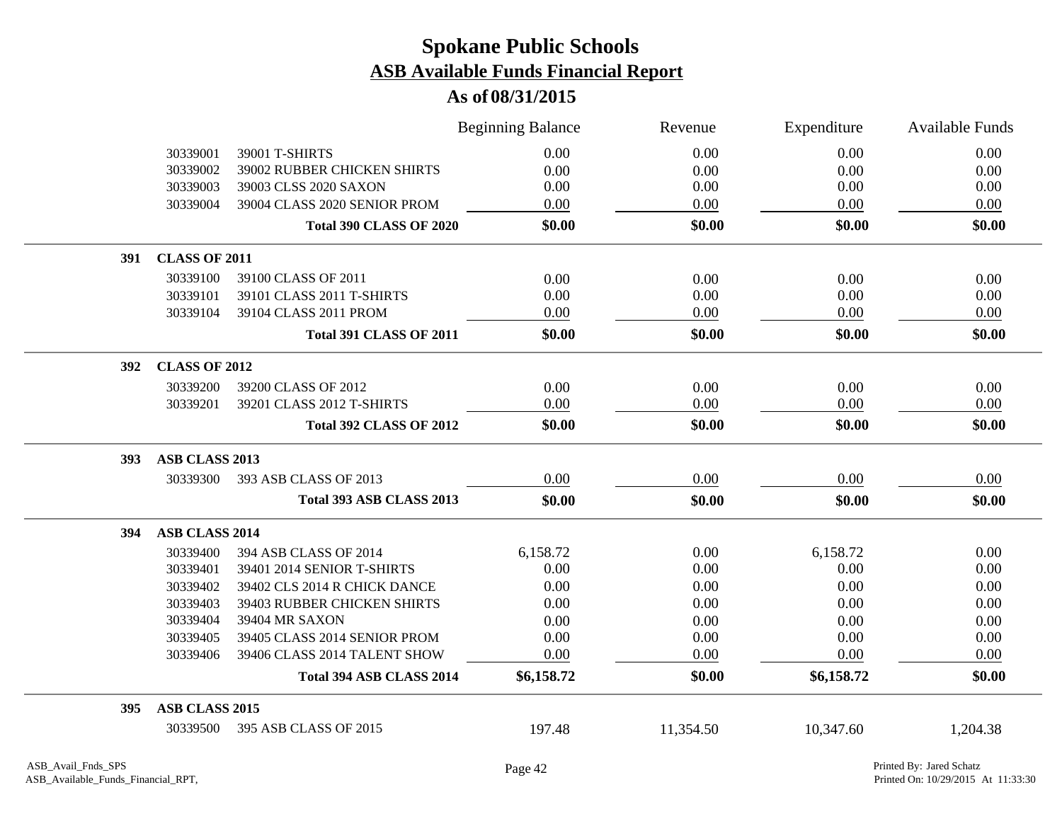# Spokane Public Schools

## ASB Available Funds Financial Report

### As of 08/31/2015

| | | | Beginning Balance | Revenue | Expenditure | Available Funds |
|---|---|---|---|---|---|---|
| | 30339001 | 39001 T-SHIRTS | 0.00 | 0.00 | 0.00 | 0.00 |
| | 30339002 | 39002 RUBBER CHICKEN SHIRTS | 0.00 | 0.00 | 0.00 | 0.00 |
| | 30339003 | 39003 CLSS 2020 SAXON | 0.00 | 0.00 | 0.00 | 0.00 |
| | 30339004 | 39004 CLASS 2020 SENIOR PROM | 0.00 | 0.00 | 0.00 | 0.00 |
| | | **Total 390 CLASS OF 2020** | **$0.00** | **$0.00** | **$0.00** | **$0.00** |
| **391** | **CLASS OF 2011** | | | | | |
| | 30339100 | 39100 CLASS OF 2011 | 0.00 | 0.00 | 0.00 | 0.00 |
| | 30339101 | 39101 CLASS 2011 T-SHIRTS | 0.00 | 0.00 | 0.00 | 0.00 |
| | 30339104 | 39104 CLASS 2011 PROM | 0.00 | 0.00 | 0.00 | 0.00 |
| | | **Total 391 CLASS OF 2011** | **$0.00** | **$0.00** | **$0.00** | **$0.00** |
| **392** | **CLASS OF 2012** | | | | | |
| | 30339200 | 39200 CLASS OF 2012 | 0.00 | 0.00 | 0.00 | 0.00 |
| | 30339201 | 39201 CLASS 2012 T-SHIRTS | 0.00 | 0.00 | 0.00 | 0.00 |
| | | **Total 392 CLASS OF 2012** | **$0.00** | **$0.00** | **$0.00** | **$0.00** |
| **393** | **ASB CLASS 2013** | | | | | |
| | 30339300 | 393 ASB CLASS OF 2013 | 0.00 | 0.00 | 0.00 | 0.00 |
| | | **Total 393 ASB CLASS 2013** | **$0.00** | **$0.00** | **$0.00** | **$0.00** |
| **394** | **ASB CLASS 2014** | | | | | |
| | 30339400 | 394 ASB CLASS OF 2014 | 6,158.72 | 0.00 | 6,158.72 | 0.00 |
| | 30339401 | 39401 2014 SENIOR T-SHIRTS | 0.00 | 0.00 | 0.00 | 0.00 |
| | 30339402 | 39402 CLS 2014 R CHICK DANCE | 0.00 | 0.00 | 0.00 | 0.00 |
| | 30339403 | 39403 RUBBER CHICKEN SHIRTS | 0.00 | 0.00 | 0.00 | 0.00 |
| | 30339404 | 39404 MR SAXON | 0.00 | 0.00 | 0.00 | 0.00 |
| | 30339405 | 39405 CLASS 2014 SENIOR PROM | 0.00 | 0.00 | 0.00 | 0.00 |
| | 30339406 | 39406 CLASS 2014 TALENT SHOW | 0.00 | 0.00 | 0.00 | 0.00 |
| | | **Total 394 ASB CLASS 2014** | **$6,158.72** | **$0.00** | **$6,158.72** | **$0.00** |
| **395** | **ASB CLASS 2015** | | | | | |
| | 30339500 | 395 ASB CLASS OF 2015 | 197.48 | 11,354.50 | 10,347.60 | 1,204.38 |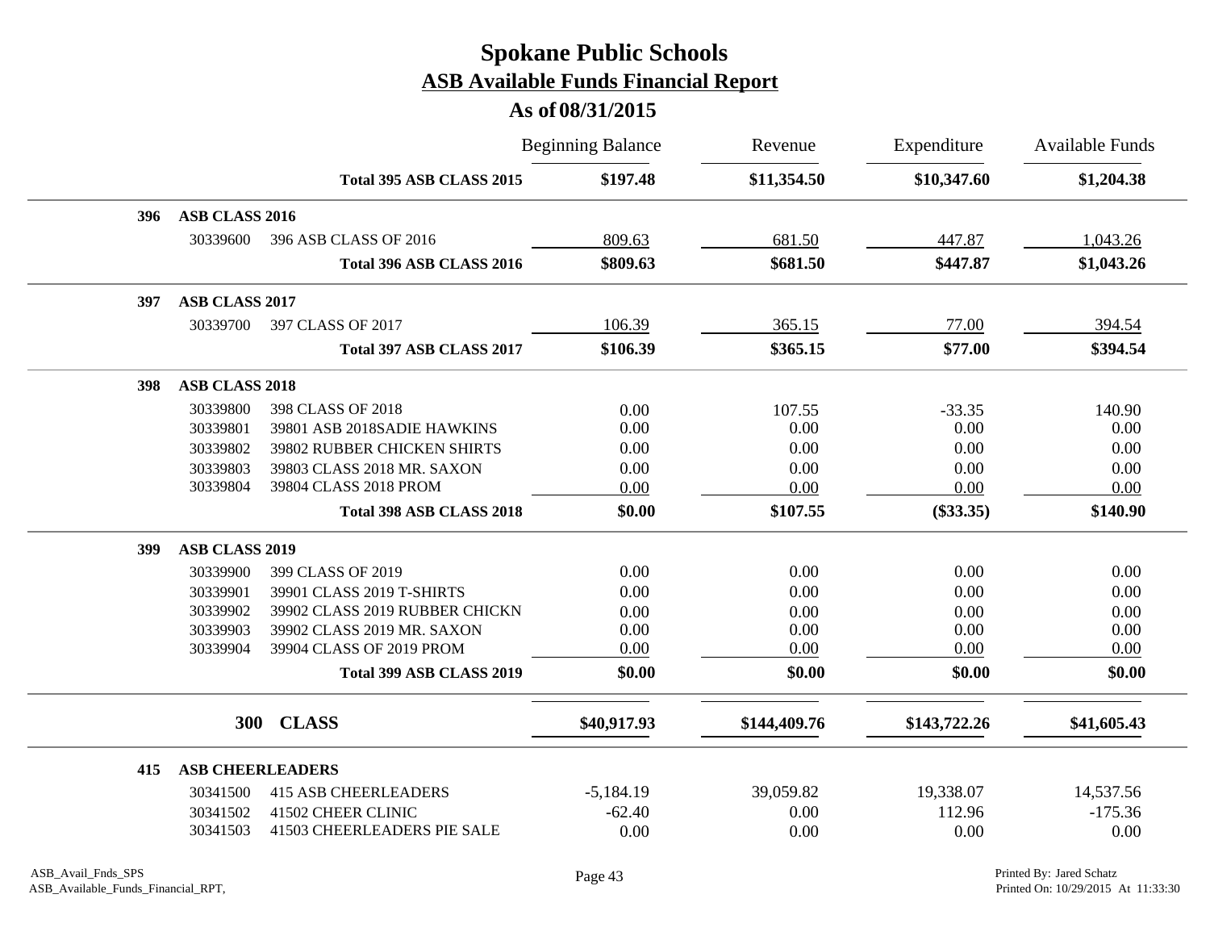# Spokane Public Schools

## ASB Available Funds Financial Report

### As of 08/31/2015

| | | | Beginning Balance | Revenue | Expenditure | Available Funds |
|---|---|---|---|---|---|---|
| | | **Total 395 ASB CLASS 2015** | **$197.48** | **$11,354.50** | **$10,347.60** | **$1,204.38** |
| **396** | **ASB CLASS 2016** | | | | | |
| | 30339600 | 396 ASB CLASS OF 2016 | 809.63 | 681.50 | 447.87 | 1,043.26 |
| | | **Total 396 ASB CLASS 2016** | **$809.63** | **$681.50** | **$447.87** | **$1,043.26** |
| **397** | **ASB CLASS 2017** | | | | | |
| | 30339700 | 397 CLASS OF 2017 | 106.39 | 365.15 | 77.00 | 394.54 |
| | | **Total 397 ASB CLASS 2017** | **$106.39** | **$365.15** | **$77.00** | **$394.54** |
| **398** | **ASB CLASS 2018** | | | | | |
| | 30339800 | 398 CLASS OF 2018 | 0.00 | 107.55 | -33.35 | 140.90 |
| | 30339801 | 39801 ASB 2018SADIE HAWKINS | 0.00 | 0.00 | 0.00 | 0.00 |
| | 30339802 | 39802 RUBBER CHICKEN SHIRTS | 0.00 | 0.00 | 0.00 | 0.00 |
| | 30339803 | 39803 CLASS 2018 MR. SAXON | 0.00 | 0.00 | 0.00 | 0.00 |
| | 30339804 | 39804 CLASS 2018 PROM | 0.00 | 0.00 | 0.00 | 0.00 |
| | | **Total 398 ASB CLASS 2018** | **$0.00** | **$107.55** | **($33.35)** | **$140.90** |
| **399** | **ASB CLASS 2019** | | | | | |
| | 30339900 | 399 CLASS OF 2019 | 0.00 | 0.00 | 0.00 | 0.00 |
| | 30339901 | 39901 CLASS 2019 T-SHIRTS | 0.00 | 0.00 | 0.00 | 0.00 |
| | 30339902 | 39902 CLASS 2019 RUBBER CHICKN | 0.00 | 0.00 | 0.00 | 0.00 |
| | 30339903 | 39902 CLASS 2019 MR. SAXON | 0.00 | 0.00 | 0.00 | 0.00 |
| | 30339904 | 39904 CLASS OF 2019 PROM | 0.00 | 0.00 | 0.00 | 0.00 |
| | | **Total 399 ASB CLASS 2019** | **$0.00** | **$0.00** | **$0.00** | **$0.00** |
| | **300** | **CLASS** | **$40,917.93** | **$144,409.76** | **$143,722.26** | **$41,605.43** |
| **415** | **ASB CHEERLEADERS** | | | | | |
| | 30341500 | 415 ASB CHEERLEADERS | -5,184.19 | 39,059.82 | 19,338.07 | 14,537.56 |
| | 30341502 | 41502 CHEER CLINIC | -62.40 | 0.00 | 112.96 | -175.36 |
| | 30341503 | 41503 CHEERLEADERS PIE SALE | 0.00 | 0.00 | 0.00 | 0.00 |

ASB_Avail_Fnds_SPS
ASB_Available_Funds_Financial_RPT,

Printed By: Jared Schatz
Printed On: 10/29/2015 At 11:33:30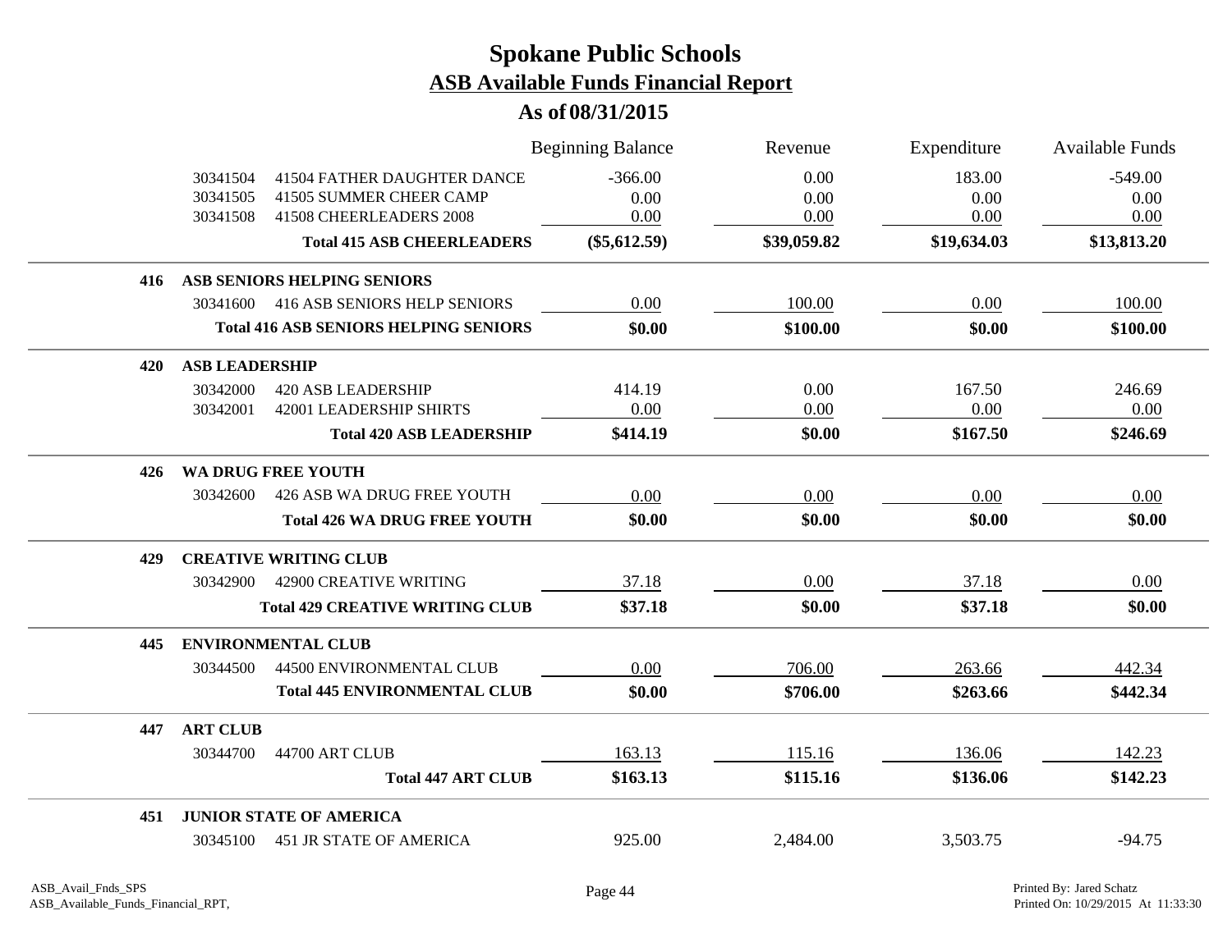# Spokane Public Schools

## ASB Available Funds Financial Report

### As of 08/31/2015

| | | Beginning Balance | Revenue | Expenditure | Available Funds |
|---|---|---|---|---|---|
| 30341504 | 41504 FATHER DAUGHTER DANCE | -366.00 | 0.00 | 183.00 | -549.00 |
| 30341505 | 41505 SUMMER CHEER CAMP | 0.00 | 0.00 | 0.00 | 0.00 |
| 30341508 | 41508 CHEERLEADERS 2008 | 0.00 | 0.00 | 0.00 | 0.00 |
| | **Total 415 ASB CHEERLEADERS** | **($5,612.59)** | **$39,059.82** | **$19,634.03** | **$13,813.20** |
| **416** | **ASB SENIORS HELPING SENIORS** | | | | |
| 30341600 | 416 ASB SENIORS HELP SENIORS | 0.00 | 100.00 | 0.00 | 100.00 |
| | **Total 416 ASB SENIORS HELPING SENIORS** | **$0.00** | **$100.00** | **$0.00** | **$100.00** |
| **420** | **ASB LEADERSHIP** | | | | |
| 30342000 | 420 ASB LEADERSHIP | 414.19 | 0.00 | 167.50 | 246.69 |
| 30342001 | 42001 LEADERSHIP SHIRTS | 0.00 | 0.00 | 0.00 | 0.00 |
| | **Total 420 ASB LEADERSHIP** | **$414.19** | **$0.00** | **$167.50** | **$246.69** |
| **426** | **WA DRUG FREE YOUTH** | | | | |
| 30342600 | 426 ASB WA DRUG FREE YOUTH | 0.00 | 0.00 | 0.00 | 0.00 |
| | **Total 426 WA DRUG FREE YOUTH** | **$0.00** | **$0.00** | **$0.00** | **$0.00** |
| **429** | **CREATIVE WRITING CLUB** | | | | |
| 30342900 | 42900 CREATIVE WRITING | 37.18 | 0.00 | 37.18 | 0.00 |
| | **Total 429 CREATIVE WRITING CLUB** | **$37.18** | **$0.00** | **$37.18** | **$0.00** |
| **445** | **ENVIRONMENTAL CLUB** | | | | |
| 30344500 | 44500 ENVIRONMENTAL CLUB | 0.00 | 706.00 | 263.66 | 442.34 |
| | **Total 445 ENVIRONMENTAL CLUB** | **$0.00** | **$706.00** | **$263.66** | **$442.34** |
| **447** | **ART CLUB** | | | | |
| 30344700 | 44700 ART CLUB | 163.13 | 115.16 | 136.06 | 142.23 |
| | **Total 447 ART CLUB** | **$163.13** | **$115.16** | **$136.06** | **$142.23** |
| **451** | **JUNIOR STATE OF AMERICA** | | | | |
| 30345100 | 451 JR STATE OF AMERICA | 925.00 | 2,484.00 | 3,503.75 | -94.75 |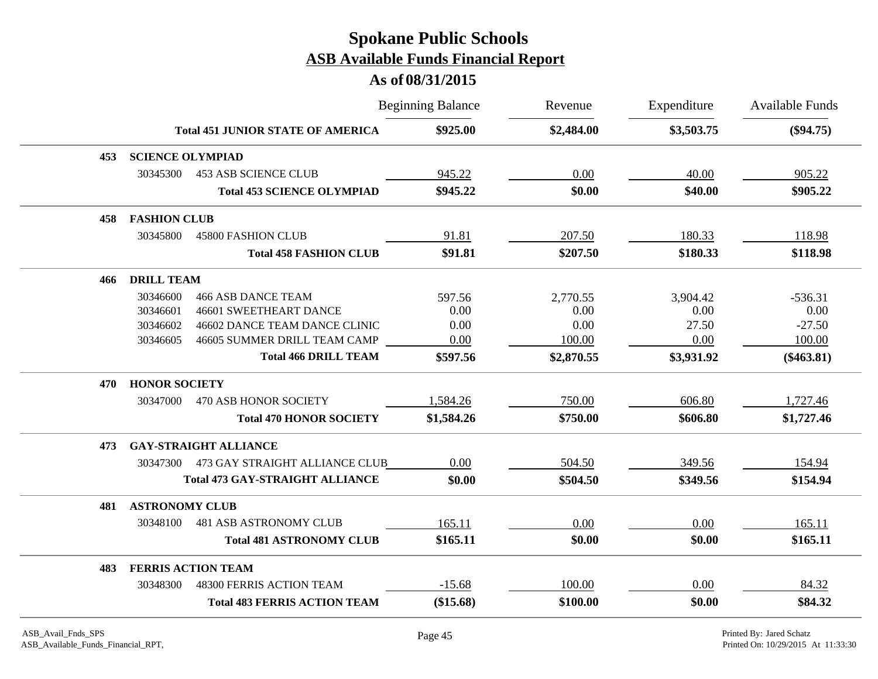# Spokane Public Schools

## ASB Available Funds Financial Report

### As of 08/31/2015

| | | Beginning Balance | Revenue | Expenditure | Available Funds |
|---|---|---|---|---|---|
| | **Total 451 JUNIOR STATE OF AMERICA** | **$925.00** | **$2,484.00** | **$3,503.75** | **($94.75)** |
| **453** | **SCIENCE OLYMPIAD** | | | | |
| 30345300 | 453 ASB SCIENCE CLUB | 945.22 | 0.00 | 40.00 | 905.22 |
| | **Total 453 SCIENCE OLYMPIAD** | **$945.22** | **$0.00** | **$40.00** | **$905.22** |
| **458** | **FASHION CLUB** | | | | |
| 30345800 | 45800 FASHION CLUB | 91.81 | 207.50 | 180.33 | 118.98 |
| | **Total 458 FASHION CLUB** | **$91.81** | **$207.50** | **$180.33** | **$118.98** |
| **466** | **DRILL TEAM** | | | | |
| 30346600 | 466 ASB DANCE TEAM | 597.56 | 2,770.55 | 3,904.42 | -536.31 |
| 30346601 | 46601 SWEETHEART DANCE | 0.00 | 0.00 | 0.00 | 0.00 |
| 30346602 | 46602 DANCE TEAM DANCE CLINIC | 0.00 | 0.00 | 27.50 | -27.50 |
| 30346605 | 46605 SUMMER DRILL TEAM CAMP | 0.00 | 100.00 | 0.00 | 100.00 |
| | **Total 466 DRILL TEAM** | **$597.56** | **$2,870.55** | **$3,931.92** | **($463.81)** |
| **470** | **HONOR SOCIETY** | | | | |
| 30347000 | 470 ASB HONOR SOCIETY | 1,584.26 | 750.00 | 606.80 | 1,727.46 |
| | **Total 470 HONOR SOCIETY** | **$1,584.26** | **$750.00** | **$606.80** | **$1,727.46** |
| **473** | **GAY-STRAIGHT ALLIANCE** | | | | |
| 30347300 | 473 GAY STRAIGHT ALLIANCE CLUB | 0.00 | 504.50 | 349.56 | 154.94 |
| | **Total 473 GAY-STRAIGHT ALLIANCE** | **$0.00** | **$504.50** | **$349.56** | **$154.94** |
| **481** | **ASTRONOMY CLUB** | | | | |
| 30348100 | 481 ASB ASTRONOMY CLUB | 165.11 | 0.00 | 0.00 | 165.11 |
| | **Total 481 ASTRONOMY CLUB** | **$165.11** | **$0.00** | **$0.00** | **$165.11** |
| **483** | **FERRIS ACTION TEAM** | | | | |
| 30348300 | 48300 FERRIS ACTION TEAM | -15.68 | 100.00 | 0.00 | 84.32 |
| | **Total 483 FERRIS ACTION TEAM** | **($15.68)** | **$100.00** | **$0.00** | **$84.32** |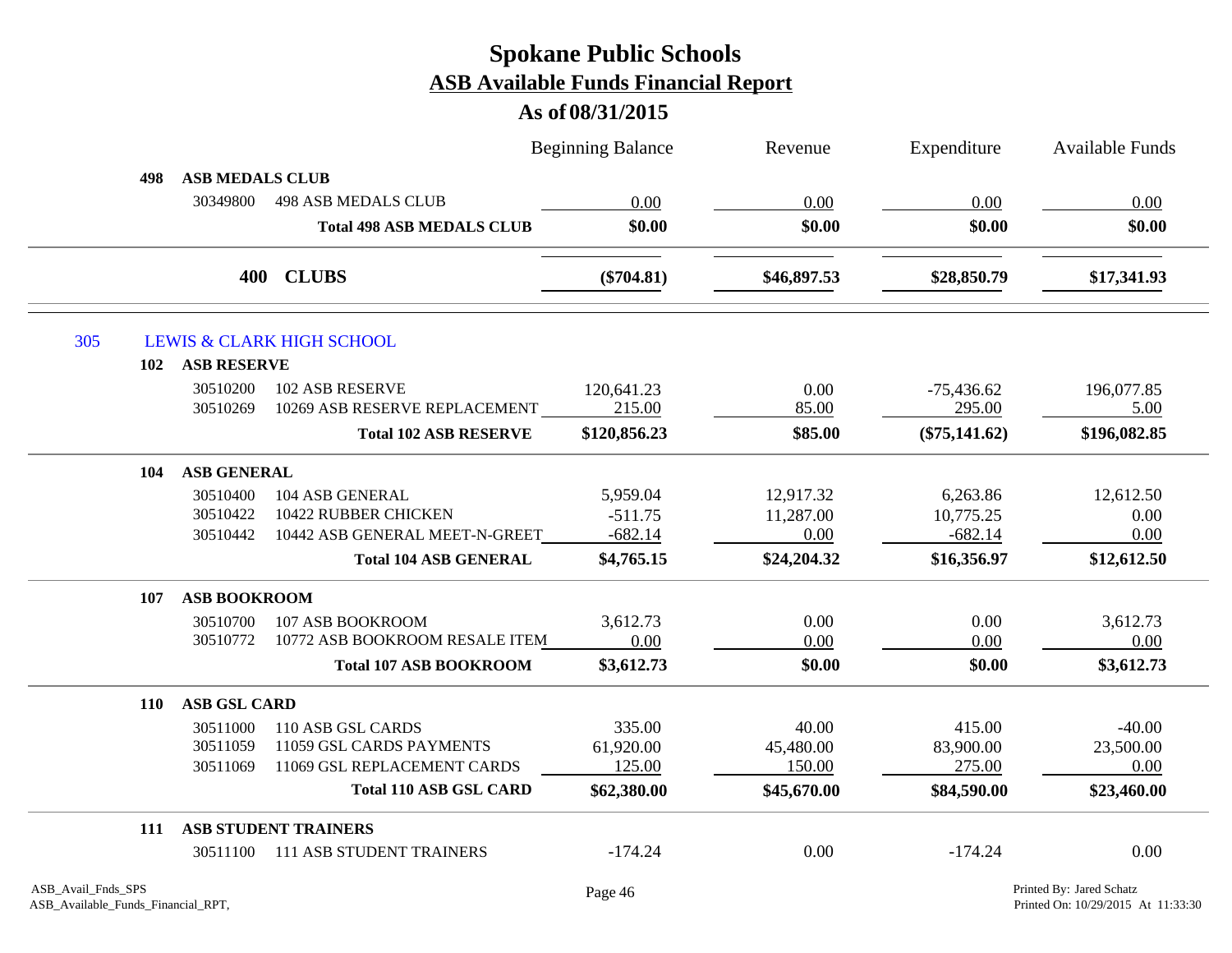# Spokane Public Schools

## ASB Available Funds Financial Report

### As of 08/31/2015

| | | | Beginning Balance | Revenue | Expenditure | Available Funds |
|---|---|---|---|---|---|---|
| **498** | **ASB MEDALS CLUB** | | | | | |
| | 30349800 | 498 ASB MEDALS CLUB | 0.00 | 0.00 | 0.00 | 0.00 |
| | | **Total 498 ASB MEDALS CLUB** | **$0.00** | **$0.00** | **$0.00** | **$0.00** |
| | **400** | **CLUBS** | **($704.81)** | **$46,897.53** | **$28,850.79** | **$17,341.93** |
| **305** | **LEWIS & CLARK HIGH SCHOOL** | | | | | |
| **102** | **ASB RESERVE** | | | | | |
| | 30510200 | 102 ASB RESERVE | 120,641.23 | 0.00 | -75,436.62 | 196,077.85 |
| | 30510269 | 10269 ASB RESERVE REPLACEMENT | 215.00 | 85.00 | 295.00 | 5.00 |
| | | **Total 102 ASB RESERVE** | **$120,856.23** | **$85.00** | **($75,141.62)** | **$196,082.85** |
| **104** | **ASB GENERAL** | | | | | |
| | 30510400 | 104 ASB GENERAL | 5,959.04 | 12,917.32 | 6,263.86 | 12,612.50 |
| | 30510422 | 10422 RUBBER CHICKEN | -511.75 | 11,287.00 | 10,775.25 | 0.00 |
| | 30510442 | 10442 ASB GENERAL MEET-N-GREET | -682.14 | 0.00 | -682.14 | 0.00 |
| | | **Total 104 ASB GENERAL** | **$4,765.15** | **$24,204.32** | **$16,356.97** | **$12,612.50** |
| **107** | **ASB BOOKROOM** | | | | | |
| | 30510700 | 107 ASB BOOKROOM | 3,612.73 | 0.00 | 0.00 | 3,612.73 |
| | 30510772 | 10772 ASB BOOKROOM RESALE ITEM | 0.00 | 0.00 | 0.00 | 0.00 |
| | | **Total 107 ASB BOOKROOM** | **$3,612.73** | **$0.00** | **$0.00** | **$3,612.73** |
| **110** | **ASB GSL CARD** | | | | | |
| | 30511000 | 110 ASB GSL CARDS | 335.00 | 40.00 | 415.00 | -40.00 |
| | 30511059 | 11059 GSL CARDS PAYMENTS | 61,920.00 | 45,480.00 | 83,900.00 | 23,500.00 |
| | 30511069 | 11069 GSL REPLACEMENT CARDS | 125.00 | 150.00 | 275.00 | 0.00 |
| | | **Total 110 ASB GSL CARD** | **$62,380.00** | **$45,670.00** | **$84,590.00** | **$23,460.00** |
| **111** | **ASB STUDENT TRAINERS** | | | | | |
| | 30511100 | 111 ASB STUDENT TRAINERS | -174.24 | 0.00 | -174.24 | 0.00 |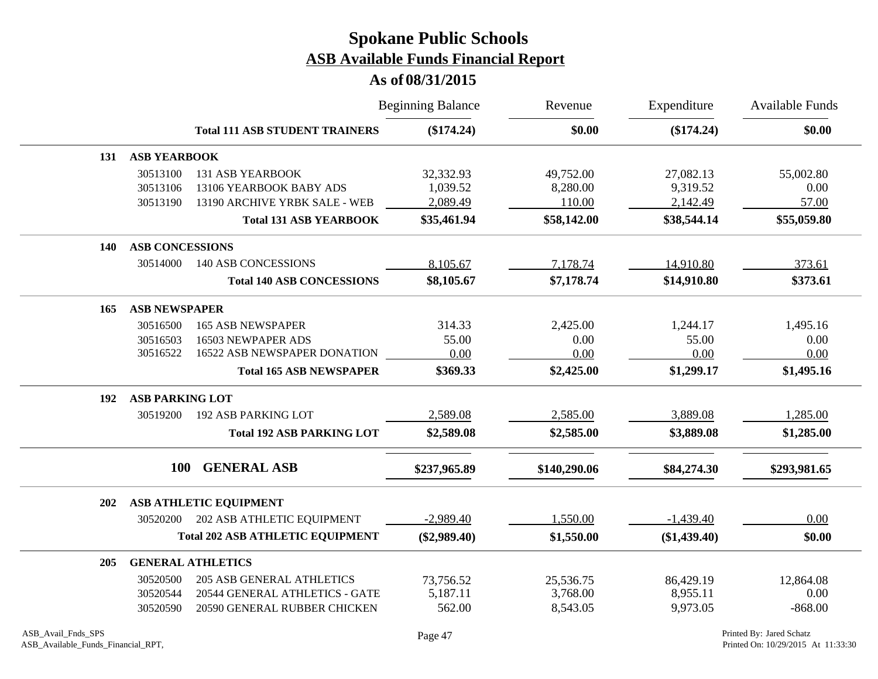# Spokane Public Schools

## ASB Available Funds Financial Report

### As of 08/31/2015

| | | | Beginning Balance | Revenue | Expenditure | Available Funds |
|---|---|---|---|---|---|---|
| | | **Total 111 ASB STUDENT TRAINERS** | **($174.24)** | **$0.00** | **($174.24)** | **$0.00** |
| **131** | **ASB YEARBOOK** | | | | | |
| | 30513100 | 131 ASB YEARBOOK | 32,332.93 | 49,752.00 | 27,082.13 | 55,002.80 |
| | 30513106 | 13106 YEARBOOK BABY ADS | 1,039.52 | 8,280.00 | 9,319.52 | 0.00 |
| | 30513190 | 13190 ARCHIVE YRBK SALE - WEB | 2,089.49 | 110.00 | 2,142.49 | 57.00 |
| | | **Total 131 ASB YEARBOOK** | **$35,461.94** | **$58,142.00** | **$38,544.14** | **$55,059.80** |
| **140** | **ASB CONCESSIONS** | | | | | |
| | 30514000 | 140 ASB CONCESSIONS | 8,105.67 | 7,178.74 | 14,910.80 | 373.61 |
| | | **Total 140 ASB CONCESSIONS** | **$8,105.67** | **$7,178.74** | **$14,910.80** | **$373.61** |
| **165** | **ASB NEWSPAPER** | | | | | |
| | 30516500 | 165 ASB NEWSPAPER | 314.33 | 2,425.00 | 1,244.17 | 1,495.16 |
| | 30516503 | 16503 NEWPAPER ADS | 55.00 | 0.00 | 55.00 | 0.00 |
| | 30516522 | 16522 ASB NEWSPAPER DONATION | 0.00 | 0.00 | 0.00 | 0.00 |
| | | **Total 165 ASB NEWSPAPER** | **$369.33** | **$2,425.00** | **$1,299.17** | **$1,495.16** |
| **192** | **ASB PARKING LOT** | | | | | |
| | 30519200 | 192 ASB PARKING LOT | 2,589.08 | 2,585.00 | 3,889.08 | 1,285.00 |
| | | **Total 192 ASB PARKING LOT** | **$2,589.08** | **$2,585.00** | **$3,889.08** | **$1,285.00** |
| | **100** | **GENERAL ASB** | **$237,965.89** | **$140,290.06** | **$84,274.30** | **$293,981.65** |
| **202** | **ASB ATHLETIC EQUIPMENT** | | | | | |
| | 30520200 | 202 ASB ATHLETIC EQUIPMENT | -2,989.40 | 1,550.00 | -1,439.40 | 0.00 |
| | | **Total 202 ASB ATHLETIC EQUIPMENT** | **($2,989.40)** | **$1,550.00** | **($1,439.40)** | **$0.00** |
| **205** | **GENERAL ATHLETICS** | | | | | |
| | 30520500 | 205 ASB GENERAL ATHLETICS | 73,756.52 | 25,536.75 | 86,429.19 | 12,864.08 |
| | 30520544 | 20544 GENERAL ATHLETICS - GATE | 5,187.11 | 3,768.00 | 8,955.11 | 0.00 |
| | 30520590 | 20590 GENERAL RUBBER CHICKEN | 562.00 | 8,543.05 | 9,973.05 | -868.00 |

ASB_Avail_Fnds_SPS
ASB_Available_Funds_Financial_RPT,

Printed By: Jared Schatz
Printed On: 10/29/2015 At 11:33:30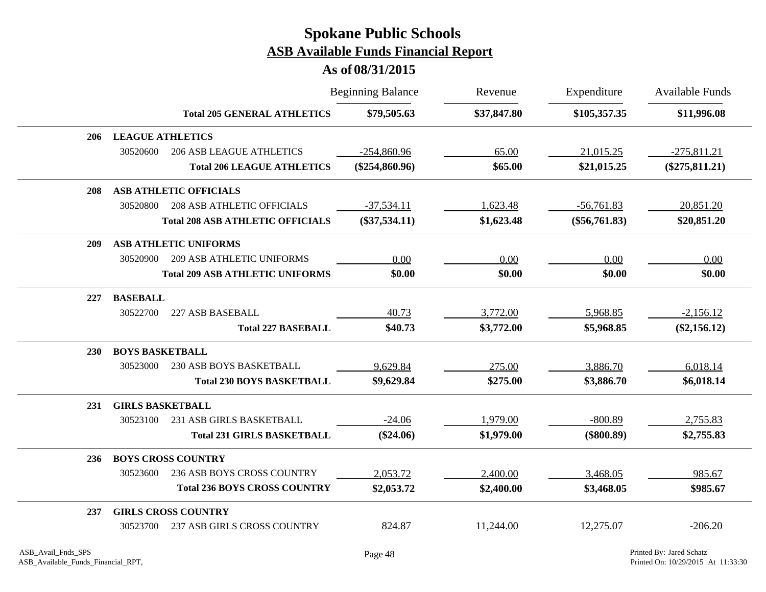# Spokane Public Schools
## ASB Available Funds Financial Report
### As of 08/31/2015

| | | Beginning Balance | Revenue | Expenditure | Available Funds |
|---|---|---|---|---|---|
| | **Total 205 GENERAL ATHLETICS** | **$79,505.63** | **$37,847.80** | **$105,357.35** | **$11,996.08** |
| **206** | **LEAGUE ATHLETICS** | | | | |
| 30520600 | 206 ASB LEAGUE ATHLETICS | -254,860.96 | 65.00 | 21,015.25 | -275,811.21 |
| | **Total 206 LEAGUE ATHLETICS** | **($254,860.96)** | **$65.00** | **$21,015.25** | **($275,811.21)** |
| **208** | **ASB ATHLETIC OFFICIALS** | | | | |
| 30520800 | 208 ASB ATHLETIC OFFICIALS | -37,534.11 | 1,623.48 | -56,761.83 | 20,851.20 |
| | **Total 208 ASB ATHLETIC OFFICIALS** | **($37,534.11)** | **$1,623.48** | **($56,761.83)** | **$20,851.20** |
| **209** | **ASB ATHLETIC UNIFORMS** | | | | |
| 30520900 | 209 ASB ATHLETIC UNIFORMS | 0.00 | 0.00 | 0.00 | 0.00 |
| | **Total 209 ASB ATHLETIC UNIFORMS** | **$0.00** | **$0.00** | **$0.00** | **$0.00** |
| **227** | **BASEBALL** | | | | |
| 30522700 | 227 ASB BASEBALL | 40.73 | 3,772.00 | 5,968.85 | -2,156.12 |
| | **Total 227 BASEBALL** | **$40.73** | **$3,772.00** | **$5,968.85** | **($2,156.12)** |
| **230** | **BOYS BASKETBALL** | | | | |
| 30523000 | 230 ASB BOYS BASKETBALL | 9,629.84 | 275.00 | 3,886.70 | 6,018.14 |
| | **Total 230 BOYS BASKETBALL** | **$9,629.84** | **$275.00** | **$3,886.70** | **$6,018.14** |
| **231** | **GIRLS BASKETBALL** | | | | |
| 30523100 | 231 ASB GIRLS BASKETBALL | -24.06 | 1,979.00 | -800.89 | 2,755.83 |
| | **Total 231 GIRLS BASKETBALL** | **($24.06)** | **$1,979.00** | **($800.89)** | **$2,755.83** |
| **236** | **BOYS CROSS COUNTRY** | | | | |
| 30523600 | 236 ASB BOYS CROSS COUNTRY | 2,053.72 | 2,400.00 | 3,468.05 | 985.67 |
| | **Total 236 BOYS CROSS COUNTRY** | **$2,053.72** | **$2,400.00** | **$3,468.05** | **$985.67** |
| **237** | **GIRLS CROSS COUNTRY** | | | | |
| 30523700 | 237 ASB GIRLS CROSS COUNTRY | 824.87 | 11,244.00 | 12,275.07 | -206.20 |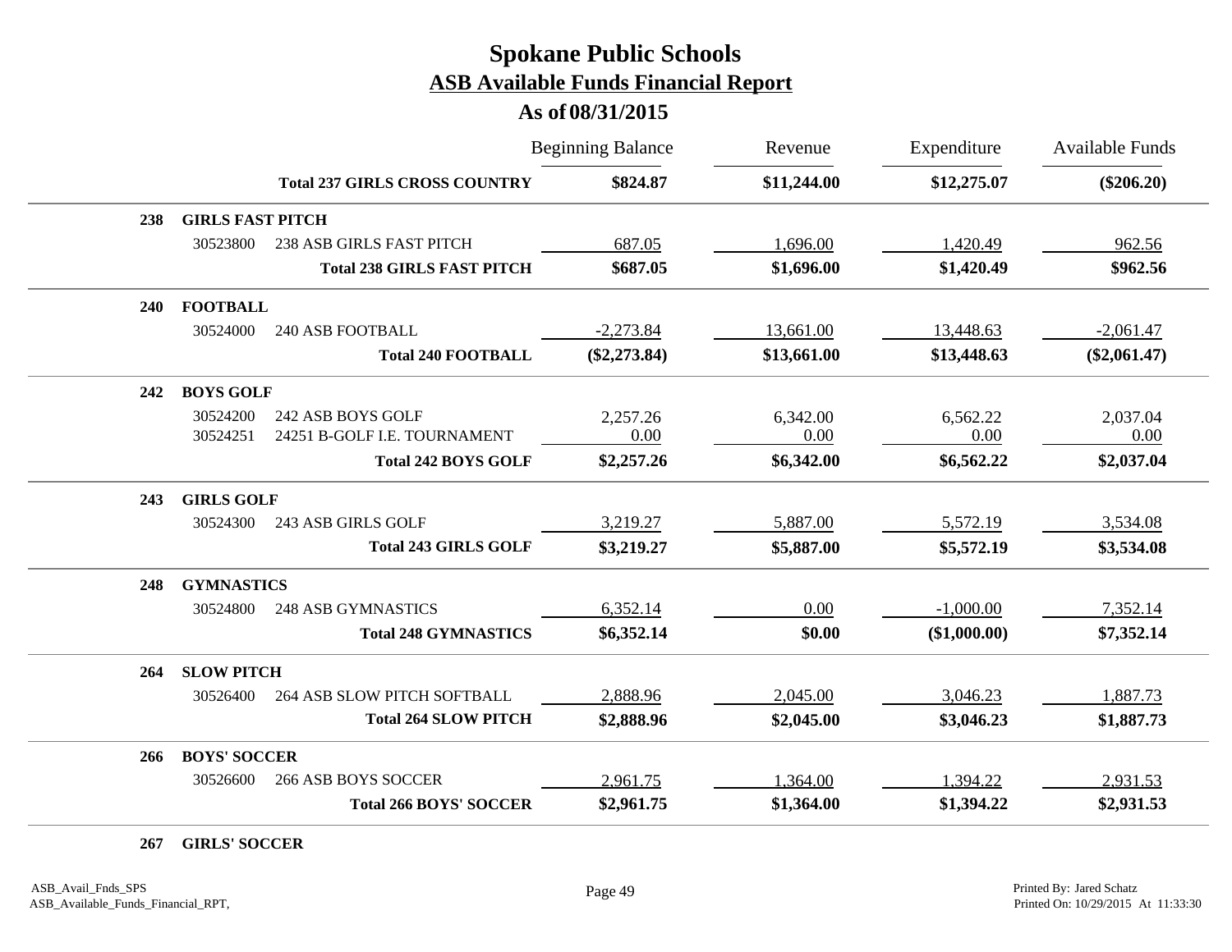# Spokane Public Schools
## ASB Available Funds Financial Report
### As of 08/31/2015

| | | | Beginning Balance | Revenue | Expenditure | Available Funds |
|---|---|---|---|---|---|---|
| | | **Total 237 GIRLS CROSS COUNTRY** | **$824.87** | **$11,244.00** | **$12,275.07** | **($206.20)** |
| **238** | **GIRLS FAST PITCH** | | | | | |
| | 30523800 | 238 ASB GIRLS FAST PITCH | 687.05 | 1,696.00 | 1,420.49 | 962.56 |
| | | **Total 238 GIRLS FAST PITCH** | **$687.05** | **$1,696.00** | **$1,420.49** | **$962.56** |
| **240** | **FOOTBALL** | | | | | |
| | 30524000 | 240 ASB FOOTBALL | -2,273.84 | 13,661.00 | 13,448.63 | -2,061.47 |
| | | **Total 240 FOOTBALL** | **($2,273.84)** | **$13,661.00** | **$13,448.63** | **($2,061.47)** |
| **242** | **BOYS GOLF** | | | | | |
| | 30524200 | 242 ASB BOYS GOLF | 2,257.26 | 6,342.00 | 6,562.22 | 2,037.04 |
| | 30524251 | 24251 B-GOLF I.E. TOURNAMENT | 0.00 | 0.00 | 0.00 | 0.00 |
| | | **Total 242 BOYS GOLF** | **$2,257.26** | **$6,342.00** | **$6,562.22** | **$2,037.04** |
| **243** | **GIRLS GOLF** | | | | | |
| | 30524300 | 243 ASB GIRLS GOLF | 3,219.27 | 5,887.00 | 5,572.19 | 3,534.08 |
| | | **Total 243 GIRLS GOLF** | **$3,219.27** | **$5,887.00** | **$5,572.19** | **$3,534.08** |
| **248** | **GYMNASTICS** | | | | | |
| | 30524800 | 248 ASB GYMNASTICS | 6,352.14 | 0.00 | -1,000.00 | 7,352.14 |
| | | **Total 248 GYMNASTICS** | **$6,352.14** | **$0.00** | **($1,000.00)** | **$7,352.14** |
| **264** | **SLOW PITCH** | | | | | |
| | 30526400 | 264 ASB SLOW PITCH SOFTBALL | 2,888.96 | 2,045.00 | 3,046.23 | 1,887.73 |
| | | **Total 264 SLOW PITCH** | **$2,888.96** | **$2,045.00** | **$3,046.23** | **$1,887.73** |
| **266** | **BOYS' SOCCER** | | | | | |
| | 30526600 | 266 ASB BOYS SOCCER | 2,961.75 | 1,364.00 | 1,394.22 | 2,931.53 |
| | | **Total 266 BOYS' SOCCER** | **$2,961.75** | **$1,364.00** | **$1,394.22** | **$2,931.53** |
| **267** | **GIRLS' SOCCER** | | | | | |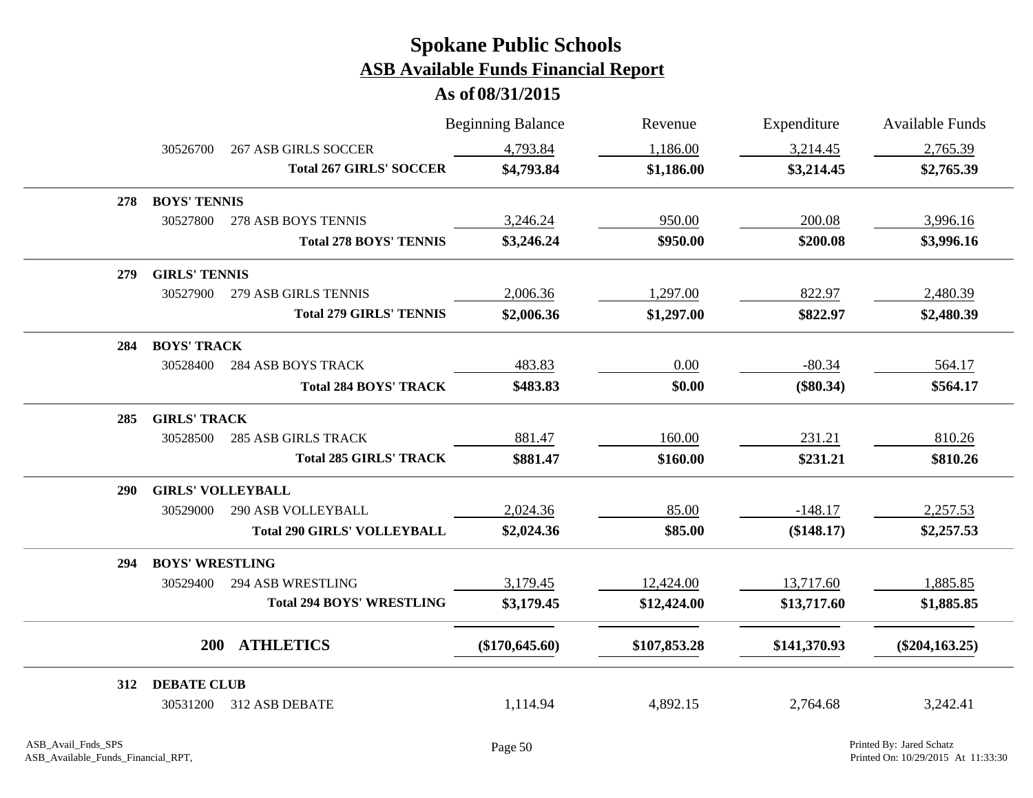# Spokane Public Schools

## ASB Available Funds Financial Report

### As of 08/31/2015

| | | Beginning Balance | Revenue | Expenditure | Available Funds |
|---|---|---|---|---|---|
| 30526700 | 267 ASB GIRLS SOCCER | 4,793.84 | 1,186.00 | 3,214.45 | 2,765.39 |
| | **Total 267 GIRLS' SOCCER** | **$4,793.84** | **$1,186.00** | **$3,214.45** | **$2,765.39** |
| **278** | **BOYS' TENNIS** | | | | |
| 30527800 | 278 ASB BOYS TENNIS | 3,246.24 | 950.00 | 200.08 | 3,996.16 |
| | **Total 278 BOYS' TENNIS** | **$3,246.24** | **$950.00** | **$200.08** | **$3,996.16** |
| **279** | **GIRLS' TENNIS** | | | | |
| 30527900 | 279 ASB GIRLS TENNIS | 2,006.36 | 1,297.00 | 822.97 | 2,480.39 |
| | **Total 279 GIRLS' TENNIS** | **$2,006.36** | **$1,297.00** | **$822.97** | **$2,480.39** |
| **284** | **BOYS' TRACK** | | | | |
| 30528400 | 284 ASB BOYS TRACK | 483.83 | 0.00 | -80.34 | 564.17 |
| | **Total 284 BOYS' TRACK** | **$483.83** | **$0.00** | **($80.34)** | **$564.17** |
| **285** | **GIRLS' TRACK** | | | | |
| 30528500 | 285 ASB GIRLS TRACK | 881.47 | 160.00 | 231.21 | 810.26 |
| | **Total 285 GIRLS' TRACK** | **$881.47** | **$160.00** | **$231.21** | **$810.26** |
| **290** | **GIRLS' VOLLEYBALL** | | | | |
| 30529000 | 290 ASB VOLLEYBALL | 2,024.36 | 85.00 | -148.17 | 2,257.53 |
| | **Total 290 GIRLS' VOLLEYBALL** | **$2,024.36** | **$85.00** | **($148.17)** | **$2,257.53** |
| **294** | **BOYS' WRESTLING** | | | | |
| 30529400 | 294 ASB WRESTLING | 3,179.45 | 12,424.00 | 13,717.60 | 1,885.85 |
| | **Total 294 BOYS' WRESTLING** | **$3,179.45** | **$12,424.00** | **$13,717.60** | **$1,885.85** |
| **200** | **ATHLETICS** | **($170,645.60)** | **$107,853.28** | **$141,370.93** | **($204,163.25)** |
| **312** | **DEBATE CLUB** | | | | |
| 30531200 | 312 ASB DEBATE | 1,114.94 | 4,892.15 | 2,764.68 | 3,242.41 |

ASB_Avail_Fnds_SPS
ASB_Available_Funds_Financial_RPT,

Printed By: Jared Schatz
Printed On: 10/29/2015 At 11:33:30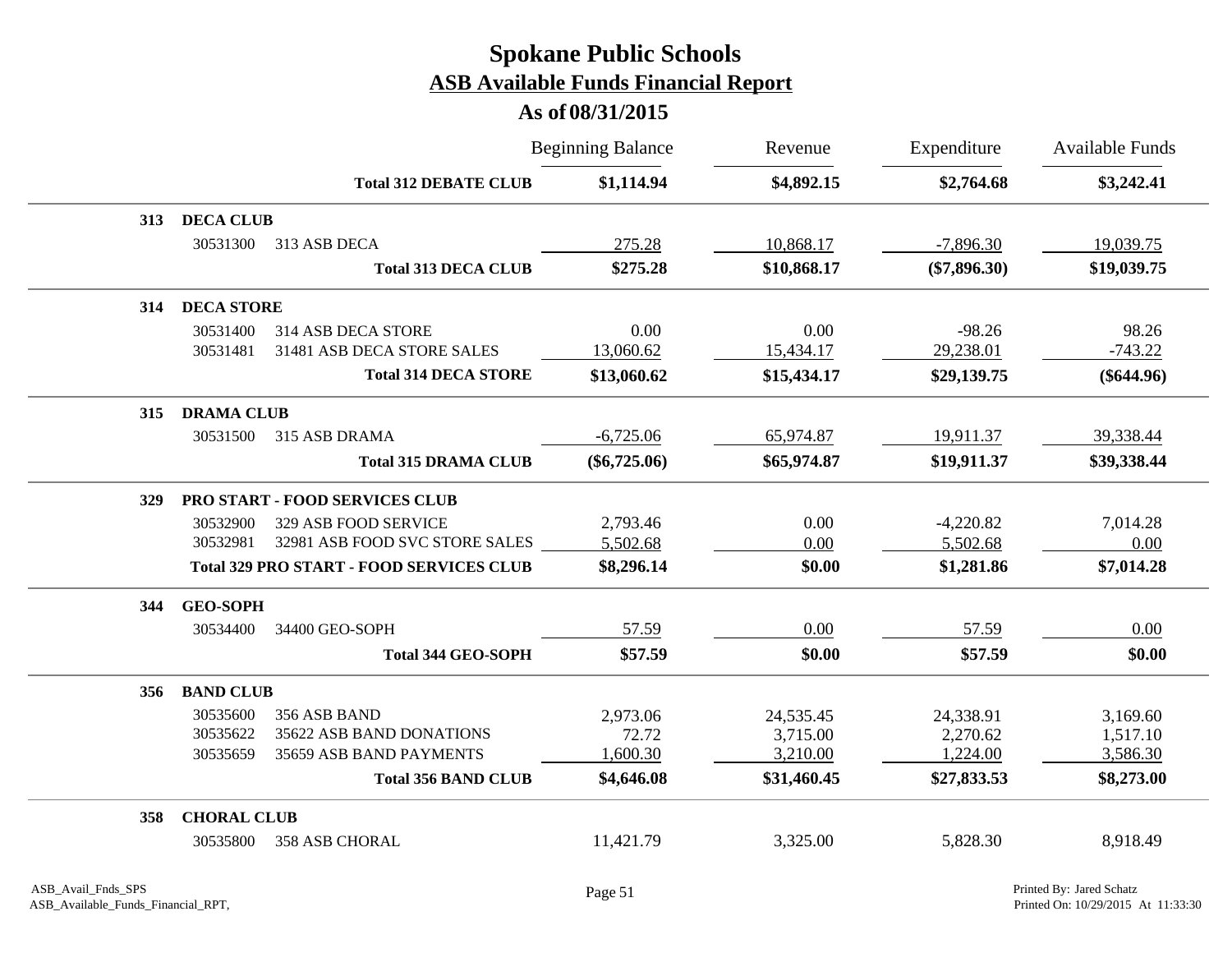# Spokane Public Schools
## ASB Available Funds Financial Report
### As of 08/31/2015

| | | | Beginning Balance | Revenue | Expenditure | Available Funds |
|---|---|---|---|---|---|---|
| | | **Total 312 DEBATE CLUB** | **$1,114.94** | **$4,892.15** | **$2,764.68** | **$3,242.41** |
| **313** | **DECA CLUB** | | | | | |
| | 30531300 | 313 ASB DECA | 275.28 | 10,868.17 | -7,896.30 | 19,039.75 |
| | | **Total 313 DECA CLUB** | **$275.28** | **$10,868.17** | **($7,896.30)** | **$19,039.75** |
| **314** | **DECA STORE** | | | | | |
| | 30531400 | 314 ASB DECA STORE | 0.00 | 0.00 | -98.26 | 98.26 |
| | 30531481 | 31481 ASB DECA STORE SALES | 13,060.62 | 15,434.17 | 29,238.01 | -743.22 |
| | | **Total 314 DECA STORE** | **$13,060.62** | **$15,434.17** | **$29,139.75** | **($644.96)** |
| **315** | **DRAMA CLUB** | | | | | |
| | 30531500 | 315 ASB DRAMA | -6,725.06 | 65,974.87 | 19,911.37 | 39,338.44 |
| | | **Total 315 DRAMA CLUB** | **($6,725.06)** | **$65,974.87** | **$19,911.37** | **$39,338.44** |
| **329** | **PRO START - FOOD SERVICES CLUB** | | | | | |
| | 30532900 | 329 ASB FOOD SERVICE | 2,793.46 | 0.00 | -4,220.82 | 7,014.28 |
| | 30532981 | 32981 ASB FOOD SVC STORE SALES | 5,502.68 | 0.00 | 5,502.68 | 0.00 |
| | | **Total 329 PRO START - FOOD SERVICES CLUB** | **$8,296.14** | **$0.00** | **$1,281.86** | **$7,014.28** |
| **344** | **GEO-SOPH** | | | | | |
| | 30534400 | 34400 GEO-SOPH | 57.59 | 0.00 | 57.59 | 0.00 |
| | | **Total 344 GEO-SOPH** | **$57.59** | **$0.00** | **$57.59** | **$0.00** |
| **356** | **BAND CLUB** | | | | | |
| | 30535600 | 356 ASB BAND | 2,973.06 | 24,535.45 | 24,338.91 | 3,169.60 |
| | 30535622 | 35622 ASB BAND DONATIONS | 72.72 | 3,715.00 | 2,270.62 | 1,517.10 |
| | 30535659 | 35659 ASB BAND PAYMENTS | 1,600.30 | 3,210.00 | 1,224.00 | 3,586.30 |
| | | **Total 356 BAND CLUB** | **$4,646.08** | **$31,460.45** | **$27,833.53** | **$8,273.00** |
| **358** | **CHORAL CLUB** | | | | | |
| | 30535800 | 358 ASB CHORAL | 11,421.79 | 3,325.00 | 5,828.30 | 8,918.49 |

ASB_Avail_Fnds_SPS
ASB_Available_Funds_Financial_RPT,

Printed By: Jared Schatz
Printed On: 10/29/2015 At 11:33:30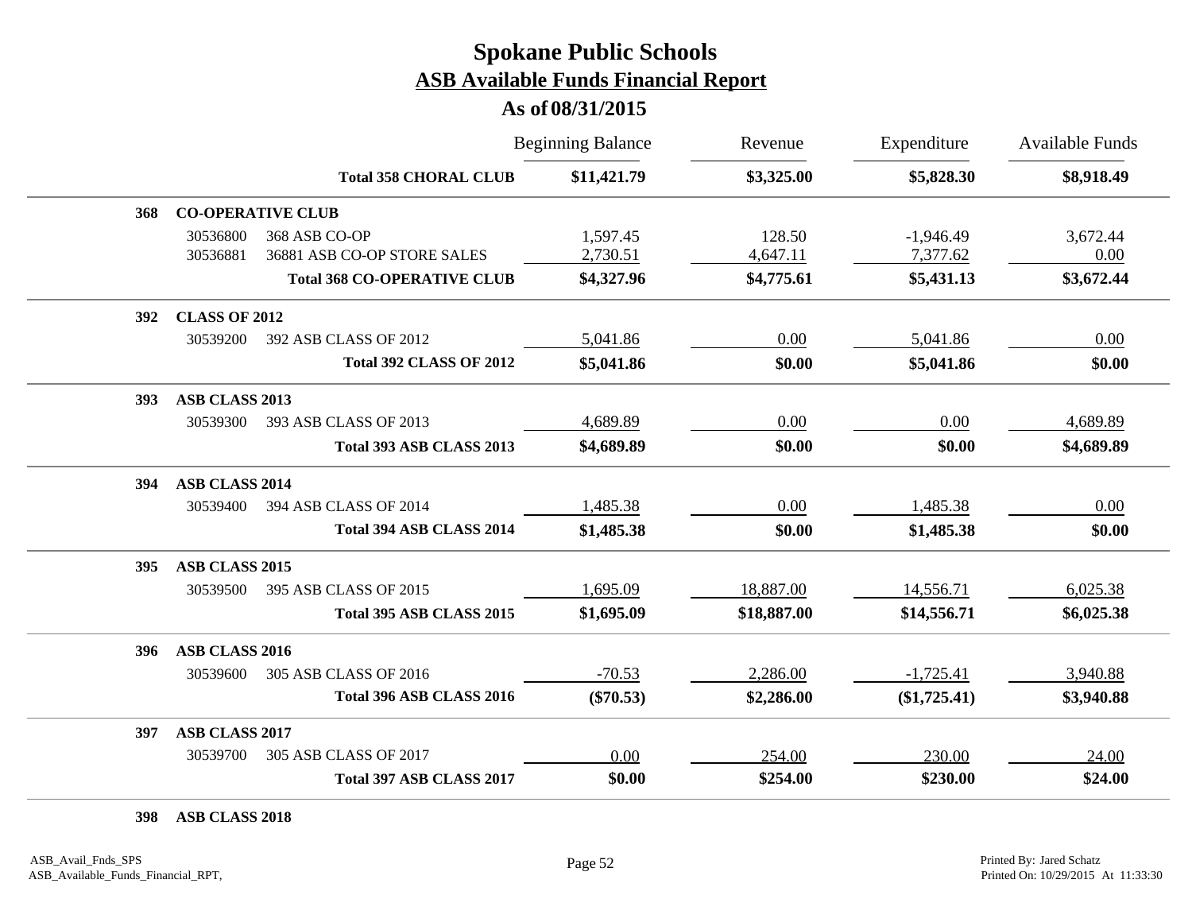# Spokane Public Schools

## ASB Available Funds Financial Report

### As of 08/31/2015

| | | | Beginning Balance | Revenue | Expenditure | Available Funds |
|---|---|---|---|---|---|---|
| | | **Total 358 CHORAL CLUB** | **$11,421.79** | **$3,325.00** | **$5,828.30** | **$8,918.49** |
| **368** | **CO-OPERATIVE CLUB** | | | | | |
| | 30536800 | 368 ASB CO-OP | 1,597.45 | 128.50 | -1,946.49 | 3,672.44 |
| | 30536881 | 36881 ASB CO-OP STORE SALES | 2,730.51 | 4,647.11 | 7,377.62 | 0.00 |
| | | **Total 368 CO-OPERATIVE CLUB** | **$4,327.96** | **$4,775.61** | **$5,431.13** | **$3,672.44** |
| **392** | **CLASS OF 2012** | | | | | |
| | 30539200 | 392 ASB CLASS OF 2012 | 5,041.86 | 0.00 | 5,041.86 | 0.00 |
| | | **Total 392 CLASS OF 2012** | **$5,041.86** | **$0.00** | **$5,041.86** | **$0.00** |
| **393** | **ASB CLASS 2013** | | | | | |
| | 30539300 | 393 ASB CLASS OF 2013 | 4,689.89 | 0.00 | 0.00 | 4,689.89 |
| | | **Total 393 ASB CLASS 2013** | **$4,689.89** | **$0.00** | **$0.00** | **$4,689.89** |
| **394** | **ASB CLASS 2014** | | | | | |
| | 30539400 | 394 ASB CLASS OF 2014 | 1,485.38 | 0.00 | 1,485.38 | 0.00 |
| | | **Total 394 ASB CLASS 2014** | **$1,485.38** | **$0.00** | **$1,485.38** | **$0.00** |
| **395** | **ASB CLASS 2015** | | | | | |
| | 30539500 | 395 ASB CLASS OF 2015 | 1,695.09 | 18,887.00 | 14,556.71 | 6,025.38 |
| | | **Total 395 ASB CLASS 2015** | **$1,695.09** | **$18,887.00** | **$14,556.71** | **$6,025.38** |
| **396** | **ASB CLASS 2016** | | | | | |
| | 30539600 | 305 ASB CLASS OF 2016 | -70.53 | 2,286.00 | -1,725.41 | 3,940.88 |
| | | **Total 396 ASB CLASS 2016** | **($70.53)** | **$2,286.00** | **($1,725.41)** | **$3,940.88** |
| **397** | **ASB CLASS 2017** | | | | | |
| | 30539700 | 305 ASB CLASS OF 2017 | 0.00 | 254.00 | 230.00 | 24.00 |
| | | **Total 397 ASB CLASS 2017** | **$0.00** | **$254.00** | **$230.00** | **$24.00** |
| **398** | **ASB CLASS 2018** | | | | | |

ASB_Avail_Fnds_SPS
ASB_Available_Funds_Financial_RPT,

Printed By: Jared Schatz
Printed On: 10/29/2015 At 11:33:30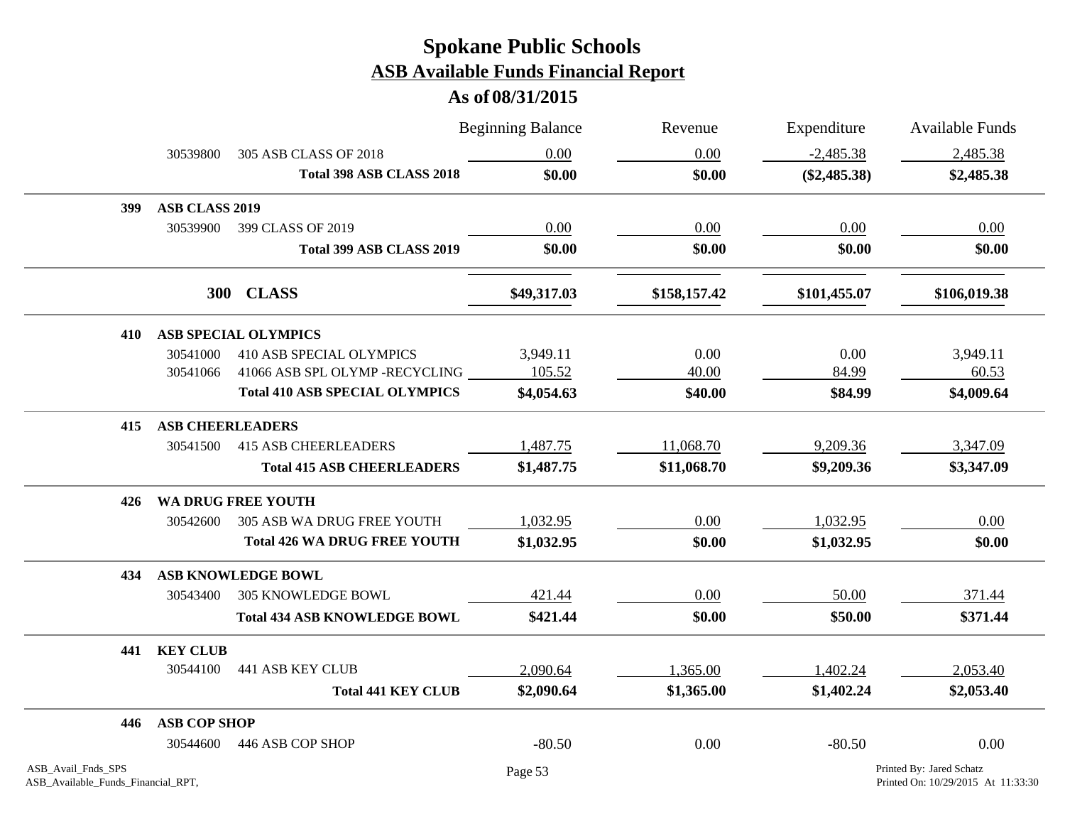# Spokane Public Schools

## ASB Available Funds Financial Report

### As of 08/31/2015

| | | Beginning Balance | Revenue | Expenditure | Available Funds |
|---|---|---|---|---|---|
| 30539800 | 305 ASB CLASS OF 2018 | 0.00 | 0.00 | -2,485.38 | 2,485.38 |
| | **Total 398 ASB CLASS 2018** | **$0.00** | **$0.00** | **($2,485.38)** | **$2,485.38** |
| **399** | **ASB CLASS 2019** | | | | |
| 30539900 | 399 CLASS OF 2019 | 0.00 | 0.00 | 0.00 | 0.00 |
| | **Total 399 ASB CLASS 2019** | **$0.00** | **$0.00** | **$0.00** | **$0.00** |
| **300** | **CLASS** | **$49,317.03** | **$158,157.42** | **$101,455.07** | **$106,019.38** |
| **410** | **ASB SPECIAL OLYMPICS** | | | | |
| 30541000 | 410 ASB SPECIAL OLYMPICS | 3,949.11 | 0.00 | 0.00 | 3,949.11 |
| 30541066 | 41066 ASB SPL OLYMP -RECYCLING | 105.52 | 40.00 | 84.99 | 60.53 |
| | **Total 410 ASB SPECIAL OLYMPICS** | **$4,054.63** | **$40.00** | **$84.99** | **$4,009.64** |
| **415** | **ASB CHEERLEADERS** | | | | |
| 30541500 | 415 ASB CHEERLEADERS | 1,487.75 | 11,068.70 | 9,209.36 | 3,347.09 |
| | **Total 415 ASB CHEERLEADERS** | **$1,487.75** | **$11,068.70** | **$9,209.36** | **$3,347.09** |
| **426** | **WA DRUG FREE YOUTH** | | | | |
| 30542600 | 305 ASB WA DRUG FREE YOUTH | 1,032.95 | 0.00 | 1,032.95 | 0.00 |
| | **Total 426 WA DRUG FREE YOUTH** | **$1,032.95** | **$0.00** | **$1,032.95** | **$0.00** |
| **434** | **ASB KNOWLEDGE BOWL** | | | | |
| 30543400 | 305 KNOWLEDGE BOWL | 421.44 | 0.00 | 50.00 | 371.44 |
| | **Total 434 ASB KNOWLEDGE BOWL** | **$421.44** | **$0.00** | **$50.00** | **$371.44** |
| **441** | **KEY CLUB** | | | | |
| 30544100 | 441 ASB KEY CLUB | 2,090.64 | 1,365.00 | 1,402.24 | 2,053.40 |
| | **Total 441 KEY CLUB** | **$2,090.64** | **$1,365.00** | **$1,402.24** | **$2,053.40** |
| **446** | **ASB COP SHOP** | | | | |
| 30544600 | 446 ASB COP SHOP | -80.50 | 0.00 | -80.50 | 0.00 |

ASB_Avail_Fnds_SPS
ASB_Available_Funds_Financial_RPT,

Printed By: Jared Schatz
Printed On: 10/29/2015 At 11:33:30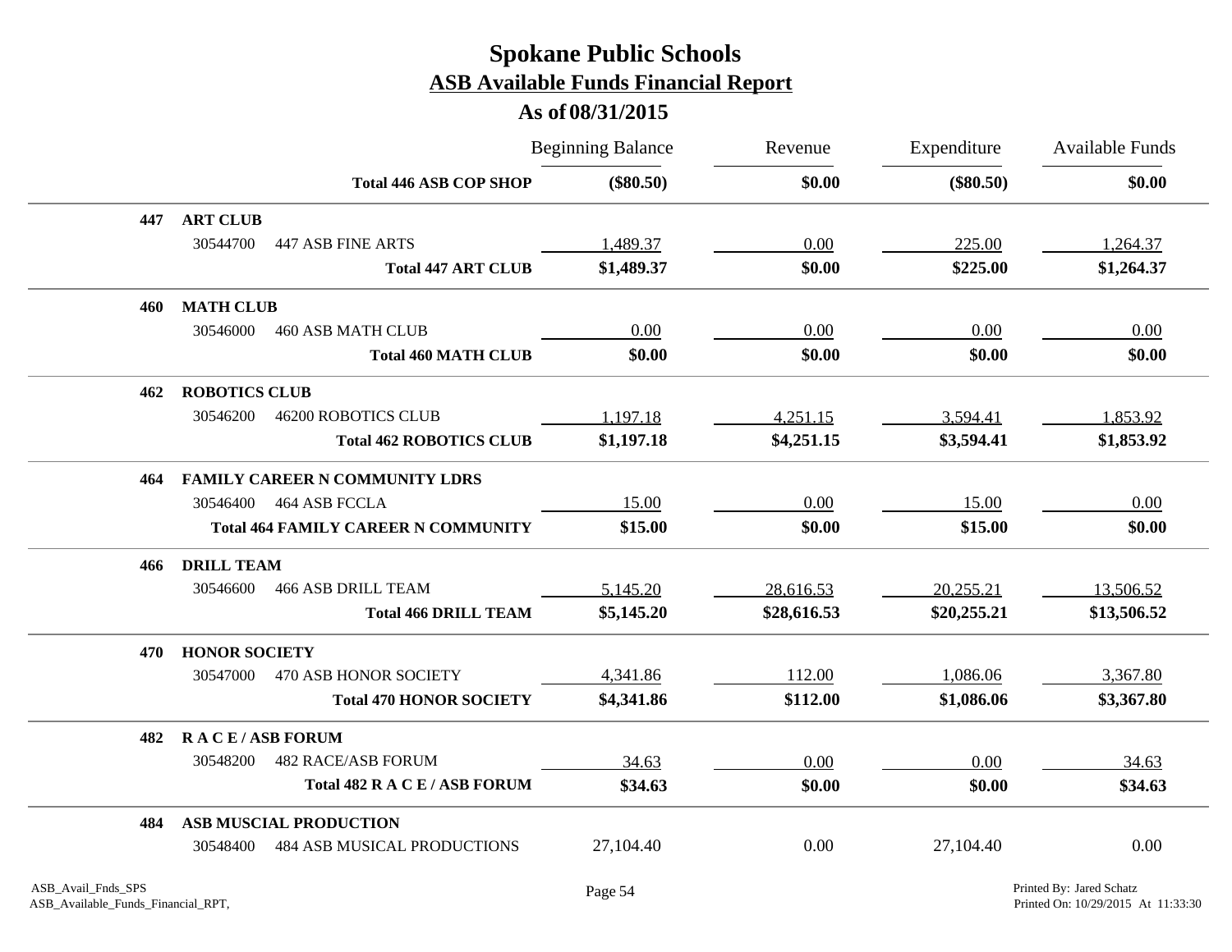# Spokane Public Schools

## ASB Available Funds Financial Report

### As of 08/31/2015

| | | Beginning Balance | Revenue | Expenditure | Available Funds |
|---|---|---|---|---|---|
| | **Total 446 ASB COP SHOP** | **($80.50)** | **$0.00** | **($80.50)** | **$0.00** |
| **447** | **ART CLUB** | | | | |
| 30544700 | 447 ASB FINE ARTS | 1,489.37 | 0.00 | 225.00 | 1,264.37 |
| | **Total 447 ART CLUB** | **$1,489.37** | **$0.00** | **$225.00** | **$1,264.37** |
| **460** | **MATH CLUB** | | | | |
| 30546000 | 460 ASB MATH CLUB | 0.00 | 0.00 | 0.00 | 0.00 |
| | **Total 460 MATH CLUB** | **$0.00** | **$0.00** | **$0.00** | **$0.00** |
| **462** | **ROBOTICS CLUB** | | | | |
| 30546200 | 46200 ROBOTICS CLUB | 1,197.18 | 4,251.15 | 3,594.41 | 1,853.92 |
| | **Total 462 ROBOTICS CLUB** | **$1,197.18** | **$4,251.15** | **$3,594.41** | **$1,853.92** |
| **464** | **FAMILY CAREER N COMMUNITY LDRS** | | | | |
| 30546400 | 464 ASB FCCLA | 15.00 | 0.00 | 15.00 | 0.00 |
| | **Total 464 FAMILY CAREER N COMMUNITY** | **$15.00** | **$0.00** | **$15.00** | **$0.00** |
| **466** | **DRILL TEAM** | | | | |
| 30546600 | 466 ASB DRILL TEAM | 5,145.20 | 28,616.53 | 20,255.21 | 13,506.52 |
| | **Total 466 DRILL TEAM** | **$5,145.20** | **$28,616.53** | **$20,255.21** | **$13,506.52** |
| **470** | **HONOR SOCIETY** | | | | |
| 30547000 | 470 ASB HONOR SOCIETY | 4,341.86 | 112.00 | 1,086.06 | 3,367.80 |
| | **Total 470 HONOR SOCIETY** | **$4,341.86** | **$112.00** | **$1,086.06** | **$3,367.80** |
| **482** | **R A C E / ASB FORUM** | | | | |
| 30548200 | 482 RACE/ASB FORUM | 34.63 | 0.00 | 0.00 | 34.63 |
| | **Total 482 R A C E / ASB FORUM** | **$34.63** | **$0.00** | **$0.00** | **$34.63** |
| **484** | **ASB MUSCIAL PRODUCTION** | | | | |
| 30548400 | 484 ASB MUSICAL PRODUCTIONS | 27,104.40 | 0.00 | 27,104.40 | 0.00 |

ASB_Avail_Fnds_SPS
ASB_Available_Funds_Financial_RPT,

Printed By: Jared Schatz
Printed On: 10/29/2015 At 11:33:30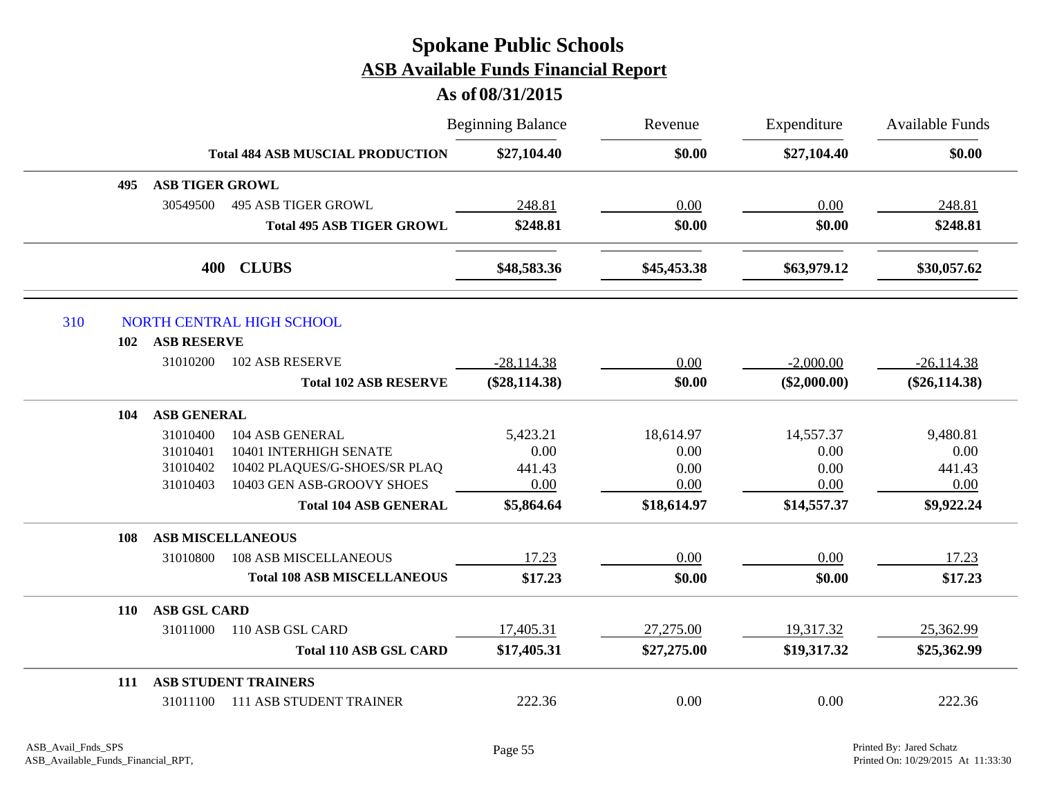# Spokane Public Schools
## ASB Available Funds Financial Report
### As of 08/31/2015

| | | | Beginning Balance | Revenue | Expenditure | Available Funds |
|---|---|---|---|---|---|---|
| | | **Total 484 ASB MUSCIAL PRODUCTION** | **$27,104.40** | **$0.00** | **$27,104.40** | **$0.00** |
| **495** | **ASB TIGER GROWL** | | | | | |
| | 30549500 | 495 ASB TIGER GROWL | 248.81 | 0.00 | 0.00 | 248.81 |
| | | **Total 495 ASB TIGER GROWL** | **$248.81** | **$0.00** | **$0.00** | **$248.81** |
| | **400** | **CLUBS** | **$48,583.36** | **$45,453.38** | **$63,979.12** | **$30,057.62** |
| 310 | NORTH CENTRAL HIGH SCHOOL | | | | | |
| **102** | **ASB RESERVE** | | | | | |
| | 31010200 | 102 ASB RESERVE | -28,114.38 | 0.00 | -2,000.00 | -26,114.38 |
| | | **Total 102 ASB RESERVE** | **($28,114.38)** | **$0.00** | **($2,000.00)** | **($26,114.38)** |
| **104** | **ASB GENERAL** | | | | | |
| | 31010400 | 104 ASB GENERAL | 5,423.21 | 18,614.97 | 14,557.37 | 9,480.81 |
| | 31010401 | 10401 INTERHIGH SENATE | 0.00 | 0.00 | 0.00 | 0.00 |
| | 31010402 | 10402 PLAQUES/G-SHOES/SR PLAQ | 441.43 | 0.00 | 0.00 | 441.43 |
| | 31010403 | 10403 GEN ASB-GROOVY SHOES | 0.00 | 0.00 | 0.00 | 0.00 |
| | | **Total 104 ASB GENERAL** | **$5,864.64** | **$18,614.97** | **$14,557.37** | **$9,922.24** |
| **108** | **ASB MISCELLANEOUS** | | | | | |
| | 31010800 | 108 ASB MISCELLANEOUS | 17.23 | 0.00 | 0.00 | 17.23 |
| | | **Total 108 ASB MISCELLANEOUS** | **$17.23** | **$0.00** | **$0.00** | **$17.23** |
| **110** | **ASB GSL CARD** | | | | | |
| | 31011000 | 110 ASB GSL CARD | 17,405.31 | 27,275.00 | 19,317.32 | 25,362.99 |
| | | **Total 110 ASB GSL CARD** | **$17,405.31** | **$27,275.00** | **$19,317.32** | **$25,362.99** |
| **111** | **ASB STUDENT TRAINERS** | | | | | |
| | 31011100 | 111 ASB STUDENT TRAINER | 222.36 | 0.00 | 0.00 | 222.36 |

ASB_Avail_Fnds_SPS
ASB_Available_Funds_Financial_RPT,

Printed By: Jared Schatz
Printed On: 10/29/2015 At 11:33:30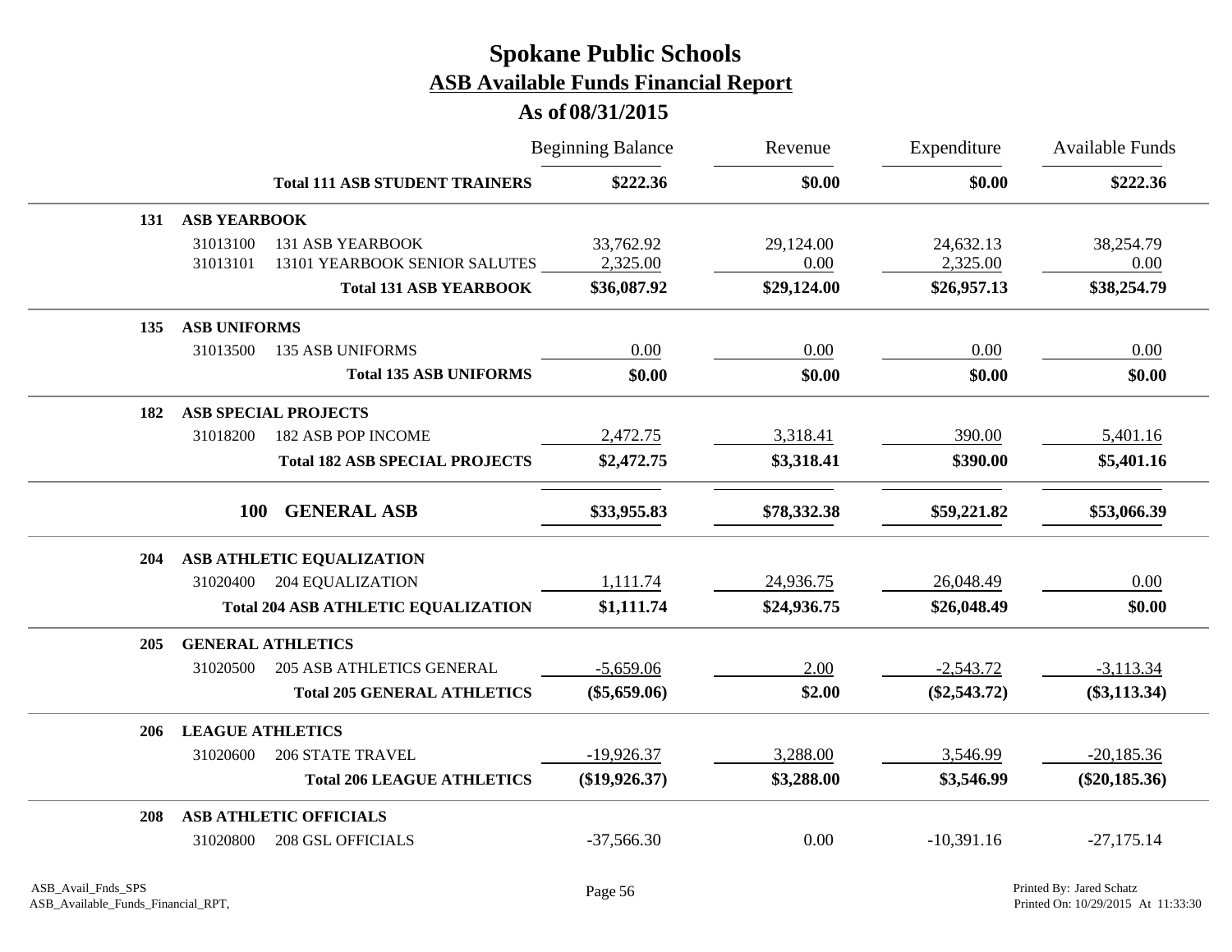# Spokane Public Schools

## ASB Available Funds Financial Report

### As of 08/31/2015

| | | Beginning Balance | Revenue | Expenditure | Available Funds |
|---|---|---|---|---|---|
| | **Total 111 ASB STUDENT TRAINERS** | **$222.36** | **$0.00** | **$0.00** | **$222.36** |
| **131** | **ASB YEARBOOK** | | | | |
| 31013100 | 131 ASB YEARBOOK | 33,762.92 | 29,124.00 | 24,632.13 | 38,254.79 |
| 31013101 | 13101 YEARBOOK SENIOR SALUTES | 2,325.00 | 0.00 | 2,325.00 | 0.00 |
| | **Total 131 ASB YEARBOOK** | **$36,087.92** | **$29,124.00** | **$26,957.13** | **$38,254.79** |
| **135** | **ASB UNIFORMS** | | | | |
| 31013500 | 135 ASB UNIFORMS | 0.00 | 0.00 | 0.00 | 0.00 |
| | **Total 135 ASB UNIFORMS** | **$0.00** | **$0.00** | **$0.00** | **$0.00** |
| **182** | **ASB SPECIAL PROJECTS** | | | | |
| 31018200 | 182 ASB POP INCOME | 2,472.75 | 3,318.41 | 390.00 | 5,401.16 |
| | **Total 182 ASB SPECIAL PROJECTS** | **$2,472.75** | **$3,318.41** | **$390.00** | **$5,401.16** |
| **100** | **GENERAL ASB** | **$33,955.83** | **$78,332.38** | **$59,221.82** | **$53,066.39** |
| **204** | **ASB ATHLETIC EQUALIZATION** | | | | |
| 31020400 | 204 EQUALIZATION | 1,111.74 | 24,936.75 | 26,048.49 | 0.00 |
| | **Total 204 ASB ATHLETIC EQUALIZATION** | **$1,111.74** | **$24,936.75** | **$26,048.49** | **$0.00** |
| **205** | **GENERAL ATHLETICS** | | | | |
| 31020500 | 205 ASB ATHLETICS GENERAL | -5,659.06 | 2.00 | -2,543.72 | -3,113.34 |
| | **Total 205 GENERAL ATHLETICS** | **($5,659.06)** | **$2.00** | **($2,543.72)** | **($3,113.34)** |
| **206** | **LEAGUE ATHLETICS** | | | | |
| 31020600 | 206 STATE TRAVEL | -19,926.37 | 3,288.00 | 3,546.99 | -20,185.36 |
| | **Total 206 LEAGUE ATHLETICS** | **($19,926.37)** | **$3,288.00** | **$3,546.99** | **($20,185.36)** |
| **208** | **ASB ATHLETIC OFFICIALS** | | | | |
| 31020800 | 208 GSL OFFICIALS | -37,566.30 | 0.00 | -10,391.16 | -27,175.14 |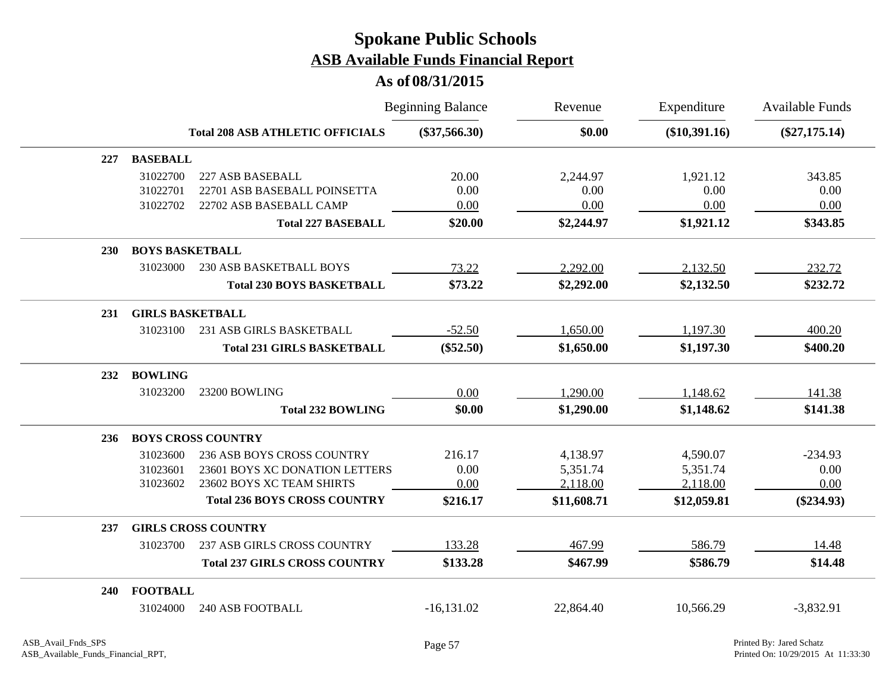# Spokane Public Schools

## ASB Available Funds Financial Report

### As of 08/31/2015

| | | | Beginning Balance | Revenue | Expenditure | Available Funds |
|---|---|---|---|---|---|---|
| | | **Total 208 ASB ATHLETIC OFFICIALS** | **($37,566.30)** | **$0.00** | **($10,391.16)** | **($27,175.14)** |
| **227** | **BASEBALL** | | | | | |
| | 31022700 | 227 ASB BASEBALL | 20.00 | 2,244.97 | 1,921.12 | 343.85 |
| | 31022701 | 22701 ASB BASEBALL POINSETTA | 0.00 | 0.00 | 0.00 | 0.00 |
| | 31022702 | 22702 ASB BASEBALL CAMP | 0.00 | 0.00 | 0.00 | 0.00 |
| | | **Total 227 BASEBALL** | **$20.00** | **$2,244.97** | **$1,921.12** | **$343.85** |
| **230** | **BOYS BASKETBALL** | | | | | |
| | 31023000 | 230 ASB BASKETBALL BOYS | 73.22 | 2,292.00 | 2,132.50 | 232.72 |
| | | **Total 230 BOYS BASKETBALL** | **$73.22** | **$2,292.00** | **$2,132.50** | **$232.72** |
| **231** | **GIRLS BASKETBALL** | | | | | |
| | 31023100 | 231 ASB GIRLS BASKETBALL | -52.50 | 1,650.00 | 1,197.30 | 400.20 |
| | | **Total 231 GIRLS BASKETBALL** | **($52.50)** | **$1,650.00** | **$1,197.30** | **$400.20** |
| **232** | **BOWLING** | | | | | |
| | 31023200 | 23200 BOWLING | 0.00 | 1,290.00 | 1,148.62 | 141.38 |
| | | **Total 232 BOWLING** | **$0.00** | **$1,290.00** | **$1,148.62** | **$141.38** |
| **236** | **BOYS CROSS COUNTRY** | | | | | |
| | 31023600 | 236 ASB BOYS CROSS COUNTRY | 216.17 | 4,138.97 | 4,590.07 | -234.93 |
| | 31023601 | 23601 BOYS XC DONATION LETTERS | 0.00 | 5,351.74 | 5,351.74 | 0.00 |
| | 31023602 | 23602 BOYS XC TEAM SHIRTS | 0.00 | 2,118.00 | 2,118.00 | 0.00 |
| | | **Total 236 BOYS CROSS COUNTRY** | **$216.17** | **$11,608.71** | **$12,059.81** | **($234.93)** |
| **237** | **GIRLS CROSS COUNTRY** | | | | | |
| | 31023700 | 237 ASB GIRLS CROSS COUNTRY | 133.28 | 467.99 | 586.79 | 14.48 |
| | | **Total 237 GIRLS CROSS COUNTRY** | **$133.28** | **$467.99** | **$586.79** | **$14.48** |
| **240** | **FOOTBALL** | | | | | |
| | 31024000 | 240 ASB FOOTBALL | -16,131.02 | 22,864.40 | 10,566.29 | -3,832.91 |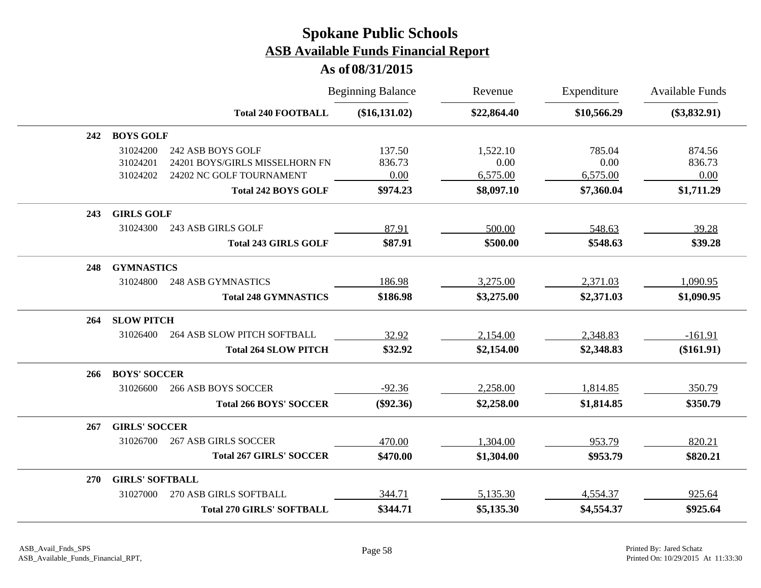# Spokane Public Schools
## ASB Available Funds Financial Report
### As of 08/31/2015

| | | | Beginning Balance | Revenue | Expenditure | Available Funds |
|---|---|---|---|---|---|---|
| | | **Total 240 FOOTBALL** | **($16,131.02)** | **$22,864.40** | **$10,566.29** | **($3,832.91)** |
| **242** | **BOYS GOLF** | | | | | |
| | 31024200 | 242 ASB BOYS GOLF | 137.50 | 1,522.10 | 785.04 | 874.56 |
| | 31024201 | 24201 BOYS/GIRLS MISSELHORN FN | 836.73 | 0.00 | 0.00 | 836.73 |
| | 31024202 | 24202 NC GOLF TOURNAMENT | 0.00 | 6,575.00 | 6,575.00 | 0.00 |
| | | **Total 242 BOYS GOLF** | **$974.23** | **$8,097.10** | **$7,360.04** | **$1,711.29** |
| **243** | **GIRLS GOLF** | | | | | |
| | 31024300 | 243 ASB GIRLS GOLF | 87.91 | 500.00 | 548.63 | 39.28 |
| | | **Total 243 GIRLS GOLF** | **$87.91** | **$500.00** | **$548.63** | **$39.28** |
| **248** | **GYMNASTICS** | | | | | |
| | 31024800 | 248 ASB GYMNASTICS | 186.98 | 3,275.00 | 2,371.03 | 1,090.95 |
| | | **Total 248 GYMNASTICS** | **$186.98** | **$3,275.00** | **$2,371.03** | **$1,090.95** |
| **264** | **SLOW PITCH** | | | | | |
| | 31026400 | 264 ASB SLOW PITCH SOFTBALL | 32.92 | 2,154.00 | 2,348.83 | -161.91 |
| | | **Total 264 SLOW PITCH** | **$32.92** | **$2,154.00** | **$2,348.83** | **($161.91)** |
| **266** | **BOYS' SOCCER** | | | | | |
| | 31026600 | 266 ASB BOYS SOCCER | -92.36 | 2,258.00 | 1,814.85 | 350.79 |
| | | **Total 266 BOYS' SOCCER** | **($92.36)** | **$2,258.00** | **$1,814.85** | **$350.79** |
| **267** | **GIRLS' SOCCER** | | | | | |
| | 31026700 | 267 ASB GIRLS SOCCER | 470.00 | 1,304.00 | 953.79 | 820.21 |
| | | **Total 267 GIRLS' SOCCER** | **$470.00** | **$1,304.00** | **$953.79** | **$820.21** |
| **270** | **GIRLS' SOFTBALL** | | | | | |
| | 31027000 | 270 ASB GIRLS SOFTBALL | 344.71 | 5,135.30 | 4,554.37 | 925.64 |
| | | **Total 270 GIRLS' SOFTBALL** | **$344.71** | **$5,135.30** | **$4,554.37** | **$925.64** |

ASB_Avail_Fnds_SPS
ASB_Available_Funds_Financial_RPT,

Printed By: Jared Schatz
Printed On: 10/29/2015 At 11:33:30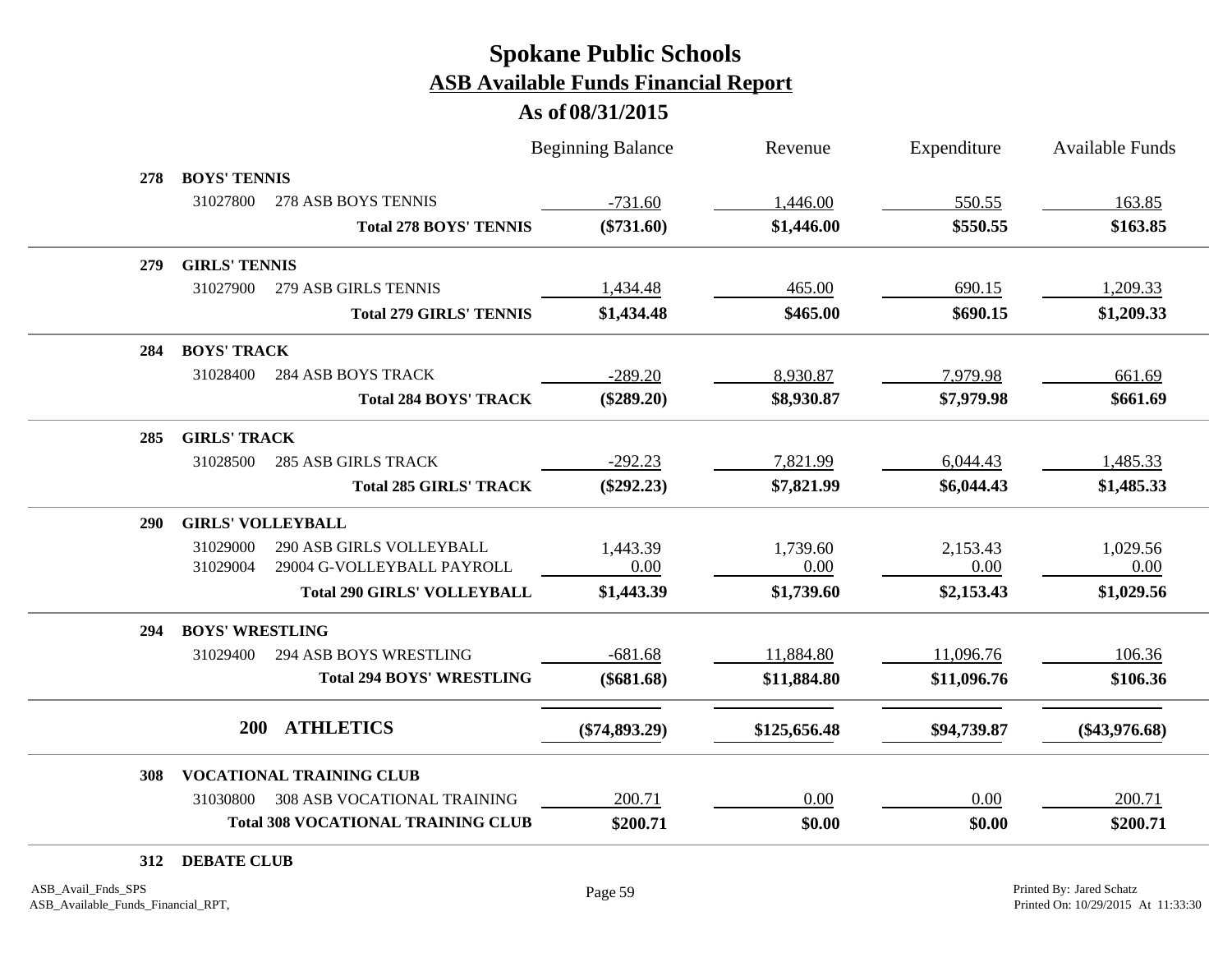# Spokane Public Schools
## ASB Available Funds Financial Report
### As of 08/31/2015

| | | | Beginning Balance | Revenue | Expenditure | Available Funds |
|---|---|---|---|---|---|---|
| **278** | **BOYS' TENNIS** | | | | | |
| | 31027800 | 278 ASB BOYS TENNIS | -731.60 | 1,446.00 | 550.55 | 163.85 |
| | | **Total 278 BOYS' TENNIS** | **($731.60)** | **$1,446.00** | **$550.55** | **$163.85** |
| **279** | **GIRLS' TENNIS** | | | | | |
| | 31027900 | 279 ASB GIRLS TENNIS | 1,434.48 | 465.00 | 690.15 | 1,209.33 |
| | | **Total 279 GIRLS' TENNIS** | **$1,434.48** | **$465.00** | **$690.15** | **$1,209.33** |
| **284** | **BOYS' TRACK** | | | | | |
| | 31028400 | 284 ASB BOYS TRACK | -289.20 | 8,930.87 | 7,979.98 | 661.69 |
| | | **Total 284 BOYS' TRACK** | **($289.20)** | **$8,930.87** | **$7,979.98** | **$661.69** |
| **285** | **GIRLS' TRACK** | | | | | |
| | 31028500 | 285 ASB GIRLS TRACK | -292.23 | 7,821.99 | 6,044.43 | 1,485.33 |
| | | **Total 285 GIRLS' TRACK** | **($292.23)** | **$7,821.99** | **$6,044.43** | **$1,485.33** |
| **290** | **GIRLS' VOLLEYBALL** | | | | | |
| | 31029000 | 290 ASB GIRLS VOLLEYBALL | 1,443.39 | 1,739.60 | 2,153.43 | 1,029.56 |
| | 31029004 | 29004 G-VOLLEYBALL PAYROLL | 0.00 | 0.00 | 0.00 | 0.00 |
| | | **Total 290 GIRLS' VOLLEYBALL** | **$1,443.39** | **$1,739.60** | **$2,153.43** | **$1,029.56** |
| **294** | **BOYS' WRESTLING** | | | | | |
| | 31029400 | 294 ASB BOYS WRESTLING | -681.68 | 11,884.80 | 11,096.76 | 106.36 |
| | | **Total 294 BOYS' WRESTLING** | **($681.68)** | **$11,884.80** | **$11,096.76** | **$106.36** |
| | **200** | **ATHLETICS** | **($74,893.29)** | **$125,656.48** | **$94,739.87** | **($43,976.68)** |
| **308** | **VOCATIONAL TRAINING CLUB** | | | | | |
| | 31030800 | 308 ASB VOCATIONAL TRAINING | 200.71 | 0.00 | 0.00 | 200.71 |
| | | **Total 308 VOCATIONAL TRAINING CLUB** | **$200.71** | **$0.00** | **$0.00** | **$200.71** |
| **312** | **DEBATE CLUB** | | | | | |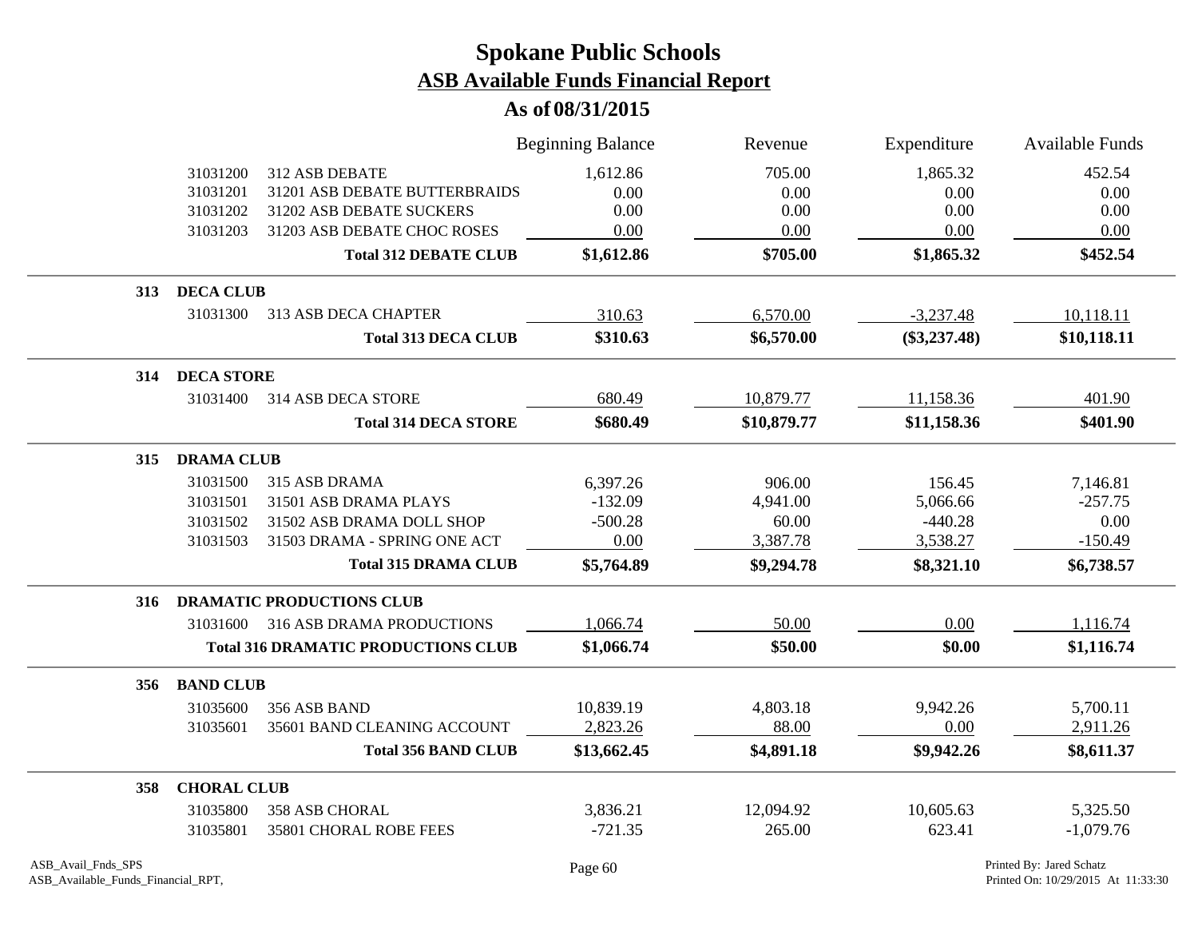# Spokane Public Schools

## ASB Available Funds Financial Report

### As of 08/31/2015

| | | Beginning Balance | Revenue | Expenditure | Available Funds |
|---|---|---|---|---|---|
| 31031200 | 312 ASB DEBATE | 1,612.86 | 705.00 | 1,865.32 | 452.54 |
| 31031201 | 31201 ASB DEBATE BUTTERBRAIDS | 0.00 | 0.00 | 0.00 | 0.00 |
| 31031202 | 31202 ASB DEBATE SUCKERS | 0.00 | 0.00 | 0.00 | 0.00 |
| 31031203 | 31203 ASB DEBATE CHOC ROSES | 0.00 | 0.00 | 0.00 | 0.00 |
| | **Total 312 DEBATE CLUB** | **$1,612.86** | **$705.00** | **$1,865.32** | **$452.54** |
| **313** | **DECA CLUB** | | | | |
| 31031300 | 313 ASB DECA CHAPTER | 310.63 | 6,570.00 | -3,237.48 | 10,118.11 |
| | **Total 313 DECA CLUB** | **$310.63** | **$6,570.00** | **($3,237.48)** | **$10,118.11** |
| **314** | **DECA STORE** | | | | |
| 31031400 | 314 ASB DECA STORE | 680.49 | 10,879.77 | 11,158.36 | 401.90 |
| | **Total 314 DECA STORE** | **$680.49** | **$10,879.77** | **$11,158.36** | **$401.90** |
| **315** | **DRAMA CLUB** | | | | |
| 31031500 | 315 ASB DRAMA | 6,397.26 | 906.00 | 156.45 | 7,146.81 |
| 31031501 | 31501 ASB DRAMA PLAYS | -132.09 | 4,941.00 | 5,066.66 | -257.75 |
| 31031502 | 31502 ASB DRAMA DOLL SHOP | -500.28 | 60.00 | -440.28 | 0.00 |
| 31031503 | 31503 DRAMA - SPRING ONE ACT | 0.00 | 3,387.78 | 3,538.27 | -150.49 |
| | **Total 315 DRAMA CLUB** | **$5,764.89** | **$9,294.78** | **$8,321.10** | **$6,738.57** |
| **316** | **DRAMATIC PRODUCTIONS CLUB** | | | | |
| 31031600 | 316 ASB DRAMA PRODUCTIONS | 1,066.74 | 50.00 | 0.00 | 1,116.74 |
| | **Total 316 DRAMATIC PRODUCTIONS CLUB** | **$1,066.74** | **$50.00** | **$0.00** | **$1,116.74** |
| **356** | **BAND CLUB** | | | | |
| 31035600 | 356 ASB BAND | 10,839.19 | 4,803.18 | 9,942.26 | 5,700.11 |
| 31035601 | 35601 BAND CLEANING ACCOUNT | 2,823.26 | 88.00 | 0.00 | 2,911.26 |
| | **Total 356 BAND CLUB** | **$13,662.45** | **$4,891.18** | **$9,942.26** | **$8,611.37** |
| **358** | **CHORAL CLUB** | | | | |
| 31035800 | 358 ASB CHORAL | 3,836.21 | 12,094.92 | 10,605.63 | 5,325.50 |
| 31035801 | 35801 CHORAL ROBE FEES | -721.35 | 265.00 | 623.41 | -1,079.76 |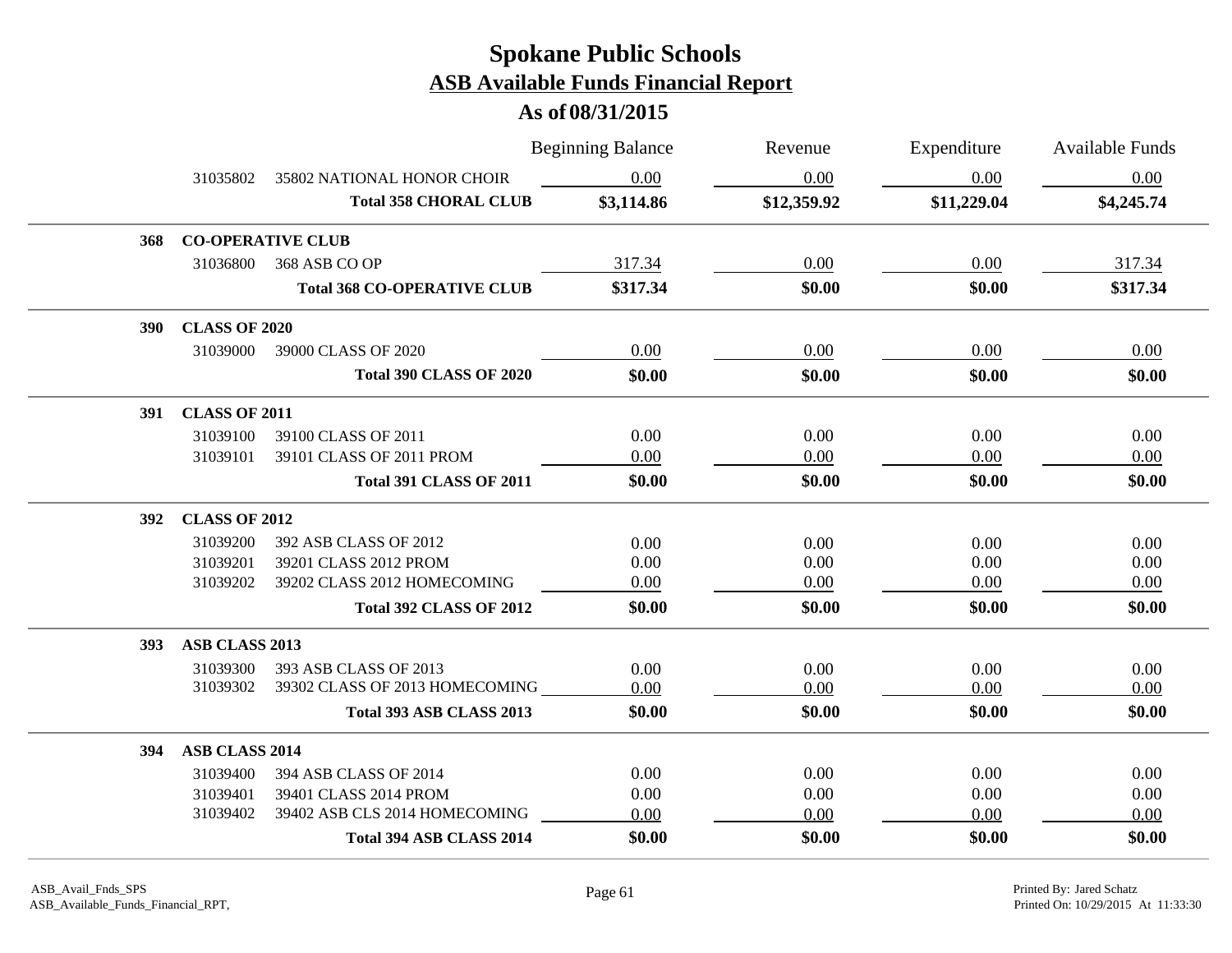# Spokane Public Schools
## ASB Available Funds Financial Report
### As of 08/31/2015

| | | Beginning Balance | Revenue | Expenditure | Available Funds |
|---|---|---|---|---|---|
| 31035802 | 35802 NATIONAL HONOR CHOIR | 0.00 | 0.00 | 0.00 | 0.00 |
| | **Total 358 CHORAL CLUB** | **$3,114.86** | **$12,359.92** | **$11,229.04** | **$4,245.74** |
| **368** | **CO-OPERATIVE CLUB** | | | | |
| 31036800 | 368 ASB CO OP | 317.34 | 0.00 | 0.00 | 317.34 |
| | **Total 368 CO-OPERATIVE CLUB** | **$317.34** | **$0.00** | **$0.00** | **$317.34** |
| **390** | **CLASS OF 2020** | | | | |
| 31039000 | 39000 CLASS OF 2020 | 0.00 | 0.00 | 0.00 | 0.00 |
| | **Total 390 CLASS OF 2020** | **$0.00** | **$0.00** | **$0.00** | **$0.00** |
| **391** | **CLASS OF 2011** | | | | |
| 31039100 | 39100 CLASS OF 2011 | 0.00 | 0.00 | 0.00 | 0.00 |
| 31039101 | 39101 CLASS OF 2011 PROM | 0.00 | 0.00 | 0.00 | 0.00 |
| | **Total 391 CLASS OF 2011** | **$0.00** | **$0.00** | **$0.00** | **$0.00** |
| **392** | **CLASS OF 2012** | | | | |
| 31039200 | 392 ASB CLASS OF 2012 | 0.00 | 0.00 | 0.00 | 0.00 |
| 31039201 | 39201 CLASS 2012 PROM | 0.00 | 0.00 | 0.00 | 0.00 |
| 31039202 | 39202 CLASS 2012 HOMECOMING | 0.00 | 0.00 | 0.00 | 0.00 |
| | **Total 392 CLASS OF 2012** | **$0.00** | **$0.00** | **$0.00** | **$0.00** |
| **393** | **ASB CLASS 2013** | | | | |
| 31039300 | 393 ASB CLASS OF 2013 | 0.00 | 0.00 | 0.00 | 0.00 |
| 31039302 | 39302 CLASS OF 2013 HOMECOMING | 0.00 | 0.00 | 0.00 | 0.00 |
| | **Total 393 ASB CLASS 2013** | **$0.00** | **$0.00** | **$0.00** | **$0.00** |
| **394** | **ASB CLASS 2014** | | | | |
| 31039400 | 394 ASB CLASS OF 2014 | 0.00 | 0.00 | 0.00 | 0.00 |
| 31039401 | 39401 CLASS 2014 PROM | 0.00 | 0.00 | 0.00 | 0.00 |
| 31039402 | 39402 ASB CLS 2014 HOMECOMING | 0.00 | 0.00 | 0.00 | 0.00 |
| | **Total 394 ASB CLASS 2014** | **$0.00** | **$0.00** | **$0.00** | **$0.00** |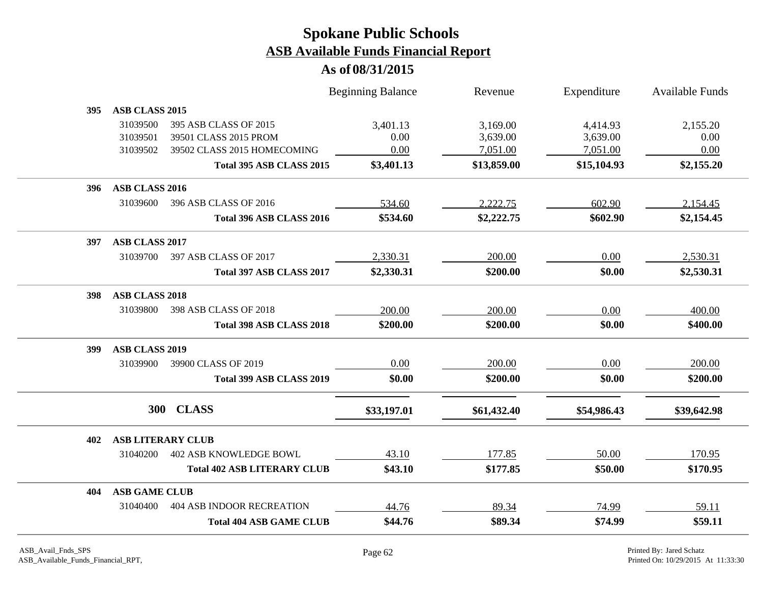# Spokane Public Schools

## ASB Available Funds Financial Report

### As of 08/31/2015

| | | | Beginning Balance | Revenue | Expenditure | Available Funds |
|---|---|---|---|---|---|---|
| **395** | **ASB CLASS 2015** | | | | | |
| | 31039500 | 395 ASB CLASS OF 2015 | 3,401.13 | 3,169.00 | 4,414.93 | 2,155.20 |
| | 31039501 | 39501 CLASS 2015 PROM | 0.00 | 3,639.00 | 3,639.00 | 0.00 |
| | 31039502 | 39502 CLASS 2015 HOMECOMING | 0.00 | 7,051.00 | 7,051.00 | 0.00 |
| | | **Total 395 ASB CLASS 2015** | **$3,401.13** | **$13,859.00** | **$15,104.93** | **$2,155.20** |
| **396** | **ASB CLASS 2016** | | | | | |
| | 31039600 | 396 ASB CLASS OF 2016 | 534.60 | 2,222.75 | 602.90 | 2,154.45 |
| | | **Total 396 ASB CLASS 2016** | **$534.60** | **$2,222.75** | **$602.90** | **$2,154.45** |
| **397** | **ASB CLASS 2017** | | | | | |
| | 31039700 | 397 ASB CLASS OF 2017 | 2,330.31 | 200.00 | 0.00 | 2,530.31 |
| | | **Total 397 ASB CLASS 2017** | **$2,330.31** | **$200.00** | **$0.00** | **$2,530.31** |
| **398** | **ASB CLASS 2018** | | | | | |
| | 31039800 | 398 ASB CLASS OF 2018 | 200.00 | 200.00 | 0.00 | 400.00 |
| | | **Total 398 ASB CLASS 2018** | **$200.00** | **$200.00** | **$0.00** | **$400.00** |
| **399** | **ASB CLASS 2019** | | | | | |
| | 31039900 | 39900 CLASS OF 2019 | 0.00 | 200.00 | 0.00 | 200.00 |
| | | **Total 399 ASB CLASS 2019** | **$0.00** | **$200.00** | **$0.00** | **$200.00** |
| | **300** | **CLASS** | **$33,197.01** | **$61,432.40** | **$54,986.43** | **$39,642.98** |
| **402** | **ASB LITERARY CLUB** | | | | | |
| | 31040200 | 402 ASB KNOWLEDGE BOWL | 43.10 | 177.85 | 50.00 | 170.95 |
| | | **Total 402 ASB LITERARY CLUB** | **$43.10** | **$177.85** | **$50.00** | **$170.95** |
| **404** | **ASB GAME CLUB** | | | | | |
| | 31040400 | 404 ASB INDOOR RECREATION | 44.76 | 89.34 | 74.99 | 59.11 |
| | | **Total 404 ASB GAME CLUB** | **$44.76** | **$89.34** | **$74.99** | **$59.11** |

ASB_Avail_Fnds_SPS
ASB_Available_Funds_Financial_RPT,

Printed By: Jared Schatz
Printed On: 10/29/2015 At 11:33:30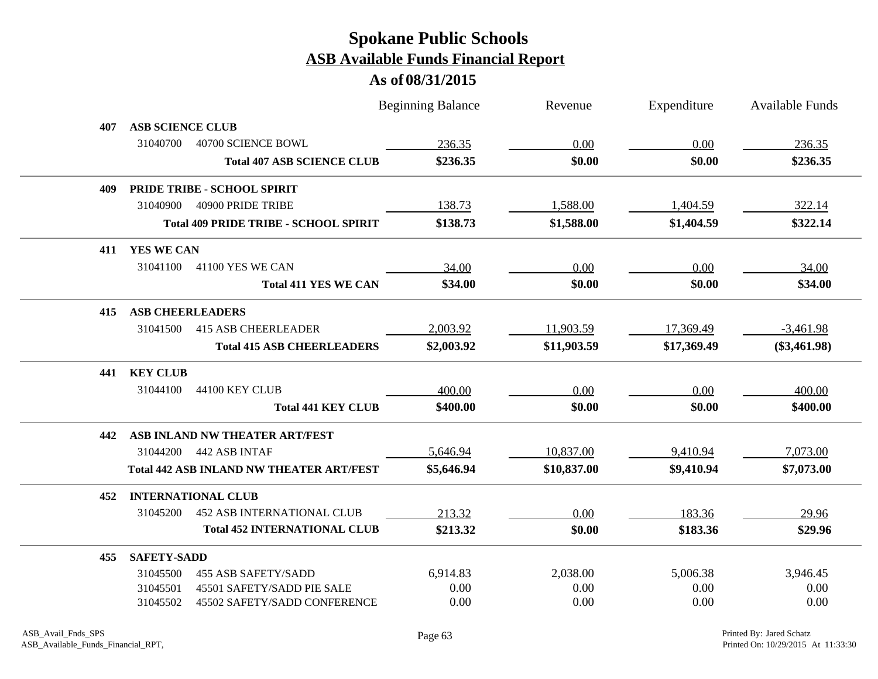# Spokane Public Schools

## ASB Available Funds Financial Report

### As of 08/31/2015

| | | | Beginning Balance | Revenue | Expenditure | Available Funds |
|---|---|---|---|---|---|---|
| **407** | **ASB SCIENCE CLUB** | | | | | |
| | 31040700 | 40700 SCIENCE BOWL | 236.35 | 0.00 | 0.00 | 236.35 |
| | | **Total 407 ASB SCIENCE CLUB** | **$236.35** | **$0.00** | **$0.00** | **$236.35** |
| **409** | **PRIDE TRIBE - SCHOOL SPIRIT** | | | | | |
| | 31040900 | 40900 PRIDE TRIBE | 138.73 | 1,588.00 | 1,404.59 | 322.14 |
| | | **Total 409 PRIDE TRIBE - SCHOOL SPIRIT** | **$138.73** | **$1,588.00** | **$1,404.59** | **$322.14** |
| **411** | **YES WE CAN** | | | | | |
| | 31041100 | 41100 YES WE CAN | 34.00 | 0.00 | 0.00 | 34.00 |
| | | **Total 411 YES WE CAN** | **$34.00** | **$0.00** | **$0.00** | **$34.00** |
| **415** | **ASB CHEERLEADERS** | | | | | |
| | 31041500 | 415 ASB CHEERLEADER | 2,003.92 | 11,903.59 | 17,369.49 | -3,461.98 |
| | | **Total 415 ASB CHEERLEADERS** | **$2,003.92** | **$11,903.59** | **$17,369.49** | **($3,461.98)** |
| **441** | **KEY CLUB** | | | | | |
| | 31044100 | 44100 KEY CLUB | 400.00 | 0.00 | 0.00 | 400.00 |
| | | **Total 441 KEY CLUB** | **$400.00** | **$0.00** | **$0.00** | **$400.00** |
| **442** | **ASB INLAND NW THEATER ART/FEST** | | | | | |
| | 31044200 | 442 ASB INTAF | 5,646.94 | 10,837.00 | 9,410.94 | 7,073.00 |
| | | **Total 442 ASB INLAND NW THEATER ART/FEST** | **$5,646.94** | **$10,837.00** | **$9,410.94** | **$7,073.00** |
| **452** | **INTERNATIONAL CLUB** | | | | | |
| | 31045200 | 452 ASB INTERNATIONAL CLUB | 213.32 | 0.00 | 183.36 | 29.96 |
| | | **Total 452 INTERNATIONAL CLUB** | **$213.32** | **$0.00** | **$183.36** | **$29.96** |
| **455** | **SAFETY-SADD** | | | | | |
| | 31045500 | 455 ASB SAFETY/SADD | 6,914.83 | 2,038.00 | 5,006.38 | 3,946.45 |
| | 31045501 | 45501 SAFETY/SADD PIE SALE | 0.00 | 0.00 | 0.00 | 0.00 |
| | 31045502 | 45502 SAFETY/SADD CONFERENCE | 0.00 | 0.00 | 0.00 | 0.00 |

ASB_Avail_Fnds_SPS
ASB_Available_Funds_Financial_RPT,

Printed By: Jared Schatz
Printed On: 10/29/2015 At 11:33:30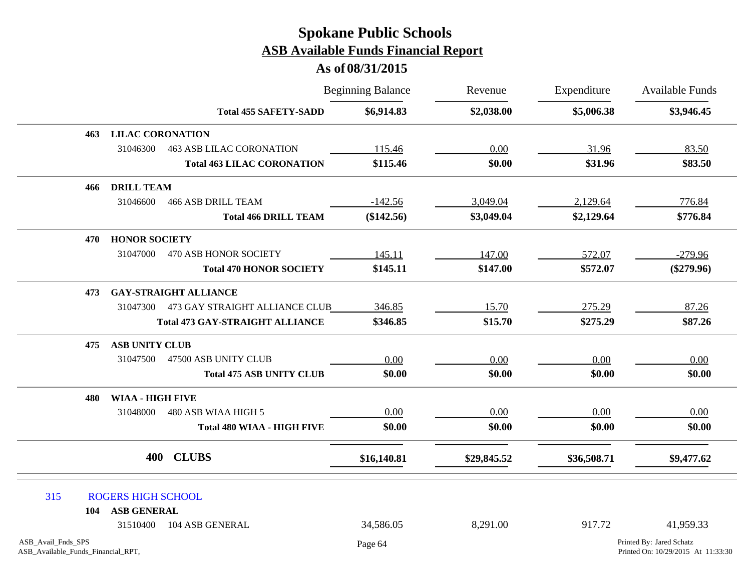# Spokane Public Schools
## ASB Available Funds Financial Report
### As of 08/31/2015

| | | Beginning Balance | Revenue | Expenditure | Available Funds |
|---|---|---|---|---|---|
| | **Total 455 SAFETY-SADD** | **$6,914.83** | **$2,038.00** | **$5,006.38** | **$3,946.45** |
| **463** | **LILAC CORONATION** | | | | |
| 31046300 | 463 ASB LILAC CORONATION | 115.46 | 0.00 | 31.96 | 83.50 |
| | **Total 463 LILAC CORONATION** | **$115.46** | **$0.00** | **$31.96** | **$83.50** |
| **466** | **DRILL TEAM** | | | | |
| 31046600 | 466 ASB DRILL TEAM | -142.56 | 3,049.04 | 2,129.64 | 776.84 |
| | **Total 466 DRILL TEAM** | **($142.56)** | **$3,049.04** | **$2,129.64** | **$776.84** |
| **470** | **HONOR SOCIETY** | | | | |
| 31047000 | 470 ASB HONOR SOCIETY | 145.11 | 147.00 | 572.07 | -279.96 |
| | **Total 470 HONOR SOCIETY** | **$145.11** | **$147.00** | **$572.07** | **($279.96)** |
| **473** | **GAY-STRAIGHT ALLIANCE** | | | | |
| 31047300 | 473 GAY STRAIGHT ALLIANCE CLUB | 346.85 | 15.70 | 275.29 | 87.26 |
| | **Total 473 GAY-STRAIGHT ALLIANCE** | **$346.85** | **$15.70** | **$275.29** | **$87.26** |
| **475** | **ASB UNITY CLUB** | | | | |
| 31047500 | 47500 ASB UNITY CLUB | 0.00 | 0.00 | 0.00 | 0.00 |
| | **Total 475 ASB UNITY CLUB** | **$0.00** | **$0.00** | **$0.00** | **$0.00** |
| **480** | **WIAA - HIGH FIVE** | | | | |
| 31048000 | 480 ASB WIAA HIGH 5 | 0.00 | 0.00 | 0.00 | 0.00 |
| | **Total 480 WIAA - HIGH FIVE** | **$0.00** | **$0.00** | **$0.00** | **$0.00** |
| | **400 CLUBS** | **$16,140.81** | **$29,845.52** | **$36,508.71** | **$9,477.62** |
| 315 | ROGERS HIGH SCHOOL | | | | |
| **104** | **ASB GENERAL** | | | | |
| 31510400 | 104 ASB GENERAL | 34,586.05 | 8,291.00 | 917.72 | 41,959.33 |

ASB_Avail_Fnds_SPS
ASB_Available_Funds_Financial_RPT,

Printed By: Jared Schatz
Printed On: 10/29/2015 At 11:33:30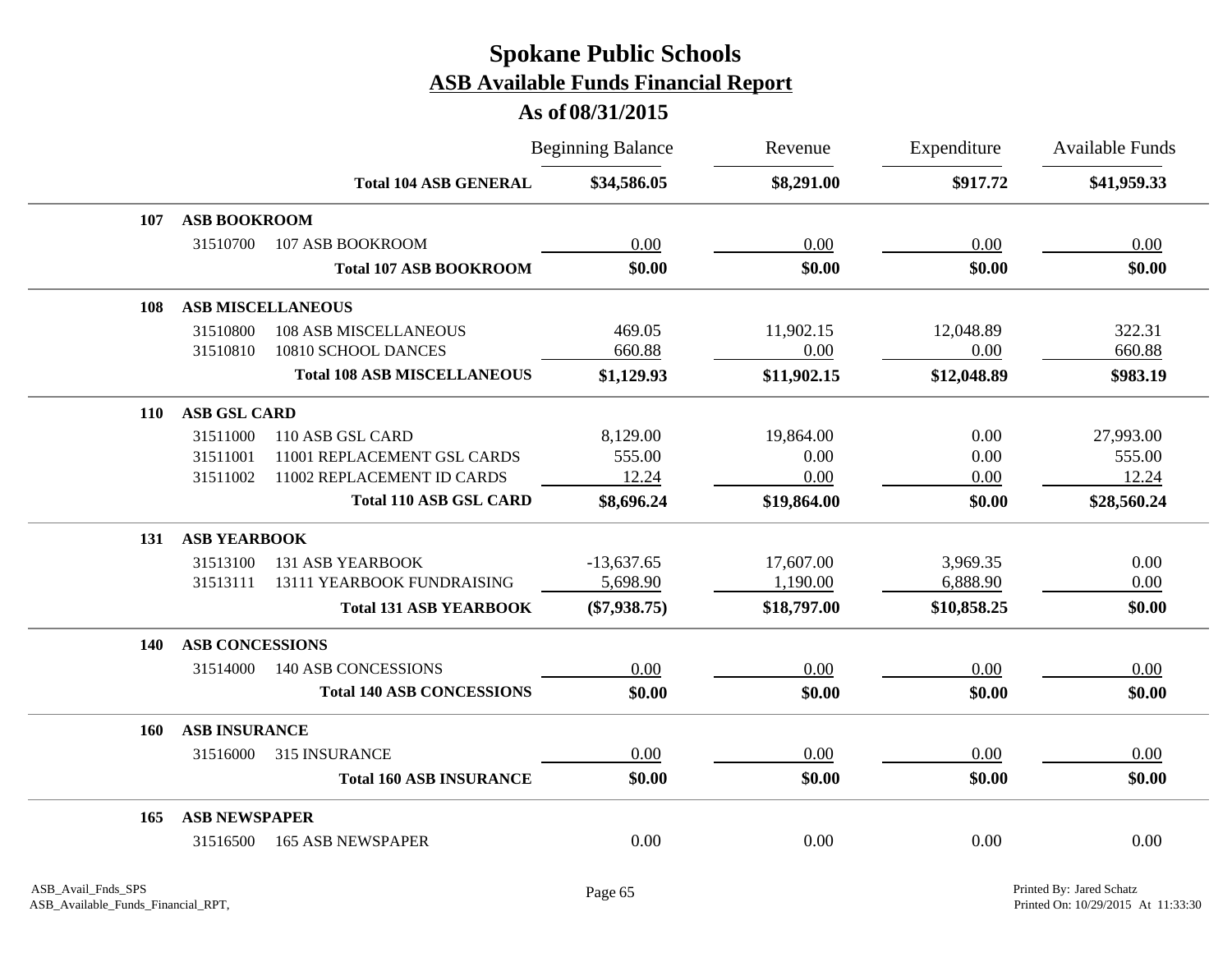# Spokane Public Schools

## ASB Available Funds Financial Report

### As of 08/31/2015

| | | | Beginning Balance | Revenue | Expenditure | Available Funds |
|---|---|---|---|---|---|---|
| | | **Total 104 ASB GENERAL** | **$34,586.05** | **$8,291.00** | **$917.72** | **$41,959.33** |
| **107** | **ASB BOOKROOM** | | | | | |
| | 31510700 | 107 ASB BOOKROOM | 0.00 | 0.00 | 0.00 | 0.00 |
| | | **Total 107 ASB BOOKROOM** | **$0.00** | **$0.00** | **$0.00** | **$0.00** |
| **108** | **ASB MISCELLANEOUS** | | | | | |
| | 31510800 | 108 ASB MISCELLANEOUS | 469.05 | 11,902.15 | 12,048.89 | 322.31 |
| | 31510810 | 10810 SCHOOL DANCES | 660.88 | 0.00 | 0.00 | 660.88 |
| | | **Total 108 ASB MISCELLANEOUS** | **$1,129.93** | **$11,902.15** | **$12,048.89** | **$983.19** |
| **110** | **ASB GSL CARD** | | | | | |
| | 31511000 | 110 ASB GSL CARD | 8,129.00 | 19,864.00 | 0.00 | 27,993.00 |
| | 31511001 | 11001 REPLACEMENT GSL CARDS | 555.00 | 0.00 | 0.00 | 555.00 |
| | 31511002 | 11002 REPLACEMENT ID CARDS | 12.24 | 0.00 | 0.00 | 12.24 |
| | | **Total 110 ASB GSL CARD** | **$8,696.24** | **$19,864.00** | **$0.00** | **$28,560.24** |
| **131** | **ASB YEARBOOK** | | | | | |
| | 31513100 | 131 ASB YEARBOOK | -13,637.65 | 17,607.00 | 3,969.35 | 0.00 |
| | 31513111 | 13111 YEARBOOK FUNDRAISING | 5,698.90 | 1,190.00 | 6,888.90 | 0.00 |
| | | **Total 131 ASB YEARBOOK** | **($7,938.75)** | **$18,797.00** | **$10,858.25** | **$0.00** |
| **140** | **ASB CONCESSIONS** | | | | | |
| | 31514000 | 140 ASB CONCESSIONS | 0.00 | 0.00 | 0.00 | 0.00 |
| | | **Total 140 ASB CONCESSIONS** | **$0.00** | **$0.00** | **$0.00** | **$0.00** |
| **160** | **ASB INSURANCE** | | | | | |
| | 31516000 | 315 INSURANCE | 0.00 | 0.00 | 0.00 | 0.00 |
| | | **Total 160 ASB INSURANCE** | **$0.00** | **$0.00** | **$0.00** | **$0.00** |
| **165** | **ASB NEWSPAPER** | | | | | |
| | 31516500 | 165 ASB NEWSPAPER | 0.00 | 0.00 | 0.00 | 0.00 |

ASB_Avail_Fnds_SPS
ASB_Available_Funds_Financial_RPT,

Printed By: Jared Schatz
Printed On: 10/29/2015 At 11:33:30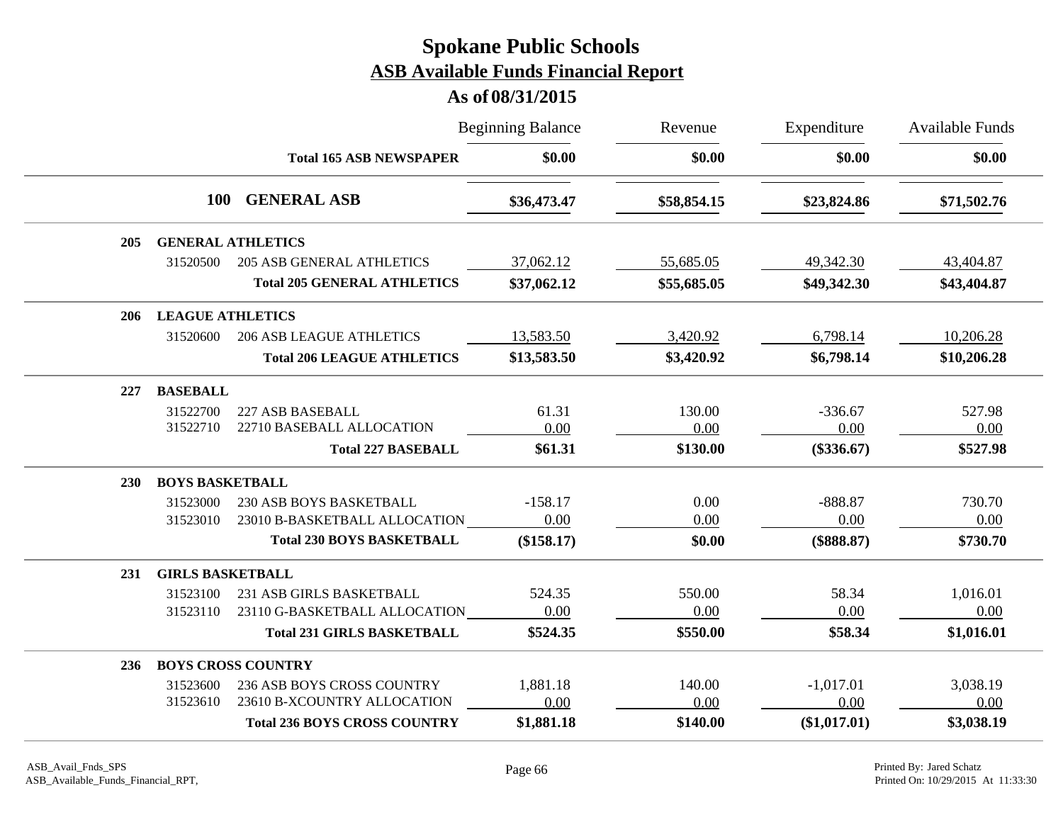# Spokane Public Schools
## ASB Available Funds Financial Report
### As of 08/31/2015

| | | Beginning Balance | Revenue | Expenditure | Available Funds |
|---|---|---|---|---|---|
| | **Total 165 ASB NEWSPAPER** | **$0.00** | **$0.00** | **$0.00** | **$0.00** |
| **100** | **GENERAL ASB** | **$36,473.47** | **$58,854.15** | **$23,824.86** | **$71,502.76** |
| **205** | **GENERAL ATHLETICS** | | | | |
| 31520500 | 205 ASB GENERAL ATHLETICS | 37,062.12 | 55,685.05 | 49,342.30 | 43,404.87 |
| | **Total 205 GENERAL ATHLETICS** | **$37,062.12** | **$55,685.05** | **$49,342.30** | **$43,404.87** |
| **206** | **LEAGUE ATHLETICS** | | | | |
| 31520600 | 206 ASB LEAGUE ATHLETICS | 13,583.50 | 3,420.92 | 6,798.14 | 10,206.28 |
| | **Total 206 LEAGUE ATHLETICS** | **$13,583.50** | **$3,420.92** | **$6,798.14** | **$10,206.28** |
| **227** | **BASEBALL** | | | | |
| 31522700 | 227 ASB BASEBALL | 61.31 | 130.00 | -336.67 | 527.98 |
| 31522710 | 22710 BASEBALL ALLOCATION | 0.00 | 0.00 | 0.00 | 0.00 |
| | **Total 227 BASEBALL** | **$61.31** | **$130.00** | **($336.67)** | **$527.98** |
| **230** | **BOYS BASKETBALL** | | | | |
| 31523000 | 230 ASB BOYS BASKETBALL | -158.17 | 0.00 | -888.87 | 730.70 |
| 31523010 | 23010 B-BASKETBALL ALLOCATION | 0.00 | 0.00 | 0.00 | 0.00 |
| | **Total 230 BOYS BASKETBALL** | **($158.17)** | **$0.00** | **($888.87)** | **$730.70** |
| **231** | **GIRLS BASKETBALL** | | | | |
| 31523100 | 231 ASB GIRLS BASKETBALL | 524.35 | 550.00 | 58.34 | 1,016.01 |
| 31523110 | 23110 G-BASKETBALL ALLOCATION | 0.00 | 0.00 | 0.00 | 0.00 |
| | **Total 231 GIRLS BASKETBALL** | **$524.35** | **$550.00** | **$58.34** | **$1,016.01** |
| **236** | **BOYS CROSS COUNTRY** | | | | |
| 31523600 | 236 ASB BOYS CROSS COUNTRY | 1,881.18 | 140.00 | -1,017.01 | 3,038.19 |
| 31523610 | 23610 B-XCOUNTRY ALLOCATION | 0.00 | 0.00 | 0.00 | 0.00 |
| | **Total 236 BOYS CROSS COUNTRY** | **$1,881.18** | **$140.00** | **($1,017.01)** | **$3,038.19** |

ASB_Avail_Fnds_SPS
ASB_Available_Funds_Financial_RPT,

Printed By: Jared Schatz
Printed On: 10/29/2015 At 11:33:30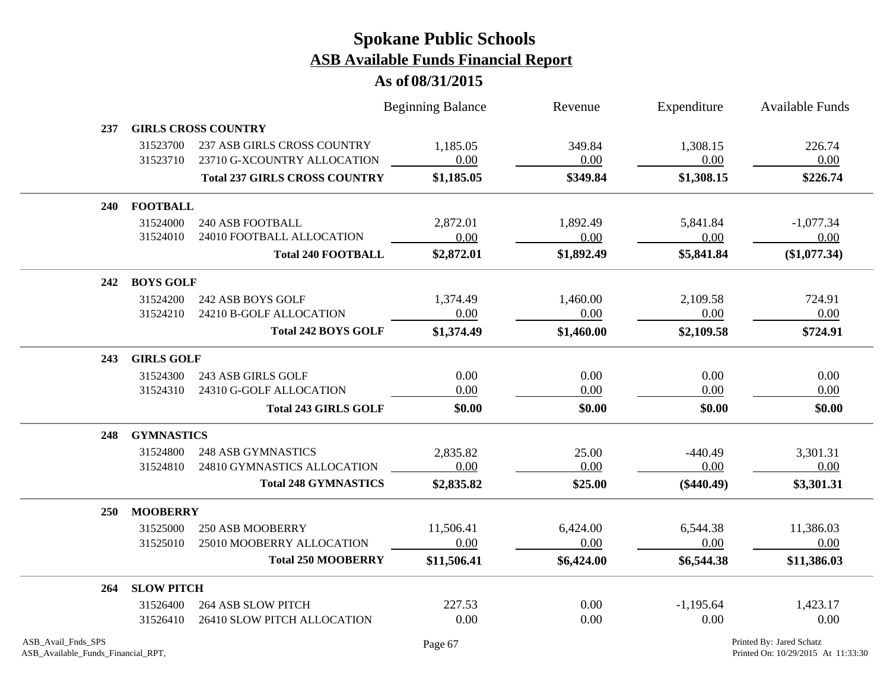# Spokane Public Schools

## ASB Available Funds Financial Report

### As of 08/31/2015

| | | | Beginning Balance | Revenue | Expenditure | Available Funds |
|---|---|---|---|---|---|---|
| **237** | **GIRLS CROSS COUNTRY** | | | | | |
| | 31523700 | 237 ASB GIRLS CROSS COUNTRY | 1,185.05 | 349.84 | 1,308.15 | 226.74 |
| | 31523710 | 23710 G-XCOUNTRY ALLOCATION | 0.00 | 0.00 | 0.00 | 0.00 |
| | | **Total 237 GIRLS CROSS COUNTRY** | **$1,185.05** | **$349.84** | **$1,308.15** | **$226.74** |
| **240** | **FOOTBALL** | | | | | |
| | 31524000 | 240 ASB FOOTBALL | 2,872.01 | 1,892.49 | 5,841.84 | -1,077.34 |
| | 31524010 | 24010 FOOTBALL ALLOCATION | 0.00 | 0.00 | 0.00 | 0.00 |
| | | **Total 240 FOOTBALL** | **$2,872.01** | **$1,892.49** | **$5,841.84** | **($1,077.34)** |
| **242** | **BOYS GOLF** | | | | | |
| | 31524200 | 242 ASB BOYS GOLF | 1,374.49 | 1,460.00 | 2,109.58 | 724.91 |
| | 31524210 | 24210 B-GOLF ALLOCATION | 0.00 | 0.00 | 0.00 | 0.00 |
| | | **Total 242 BOYS GOLF** | **$1,374.49** | **$1,460.00** | **$2,109.58** | **$724.91** |
| **243** | **GIRLS GOLF** | | | | | |
| | 31524300 | 243 ASB GIRLS GOLF | 0.00 | 0.00 | 0.00 | 0.00 |
| | 31524310 | 24310 G-GOLF ALLOCATION | 0.00 | 0.00 | 0.00 | 0.00 |
| | | **Total 243 GIRLS GOLF** | **$0.00** | **$0.00** | **$0.00** | **$0.00** |
| **248** | **GYMNASTICS** | | | | | |
| | 31524800 | 248 ASB GYMNASTICS | 2,835.82 | 25.00 | -440.49 | 3,301.31 |
| | 31524810 | 24810 GYMNASTICS ALLOCATION | 0.00 | 0.00 | 0.00 | 0.00 |
| | | **Total 248 GYMNASTICS** | **$2,835.82** | **$25.00** | **($440.49)** | **$3,301.31** |
| **250** | **MOOBERRY** | | | | | |
| | 31525000 | 250 ASB MOOBERRY | 11,506.41 | 6,424.00 | 6,544.38 | 11,386.03 |
| | 31525010 | 25010 MOOBERRY ALLOCATION | 0.00 | 0.00 | 0.00 | 0.00 |
| | | **Total 250 MOOBERRY** | **$11,506.41** | **$6,424.00** | **$6,544.38** | **$11,386.03** |
| **264** | **SLOW PITCH** | | | | | |
| | 31526400 | 264 ASB SLOW PITCH | 227.53 | 0.00 | -1,195.64 | 1,423.17 |
| | 31526410 | 26410 SLOW PITCH ALLOCATION | 0.00 | 0.00 | 0.00 | 0.00 |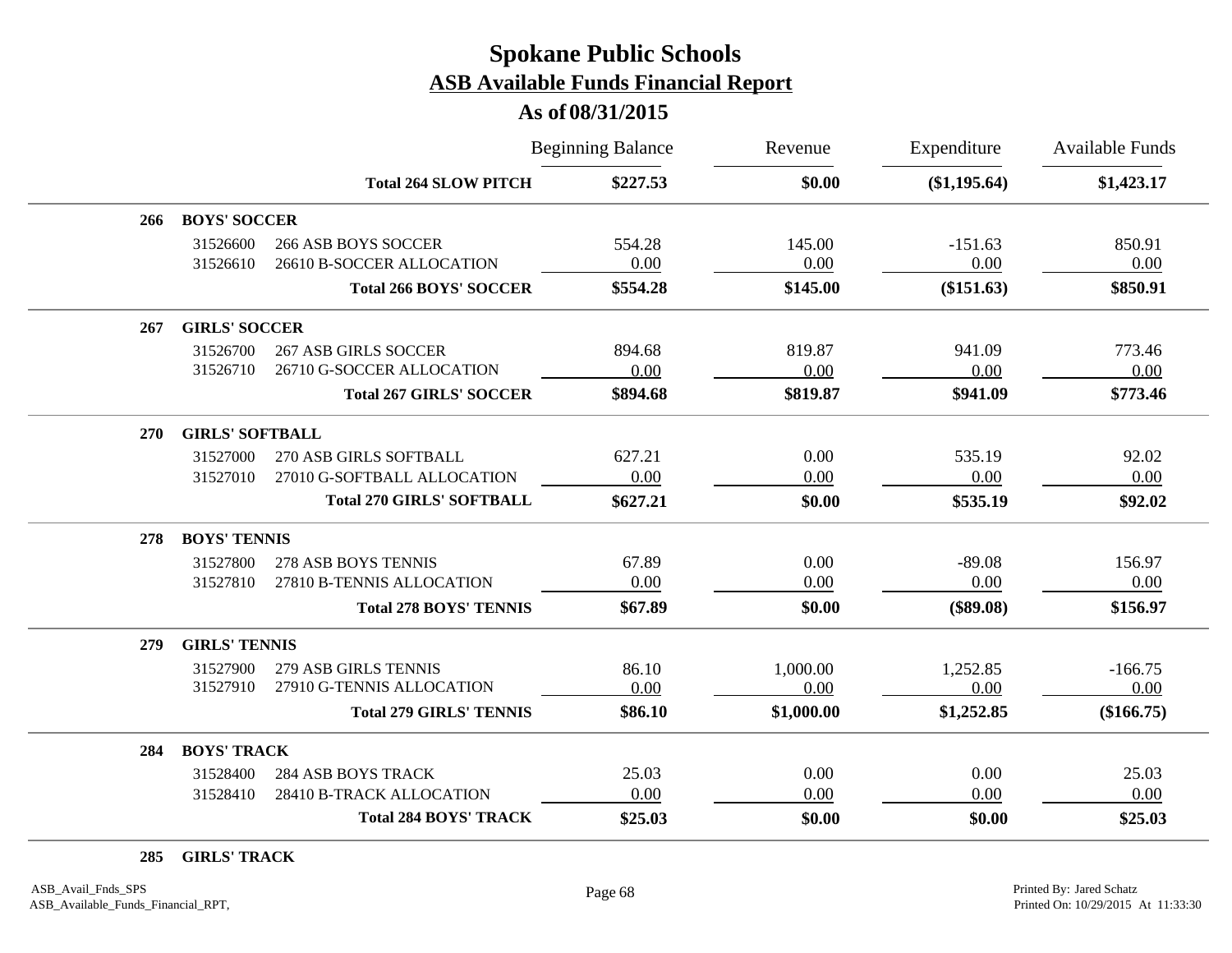# Spokane Public Schools
## ASB Available Funds Financial Report
### As of 08/31/2015

| | | | Beginning Balance | Revenue | Expenditure | Available Funds |
|---|---|---|---|---|---|---|
| | | **Total 264 SLOW PITCH** | **$227.53** | **$0.00** | **($1,195.64)** | **$1,423.17** |
| **266** | **BOYS' SOCCER** | | | | | |
| | 31526600 | 266 ASB BOYS SOCCER | 554.28 | 145.00 | -151.63 | 850.91 |
| | 31526610 | 26610 B-SOCCER ALLOCATION | 0.00 | 0.00 | 0.00 | 0.00 |
| | | **Total 266 BOYS' SOCCER** | **$554.28** | **$145.00** | **($151.63)** | **$850.91** |
| **267** | **GIRLS' SOCCER** | | | | | |
| | 31526700 | 267 ASB GIRLS SOCCER | 894.68 | 819.87 | 941.09 | 773.46 |
| | 31526710 | 26710 G-SOCCER ALLOCATION | 0.00 | 0.00 | 0.00 | 0.00 |
| | | **Total 267 GIRLS' SOCCER** | **$894.68** | **$819.87** | **$941.09** | **$773.46** |
| **270** | **GIRLS' SOFTBALL** | | | | | |
| | 31527000 | 270 ASB GIRLS SOFTBALL | 627.21 | 0.00 | 535.19 | 92.02 |
| | 31527010 | 27010 G-SOFTBALL ALLOCATION | 0.00 | 0.00 | 0.00 | 0.00 |
| | | **Total 270 GIRLS' SOFTBALL** | **$627.21** | **$0.00** | **$535.19** | **$92.02** |
| **278** | **BOYS' TENNIS** | | | | | |
| | 31527800 | 278 ASB BOYS TENNIS | 67.89 | 0.00 | -89.08 | 156.97 |
| | 31527810 | 27810 B-TENNIS ALLOCATION | 0.00 | 0.00 | 0.00 | 0.00 |
| | | **Total 278 BOYS' TENNIS** | **$67.89** | **$0.00** | **($89.08)** | **$156.97** |
| **279** | **GIRLS' TENNIS** | | | | | |
| | 31527900 | 279 ASB GIRLS TENNIS | 86.10 | 1,000.00 | 1,252.85 | -166.75 |
| | 31527910 | 27910 G-TENNIS ALLOCATION | 0.00 | 0.00 | 0.00 | 0.00 |
| | | **Total 279 GIRLS' TENNIS** | **$86.10** | **$1,000.00** | **$1,252.85** | **($166.75)** |
| **284** | **BOYS' TRACK** | | | | | |
| | 31528400 | 284 ASB BOYS TRACK | 25.03 | 0.00 | 0.00 | 25.03 |
| | 31528410 | 28410 B-TRACK ALLOCATION | 0.00 | 0.00 | 0.00 | 0.00 |
| | | **Total 284 BOYS' TRACK** | **$25.03** | **$0.00** | **$0.00** | **$25.03** |
| **285** | **GIRLS' TRACK** | | | | | |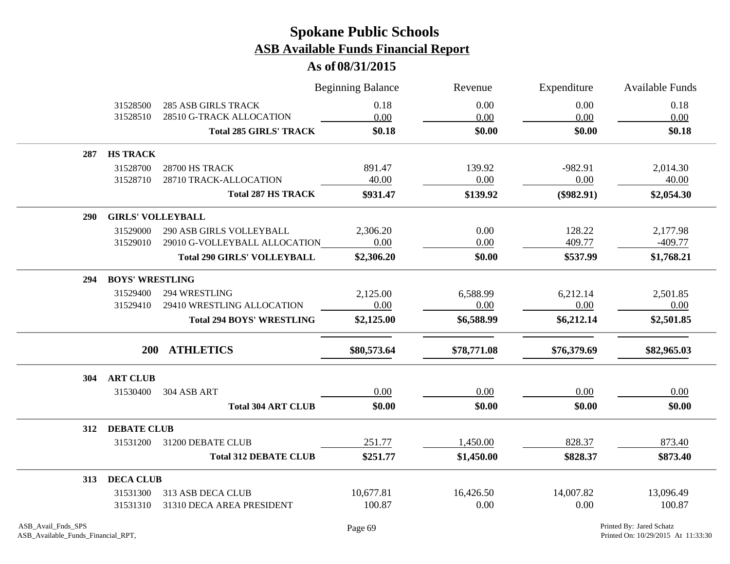# Spokane Public Schools
## ASB Available Funds Financial Report
### As of 08/31/2015

| | | | Beginning Balance | Revenue | Expenditure | Available Funds |
|---|---|---|---|---|---|---|
| | 31528500 | 285 ASB GIRLS TRACK | 0.18 | 0.00 | 0.00 | 0.18 |
| | 31528510 | 28510 G-TRACK ALLOCATION | 0.00 | 0.00 | 0.00 | 0.00 |
| | | **Total 285 GIRLS' TRACK** | **$0.18** | **$0.00** | **$0.00** | **$0.18** |
| **287** | **HS TRACK** | | | | | |
| | 31528700 | 28700 HS TRACK | 891.47 | 139.92 | -982.91 | 2,014.30 |
| | 31528710 | 28710 TRACK-ALLOCATION | 40.00 | 0.00 | 0.00 | 40.00 |
| | | **Total 287 HS TRACK** | **$931.47** | **$139.92** | **($982.91)** | **$2,054.30** |
| **290** | **GIRLS' VOLLEYBALL** | | | | | |
| | 31529000 | 290 ASB GIRLS VOLLEYBALL | 2,306.20 | 0.00 | 128.22 | 2,177.98 |
| | 31529010 | 29010 G-VOLLEYBALL ALLOCATION | 0.00 | 0.00 | 409.77 | -409.77 |
| | | **Total 290 GIRLS' VOLLEYBALL** | **$2,306.20** | **$0.00** | **$537.99** | **$1,768.21** |
| **294** | **BOYS' WRESTLING** | | | | | |
| | 31529400 | 294 WRESTLING | 2,125.00 | 6,588.99 | 6,212.14 | 2,501.85 |
| | 31529410 | 29410 WRESTLING ALLOCATION | 0.00 | 0.00 | 0.00 | 0.00 |
| | | **Total 294 BOYS' WRESTLING** | **$2,125.00** | **$6,588.99** | **$6,212.14** | **$2,501.85** |
| | **200** | **ATHLETICS** | **$80,573.64** | **$78,771.08** | **$76,379.69** | **$82,965.03** |
| **304** | **ART CLUB** | | | | | |
| | 31530400 | 304 ASB ART | 0.00 | 0.00 | 0.00 | 0.00 |
| | | **Total 304 ART CLUB** | **$0.00** | **$0.00** | **$0.00** | **$0.00** |
| **312** | **DEBATE CLUB** | | | | | |
| | 31531200 | 31200 DEBATE CLUB | 251.77 | 1,450.00 | 828.37 | 873.40 |
| | | **Total 312 DEBATE CLUB** | **$251.77** | **$1,450.00** | **$828.37** | **$873.40** |
| **313** | **DECA CLUB** | | | | | |
| | 31531300 | 313 ASB DECA CLUB | 10,677.81 | 16,426.50 | 14,007.82 | 13,096.49 |
| | 31531310 | 31310 DECA AREA PRESIDENT | 100.87 | 0.00 | 0.00 | 100.87 |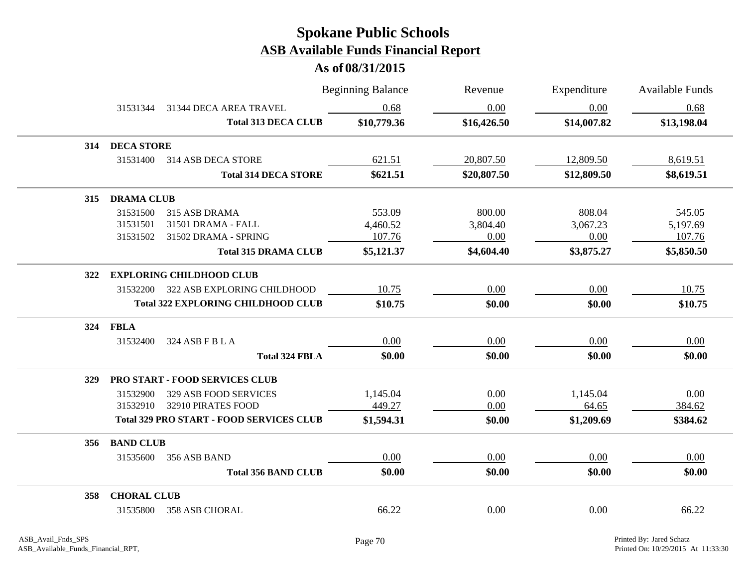# Spokane Public Schools
## ASB Available Funds Financial Report
### As of 08/31/2015

| | | | Beginning Balance | Revenue | Expenditure | Available Funds |
|---|---|---|---|---|---|---|
| | 31531344 | 31344 DECA AREA TRAVEL | 0.68 | 0.00 | 0.00 | 0.68 |
| | | **Total 313 DECA CLUB** | **$10,779.36** | **$16,426.50** | **$14,007.82** | **$13,198.04** |
| **314** | **DECA STORE** | | | | | |
| | 31531400 | 314 ASB DECA STORE | 621.51 | 20,807.50 | 12,809.50 | 8,619.51 |
| | | **Total 314 DECA STORE** | **$621.51** | **$20,807.50** | **$12,809.50** | **$8,619.51** |
| **315** | **DRAMA CLUB** | | | | | |
| | 31531500 | 315 ASB DRAMA | 553.09 | 800.00 | 808.04 | 545.05 |
| | 31531501 | 31501 DRAMA - FALL | 4,460.52 | 3,804.40 | 3,067.23 | 5,197.69 |
| | 31531502 | 31502 DRAMA - SPRING | 107.76 | 0.00 | 0.00 | 107.76 |
| | | **Total 315 DRAMA CLUB** | **$5,121.37** | **$4,604.40** | **$3,875.27** | **$5,850.50** |
| **322** | **EXPLORING CHILDHOOD CLUB** | | | | | |
| | 31532200 | 322 ASB EXPLORING CHILDHOOD | 10.75 | 0.00 | 0.00 | 10.75 |
| | | **Total 322 EXPLORING CHILDHOOD CLUB** | **$10.75** | **$0.00** | **$0.00** | **$10.75** |
| **324** | **FBLA** | | | | | |
| | 31532400 | 324 ASB F B L A | 0.00 | 0.00 | 0.00 | 0.00 |
| | | **Total 324 FBLA** | **$0.00** | **$0.00** | **$0.00** | **$0.00** |
| **329** | **PRO START - FOOD SERVICES CLUB** | | | | | |
| | 31532900 | 329 ASB FOOD SERVICES | 1,145.04 | 0.00 | 1,145.04 | 0.00 |
| | 31532910 | 32910 PIRATES FOOD | 449.27 | 0.00 | 64.65 | 384.62 |
| | | **Total 329 PRO START - FOOD SERVICES CLUB** | **$1,594.31** | **$0.00** | **$1,209.69** | **$384.62** |
| **356** | **BAND CLUB** | | | | | |
| | 31535600 | 356 ASB BAND | 0.00 | 0.00 | 0.00 | 0.00 |
| | | **Total 356 BAND CLUB** | **$0.00** | **$0.00** | **$0.00** | **$0.00** |
| **358** | **CHORAL CLUB** | | | | | |
| | 31535800 | 358 ASB CHORAL | 66.22 | 0.00 | 0.00 | 66.22 |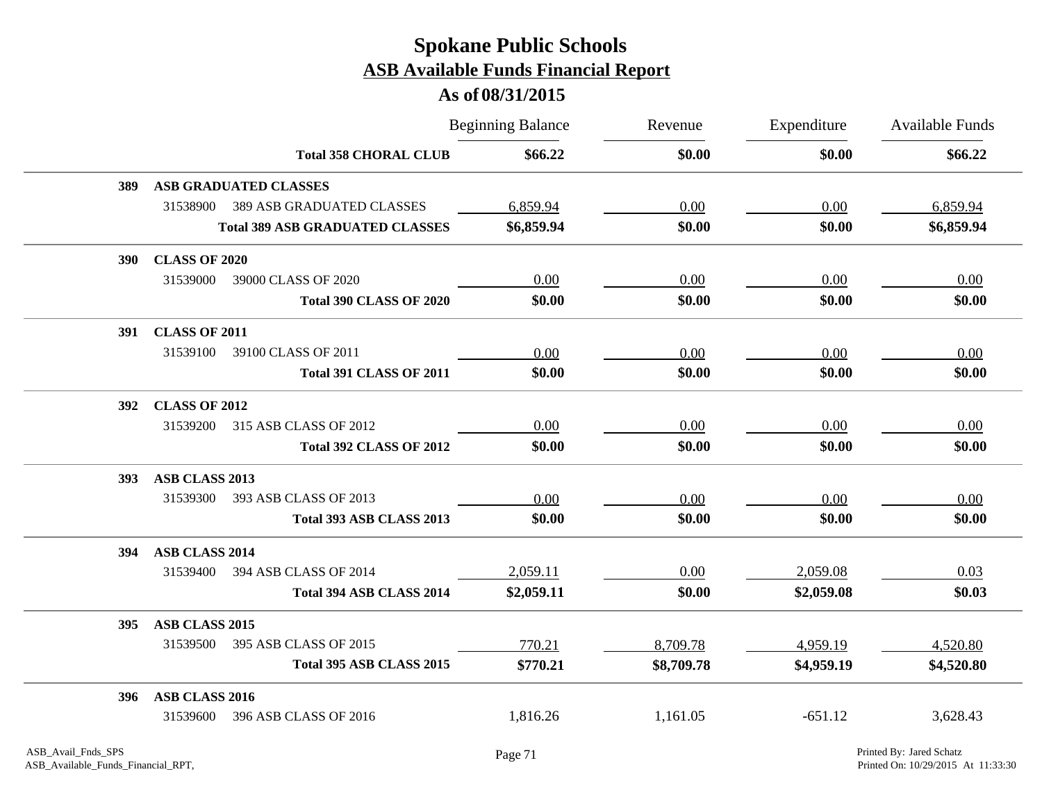# Spokane Public Schools

## ASB Available Funds Financial Report

### As of 08/31/2015

| | | | Beginning Balance | Revenue | Expenditure | Available Funds |
|---|---|---|---|---|---|---|
| | | **Total 358 CHORAL CLUB** | **$66.22** | **$0.00** | **$0.00** | **$66.22** |
| **389** | **ASB GRADUATED CLASSES** | | | | | |
| | 31538900 | 389 ASB GRADUATED CLASSES | 6,859.94 | 0.00 | 0.00 | 6,859.94 |
| | | **Total 389 ASB GRADUATED CLASSES** | **$6,859.94** | **$0.00** | **$0.00** | **$6,859.94** |
| **390** | **CLASS OF 2020** | | | | | |
| | 31539000 | 39000 CLASS OF 2020 | 0.00 | 0.00 | 0.00 | 0.00 |
| | | **Total 390 CLASS OF 2020** | **$0.00** | **$0.00** | **$0.00** | **$0.00** |
| **391** | **CLASS OF 2011** | | | | | |
| | 31539100 | 39100 CLASS OF 2011 | 0.00 | 0.00 | 0.00 | 0.00 |
| | | **Total 391 CLASS OF 2011** | **$0.00** | **$0.00** | **$0.00** | **$0.00** |
| **392** | **CLASS OF 2012** | | | | | |
| | 31539200 | 315 ASB CLASS OF 2012 | 0.00 | 0.00 | 0.00 | 0.00 |
| | | **Total 392 CLASS OF 2012** | **$0.00** | **$0.00** | **$0.00** | **$0.00** |
| **393** | **ASB CLASS 2013** | | | | | |
| | 31539300 | 393 ASB CLASS OF 2013 | 0.00 | 0.00 | 0.00 | 0.00 |
| | | **Total 393 ASB CLASS 2013** | **$0.00** | **$0.00** | **$0.00** | **$0.00** |
| **394** | **ASB CLASS 2014** | | | | | |
| | 31539400 | 394 ASB CLASS OF 2014 | 2,059.11 | 0.00 | 2,059.08 | 0.03 |
| | | **Total 394 ASB CLASS 2014** | **$2,059.11** | **$0.00** | **$2,059.08** | **$0.03** |
| **395** | **ASB CLASS 2015** | | | | | |
| | 31539500 | 395 ASB CLASS OF 2015 | 770.21 | 8,709.78 | 4,959.19 | 4,520.80 |
| | | **Total 395 ASB CLASS 2015** | **$770.21** | **$8,709.78** | **$4,959.19** | **$4,520.80** |
| **396** | **ASB CLASS 2016** | | | | | |
| | 31539600 | 396 ASB CLASS OF 2016 | 1,816.26 | 1,161.05 | -651.12 | 3,628.43 |

ASB_Avail_Fnds_SPS
ASB_Available_Funds_Financial_RPT,

Printed By: Jared Schatz
Printed On: 10/29/2015 At 11:33:30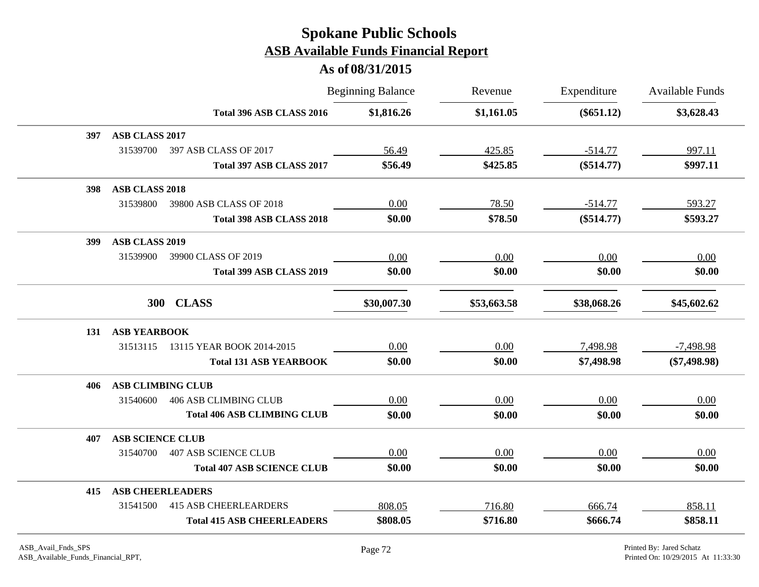# Spokane Public Schools

## ASB Available Funds Financial Report

### As of 08/31/2015

| | | Beginning Balance | Revenue | Expenditure | Available Funds |
|---|---|---|---|---|---|
| | **Total 396 ASB CLASS 2016** | **$1,816.26** | **$1,161.05** | **($651.12)** | **$3,628.43** |
| **397** | **ASB CLASS 2017** | | | | |
| 31539700 | 397 ASB CLASS OF 2017 | 56.49 | 425.85 | -514.77 | 997.11 |
| | **Total 397 ASB CLASS 2017** | **$56.49** | **$425.85** | **($514.77)** | **$997.11** |
| **398** | **ASB CLASS 2018** | | | | |
| 31539800 | 39800 ASB CLASS OF 2018 | 0.00 | 78.50 | -514.77 | 593.27 |
| | **Total 398 ASB CLASS 2018** | **$0.00** | **$78.50** | **($514.77)** | **$593.27** |
| **399** | **ASB CLASS 2019** | | | | |
| 31539900 | 39900 CLASS OF 2019 | 0.00 | 0.00 | 0.00 | 0.00 |
| | **Total 399 ASB CLASS 2019** | **$0.00** | **$0.00** | **$0.00** | **$0.00** |
| | **300 CLASS** | **$30,007.30** | **$53,663.58** | **$38,068.26** | **$45,602.62** |
| **131** | **ASB YEARBOOK** | | | | |
| 31513115 | 13115 YEAR BOOK 2014-2015 | 0.00 | 0.00 | 7,498.98 | -7,498.98 |
| | **Total 131 ASB YEARBOOK** | **$0.00** | **$0.00** | **$7,498.98** | **($7,498.98)** |
| **406** | **ASB CLIMBING CLUB** | | | | |
| 31540600 | 406 ASB CLIMBING CLUB | 0.00 | 0.00 | 0.00 | 0.00 |
| | **Total 406 ASB CLIMBING CLUB** | **$0.00** | **$0.00** | **$0.00** | **$0.00** |
| **407** | **ASB SCIENCE CLUB** | | | | |
| 31540700 | 407 ASB SCIENCE CLUB | 0.00 | 0.00 | 0.00 | 0.00 |
| | **Total 407 ASB SCIENCE CLUB** | **$0.00** | **$0.00** | **$0.00** | **$0.00** |
| **415** | **ASB CHEERLEADERS** | | | | |
| 31541500 | 415 ASB CHEERLEARDERS | 808.05 | 716.80 | 666.74 | 858.11 |
| | **Total 415 ASB CHEERLEADERS** | **$808.05** | **$716.80** | **$666.74** | **$858.11** |

ASB_Avail_Fnds_SPS
ASB_Available_Funds_Financial_RPT,

Printed By: Jared Schatz
Printed On: 10/29/2015 At 11:33:30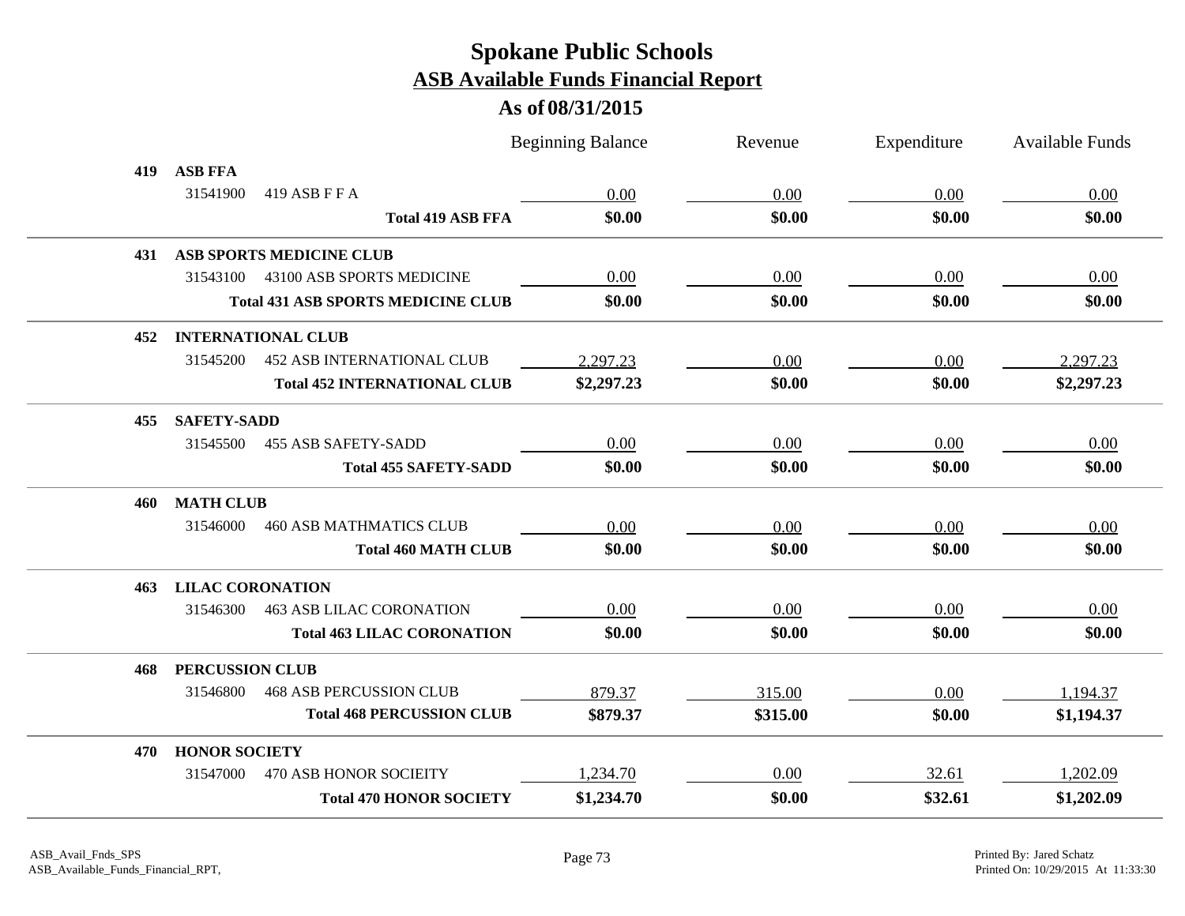# Spokane Public Schools

## ASB Available Funds Financial Report

### As of 08/31/2015

| | | Beginning Balance | Revenue | Expenditure | Available Funds |
|---|---|---|---|---|---|
| **419** | **ASB FFA** | | | | |
| 31541900 | 419 ASB F F A | 0.00 | 0.00 | 0.00 | 0.00 |
| | **Total 419 ASB FFA** | **$0.00** | **$0.00** | **$0.00** | **$0.00** |
| **431** | **ASB SPORTS MEDICINE CLUB** | | | | |
| 31543100 | 43100 ASB SPORTS MEDICINE | 0.00 | 0.00 | 0.00 | 0.00 |
| | **Total 431 ASB SPORTS MEDICINE CLUB** | **$0.00** | **$0.00** | **$0.00** | **$0.00** |
| **452** | **INTERNATIONAL CLUB** | | | | |
| 31545200 | 452 ASB INTERNATIONAL CLUB | 2,297.23 | 0.00 | 0.00 | 2,297.23 |
| | **Total 452 INTERNATIONAL CLUB** | **$2,297.23** | **$0.00** | **$0.00** | **$2,297.23** |
| **455** | **SAFETY-SADD** | | | | |
| 31545500 | 455 ASB SAFETY-SADD | 0.00 | 0.00 | 0.00 | 0.00 |
| | **Total 455 SAFETY-SADD** | **$0.00** | **$0.00** | **$0.00** | **$0.00** |
| **460** | **MATH CLUB** | | | | |
| 31546000 | 460 ASB MATHMATICS CLUB | 0.00 | 0.00 | 0.00 | 0.00 |
| | **Total 460 MATH CLUB** | **$0.00** | **$0.00** | **$0.00** | **$0.00** |
| **463** | **LILAC CORONATION** | | | | |
| 31546300 | 463 ASB LILAC CORONATION | 0.00 | 0.00 | 0.00 | 0.00 |
| | **Total 463 LILAC CORONATION** | **$0.00** | **$0.00** | **$0.00** | **$0.00** |
| **468** | **PERCUSSION CLUB** | | | | |
| 31546800 | 468 ASB PERCUSSION CLUB | 879.37 | 315.00 | 0.00 | 1,194.37 |
| | **Total 468 PERCUSSION CLUB** | **$879.37** | **$315.00** | **$0.00** | **$1,194.37** |
| **470** | **HONOR SOCIETY** | | | | |
| 31547000 | 470 ASB HONOR SOCIEITY | 1,234.70 | 0.00 | 32.61 | 1,202.09 |
| | **Total 470 HONOR SOCIETY** | **$1,234.70** | **$0.00** | **$32.61** | **$1,202.09** |

ASB_Avail_Fnds_SPS
ASB_Available_Funds_Financial_RPT,

Printed By: Jared Schatz
Printed On: 10/29/2015 At 11:33:30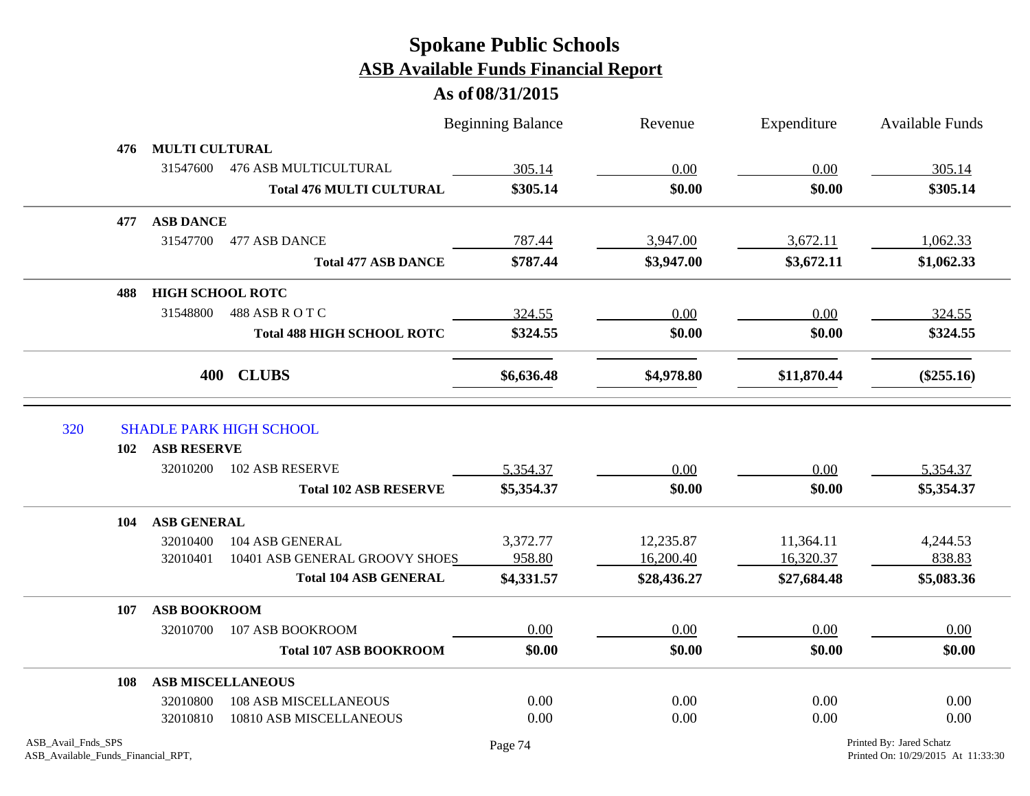# Spokane Public Schools
## ASB Available Funds Financial Report
### As of 08/31/2015

| | | | Beginning Balance | Revenue | Expenditure | Available Funds |
|---|---|---|---|---|---|---|
| **476** | **MULTI CULTURAL** | | | | | |
| | 31547600 | 476 ASB MULTICULTURAL | 305.14 | 0.00 | 0.00 | 305.14 |
| | | **Total 476 MULTI CULTURAL** | **$305.14** | **$0.00** | **$0.00** | **$305.14** |
| **477** | **ASB DANCE** | | | | | |
| | 31547700 | 477 ASB DANCE | 787.44 | 3,947.00 | 3,672.11 | 1,062.33 |
| | | **Total 477 ASB DANCE** | **$787.44** | **$3,947.00** | **$3,672.11** | **$1,062.33** |
| **488** | **HIGH SCHOOL ROTC** | | | | | |
| | 31548800 | 488 ASB R O T C | 324.55 | 0.00 | 0.00 | 324.55 |
| | | **Total 488 HIGH SCHOOL ROTC** | **$324.55** | **$0.00** | **$0.00** | **$324.55** |
| | **400** | **CLUBS** | **$6,636.48** | **$4,978.80** | **$11,870.44** | **($255.16)** |

## 320 SHADLE PARK HIGH SCHOOL

| | | | Beginning Balance | Revenue | Expenditure | Available Funds |
|---|---|---|---|---|---|---|
| **102** | **ASB RESERVE** | | | | | |
| | 32010200 | 102 ASB RESERVE | 5,354.37 | 0.00 | 0.00 | 5,354.37 |
| | | **Total 102 ASB RESERVE** | **$5,354.37** | **$0.00** | **$0.00** | **$5,354.37** |
| **104** | **ASB GENERAL** | | | | | |
| | 32010400 | 104 ASB GENERAL | 3,372.77 | 12,235.87 | 11,364.11 | 4,244.53 |
| | 32010401 | 10401 ASB GENERAL GROOVY SHOES | 958.80 | 16,200.40 | 16,320.37 | 838.83 |
| | | **Total 104 ASB GENERAL** | **$4,331.57** | **$28,436.27** | **$27,684.48** | **$5,083.36** |
| **107** | **ASB BOOKROOM** | | | | | |
| | 32010700 | 107 ASB BOOKROOM | 0.00 | 0.00 | 0.00 | 0.00 |
| | | **Total 107 ASB BOOKROOM** | **$0.00** | **$0.00** | **$0.00** | **$0.00** |
| **108** | **ASB MISCELLANEOUS** | | | | | |
| | 32010800 | 108 ASB MISCELLANEOUS | 0.00 | 0.00 | 0.00 | 0.00 |
| | 32010810 | 10810 ASB MISCELLANEOUS | 0.00 | 0.00 | 0.00 | 0.00 |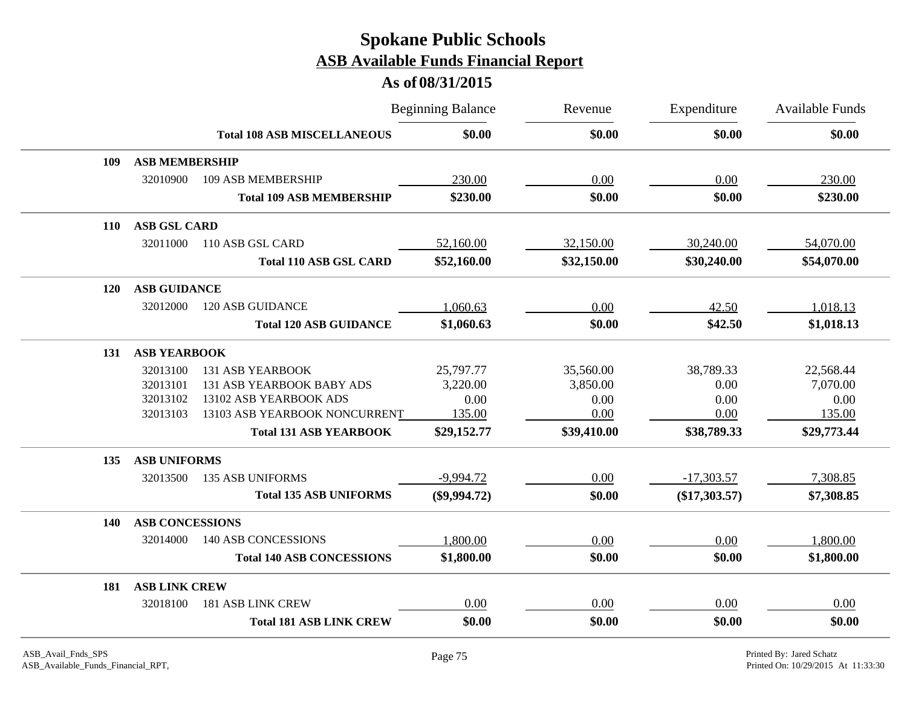# Spokane Public Schools

## ASB Available Funds Financial Report

### As of 08/31/2015

| | | | Beginning Balance | Revenue | Expenditure | Available Funds |
|---|---|---|---|---|---|---|
| | | **Total 108 ASB MISCELLANEOUS** | **$0.00** | **$0.00** | **$0.00** | **$0.00** |
| **109** | **ASB MEMBERSHIP** | | | | | |
| | 32010900 | 109 ASB MEMBERSHIP | 230.00 | 0.00 | 0.00 | 230.00 |
| | | **Total 109 ASB MEMBERSHIP** | **$230.00** | **$0.00** | **$0.00** | **$230.00** |
| **110** | **ASB GSL CARD** | | | | | |
| | 32011000 | 110 ASB GSL CARD | 52,160.00 | 32,150.00 | 30,240.00 | 54,070.00 |
| | | **Total 110 ASB GSL CARD** | **$52,160.00** | **$32,150.00** | **$30,240.00** | **$54,070.00** |
| **120** | **ASB GUIDANCE** | | | | | |
| | 32012000 | 120 ASB GUIDANCE | 1,060.63 | 0.00 | 42.50 | 1,018.13 |
| | | **Total 120 ASB GUIDANCE** | **$1,060.63** | **$0.00** | **$42.50** | **$1,018.13** |
| **131** | **ASB YEARBOOK** | | | | | |
| | 32013100 | 131 ASB YEARBOOK | 25,797.77 | 35,560.00 | 38,789.33 | 22,568.44 |
| | 32013101 | 131 ASB YEARBOOK BABY ADS | 3,220.00 | 3,850.00 | 0.00 | 7,070.00 |
| | 32013102 | 13102 ASB YEARBOOK ADS | 0.00 | 0.00 | 0.00 | 0.00 |
| | 32013103 | 13103 ASB YEARBOOK NONCURRENT | 135.00 | 0.00 | 0.00 | 135.00 |
| | | **Total 131 ASB YEARBOOK** | **$29,152.77** | **$39,410.00** | **$38,789.33** | **$29,773.44** |
| **135** | **ASB UNIFORMS** | | | | | |
| | 32013500 | 135 ASB UNIFORMS | -9,994.72 | 0.00 | -17,303.57 | 7,308.85 |
| | | **Total 135 ASB UNIFORMS** | **($9,994.72)** | **$0.00** | **($17,303.57)** | **$7,308.85** |
| **140** | **ASB CONCESSIONS** | | | | | |
| | 32014000 | 140 ASB CONCESSIONS | 1,800.00 | 0.00 | 0.00 | 1,800.00 |
| | | **Total 140 ASB CONCESSIONS** | **$1,800.00** | **$0.00** | **$0.00** | **$1,800.00** |
| **181** | **ASB LINK CREW** | | | | | |
| | 32018100 | 181 ASB LINK CREW | 0.00 | 0.00 | 0.00 | 0.00 |
| | | **Total 181 ASB LINK CREW** | **$0.00** | **$0.00** | **$0.00** | **$0.00** |

ASB_Avail_Fnds_SPS
ASB_Available_Funds_Financial_RPT,

Printed By: Jared Schatz
Printed On: 10/29/2015 At 11:33:30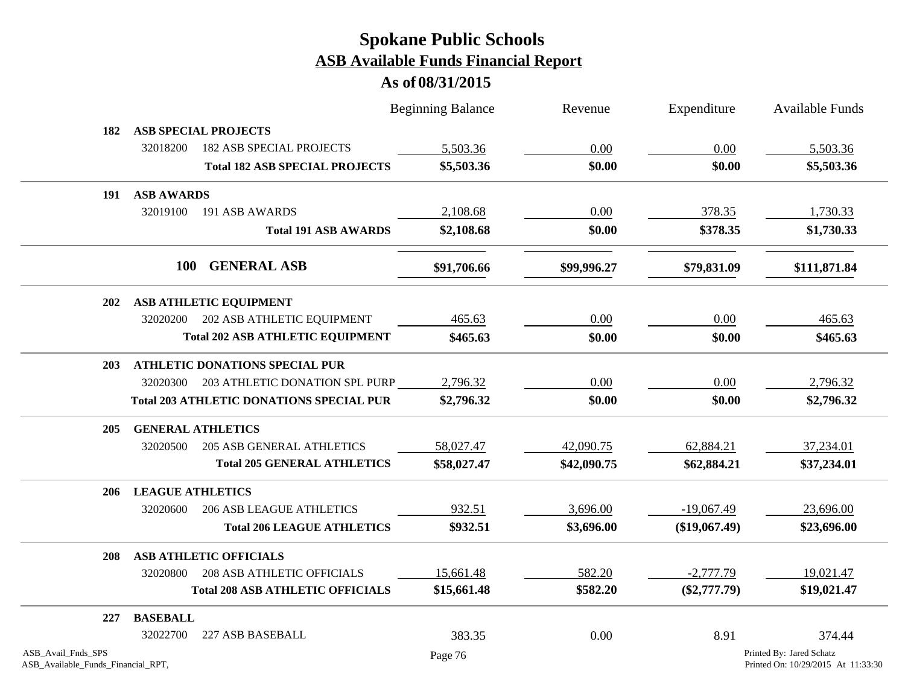# Spokane Public Schools

## ASB Available Funds Financial Report

### As of 08/31/2015

| | | Beginning Balance | Revenue | Expenditure | Available Funds |
|---|---|---|---|---|---|
| **182** | **ASB SPECIAL PROJECTS** | | | | |
| 32018200 | 182 ASB SPECIAL PROJECTS | 5,503.36 | 0.00 | 0.00 | 5,503.36 |
| | **Total 182 ASB SPECIAL PROJECTS** | **$5,503.36** | **$0.00** | **$0.00** | **$5,503.36** |
| **191** | **ASB AWARDS** | | | | |
| 32019100 | 191 ASB AWARDS | 2,108.68 | 0.00 | 378.35 | 1,730.33 |
| | **Total 191 ASB AWARDS** | **$2,108.68** | **$0.00** | **$378.35** | **$1,730.33** |
| **100** | **GENERAL ASB** | **$91,706.66** | **$99,996.27** | **$79,831.09** | **$111,871.84** |
| **202** | **ASB ATHLETIC EQUIPMENT** | | | | |
| 32020200 | 202 ASB ATHLETIC EQUIPMENT | 465.63 | 0.00 | 0.00 | 465.63 |
| | **Total 202 ASB ATHLETIC EQUIPMENT** | **$465.63** | **$0.00** | **$0.00** | **$465.63** |
| **203** | **ATHLETIC DONATIONS SPECIAL PUR** | | | | |
| 32020300 | 203 ATHLETIC DONATION SPL PURP | 2,796.32 | 0.00 | 0.00 | 2,796.32 |
| | **Total 203 ATHLETIC DONATIONS SPECIAL PUR** | **$2,796.32** | **$0.00** | **$0.00** | **$2,796.32** |
| **205** | **GENERAL ATHLETICS** | | | | |
| 32020500 | 205 ASB GENERAL ATHLETICS | 58,027.47 | 42,090.75 | 62,884.21 | 37,234.01 |
| | **Total 205 GENERAL ATHLETICS** | **$58,027.47** | **$42,090.75** | **$62,884.21** | **$37,234.01** |
| **206** | **LEAGUE ATHLETICS** | | | | |
| 32020600 | 206 ASB LEAGUE ATHLETICS | 932.51 | 3,696.00 | -19,067.49 | 23,696.00 |
| | **Total 206 LEAGUE ATHLETICS** | **$932.51** | **$3,696.00** | **($19,067.49)** | **$23,696.00** |
| **208** | **ASB ATHLETIC OFFICIALS** | | | | |
| 32020800 | 208 ASB ATHLETIC OFFICIALS | 15,661.48 | 582.20 | -2,777.79 | 19,021.47 |
| | **Total 208 ASB ATHLETIC OFFICIALS** | **$15,661.48** | **$582.20** | **($2,777.79)** | **$19,021.47** |
| **227** | **BASEBALL** | | | | |
| 32022700 | 227 ASB BASEBALL | 383.35 | 0.00 | 8.91 | 374.44 |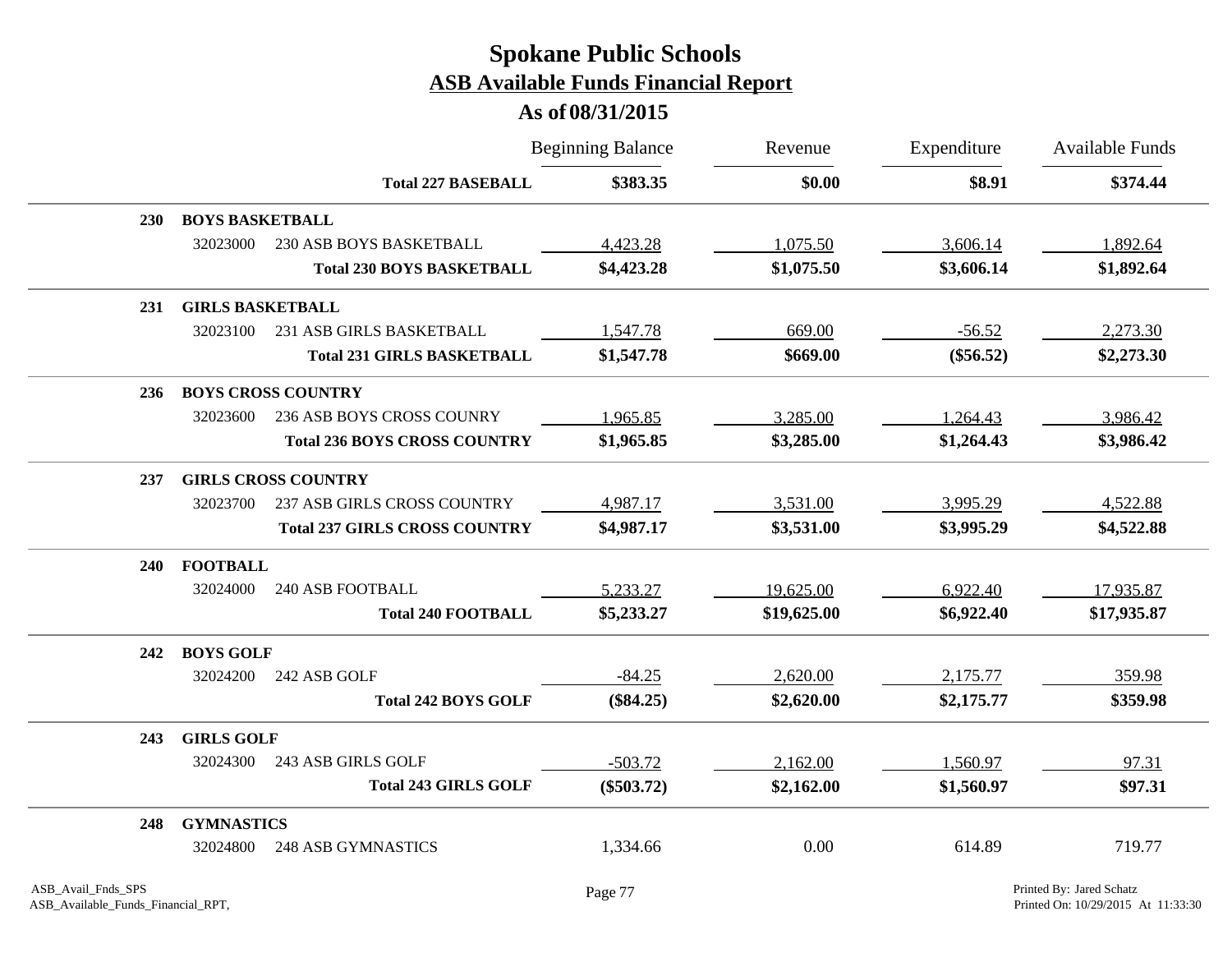# Spokane Public Schools

## ASB Available Funds Financial Report

### As of 08/31/2015

| | | | Beginning Balance | Revenue | Expenditure | Available Funds |
|---|---|---|---|---|---|---|
| | | **Total 227 BASEBALL** | **$383.35** | **$0.00** | **$8.91** | **$374.44** |
| **230** | **BOYS BASKETBALL** | | | | | |
| | 32023000 | 230 ASB BOYS BASKETBALL | 4,423.28 | 1,075.50 | 3,606.14 | 1,892.64 |
| | | **Total 230 BOYS BASKETBALL** | **$4,423.28** | **$1,075.50** | **$3,606.14** | **$1,892.64** |
| **231** | **GIRLS BASKETBALL** | | | | | |
| | 32023100 | 231 ASB GIRLS BASKETBALL | 1,547.78 | 669.00 | -56.52 | 2,273.30 |
| | | **Total 231 GIRLS BASKETBALL** | **$1,547.78** | **$669.00** | **($56.52)** | **$2,273.30** |
| **236** | **BOYS CROSS COUNTRY** | | | | | |
| | 32023600 | 236 ASB BOYS CROSS COUNRY | 1,965.85 | 3,285.00 | 1,264.43 | 3,986.42 |
| | | **Total 236 BOYS CROSS COUNTRY** | **$1,965.85** | **$3,285.00** | **$1,264.43** | **$3,986.42** |
| **237** | **GIRLS CROSS COUNTRY** | | | | | |
| | 32023700 | 237 ASB GIRLS CROSS COUNTRY | 4,987.17 | 3,531.00 | 3,995.29 | 4,522.88 |
| | | **Total 237 GIRLS CROSS COUNTRY** | **$4,987.17** | **$3,531.00** | **$3,995.29** | **$4,522.88** |
| **240** | **FOOTBALL** | | | | | |
| | 32024000 | 240 ASB FOOTBALL | 5,233.27 | 19,625.00 | 6,922.40 | 17,935.87 |
| | | **Total 240 FOOTBALL** | **$5,233.27** | **$19,625.00** | **$6,922.40** | **$17,935.87** |
| **242** | **BOYS GOLF** | | | | | |
| | 32024200 | 242 ASB GOLF | -84.25 | 2,620.00 | 2,175.77 | 359.98 |
| | | **Total 242 BOYS GOLF** | **($84.25)** | **$2,620.00** | **$2,175.77** | **$359.98** |
| **243** | **GIRLS GOLF** | | | | | |
| | 32024300 | 243 ASB GIRLS GOLF | -503.72 | 2,162.00 | 1,560.97 | 97.31 |
| | | **Total 243 GIRLS GOLF** | **($503.72)** | **$2,162.00** | **$1,560.97** | **$97.31** |
| **248** | **GYMNASTICS** | | | | | |
| | 32024800 | 248 ASB GYMNASTICS | 1,334.66 | 0.00 | 614.89 | 719.77 |

ASB_Avail_Fnds_SPS
ASB_Available_Funds_Financial_RPT,

Printed By: Jared Schatz
Printed On: 10/29/2015 At 11:33:30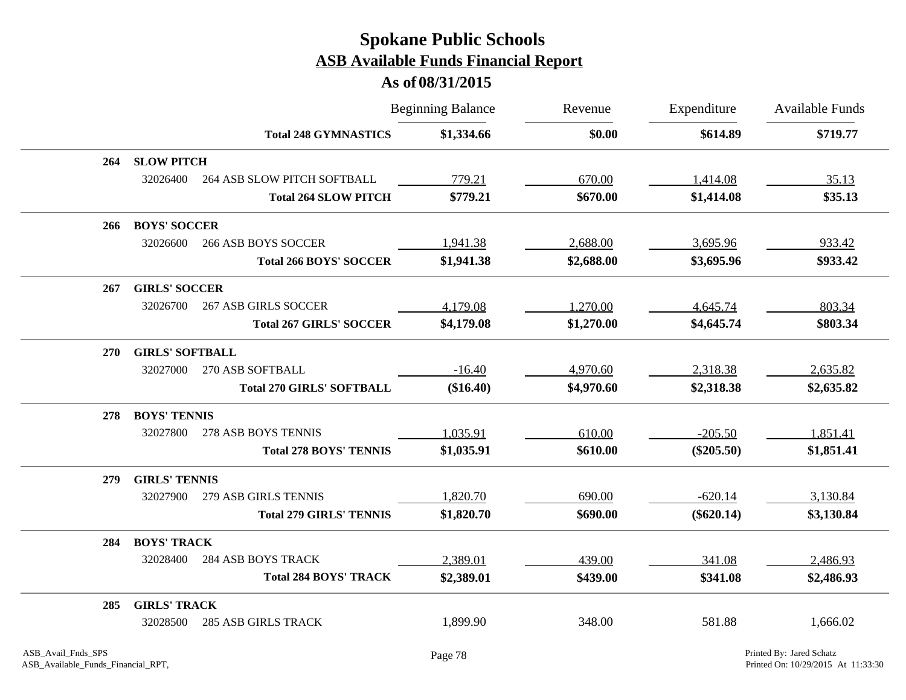# Spokane Public Schools

## ASB Available Funds Financial Report

### As of 08/31/2015

| | | Beginning Balance | Revenue | Expenditure | Available Funds |
|---|---|---|---|---|---|
| | **Total 248 GYMNASTICS** | **$1,334.66** | **$0.00** | **$614.89** | **$719.77** |
| **264 SLOW PITCH** | | | | | |
| 32026400 | 264 ASB SLOW PITCH SOFTBALL | 779.21 | 670.00 | 1,414.08 | 35.13 |
| | **Total 264 SLOW PITCH** | **$779.21** | **$670.00** | **$1,414.08** | **$35.13** |
| **266 BOYS' SOCCER** | | | | | |
| 32026600 | 266 ASB BOYS SOCCER | 1,941.38 | 2,688.00 | 3,695.96 | 933.42 |
| | **Total 266 BOYS' SOCCER** | **$1,941.38** | **$2,688.00** | **$3,695.96** | **$933.42** |
| **267 GIRLS' SOCCER** | | | | | |
| 32026700 | 267 ASB GIRLS SOCCER | 4,179.08 | 1,270.00 | 4,645.74 | 803.34 |
| | **Total 267 GIRLS' SOCCER** | **$4,179.08** | **$1,270.00** | **$4,645.74** | **$803.34** |
| **270 GIRLS' SOFTBALL** | | | | | |
| 32027000 | 270 ASB SOFTBALL | -16.40 | 4,970.60 | 2,318.38 | 2,635.82 |
| | **Total 270 GIRLS' SOFTBALL** | **($16.40)** | **$4,970.60** | **$2,318.38** | **$2,635.82** |
| **278 BOYS' TENNIS** | | | | | |
| 32027800 | 278 ASB BOYS TENNIS | 1,035.91 | 610.00 | -205.50 | 1,851.41 |
| | **Total 278 BOYS' TENNIS** | **$1,035.91** | **$610.00** | **($205.50)** | **$1,851.41** |
| **279 GIRLS' TENNIS** | | | | | |
| 32027900 | 279 ASB GIRLS TENNIS | 1,820.70 | 690.00 | -620.14 | 3,130.84 |
| | **Total 279 GIRLS' TENNIS** | **$1,820.70** | **$690.00** | **($620.14)** | **$3,130.84** |
| **284 BOYS' TRACK** | | | | | |
| 32028400 | 284 ASB BOYS TRACK | 2,389.01 | 439.00 | 341.08 | 2,486.93 |
| | **Total 284 BOYS' TRACK** | **$2,389.01** | **$439.00** | **$341.08** | **$2,486.93** |
| **285 GIRLS' TRACK** | | | | | |
| 32028500 | 285 ASB GIRLS TRACK | 1,899.90 | 348.00 | 581.88 | 1,666.02 |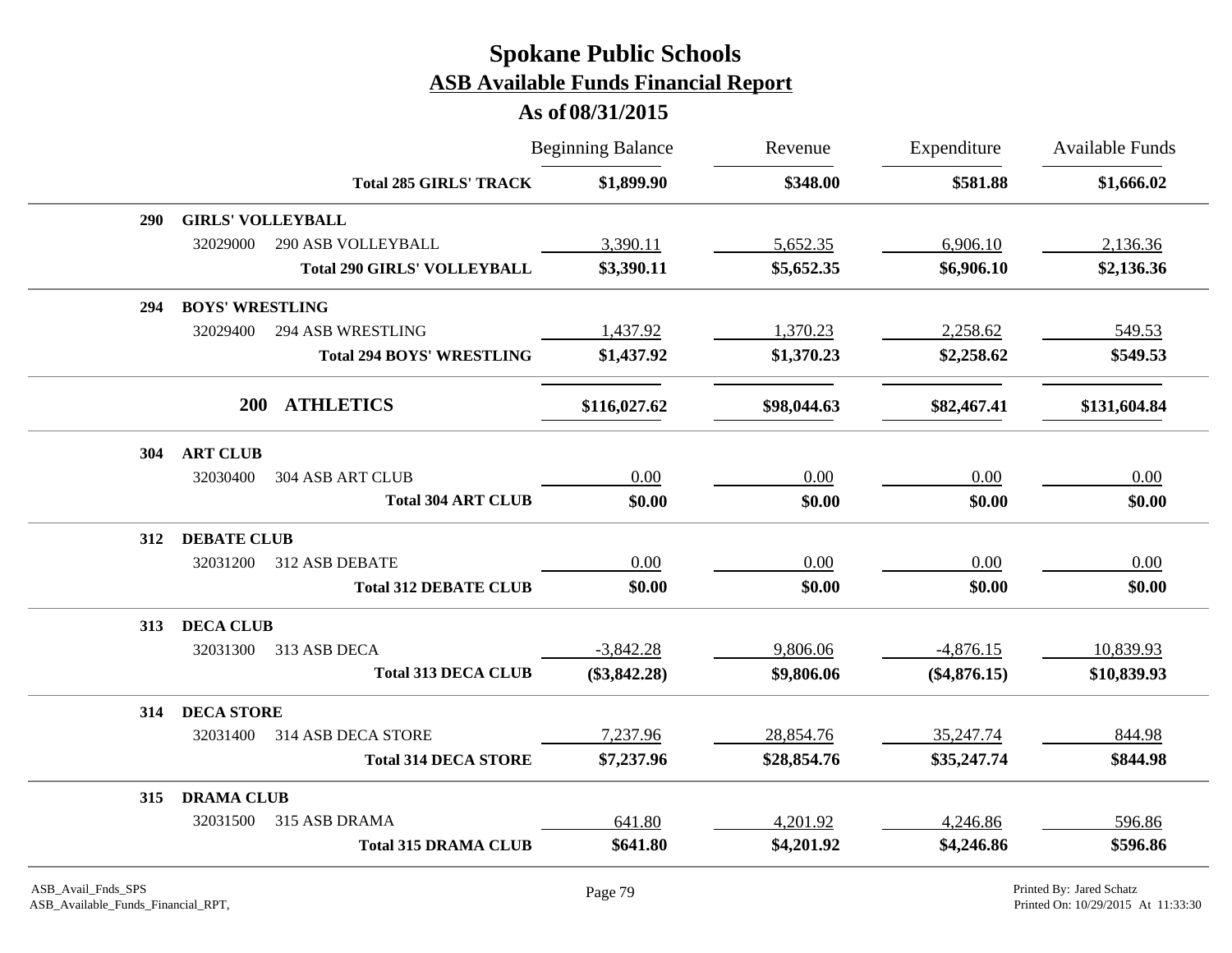# Spokane Public Schools

## ASB Available Funds Financial Report

### As of 08/31/2015

| | | Beginning Balance | Revenue | Expenditure | Available Funds |
|---|---|---|---|---|---|
| | **Total 285 GIRLS' TRACK** | **$1,899.90** | **$348.00** | **$581.88** | **$1,666.02** |
| **290** | **GIRLS' VOLLEYBALL** | | | | |
| 32029000 | 290 ASB VOLLEYBALL | 3,390.11 | 5,652.35 | 6,906.10 | 2,136.36 |
| | **Total 290 GIRLS' VOLLEYBALL** | **$3,390.11** | **$5,652.35** | **$6,906.10** | **$2,136.36** |
| **294** | **BOYS' WRESTLING** | | | | |
| 32029400 | 294 ASB WRESTLING | 1,437.92 | 1,370.23 | 2,258.62 | 549.53 |
| | **Total 294 BOYS' WRESTLING** | **$1,437.92** | **$1,370.23** | **$2,258.62** | **$549.53** |
| **200** | **ATHLETICS** | **$116,027.62** | **$98,044.63** | **$82,467.41** | **$131,604.84** |
| **304** | **ART CLUB** | | | | |
| 32030400 | 304 ASB ART CLUB | 0.00 | 0.00 | 0.00 | 0.00 |
| | **Total 304 ART CLUB** | **$0.00** | **$0.00** | **$0.00** | **$0.00** |
| **312** | **DEBATE CLUB** | | | | |
| 32031200 | 312 ASB DEBATE | 0.00 | 0.00 | 0.00 | 0.00 |
| | **Total 312 DEBATE CLUB** | **$0.00** | **$0.00** | **$0.00** | **$0.00** |
| **313** | **DECA CLUB** | | | | |
| 32031300 | 313 ASB DECA | -3,842.28 | 9,806.06 | -4,876.15 | 10,839.93 |
| | **Total 313 DECA CLUB** | **($3,842.28)** | **$9,806.06** | **($4,876.15)** | **$10,839.93** |
| **314** | **DECA STORE** | | | | |
| 32031400 | 314 ASB DECA STORE | 7,237.96 | 28,854.76 | 35,247.74 | 844.98 |
| | **Total 314 DECA STORE** | **$7,237.96** | **$28,854.76** | **$35,247.74** | **$844.98** |
| **315** | **DRAMA CLUB** | | | | |
| 32031500 | 315 ASB DRAMA | 641.80 | 4,201.92 | 4,246.86 | 596.86 |
| | **Total 315 DRAMA CLUB** | **$641.80** | **$4,201.92** | **$4,246.86** | **$596.86** |

ASB_Avail_Fnds_SPS
ASB_Available_Funds_Financial_RPT,

Printed By: Jared Schatz
Printed On: 10/29/2015 At 11:33:30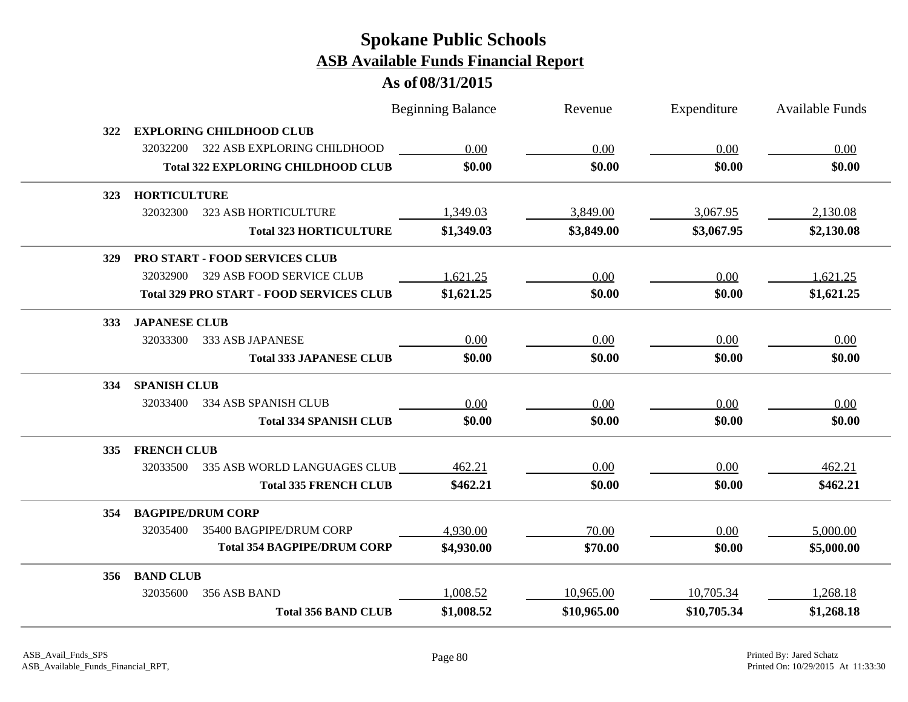# Spokane Public Schools

## ASB Available Funds Financial Report

### As of 08/31/2015

| | | | Beginning Balance | Revenue | Expenditure | Available Funds |
|---|---|---|---|---|---|---|
| **322** | **EXPLORING CHILDHOOD CLUB** | | | | | |
| | 32032200 | 322 ASB EXPLORING CHILDHOOD | 0.00 | 0.00 | 0.00 | 0.00 |
| | | **Total 322 EXPLORING CHILDHOOD CLUB** | **$0.00** | **$0.00** | **$0.00** | **$0.00** |
| **323** | **HORTICULTURE** | | | | | |
| | 32032300 | 323 ASB HORTICULTURE | 1,349.03 | 3,849.00 | 3,067.95 | 2,130.08 |
| | | **Total 323 HORTICULTURE** | **$1,349.03** | **$3,849.00** | **$3,067.95** | **$2,130.08** |
| **329** | **PRO START - FOOD SERVICES CLUB** | | | | | |
| | 32032900 | 329 ASB FOOD SERVICE CLUB | 1,621.25 | 0.00 | 0.00 | 1,621.25 |
| | | **Total 329 PRO START - FOOD SERVICES CLUB** | **$1,621.25** | **$0.00** | **$0.00** | **$1,621.25** |
| **333** | **JAPANESE CLUB** | | | | | |
| | 32033300 | 333 ASB JAPANESE | 0.00 | 0.00 | 0.00 | 0.00 |
| | | **Total 333 JAPANESE CLUB** | **$0.00** | **$0.00** | **$0.00** | **$0.00** |
| **334** | **SPANISH CLUB** | | | | | |
| | 32033400 | 334 ASB SPANISH CLUB | 0.00 | 0.00 | 0.00 | 0.00 |
| | | **Total 334 SPANISH CLUB** | **$0.00** | **$0.00** | **$0.00** | **$0.00** |
| **335** | **FRENCH CLUB** | | | | | |
| | 32033500 | 335 ASB WORLD LANGUAGES CLUB | 462.21 | 0.00 | 0.00 | 462.21 |
| | | **Total 335 FRENCH CLUB** | **$462.21** | **$0.00** | **$0.00** | **$462.21** |
| **354** | **BAGPIPE/DRUM CORP** | | | | | |
| | 32035400 | 35400 BAGPIPE/DRUM CORP | 4,930.00 | 70.00 | 0.00 | 5,000.00 |
| | | **Total 354 BAGPIPE/DRUM CORP** | **$4,930.00** | **$70.00** | **$0.00** | **$5,000.00** |
| **356** | **BAND CLUB** | | | | | |
| | 32035600 | 356 ASB BAND | 1,008.52 | 10,965.00 | 10,705.34 | 1,268.18 |
| | | **Total 356 BAND CLUB** | **$1,008.52** | **$10,965.00** | **$10,705.34** | **$1,268.18** |

ASB_Avail_Fnds_SPS
ASB_Available_Funds_Financial_RPT,

Printed By: Jared Schatz
Printed On: 10/29/2015 At 11:33:30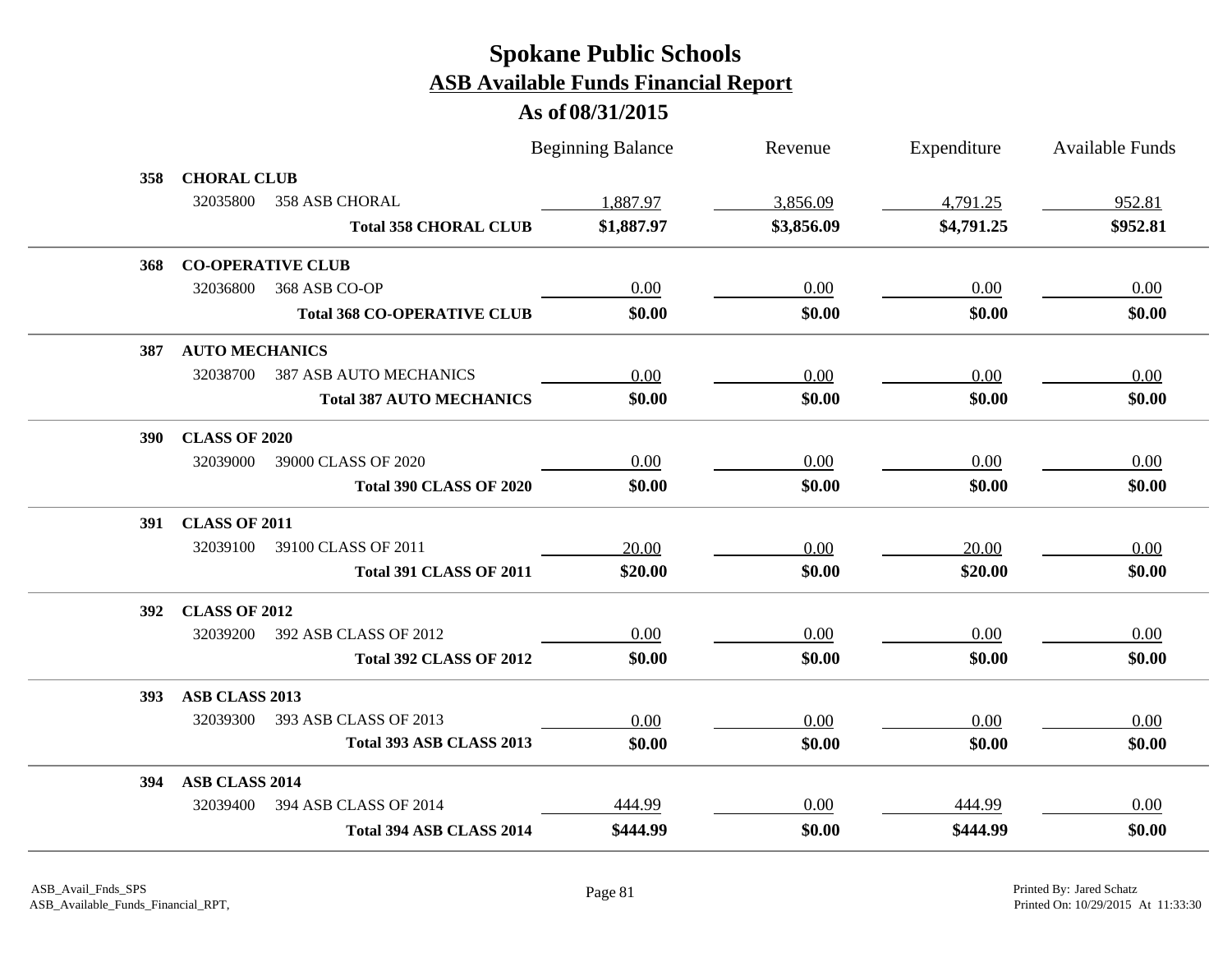# Spokane Public Schools

## ASB Available Funds Financial Report

### As of 08/31/2015

| | | Beginning Balance | Revenue | Expenditure | Available Funds |
|---|---|---|---|---|---|
| **358** | **CHORAL CLUB** | | | | |
| 32035800 | 358 ASB CHORAL | 1,887.97 | 3,856.09 | 4,791.25 | 952.81 |
| | **Total 358 CHORAL CLUB** | **$1,887.97** | **$3,856.09** | **$4,791.25** | **$952.81** |
| **368** | **CO-OPERATIVE CLUB** | | | | |
| 32036800 | 368 ASB CO-OP | 0.00 | 0.00 | 0.00 | 0.00 |
| | **Total 368 CO-OPERATIVE CLUB** | **$0.00** | **$0.00** | **$0.00** | **$0.00** |
| **387** | **AUTO MECHANICS** | | | | |
| 32038700 | 387 ASB AUTO MECHANICS | 0.00 | 0.00 | 0.00 | 0.00 |
| | **Total 387 AUTO MECHANICS** | **$0.00** | **$0.00** | **$0.00** | **$0.00** |
| **390** | **CLASS OF 2020** | | | | |
| 32039000 | 39000 CLASS OF 2020 | 0.00 | 0.00 | 0.00 | 0.00 |
| | **Total 390 CLASS OF 2020** | **$0.00** | **$0.00** | **$0.00** | **$0.00** |
| **391** | **CLASS OF 2011** | | | | |
| 32039100 | 39100 CLASS OF 2011 | 20.00 | 0.00 | 20.00 | 0.00 |
| | **Total 391 CLASS OF 2011** | **$20.00** | **$0.00** | **$20.00** | **$0.00** |
| **392** | **CLASS OF 2012** | | | | |
| 32039200 | 392 ASB CLASS OF 2012 | 0.00 | 0.00 | 0.00 | 0.00 |
| | **Total 392 CLASS OF 2012** | **$0.00** | **$0.00** | **$0.00** | **$0.00** |
| **393** | **ASB CLASS 2013** | | | | |
| 32039300 | 393 ASB CLASS OF 2013 | 0.00 | 0.00 | 0.00 | 0.00 |
| | **Total 393 ASB CLASS 2013** | **$0.00** | **$0.00** | **$0.00** | **$0.00** |
| **394** | **ASB CLASS 2014** | | | | |
| 32039400 | 394 ASB CLASS OF 2014 | 444.99 | 0.00 | 444.99 | 0.00 |
| | **Total 394 ASB CLASS 2014** | **$444.99** | **$0.00** | **$444.99** | **$0.00** |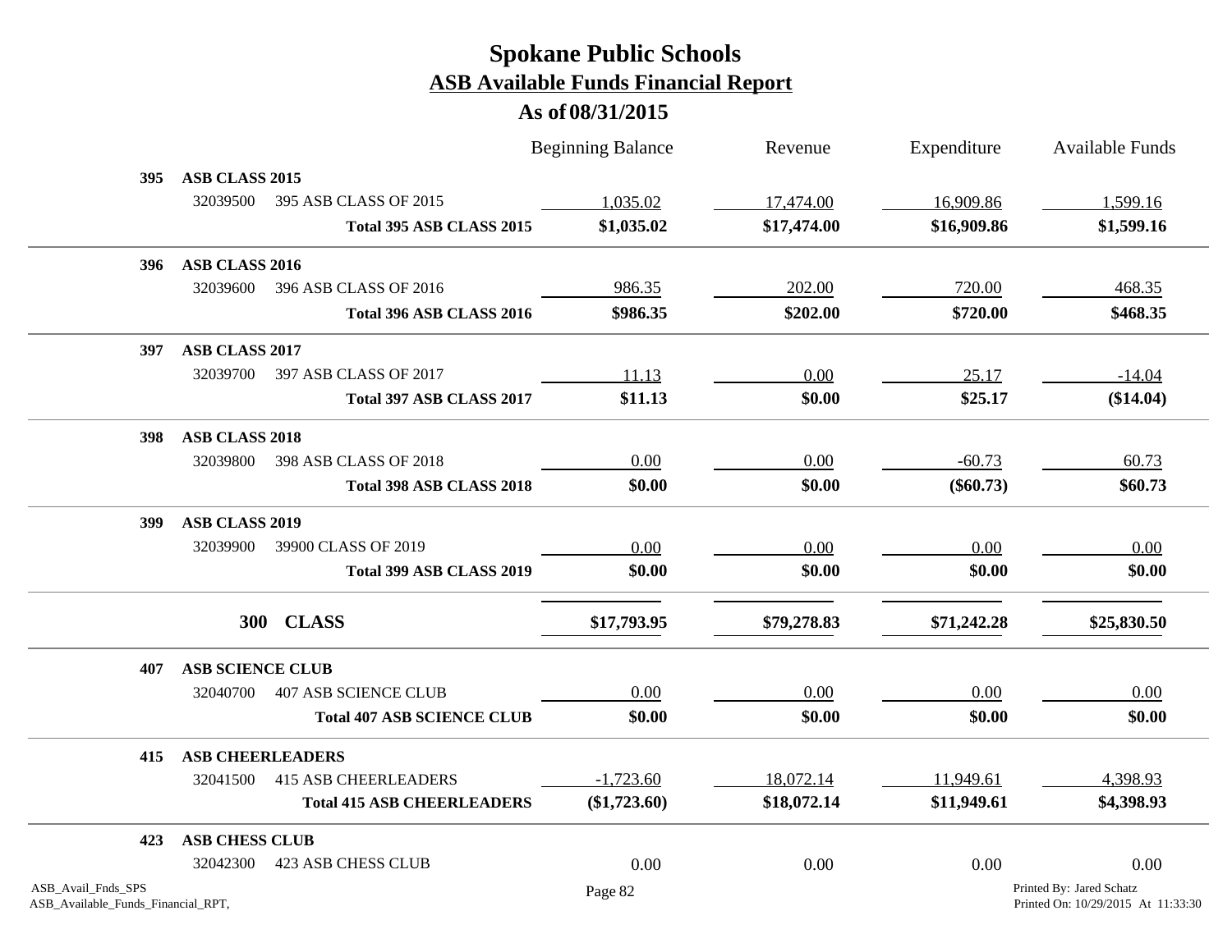# Spokane Public Schools

## ASB Available Funds Financial Report

### As of 08/31/2015

| | | Beginning Balance | Revenue | Expenditure | Available Funds |
|---|---|---|---|---|---|
| **395** | **ASB CLASS 2015** | | | | |
| 32039500 | 395 ASB CLASS OF 2015 | 1,035.02 | 17,474.00 | 16,909.86 | 1,599.16 |
| | **Total 395 ASB CLASS 2015** | **$1,035.02** | **$17,474.00** | **$16,909.86** | **$1,599.16** |
| **396** | **ASB CLASS 2016** | | | | |
| 32039600 | 396 ASB CLASS OF 2016 | 986.35 | 202.00 | 720.00 | 468.35 |
| | **Total 396 ASB CLASS 2016** | **$986.35** | **$202.00** | **$720.00** | **$468.35** |
| **397** | **ASB CLASS 2017** | | | | |
| 32039700 | 397 ASB CLASS OF 2017 | 11.13 | 0.00 | 25.17 | -14.04 |
| | **Total 397 ASB CLASS 2017** | **$11.13** | **$0.00** | **$25.17** | **($14.04)** |
| **398** | **ASB CLASS 2018** | | | | |
| 32039800 | 398 ASB CLASS OF 2018 | 0.00 | 0.00 | -60.73 | 60.73 |
| | **Total 398 ASB CLASS 2018** | **$0.00** | **$0.00** | **($60.73)** | **$60.73** |
| **399** | **ASB CLASS 2019** | | | | |
| 32039900 | 39900 CLASS OF 2019 | 0.00 | 0.00 | 0.00 | 0.00 |
| | **Total 399 ASB CLASS 2019** | **$0.00** | **$0.00** | **$0.00** | **$0.00** |
| **300** | **CLASS** | **$17,793.95** | **$79,278.83** | **$71,242.28** | **$25,830.50** |
| **407** | **ASB SCIENCE CLUB** | | | | |
| 32040700 | 407 ASB SCIENCE CLUB | 0.00 | 0.00 | 0.00 | 0.00 |
| | **Total 407 ASB SCIENCE CLUB** | **$0.00** | **$0.00** | **$0.00** | **$0.00** |
| **415** | **ASB CHEERLEADERS** | | | | |
| 32041500 | 415 ASB CHEERLEADERS | -1,723.60 | 18,072.14 | 11,949.61 | 4,398.93 |
| | **Total 415 ASB CHEERLEADERS** | **($1,723.60)** | **$18,072.14** | **$11,949.61** | **$4,398.93** |
| **423** | **ASB CHESS CLUB** | | | | |
| 32042300 | 423 ASB CHESS CLUB | 0.00 | 0.00 | 0.00 | 0.00 |

ASB_Avail_Fnds_SPS
ASB_Available_Funds_Financial_RPT,

Printed By: Jared Schatz
Printed On: 10/29/2015 At 11:33:30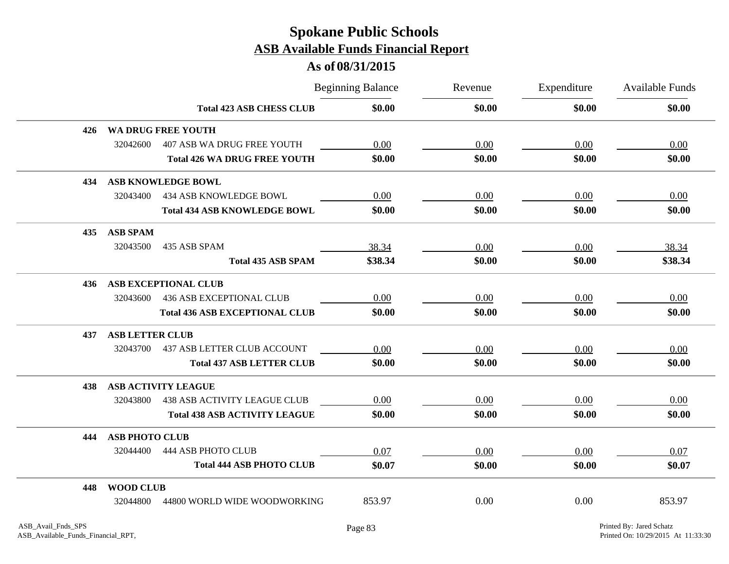# Spokane Public Schools

## ASB Available Funds Financial Report

### As of 08/31/2015

| | | | Beginning Balance | Revenue | Expenditure | Available Funds |
|---|---|---|---|---|---|---|
| | | **Total 423 ASB CHESS CLUB** | **$0.00** | **$0.00** | **$0.00** | **$0.00** |
| **426** | **WA DRUG FREE YOUTH** | | | | | |
| | 32042600 | 407 ASB WA DRUG FREE YOUTH | 0.00 | 0.00 | 0.00 | 0.00 |
| | | **Total 426 WA DRUG FREE YOUTH** | **$0.00** | **$0.00** | **$0.00** | **$0.00** |
| **434** | **ASB KNOWLEDGE BOWL** | | | | | |
| | 32043400 | 434 ASB KNOWLEDGE BOWL | 0.00 | 0.00 | 0.00 | 0.00 |
| | | **Total 434 ASB KNOWLEDGE BOWL** | **$0.00** | **$0.00** | **$0.00** | **$0.00** |
| **435** | **ASB SPAM** | | | | | |
| | 32043500 | 435 ASB SPAM | 38.34 | 0.00 | 0.00 | 38.34 |
| | | **Total 435 ASB SPAM** | **$38.34** | **$0.00** | **$0.00** | **$38.34** |
| **436** | **ASB EXCEPTIONAL CLUB** | | | | | |
| | 32043600 | 436 ASB EXCEPTIONAL CLUB | 0.00 | 0.00 | 0.00 | 0.00 |
| | | **Total 436 ASB EXCEPTIONAL CLUB** | **$0.00** | **$0.00** | **$0.00** | **$0.00** |
| **437** | **ASB LETTER CLUB** | | | | | |
| | 32043700 | 437 ASB LETTER CLUB ACCOUNT | 0.00 | 0.00 | 0.00 | 0.00 |
| | | **Total 437 ASB LETTER CLUB** | **$0.00** | **$0.00** | **$0.00** | **$0.00** |
| **438** | **ASB ACTIVITY LEAGUE** | | | | | |
| | 32043800 | 438 ASB ACTIVITY LEAGUE CLUB | 0.00 | 0.00 | 0.00 | 0.00 |
| | | **Total 438 ASB ACTIVITY LEAGUE** | **$0.00** | **$0.00** | **$0.00** | **$0.00** |
| **444** | **ASB PHOTO CLUB** | | | | | |
| | 32044400 | 444 ASB PHOTO CLUB | 0.07 | 0.00 | 0.00 | 0.07 |
| | | **Total 444 ASB PHOTO CLUB** | **$0.07** | **$0.00** | **$0.00** | **$0.07** |
| **448** | **WOOD CLUB** | | | | | |
| | 32044800 | 44800 WORLD WIDE WOODWORKING | 853.97 | 0.00 | 0.00 | 853.97 |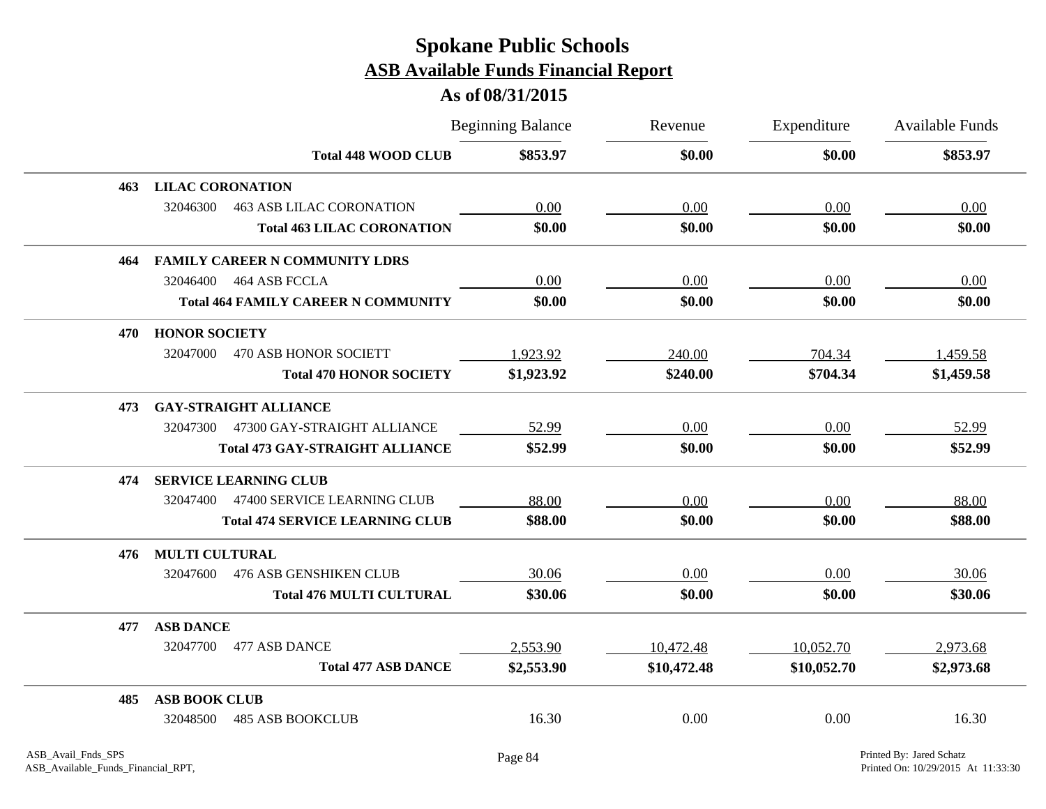# Spokane Public Schools
## ASB Available Funds Financial Report
### As of 08/31/2015

| | | Beginning Balance | Revenue | Expenditure | Available Funds |
|---|---|---|---|---|---|
| | **Total 448 WOOD CLUB** | **$853.97** | **$0.00** | **$0.00** | **$853.97** |
| **463** | **LILAC CORONATION** | | | | |
| | 32046300 463 ASB LILAC CORONATION | 0.00 | 0.00 | 0.00 | 0.00 |
| | **Total 463 LILAC CORONATION** | **$0.00** | **$0.00** | **$0.00** | **$0.00** |
| **464** | **FAMILY CAREER N COMMUNITY LDRS** | | | | |
| | 32046400 464 ASB FCCLA | 0.00 | 0.00 | 0.00 | 0.00 |
| | **Total 464 FAMILY CAREER N COMMUNITY** | **$0.00** | **$0.00** | **$0.00** | **$0.00** |
| **470** | **HONOR SOCIETY** | | | | |
| | 32047000 470 ASB HONOR SOCIETT | 1,923.92 | 240.00 | 704.34 | 1,459.58 |
| | **Total 470 HONOR SOCIETY** | **$1,923.92** | **$240.00** | **$704.34** | **$1,459.58** |
| **473** | **GAY-STRAIGHT ALLIANCE** | | | | |
| | 32047300 47300 GAY-STRAIGHT ALLIANCE | 52.99 | 0.00 | 0.00 | 52.99 |
| | **Total 473 GAY-STRAIGHT ALLIANCE** | **$52.99** | **$0.00** | **$0.00** | **$52.99** |
| **474** | **SERVICE LEARNING CLUB** | | | | |
| | 32047400 47400 SERVICE LEARNING CLUB | 88.00 | 0.00 | 0.00 | 88.00 |
| | **Total 474 SERVICE LEARNING CLUB** | **$88.00** | **$0.00** | **$0.00** | **$88.00** |
| **476** | **MULTI CULTURAL** | | | | |
| | 32047600 476 ASB GENSHIKEN CLUB | 30.06 | 0.00 | 0.00 | 30.06 |
| | **Total 476 MULTI CULTURAL** | **$30.06** | **$0.00** | **$0.00** | **$30.06** |
| **477** | **ASB DANCE** | | | | |
| | 32047700 477 ASB DANCE | 2,553.90 | 10,472.48 | 10,052.70 | 2,973.68 |
| | **Total 477 ASB DANCE** | **$2,553.90** | **$10,472.48** | **$10,052.70** | **$2,973.68** |
| **485** | **ASB BOOK CLUB** | | | | |
| | 32048500 485 ASB BOOKCLUB | 16.30 | 0.00 | 0.00 | 16.30 |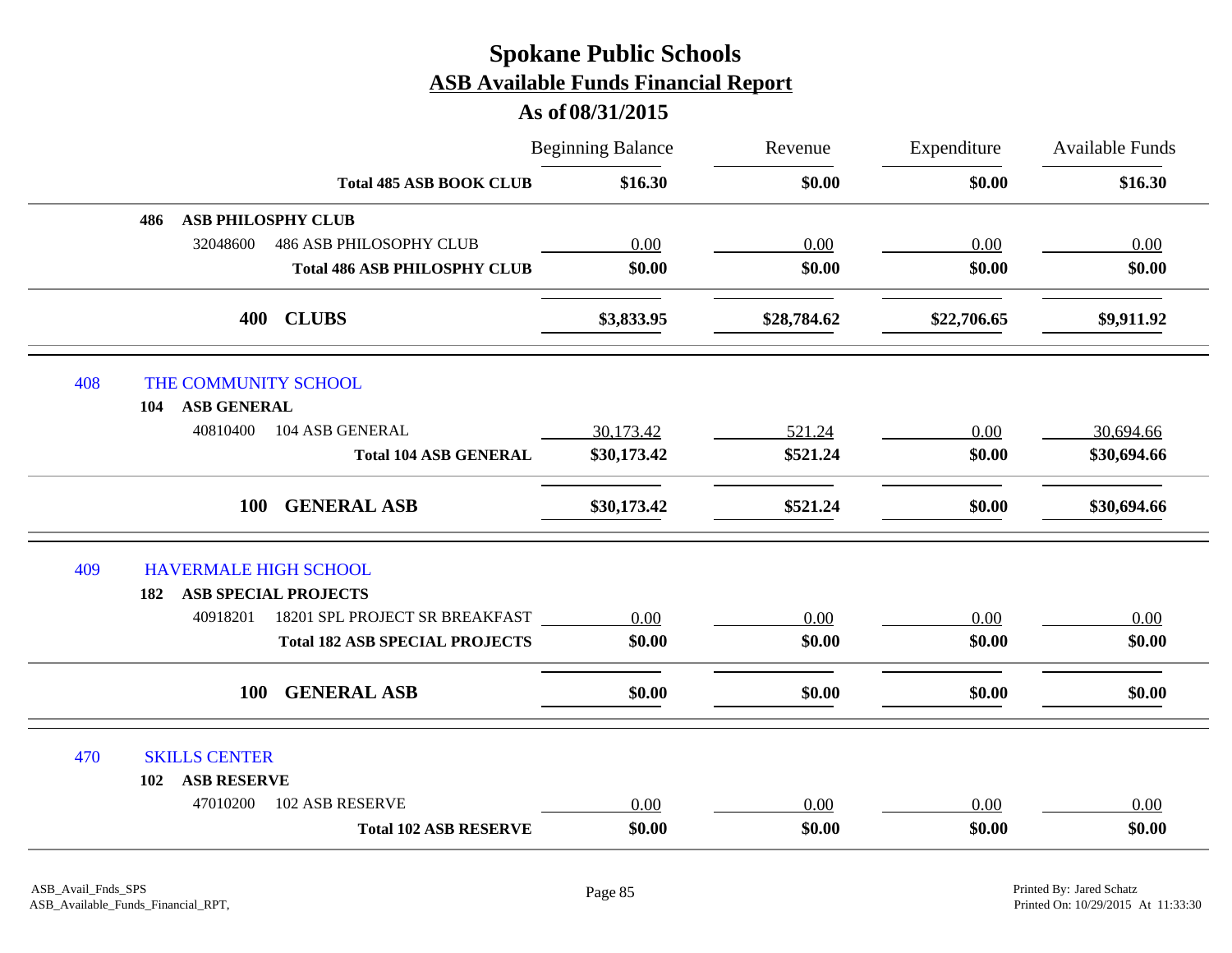# Spokane Public Schools

## ASB Available Funds Financial Report

### As of 08/31/2015

| | Beginning Balance | Revenue | Expenditure | Available Funds |
|---|---|---|---|---|
| **Total 485 ASB BOOK CLUB** | **$16.30** | **$0.00** | **$0.00** | **$16.30** |
| **486 ASB PHILOSPHY CLUB** | | | | |
| 32048600 486 ASB PHILOSOPHY CLUB | 0.00 | 0.00 | 0.00 | 0.00 |
| **Total 486 ASB PHILOSPHY CLUB** | **$0.00** | **$0.00** | **$0.00** | **$0.00** |
| **400 CLUBS** | **$3,833.95** | **$28,784.62** | **$22,706.65** | **$9,911.92** |
| 408 THE COMMUNITY SCHOOL | | | | |
| **104 ASB GENERAL** | | | | |
| 40810400 104 ASB GENERAL | 30,173.42 | 521.24 | 0.00 | 30,694.66 |
| **Total 104 ASB GENERAL** | **$30,173.42** | **$521.24** | **$0.00** | **$30,694.66** |
| **100 GENERAL ASB** | **$30,173.42** | **$521.24** | **$0.00** | **$30,694.66** |
| 409 HAVERMALE HIGH SCHOOL | | | | |
| **182 ASB SPECIAL PROJECTS** | | | | |
| 40918201 18201 SPL PROJECT SR BREAKFAST | 0.00 | 0.00 | 0.00 | 0.00 |
| **Total 182 ASB SPECIAL PROJECTS** | **$0.00** | **$0.00** | **$0.00** | **$0.00** |
| **100 GENERAL ASB** | **$0.00** | **$0.00** | **$0.00** | **$0.00** |
| 470 SKILLS CENTER | | | | |
| **102 ASB RESERVE** | | | | |
| 47010200 102 ASB RESERVE | 0.00 | 0.00 | 0.00 | 0.00 |
| **Total 102 ASB RESERVE** | **$0.00** | **$0.00** | **$0.00** | **$0.00** |

ASB_Avail_Fnds_SPS
ASB_Available_Funds_Financial_RPT,

Printed By: Jared Schatz
Printed On: 10/29/2015 At 11:33:30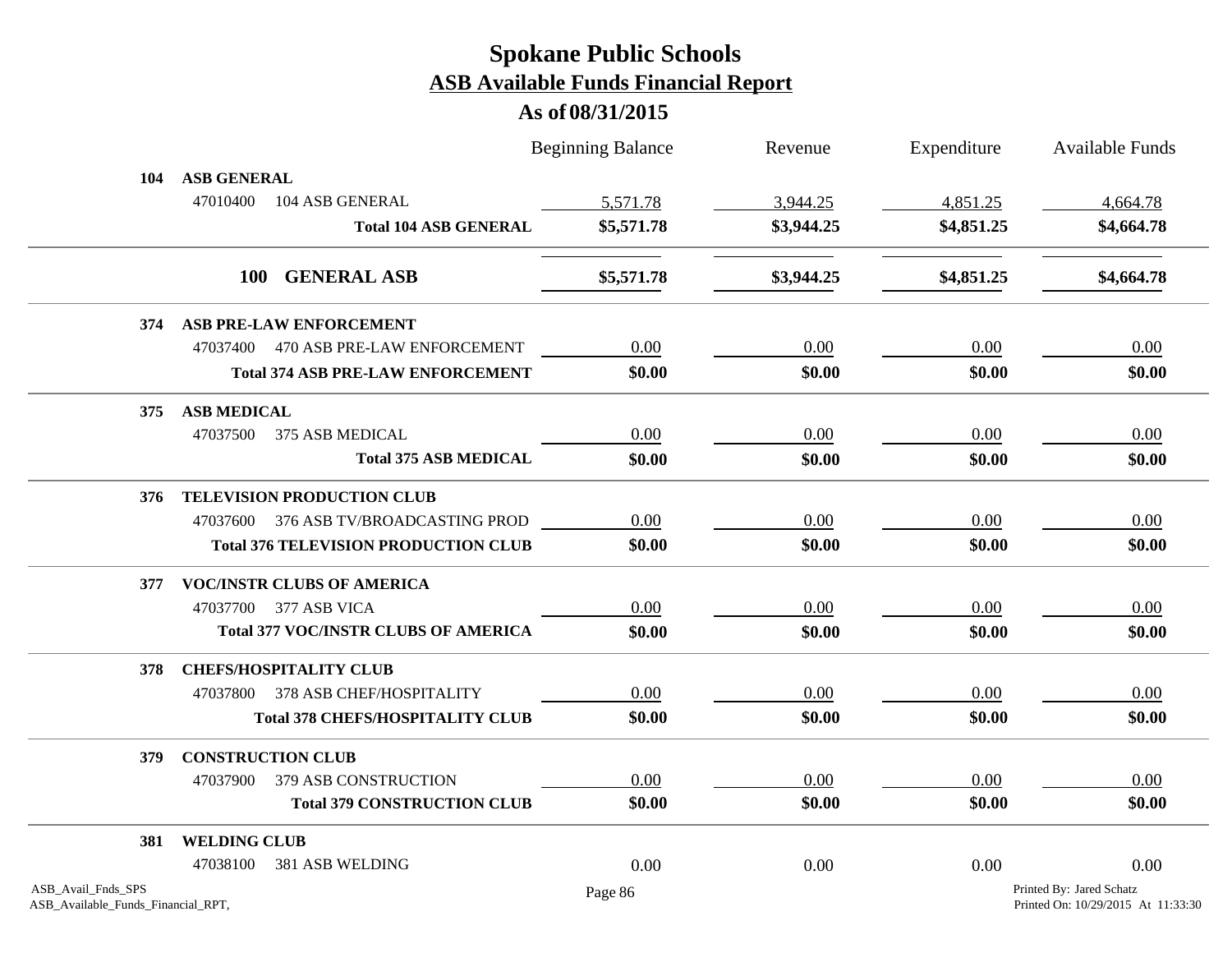# Spokane Public Schools
## ASB Available Funds Financial Report
### As of 08/31/2015

| | | Beginning Balance | Revenue | Expenditure | Available Funds |
|---|---|---|---|---|---|
| **104** | **ASB GENERAL** | | | | |
| 47010400 | 104 ASB GENERAL | 5,571.78 | 3,944.25 | 4,851.25 | 4,664.78 |
| | **Total 104 ASB GENERAL** | **$5,571.78** | **$3,944.25** | **$4,851.25** | **$4,664.78** |
| **100** | **GENERAL ASB** | **$5,571.78** | **$3,944.25** | **$4,851.25** | **$4,664.78** |
| **374** | **ASB PRE-LAW ENFORCEMENT** | | | | |
| 47037400 | 470 ASB PRE-LAW ENFORCEMENT | 0.00 | 0.00 | 0.00 | 0.00 |
| | **Total 374 ASB PRE-LAW ENFORCEMENT** | **$0.00** | **$0.00** | **$0.00** | **$0.00** |
| **375** | **ASB MEDICAL** | | | | |
| 47037500 | 375 ASB MEDICAL | 0.00 | 0.00 | 0.00 | 0.00 |
| | **Total 375 ASB MEDICAL** | **$0.00** | **$0.00** | **$0.00** | **$0.00** |
| **376** | **TELEVISION PRODUCTION CLUB** | | | | |
| 47037600 | 376 ASB TV/BROADCASTING PROD | 0.00 | 0.00 | 0.00 | 0.00 |
| | **Total 376 TELEVISION PRODUCTION CLUB** | **$0.00** | **$0.00** | **$0.00** | **$0.00** |
| **377** | **VOC/INSTR CLUBS OF AMERICA** | | | | |
| 47037700 | 377 ASB VICA | 0.00 | 0.00 | 0.00 | 0.00 |
| | **Total 377 VOC/INSTR CLUBS OF AMERICA** | **$0.00** | **$0.00** | **$0.00** | **$0.00** |
| **378** | **CHEFS/HOSPITALITY CLUB** | | | | |
| 47037800 | 378 ASB CHEF/HOSPITALITY | 0.00 | 0.00 | 0.00 | 0.00 |
| | **Total 378 CHEFS/HOSPITALITY CLUB** | **$0.00** | **$0.00** | **$0.00** | **$0.00** |
| **379** | **CONSTRUCTION CLUB** | | | | |
| 47037900 | 379 ASB CONSTRUCTION | 0.00 | 0.00 | 0.00 | 0.00 |
| | **Total 379 CONSTRUCTION CLUB** | **$0.00** | **$0.00** | **$0.00** | **$0.00** |
| **381** | **WELDING CLUB** | | | | |
| 47038100 | 381 ASB WELDING | 0.00 | 0.00 | 0.00 | 0.00 |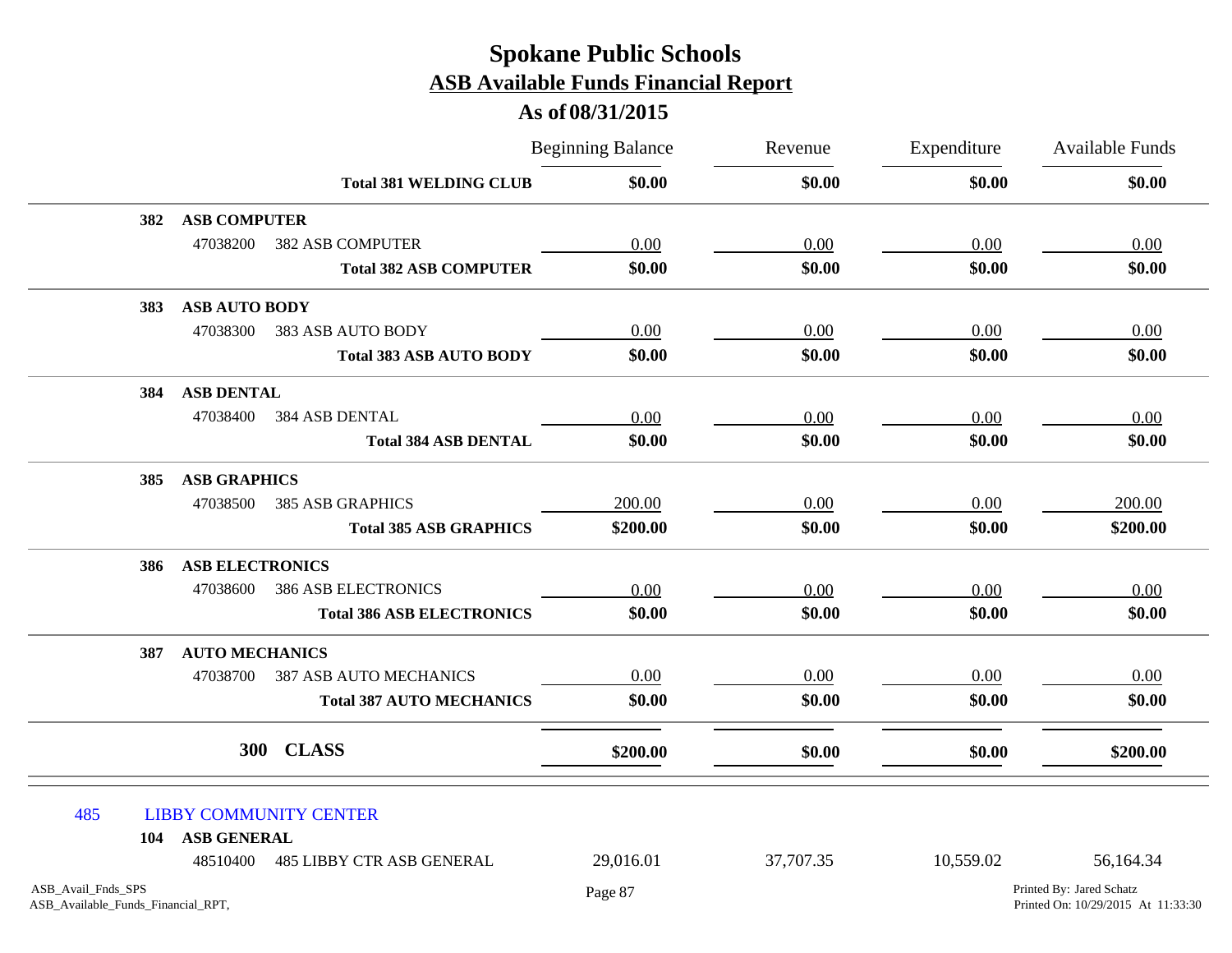# Spokane Public Schools

## ASB Available Funds Financial Report

### As of 08/31/2015

| | | Beginning Balance | Revenue | Expenditure | Available Funds |
|---|---|---|---|---|---|
| | **Total 381 WELDING CLUB** | **$0.00** | **$0.00** | **$0.00** | **$0.00** |
| **382** | **ASB COMPUTER** | | | | |
| 47038200 | 382 ASB COMPUTER | 0.00 | 0.00 | 0.00 | 0.00 |
| | **Total 382 ASB COMPUTER** | **$0.00** | **$0.00** | **$0.00** | **$0.00** |
| **383** | **ASB AUTO BODY** | | | | |
| 47038300 | 383 ASB AUTO BODY | 0.00 | 0.00 | 0.00 | 0.00 |
| | **Total 383 ASB AUTO BODY** | **$0.00** | **$0.00** | **$0.00** | **$0.00** |
| **384** | **ASB DENTAL** | | | | |
| 47038400 | 384 ASB DENTAL | 0.00 | 0.00 | 0.00 | 0.00 |
| | **Total 384 ASB DENTAL** | **$0.00** | **$0.00** | **$0.00** | **$0.00** |
| **385** | **ASB GRAPHICS** | | | | |
| 47038500 | 385 ASB GRAPHICS | 200.00 | 0.00 | 0.00 | 200.00 |
| | **Total 385 ASB GRAPHICS** | **$200.00** | **$0.00** | **$0.00** | **$200.00** |
| **386** | **ASB ELECTRONICS** | | | | |
| 47038600 | 386 ASB ELECTRONICS | 0.00 | 0.00 | 0.00 | 0.00 |
| | **Total 386 ASB ELECTRONICS** | **$0.00** | **$0.00** | **$0.00** | **$0.00** |
| **387** | **AUTO MECHANICS** | | | | |
| 47038700 | 387 ASB AUTO MECHANICS | 0.00 | 0.00 | 0.00 | 0.00 |
| | **Total 387 AUTO MECHANICS** | **$0.00** | **$0.00** | **$0.00** | **$0.00** |
| | **300 CLASS** | **$200.00** | **$0.00** | **$0.00** | **$200.00** |
| 485 | LIBBY COMMUNITY CENTER | | | | |
| **104** | **ASB GENERAL** | | | | |
| 48510400 | 485 LIBBY CTR ASB GENERAL | 29,016.01 | 37,707.35 | 10,559.02 | 56,164.34 |

ASB_Avail_Fnds_SPS
ASB_Available_Funds_Financial_RPT,

Printed By: Jared Schatz
Printed On: 10/29/2015 At 11:33:30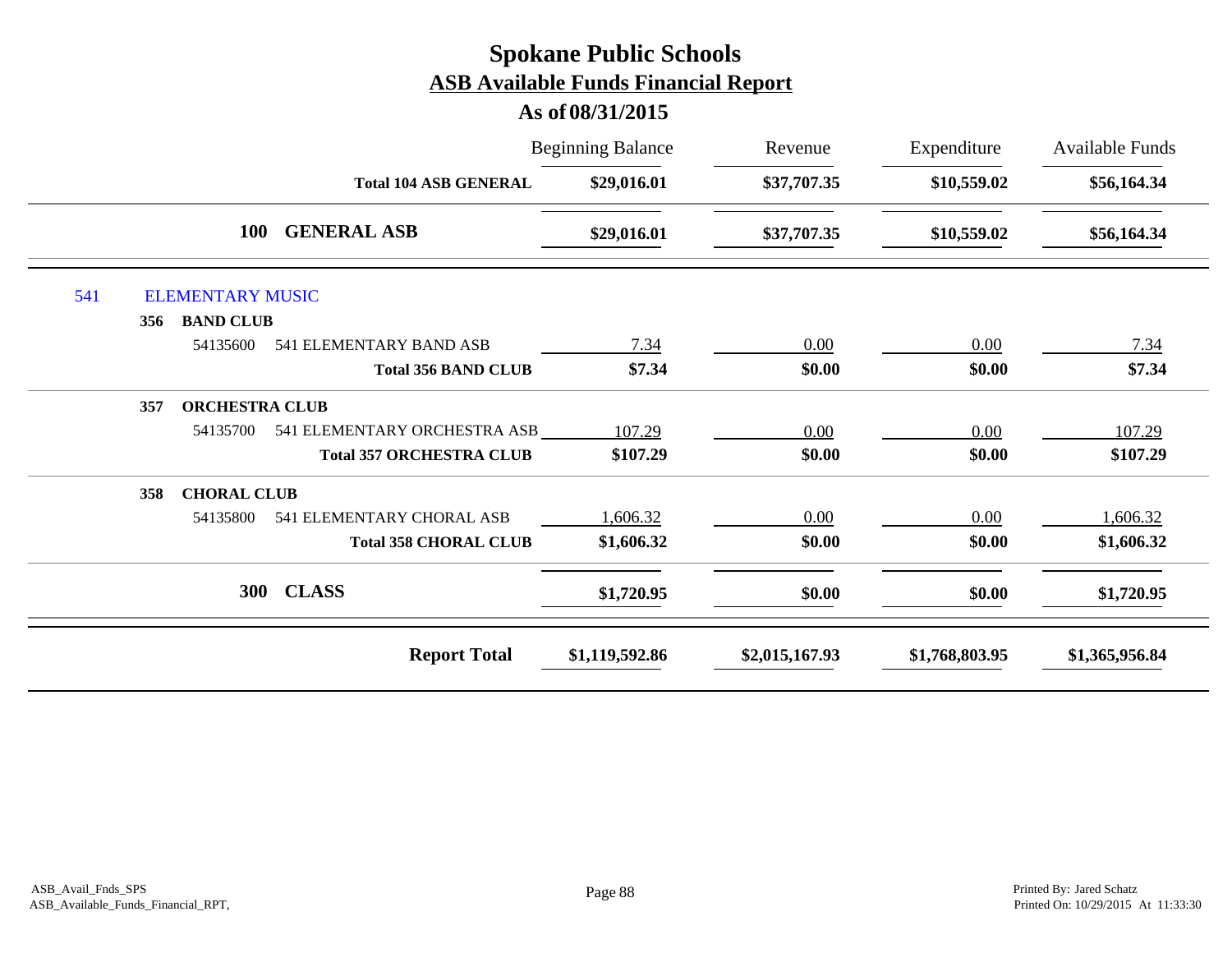# Spokane Public Schools

## ASB Available Funds Financial Report

### As of 08/31/2015

| | | Beginning Balance | Revenue | Expenditure | Available Funds |
|---|---|---|---|---|---|
| | **Total 104 ASB GENERAL** | **$29,016.01** | **$37,707.35** | **$10,559.02** | **$56,164.34** |
| | **100 GENERAL ASB** | **$29,016.01** | **$37,707.35** | **$10,559.02** | **$56,164.34** |
| 541 | ELEMENTARY MUSIC | | | | |
| **356** | **BAND CLUB** | | | | |
| 54135600 | 541 ELEMENTARY BAND ASB | 7.34 | 0.00 | 0.00 | 7.34 |
| | **Total 356 BAND CLUB** | **$7.34** | **$0.00** | **$0.00** | **$7.34** |
| **357** | **ORCHESTRA CLUB** | | | | |
| 54135700 | 541 ELEMENTARY ORCHESTRA ASB | 107.29 | 0.00 | 0.00 | 107.29 |
| | **Total 357 ORCHESTRA CLUB** | **$107.29** | **$0.00** | **$0.00** | **$107.29** |
| **358** | **CHORAL CLUB** | | | | |
| 54135800 | 541 ELEMENTARY CHORAL ASB | 1,606.32 | 0.00 | 0.00 | 1,606.32 |
| | **Total 358 CHORAL CLUB** | **$1,606.32** | **$0.00** | **$0.00** | **$1,606.32** |
| | **300 CLASS** | **$1,720.95** | **$0.00** | **$0.00** | **$1,720.95** |
| | **Report Total** | **$1,119,592.86** | **$2,015,167.93** | **$1,768,803.95** | **$1,365,956.84** |

ASB_Avail_Fnds_SPS
ASB_Available_Funds_Financial_RPT,

Printed By: Jared Schatz
Printed On: 10/29/2015 At 11:33:30